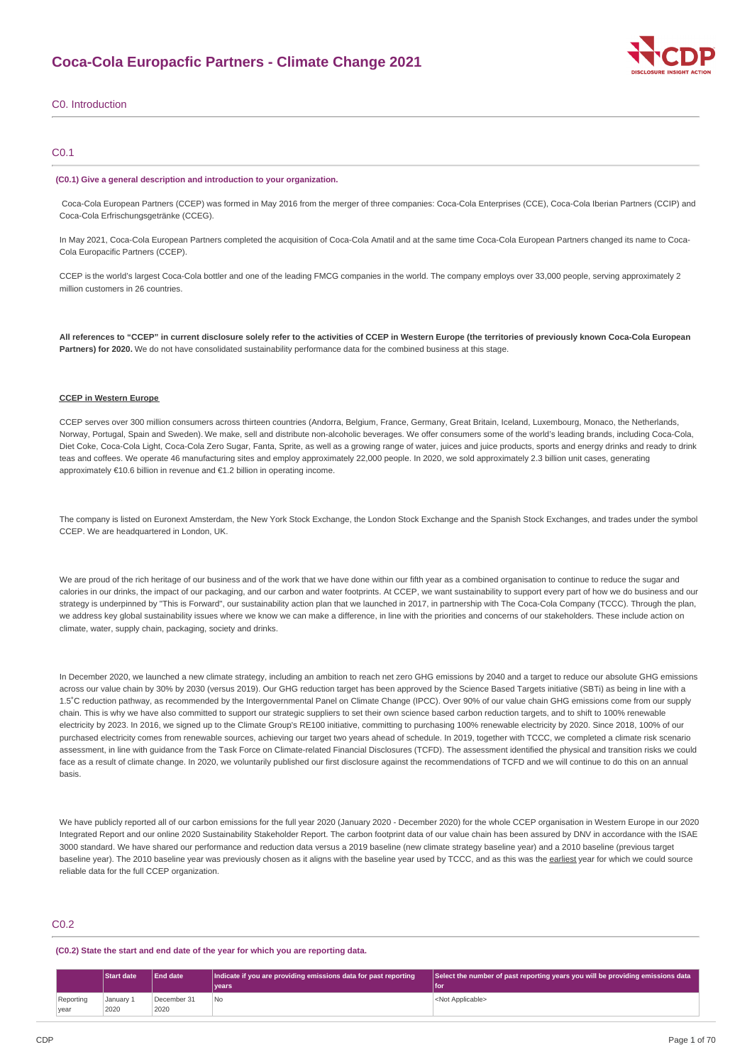# Coca-Cola Europacfic Partners - Climate Change 2021

## C0. Introduction

### C0.1

**(C0.1) Give a general description and introduction to your organization.**

Coca-Cola European Partners (CCEP) was formed in May 2016 from the merger of three companies: Coca-Cola Enterprises (CCE), Coca-Cola Iberian Partners (CCIP) and Coca-Cola Erfrischungsgetränke (CCEG).

In May 2021, Coca-Cola European Partners completed the acquisition of Coca-Cola Amatil and at the same time Coca-Cola European Partners changed its name to Coca-Cola Europacific Partners (CCEP).

CCEP is the world's largest Coca-Cola bottler and one of the leading FMCG companies in the world. The company employs over 33,000 people, serving approximately 2 million customers in 26 countries.

**All references to "CCEP" in current disclosure solely refer to the activities of CCEP in Western Europe (the territories of previously known Coca-Cola European Partners) for 2020.** We do not have consolidated sustainability performance data for the combined business at this stage.

**CCEP in Western Europe**

CCEP serves over 300 million consumers across thirteen countries (Andorra, Belgium, France, Germany, Great Britain, Iceland, Luxembourg, Monaco, the Netherlands, Norway, Portugal, Spain and Sweden). We make, sell and distribute non-alcoholic beverages. We offer consumers some of the world's leading brands, including Coca-Cola, Diet Coke, Coca-Cola Light, Coca-Cola Zero Sugar, Fanta, Sprite, as well as a growing range of water, juices and juice products, sports and energy drinks and ready to drink teas and coffees. We operate 46 manufacturing sites and employ approximately 22,000 people. In 2020, we sold approximately 2.3 billion unit cases, generating approximately €10.6 billion in revenue and €1.2 billion in operating income.

The company is listed on Euronext Amsterdam, the New York Stock Exchange, the London Stock Exchange and the Spanish Stock Exchanges, and trades under the symbol CCEP. We are headquartered in London, UK.

We are proud of the rich heritage of our business and of the work that we have done within our fifth year as a combined organisation to continue to reduce the sugar and calories in our drinks, the impact of our packaging, and our carbon and water footprints. At CCEP, we want sustainability to support every part of how we do business and our strategy is underpinned by "This is Forward", our sustainability action plan that we launched in 2017, in partnership with The Coca-Cola Company (TCCC). Through the plan, we address key global sustainability issues where we know we can make a difference, in line with the priorities and concerns of our stakeholders. These include action on climate, water, supply chain, packaging, society and drinks.

In December 2020, we launched a new climate strategy, including an ambition to reach net zero GHG emissions by 2040 and a target to reduce our absolute GHG emissions across our value chain by 30% by 2030 (versus 2019). Our GHG reduction target has been approved by the Science Based Targets initiative (SBTi) as being in line with a 1.5˚C reduction pathway, as recommended by the Intergovernmental Panel on Climate Change (IPCC). Over 90% of our value chain GHG emissions come from our supply chain. This is why we have also committed to support our strategic suppliers to set their own science based carbon reduction targets, and to shift to 100% renewable electricity by 2023. In 2016, we signed up to the Climate Group's RE100 initiative, committing to purchasing 100% renewable electricity by 2020. Since 2018, 100% of our purchased electricity comes from renewable sources, achieving our target two years ahead of schedule. In 2019, together with TCCC, we completed a climate risk scenario assessment, in line with guidance from the Task Force on Climate-related Financial Disclosures (TCFD). The assessment identified the physical and transition risks we could face as a result of climate change. In 2020, we voluntarily published our first disclosure against the recommendations of TCFD and we will continue to do this on an annual basis.

We have publicly reported all of our carbon emissions for the full year 2020 (January 2020 - December 2020) for the whole CCEP organisation in Western Europe in our 2020 Integrated Report and our online 2020 Sustainability Stakeholder Report. The carbon footprint data of our value chain has been assured by DNV in accordance with the ISAE 3000 standard. We have shared our performance and reduction data versus a 2019 baseline (new climate strategy baseline year) and a 2010 baseline (previous target baseline year). The 2010 baseline year was previously chosen as it aligns with the baseline year used by TCCC, and as this was the earliest year for which we could source reliable data for the full CCEP organization.

### C0.2

**(C0.2) State the start and end date of the year for which you are reporting data.**

| | Start date | End date | Indicate if you are providing emissions data for past reporting years | Select the number of past reporting years you will be providing emissions data for |
|---|---|---|---|---|
| Reporting year | January 1 2020 | December 31 2020 | No | <Not Applicable> |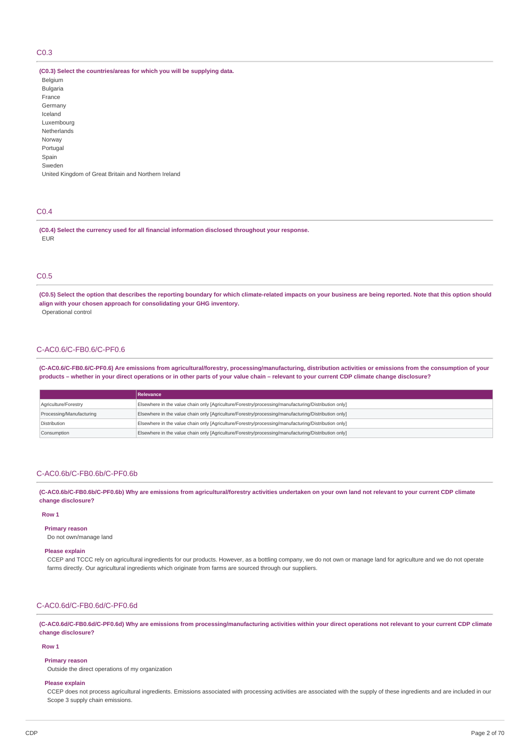## C0.3

**(C0.3) Select the countries/areas for which you will be supplying data.**

Belgium
Bulgaria
France
Germany
Iceland
Luxembourg
Netherlands
Norway
Portugal
Spain
Sweden
United Kingdom of Great Britain and Northern Ireland

## C0.4

**(C0.4) Select the currency used for all financial information disclosed throughout your response.**

EUR

## C0.5

**(C0.5) Select the option that describes the reporting boundary for which climate-related impacts on your business are being reported. Note that this option should align with your chosen approach for consolidating your GHG inventory.**

Operational control

## C-AC0.6/C-FB0.6/C-PF0.6

**(C-AC0.6/C-FB0.6/C-PF0.6) Are emissions from agricultural/forestry, processing/manufacturing, distribution activities or emissions from the consumption of your products – whether in your direct operations or in other parts of your value chain – relevant to your current CDP climate change disclosure?**

| | Relevance |
|---|---|
| Agriculture/Forestry | Elsewhere in the value chain only [Agriculture/Forestry/processing/manufacturing/Distribution only] |
| Processing/Manufacturing | Elsewhere in the value chain only [Agriculture/Forestry/processing/manufacturing/Distribution only] |
| Distribution | Elsewhere in the value chain only [Agriculture/Forestry/processing/manufacturing/Distribution only] |
| Consumption | Elsewhere in the value chain only [Agriculture/Forestry/processing/manufacturing/Distribution only] |

## C-AC0.6b/C-FB0.6b/C-PF0.6b

**(C-AC0.6b/C-FB0.6b/C-PF0.6b) Why are emissions from agricultural/forestry activities undertaken on your own land not relevant to your current CDP climate change disclosure?**

**Row 1**

**Primary reason**

Do not own/manage land

**Please explain**

CCEP and TCCC rely on agricultural ingredients for our products. However, as a bottling company, we do not own or manage land for agriculture and we do not operate farms directly. Our agricultural ingredients which originate from farms are sourced through our suppliers.

## C-AC0.6d/C-FB0.6d/C-PF0.6d

**(C-AC0.6d/C-FB0.6d/C-PF0.6d) Why are emissions from processing/manufacturing activities within your direct operations not relevant to your current CDP climate change disclosure?**

**Row 1**

**Primary reason**

Outside the direct operations of my organization

**Please explain**

CCEP does not process agricultural ingredients. Emissions associated with processing activities are associated with the supply of these ingredients and are included in our Scope 3 supply chain emissions.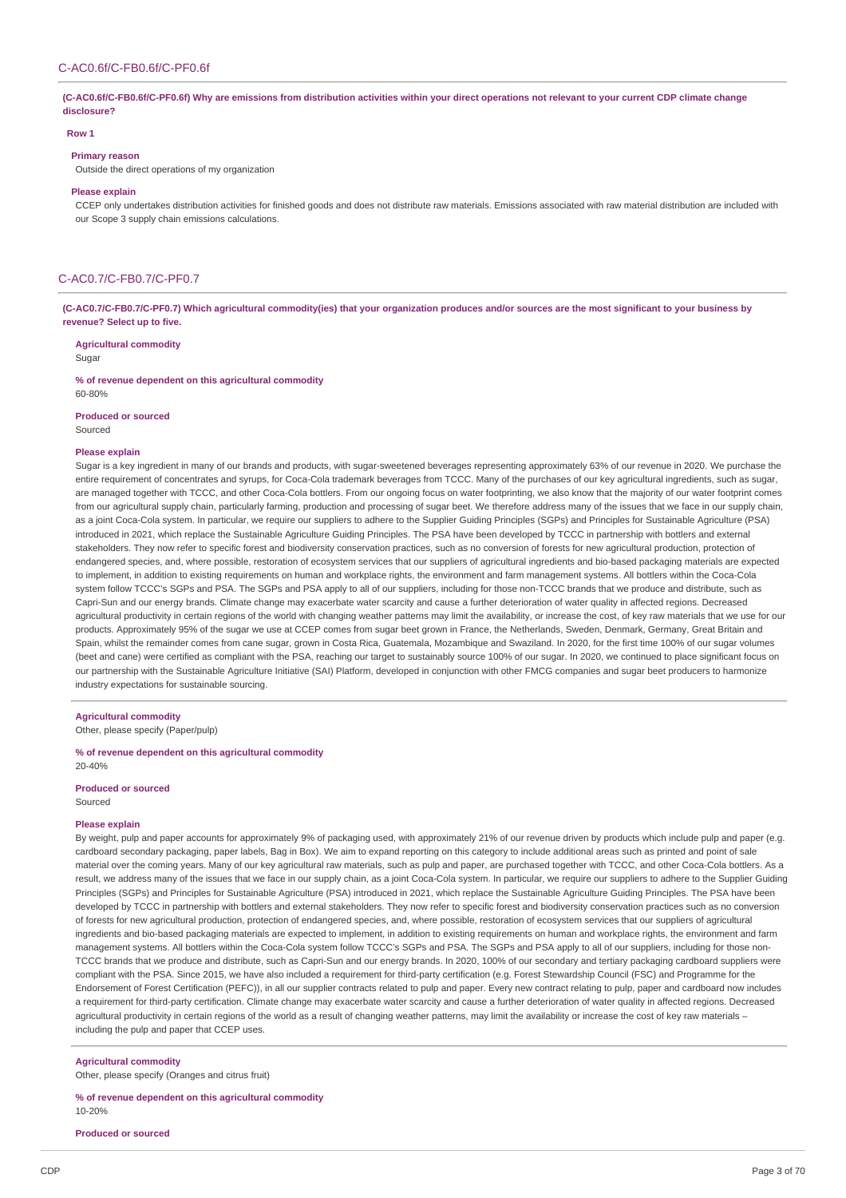## C-AC0.6f/C-FB0.6f/C-PF0.6f

**(C-AC0.6f/C-FB0.6f/C-PF0.6f) Why are emissions from distribution activities within your direct operations not relevant to your current CDP climate change disclosure?**

**Row 1**

**Primary reason**

Outside the direct operations of my organization

**Please explain**

CCEP only undertakes distribution activities for finished goods and does not distribute raw materials. Emissions associated with raw material distribution are included with our Scope 3 supply chain emissions calculations.

## C-AC0.7/C-FB0.7/C-PF0.7

**(C-AC0.7/C-FB0.7/C-PF0.7) Which agricultural commodity(ies) that your organization produces and/or sources are the most significant to your business by revenue? Select up to five.**

**Agricultural commodity**

Sugar

**% of revenue dependent on this agricultural commodity**

60-80%

**Produced or sourced**

Sourced

**Please explain**

Sugar is a key ingredient in many of our brands and products, with sugar-sweetened beverages representing approximately 63% of our revenue in 2020. We purchase the entire requirement of concentrates and syrups, for Coca-Cola trademark beverages from TCCC. Many of the purchases of our key agricultural ingredients, such as sugar, are managed together with TCCC, and other Coca-Cola bottlers. From our ongoing focus on water footprinting, we also know that the majority of our water footprint comes from our agricultural supply chain, particularly farming, production and processing of sugar beet. We therefore address many of the issues that we face in our supply chain, as a joint Coca-Cola system. In particular, we require our suppliers to adhere to the Supplier Guiding Principles (SGPs) and Principles for Sustainable Agriculture (PSA) introduced in 2021, which replace the Sustainable Agriculture Guiding Principles. The PSA have been developed by TCCC in partnership with bottlers and external stakeholders. They now refer to specific forest and biodiversity conservation practices, such as no conversion of forests for new agricultural production, protection of endangered species, and, where possible, restoration of ecosystem services that our suppliers of agricultural ingredients and bio-based packaging materials are expected to implement, in addition to existing requirements on human and workplace rights, the environment and farm management systems. All bottlers within the Coca-Cola system follow TCCC's SGPs and PSA. The SGPs and PSA apply to all of our suppliers, including for those non-TCCC brands that we produce and distribute, such as Capri-Sun and our energy brands. Climate change may exacerbate water scarcity and cause a further deterioration of water quality in affected regions. Decreased agricultural productivity in certain regions of the world with changing weather patterns may limit the availability, or increase the cost, of key raw materials that we use for our products. Approximately 95% of the sugar we use at CCEP comes from sugar beet grown in France, the Netherlands, Sweden, Denmark, Germany, Great Britain and Spain, whilst the remainder comes from cane sugar, grown in Costa Rica, Guatemala, Mozambique and Swaziland. In 2020, for the first time 100% of our sugar volumes (beet and cane) were certified as compliant with the PSA, reaching our target to sustainably source 100% of our sugar. In 2020, we continued to place significant focus on our partnership with the Sustainable Agriculture Initiative (SAI) Platform, developed in conjunction with other FMCG companies and sugar beet producers to harmonize industry expectations for sustainable sourcing.

**Agricultural commodity**

Other, please specify (Paper/pulp)

**% of revenue dependent on this agricultural commodity**

20-40%

**Produced or sourced**

Sourced

**Please explain**

By weight, pulp and paper accounts for approximately 9% of packaging used, with approximately 21% of our revenue driven by products which include pulp and paper (e.g. cardboard secondary packaging, paper labels, Bag in Box). We aim to expand reporting on this category to include additional areas such as printed and point of sale material over the coming years. Many of our key agricultural raw materials, such as pulp and paper, are purchased together with TCCC, and other Coca-Cola bottlers. As a result, we address many of the issues that we face in our supply chain, as a joint Coca-Cola system. In particular, we require our suppliers to adhere to the Supplier Guiding Principles (SGPs) and Principles for Sustainable Agriculture (PSA) introduced in 2021, which replace the Sustainable Agriculture Guiding Principles. The PSA have been developed by TCCC in partnership with bottlers and external stakeholders. They now refer to specific forest and biodiversity conservation practices such as no conversion of forests for new agricultural production, protection of endangered species, and, where possible, restoration of ecosystem services that our suppliers of agricultural ingredients and bio-based packaging materials are expected to implement, in addition to existing requirements on human and workplace rights, the environment and farm management systems. All bottlers within the Coca-Cola system follow TCCC's SGPs and PSA. The SGPs and PSA apply to all of our suppliers, including for those non-TCCC brands that we produce and distribute, such as Capri-Sun and our energy brands. In 2020, 100% of our secondary and tertiary packaging cardboard suppliers were compliant with the PSA. Since 2015, we have also included a requirement for third-party certification (e.g. Forest Stewardship Council (FSC) and Programme for the Endorsement of Forest Certification (PEFC)), in all our supplier contracts related to pulp and paper. Every new contract relating to pulp, paper and cardboard now includes a requirement for third-party certification. Climate change may exacerbate water scarcity and cause a further deterioration of water quality in affected regions. Decreased agricultural productivity in certain regions of the world as a result of changing weather patterns, may limit the availability or increase the cost of key raw materials – including the pulp and paper that CCEP uses.

**Agricultural commodity**

Other, please specify (Oranges and citrus fruit)

**% of revenue dependent on this agricultural commodity**

10-20%

**Produced or sourced**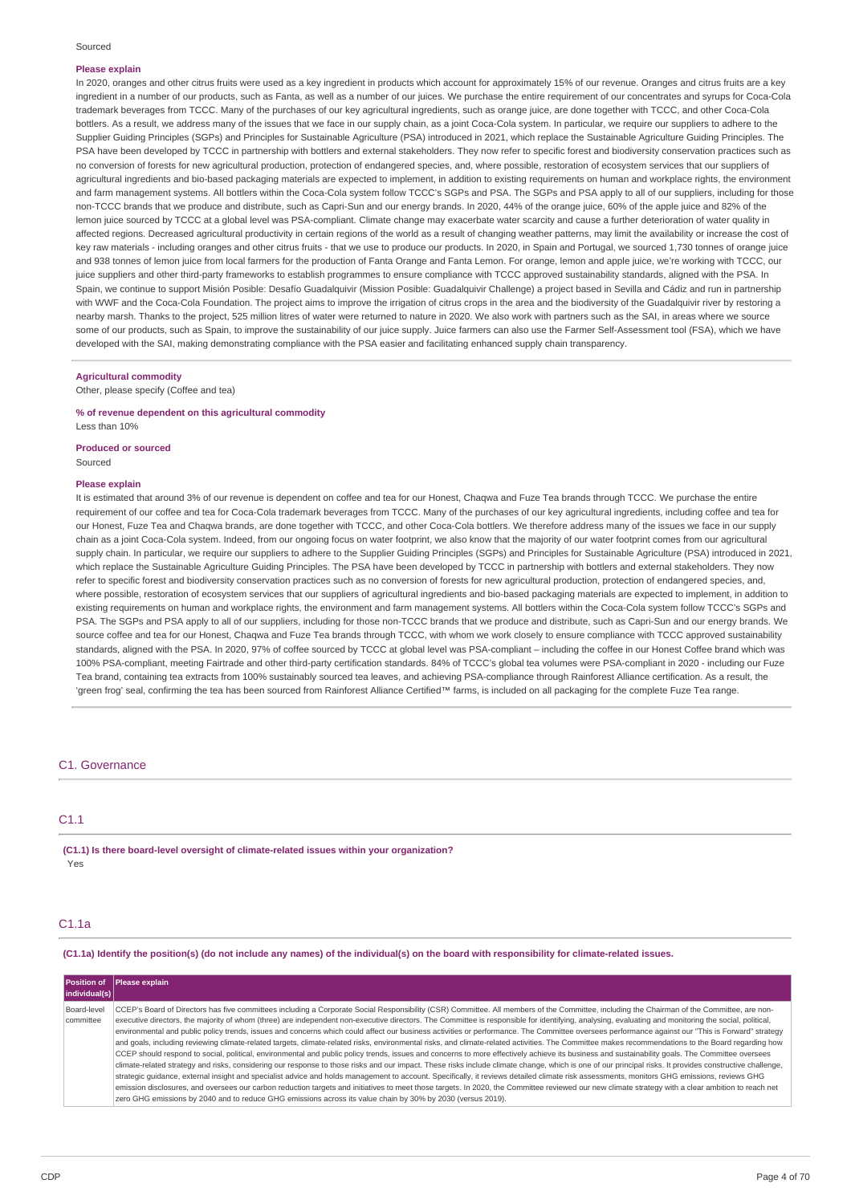Sourced

**Please explain**

In 2020, oranges and other citrus fruits were used as a key ingredient in products which account for approximately 15% of our revenue. Oranges and citrus fruits are a key ingredient in a number of our products, such as Fanta, as well as a number of our juices. We purchase the entire requirement of our concentrates and syrups for Coca-Cola trademark beverages from TCCC. Many of the purchases of our key agricultural ingredients, such as orange juice, are done together with TCCC, and other Coca-Cola bottlers. As a result, we address many of the issues that we face in our supply chain, as a joint Coca-Cola system. In particular, we require our suppliers to adhere to the Supplier Guiding Principles (SGPs) and Principles for Sustainable Agriculture (PSA) introduced in 2021, which replace the Sustainable Agriculture Guiding Principles. The PSA have been developed by TCCC in partnership with bottlers and external stakeholders. They now refer to specific forest and biodiversity conservation practices such as no conversion of forests for new agricultural production, protection of endangered species, and, where possible, restoration of ecosystem services that our suppliers of agricultural ingredients and bio-based packaging materials are expected to implement, in addition to existing requirements on human and workplace rights, the environment and farm management systems. All bottlers within the Coca-Cola system follow TCCC's SGPs and PSA. The SGPs and PSA apply to all of our suppliers, including for those non-TCCC brands that we produce and distribute, such as Capri-Sun and our energy brands. In 2020, 44% of the orange juice, 60% of the apple juice and 82% of the lemon juice sourced by TCCC at a global level was PSA-compliant. Climate change may exacerbate water scarcity and cause a further deterioration of water quality in affected regions. Decreased agricultural productivity in certain regions of the world as a result of changing weather patterns, may limit the availability or increase the cost of key raw materials - including oranges and other citrus fruits - that we use to produce our products. In 2020, in Spain and Portugal, we sourced 1,730 tonnes of orange juice and 938 tonnes of lemon juice from local farmers for the production of Fanta Orange and Fanta Lemon. For orange, lemon and apple juice, we're working with TCCC, our juice suppliers and other third-party frameworks to establish programmes to ensure compliance with TCCC approved sustainability standards, aligned with the PSA. In Spain, we continue to support Misión Posible: Desafío Guadalquivir (Mission Posible: Guadalquivir Challenge) a project based in Sevilla and Cádiz and run in partnership with WWF and the Coca-Cola Foundation. The project aims to improve the irrigation of citrus crops in the area and the biodiversity of the Guadalquivir river by restoring a nearby marsh. Thanks to the project, 525 million litres of water were returned to nature in 2020. We also work with partners such as the SAI, in areas where we source some of our products, such as Spain, to improve the sustainability of our juice supply. Juice farmers can also use the Farmer Self-Assessment tool (FSA), which we have developed with the SAI, making demonstrating compliance with the PSA easier and facilitating enhanced supply chain transparency.

**Agricultural commodity**

Other, please specify (Coffee and tea)

**% of revenue dependent on this agricultural commodity**

Less than 10%

**Produced or sourced**

Sourced

**Please explain**

It is estimated that around 3% of our revenue is dependent on coffee and tea for our Honest, Chaqwa and Fuze Tea brands through TCCC. We purchase the entire requirement of our coffee and tea for Coca-Cola trademark beverages from TCCC. Many of the purchases of our key agricultural ingredients, including coffee and tea for our Honest, Fuze Tea and Chaqwa brands, are done together with TCCC, and other Coca-Cola bottlers. We therefore address many of the issues we face in our supply chain as a joint Coca-Cola system. Indeed, from our ongoing focus on water footprint, we also know that the majority of our water footprint comes from our agricultural supply chain. In particular, we require our suppliers to adhere to the Supplier Guiding Principles (SGPs) and Principles for Sustainable Agriculture (PSA) introduced in 2021, which replace the Sustainable Agriculture Guiding Principles. The PSA have been developed by TCCC in partnership with bottlers and external stakeholders. They now refer to specific forest and biodiversity conservation practices such as no conversion of forests for new agricultural production, protection of endangered species, and, where possible, restoration of ecosystem services that our suppliers of agricultural ingredients and bio-based packaging materials are expected to implement, in addition to existing requirements on human and workplace rights, the environment and farm management systems. All bottlers within the Coca-Cola system follow TCCC's SGPs and PSA. The SGPs and PSA apply to all of our suppliers, including for those non-TCCC brands that we produce and distribute, such as Capri-Sun and our energy brands. We source coffee and tea for our Honest, Chaqwa and Fuze Tea brands through TCCC, with whom we work closely to ensure compliance with TCCC approved sustainability standards, aligned with the PSA. In 2020, 97% of coffee sourced by TCCC at global level was PSA-compliant – including the coffee in our Honest Coffee brand which was 100% PSA-compliant, meeting Fairtrade and other third-party certification standards. 84% of TCCC's global tea volumes were PSA-compliant in 2020 - including our Fuze Tea brand, containing tea extracts from 100% sustainably sourced tea leaves, and achieving PSA-compliance through Rainforest Alliance certification. As a result, the 'green frog' seal, confirming the tea has been sourced from Rainforest Alliance Certified™ farms, is included on all packaging for the complete Fuze Tea range.

## C1. Governance

### C1.1

**(C1.1) Is there board-level oversight of climate-related issues within your organization?**

Yes

### C1.1a

**(C1.1a) Identify the position(s) (do not include any names) of the individual(s) on the board with responsibility for climate-related issues.**

| Position of individual(s) | Please explain |
|---|---|
| Board-level committee | CCEP's Board of Directors has five committees including a Corporate Social Responsibility (CSR) Committee. All members of the Committee, including the Chairman of the Committee, are non-executive directors, the majority of whom (three) are independent non-executive directors. The Committee is responsible for identifying, analysing, evaluating and monitoring the social, political, environmental and public policy trends, issues and concerns which could affect our business activities or performance. The Committee oversees performance against our "This is Forward" strategy and goals, including reviewing climate-related targets, climate-related risks, environmental risks, and climate-related activities. The Committee makes recommendations to the Board regarding how CCEP should respond to social, political, environmental and public policy trends, issues and concerns to more effectively achieve its business and sustainability goals. The Committee oversees climate-related strategy and risks, considering our response to those risks and our impact. These risks include climate change, which is one of our principal risks. It provides constructive challenge, strategic guidance, external insight and specialist advice and holds management to account. Specifically, it reviews detailed climate risk assessments, monitors GHG emissions, reviews GHG emission disclosures, and oversees our carbon reduction targets and initiatives to meet those targets. In 2020, the Committee reviewed our new climate strategy with a clear ambition to reach net zero GHG emissions by 2040 and to reduce GHG emissions across its value chain by 30% by 2030 (versus 2019). |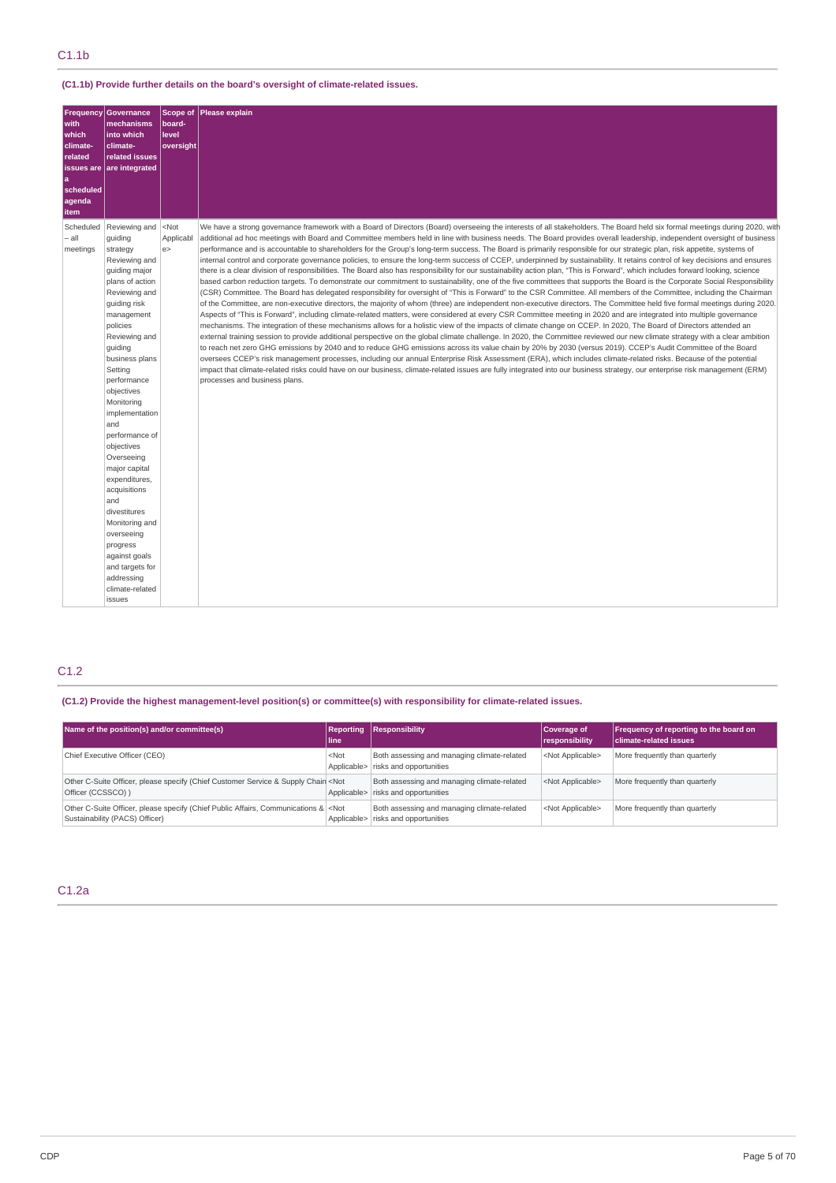## C1.1b

**(C1.1b) Provide further details on the board's oversight of climate-related issues.**

| Frequency with which climate-related issues are a scheduled agenda item | Governance mechanisms into which climate-related issues are integrated | Scope of board-level oversight | Please explain |
|---|---|---|---|
| Scheduled – all meetings | Reviewing and guiding strategy<br>Reviewing and guiding major plans of action<br>Reviewing and guiding risk management policies<br>Reviewing and guiding business plans<br>Setting performance objectives<br>Monitoring implementation and performance of objectives<br>Overseeing major capital expenditures, acquisitions and divestitures<br>Monitoring and overseeing progress against goals and targets for addressing climate-related issues | <Not Applicable> | We have a strong governance framework with a Board of Directors (Board) overseeing the interests of all stakeholders. The Board held six formal meetings during 2020, with additional ad hoc meetings with Board and Committee members held in line with business needs. The Board provides overall leadership, independent oversight of business performance and is accountable to shareholders for the Group's long-term success. The Board is primarily responsible for our strategic plan, risk appetite, systems of internal control and corporate governance policies, to ensure the long-term success of CCEP, underpinned by sustainability. It retains control of key decisions and ensures there is a clear division of responsibilities. The Board also has responsibility for our sustainability action plan, "This is Forward", which includes forward looking, science based carbon reduction targets. To demonstrate our commitment to sustainability, one of the five committees that supports the Board is the Corporate Social Responsibility (CSR) Committee. The Board has delegated responsibility for oversight of "This is Forward" to the CSR Committee. All members of the Committee, including the Chairman of the Committee, are non-executive directors, the majority of whom (three) are independent non-executive directors. The Committee held five formal meetings during 2020. Aspects of "This is Forward", including climate-related matters, were considered at every CSR Committee meeting in 2020 and are integrated into multiple governance mechanisms. The integration of these mechanisms allows for a holistic view of the impacts of climate change on CCEP. In 2020, The Board of Directors attended an external training session to provide additional perspective on the global climate challenge. In 2020, the Committee reviewed our new climate strategy with a clear ambition to reach net zero GHG emissions by 2040 and to reduce GHG emissions across its value chain by 20% by 2030 (versus 2019). CCEP's Audit Committee of the Board oversees CCEP's risk management processes, including our annual Enterprise Risk Assessment (ERA), which includes climate-related risks. Because of the potential impact that climate-related risks could have on our business, climate-related issues are fully integrated into our business strategy, our enterprise risk management (ERM) processes and business plans. |

## C1.2

**(C1.2) Provide the highest management-level position(s) or committee(s) with responsibility for climate-related issues.**

| Name of the position(s) and/or committee(s) | Reporting line | Responsibility | Coverage of responsibility | Frequency of reporting to the board on climate-related issues |
|---|---|---|---|---|
| Chief Executive Officer (CEO) | <Not Applicable> | Both assessing and managing climate-related risks and opportunities | <Not Applicable> | More frequently than quarterly |
| Other C-Suite Officer, please specify (Chief Customer Service & Supply Chain Officer (CCSSCO) ) | <Not Applicable> | Both assessing and managing climate-related risks and opportunities | <Not Applicable> | More frequently than quarterly |
| Other C-Suite Officer, please specify (Chief Public Affairs, Communications & Sustainability (PACS) Officer) | <Not Applicable> | Both assessing and managing climate-related risks and opportunities | <Not Applicable> | More frequently than quarterly |

## C1.2a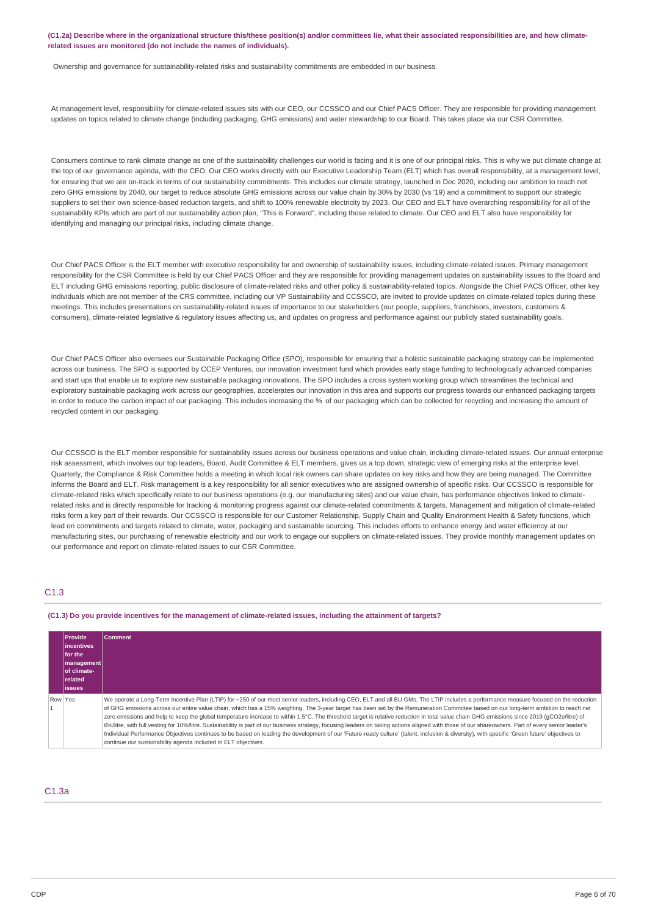**(C1.2a) Describe where in the organizational structure this/these position(s) and/or committees lie, what their associated responsibilities are, and how climate-related issues are monitored (do not include the names of individuals).**

Ownership and governance for sustainability-related risks and sustainability commitments are embedded in our business.

At management level, responsibility for climate-related issues sits with our CEO, our CCSSCO and our Chief PACS Officer. They are responsible for providing management updates on topics related to climate change (including packaging, GHG emissions) and water stewardship to our Board. This takes place via our CSR Committee.

Consumers continue to rank climate change as one of the sustainability challenges our world is facing and it is one of our principal risks. This is why we put climate change at the top of our governance agenda, with the CEO. Our CEO works directly with our Executive Leadership Team (ELT) which has overall responsibility, at a management level, for ensuring that we are on-track in terms of our sustainability commitments. This includes our climate strategy, launched in Dec 2020, including our ambition to reach net zero GHG emissions by 2040, our target to reduce absolute GHG emissions across our value chain by 30% by 2030 (vs '19) and a commitment to support our strategic suppliers to set their own science-based reduction targets, and shift to 100% renewable electricity by 2023. Our CEO and ELT have overarching responsibility for all of the sustainability KPIs which are part of our sustainability action plan, "This is Forward", including those related to climate. Our CEO and ELT also have responsibility for identifying and managing our principal risks, including climate change.

Our Chief PACS Officer is the ELT member with executive responsibility for and ownership of sustainability issues, including climate-related issues. Primary management responsibility for the CSR Committee is held by our Chief PACS Officer and they are responsible for providing management updates on sustainability issues to the Board and ELT including GHG emissions reporting, public disclosure of climate-related risks and other policy & sustainability-related topics. Alongside the Chief PACS Officer, other key individuals which are not member of the CRS committee, including our VP Sustainability and CCSSCO, are invited to provide updates on climate-related topics during these meetings. This includes presentations on sustainability-related issues of importance to our stakeholders (our people, suppliers, franchisors, investors, customers & consumers), climate-related legislative & regulatory issues affecting us, and updates on progress and performance against our publicly stated sustainability goals.

Our Chief PACS Officer also oversees our Sustainable Packaging Office (SPO), responsible for ensuring that a holistic sustainable packaging strategy can be implemented across our business. The SPO is supported by CCEP Ventures, our innovation investment fund which provides early stage funding to technologically advanced companies and start ups that enable us to explore new sustainable packaging innovations. The SPO includes a cross system working group which streamlines the technical and exploratory sustainable packaging work across our geographies, accelerates our innovation in this area and supports our progress towards our enhanced packaging targets in order to reduce the carbon impact of our packaging. This includes increasing the % of our packaging which can be collected for recycling and increasing the amount of recycled content in our packaging.

Our CCSSCO is the ELT member responsible for sustainability issues across our business operations and value chain, including climate-related issues. Our annual enterprise risk assessment, which involves our top leaders, Board, Audit Committee & ELT members, gives us a top down, strategic view of emerging risks at the enterprise level. Quarterly, the Compliance & Risk Committee holds a meeting in which local risk owners can share updates on key risks and how they are being managed. The Committee informs the Board and ELT. Risk management is a key responsibility for all senior executives who are assigned ownership of specific risks. Our CCSSCO is responsible for climate-related risks which specifically relate to our business operations (e.g. our manufacturing sites) and our value chain, has performance objectives linked to climate-related risks and is directly responsible for tracking & monitoring progress against our climate-related commitments & targets. Management and mitigation of climate-related risks form a key part of their rewards. Our CCSSCO is responsible for our Customer Relationship, Supply Chain and Quality Environment Health & Safety functions, which lead on commitments and targets related to climate, water, packaging and sustainable sourcing. This includes efforts to enhance energy and water efficiency at our manufacturing sites, our purchasing of renewable electricity and our work to engage our suppliers on climate-related issues. They provide monthly management updates on our performance and report on climate-related issues to our CSR Committee.

## C1.3

**(C1.3) Do you provide incentives for the management of climate-related issues, including the attainment of targets?**

| | Provide incentives for the management of climate-related issues | Comment |
|---|---|---|
| Row 1 | Yes | We operate a Long-Term Incentive Plan (LTIP) for ~250 of our most senior leaders, including CEO, ELT and all BU GMs. The LTIP includes a performance measure focused on the reduction of GHG emissions across our entire value chain, which has a 15% weighting. The 3-year target has been set by the Remuneration Committee based on our long-term ambition to reach net zero emissions and help to keep the global temperature increase to within 1.5°C. The threshold target is relative reduction in total value chain GHG emissions since 2019 (gCO2e/litre) of 6%/litre, with full vesting for 10%/litre. Sustainability is part of our business strategy, focusing leaders on taking actions aligned with those of our shareowners. Part of every senior leader's Individual Performance Objectives continues to be based on leading the development of our 'Future-ready culture' (talent, inclusion & diversity), with specific 'Green future' objectives to continue our sustainability agenda included in ELT objectives. |

## C1.3a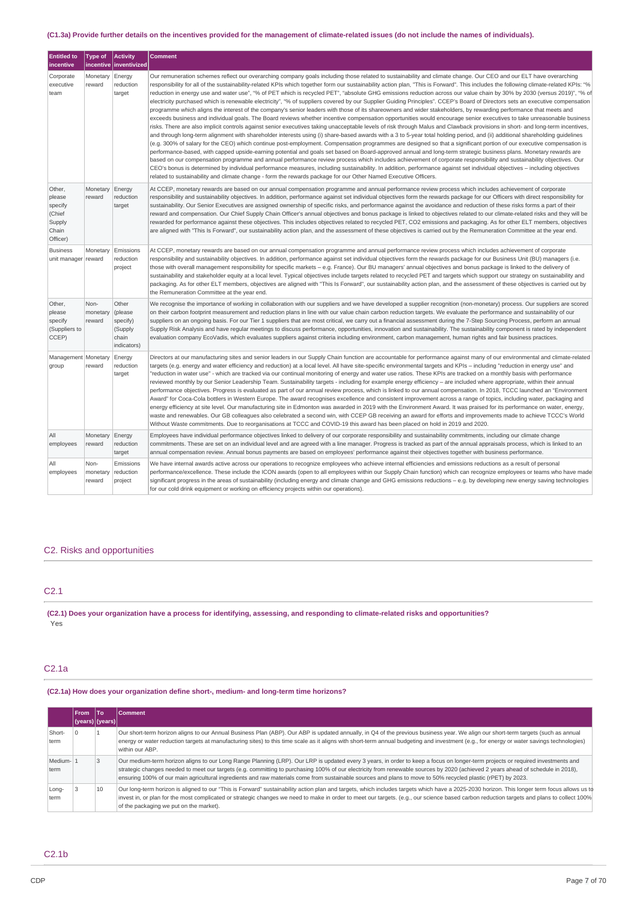**(C1.3a) Provide further details on the incentives provided for the management of climate-related issues (do not include the names of individuals).**

| Entitled to incentive | Type of incentive | Activity inventivized | Comment |
|---|---|---|---|
| Corporate executive team | Monetary reward | Energy reduction target | Our remuneration schemes reflect our overarching company goals including those related to sustainability and climate change. Our CEO and our ELT have overarching responsibility for all of the sustainability-related KPIs which together form our sustainability action plan, "This is Forward". This includes the following climate-related KPIs: "% reduction in energy use and water use", "% of PET which is recycled PET", "absolute GHG emissions reduction across our value chain by 30% by 2030 (versus 2019)", "% of electricity purchased which is renewable electricity", "% of suppliers covered by our Supplier Guiding Principles". CCEP's Board of Directors sets an executive compensation programme which aligns the interest of the company's senior leaders with those of its shareowners and wider stakeholders, by rewarding performance that meets and exceeds business and individual goals. The Board reviews whether incentive compensation opportunities would encourage senior executives to take unreasonable business risks. There are also implicit controls against senior executives taking unacceptable levels of risk through Malus and Clawback provisions in short- and long-term incentives, and through long-term alignment with shareholder interests using (i) share-based awards with a 3 to 5-year total holding period, and (ii) additional shareholding guidelines (e.g. 300% of salary for the CEO) which continue post-employment. Compensation programmes are designed so that a significant portion of our executive compensation is performance-based, with capped upside-earning potential and goals set based on Board-approved annual and long-term strategic business plans. Monetary rewards are based on our compensation programme and annual performance review process which includes achievement of corporate responsibility and sustainability objectives. Our CEO's bonus is determined by individual performance measures, including sustainability. In addition, performance against set individual objectives – including objectives related to sustainability and climate change - form the rewards package for our Other Named Executive Officers. |
| Other, please specify (Chief Supply Chain Officer) | Monetary reward | Energy reduction target | At CCEP, monetary rewards are based on our annual compensation programme and annual performance review process which includes achievement of corporate responsibility and sustainability objectives. In addition, performance against set individual objectives form the rewards package for our Officers with direct responsibility for sustainability. Our Senior Executives are assigned ownership of specific risks, and performance against the avoidance and reduction of these risks forms a part of their reward and compensation. Our Chief Supply Chain Officer's annual objectives and bonus package is linked to objectives related to our climate-related risks and they will be rewarded for performance against these objectives. This includes objectives related to recycled PET, CO2 emissions and packaging. As for other ELT members, objectives are aligned with "This Is Forward", our sustainability action plan, and the assessment of these objectives is carried out by the Remuneration Committee at the year end. |
| Business unit manager | Monetary reward | Emissions reduction project | At CCEP, monetary rewards are based on our annual compensation programme and annual performance review process which includes achievement of corporate responsibility and sustainability objectives. In addition, performance against set individual objectives form the rewards package for our Business Unit (BU) managers (i.e. those with overall management responsibility for specific markets – e.g. France). Our BU managers' annual objectives and bonus package is linked to the delivery of sustainability and stakeholder equity at a local level. Typical objectives include targets related to recycled PET and targets which support our strategy on sustainability and packaging. As for other ELT members, objectives are aligned with "This Is Forward", our sustainability action plan, and the assessment of these objectives is carried out by the Remuneration Committee at the year end. |
| Other, please specify (Suppliers to CCEP) | Non-monetary reward | Other (please specify) (Supply chain indicators) | We recognise the importance of working in collaboration with our suppliers and we have developed a supplier recognition (non-monetary) process. Our suppliers are scored on their carbon footprint measurement and reduction plans in line with our value chain carbon reduction targets. We evaluate the performance and sustainability of our suppliers on an ongoing basis. For our Tier 1 suppliers that are most critical, we carry out a financial assessment during the 7-Step Sourcing Process, perform an annual Supply Risk Analysis and have regular meetings to discuss performance, opportunities, innovation and sustainability. The sustainability component is rated by independent evaluation company EcoVadis, which evaluates suppliers against criteria including environment, carbon management, human rights and fair business practices. |
| Management group | Monetary reward | Energy reduction target | Directors at our manufacturing sites and senior leaders in our Supply Chain function are accountable for performance against many of our environmental and climate-related targets (e.g. energy and water efficiency and reduction) at a local level. All have site-specific environmental targets and KPIs – including "reduction in energy use" and "reduction in water use" - which are tracked via our continual monitoring of energy and water use ratios. These KPIs are tracked on a monthly basis with performance reviewed monthly by our Senior Leadership Team. Sustainability targets - including for example energy efficiency – are included where appropriate, within their annual performance objectives. Progress is evaluated as part of our annual review process, which is linked to our annual compensation. In 2018, TCCC launched an "Environment Award" for Coca-Cola bottlers in Western Europe. The award recognises excellence and consistent improvement across a range of topics, including water, packaging and energy efficiency at site level. Our manufacturing site in Edmonton was awarded in 2019 with the Environment Award. It was praised for its performance on water, energy, waste and renewables. Our GB colleagues also celebrated a second win, with CCEP GB receiving an award for efforts and improvements made to achieve TCCC's World Without Waste commitments. Due to reorganisations at TCCC and COVID-19 this award has been placed on hold in 2019 and 2020. |
| All employees | Monetary reward | Energy reduction target | Employees have individual performance objectives linked to delivery of our corporate responsibility and sustainability commitments, including our climate change commitments. These are set on an individual level and are agreed with a line manager. Progress is tracked as part of the annual appraisals process, which is linked to an annual compensation review. Annual bonus payments are based on employees' performance against their objectives together with business performance. |
| All employees | Non-monetary reward | Emissions reduction project | We have internal awards active across our operations to recognize employees who achieve internal efficiencies and emissions reductions as a result of personal performance/excellence. These include the ICON awards (open to all employees within our Supply Chain function) which can recognize employees or teams who have made significant progress in the areas of sustainability (including energy and climate change and GHG emissions reductions – e.g. by developing new energy saving technologies for our cold drink equipment or working on efficiency projects within our operations). |

## C2. Risks and opportunities

### C2.1

**(C2.1) Does your organization have a process for identifying, assessing, and responding to climate-related risks and opportunities?**

Yes

### C2.1a

**(C2.1a) How does your organization define short-, medium- and long-term time horizons?**

| | From (years) | To (years) | Comment |
|---|---|---|---|
| Short-term | 0 | 1 | Our short-term horizon aligns to our Annual Business Plan (ABP). Our ABP is updated annually, in Q4 of the previous business year. We align our short-term targets (such as annual energy or water reduction targets at manufacturing sites) to this time scale as it aligns with short-term annual budgeting and investment (e.g., for energy or water savings technologies) within our ABP. |
| Medium-term | 1 | 3 | Our medium-term horizon aligns to our Long Range Planning (LRP). Our LRP is updated every 3 years, in order to keep a focus on longer-term projects or required investments and strategic changes needed to meet our targets (e.g. committing to purchasing 100% of our electricity from renewable sources by 2020 (achieved 2 years ahead of schedule in 2018), ensuring 100% of our main agricultural ingredients and raw materials come from sustainable sources and plans to move to 50% recycled plastic (rPET) by 2023. |
| Long-term | 3 | 10 | Our long-term horizon is aligned to our "This is Forward" sustainability action plan and targets, which includes targets which have a 2025-2030 horizon. This longer term focus allows us to invest in, or plan for the most complicated or strategic changes we need to make in order to meet our targets. (e.g., our science based carbon reduction targets and plans to collect 100% of the packaging we put on the market). |

### C2.1b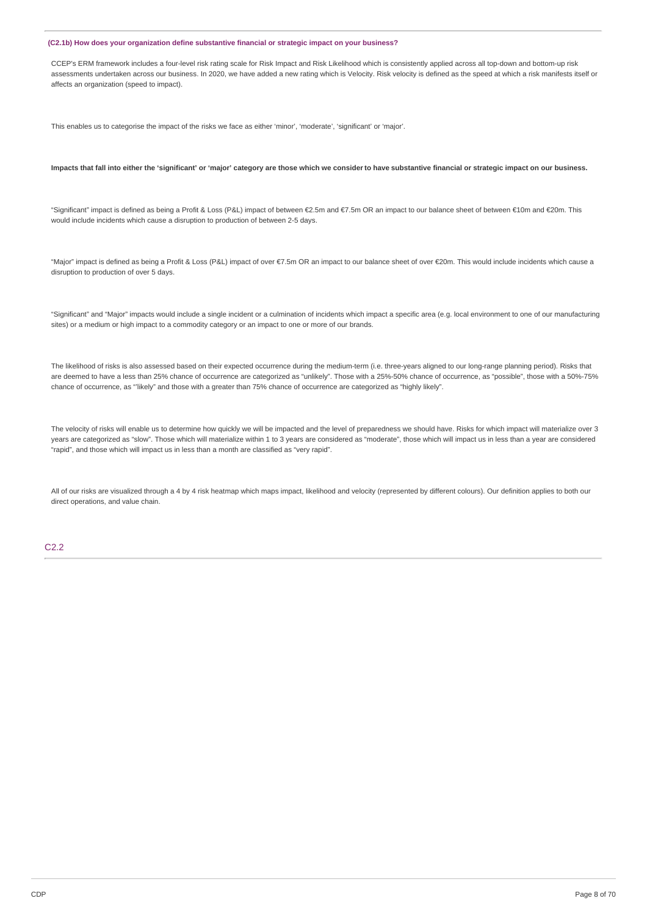**(C2.1b) How does your organization define substantive financial or strategic impact on your business?**

CCEP's ERM framework includes a four-level risk rating scale for Risk Impact and Risk Likelihood which is consistently applied across all top-down and bottom-up risk assessments undertaken across our business. In 2020, we have added a new rating which is Velocity. Risk velocity is defined as the speed at which a risk manifests itself or affects an organization (speed to impact).

This enables us to categorise the impact of the risks we face as either 'minor', 'moderate', 'significant' or 'major'.

**Impacts that fall into either the 'significant' or 'major' category are those which we consider to have substantive financial or strategic impact on our business.**

"Significant" impact is defined as being a Profit & Loss (P&L) impact of between €2.5m and €7.5m OR an impact to our balance sheet of between €10m and €20m. This would include incidents which cause a disruption to production of between 2-5 days.

"Major" impact is defined as being a Profit & Loss (P&L) impact of over €7.5m OR an impact to our balance sheet of over €20m. This would include incidents which cause a disruption to production of over 5 days.

"Significant" and "Major" impacts would include a single incident or a culmination of incidents which impact a specific area (e.g. local environment to one of our manufacturing sites) or a medium or high impact to a commodity category or an impact to one or more of our brands.

The likelihood of risks is also assessed based on their expected occurrence during the medium-term (i.e. three-years aligned to our long-range planning period). Risks that are deemed to have a less than 25% chance of occurrence are categorized as "unlikely". Those with a 25%-50% chance of occurrence, as "possible", those with a 50%-75% chance of occurrence, as ""likely" and those with a greater than 75% chance of occurrence are categorized as "highly likely".

The velocity of risks will enable us to determine how quickly we will be impacted and the level of preparedness we should have. Risks for which impact will materialize over 3 years are categorized as "slow". Those which will materialize within 1 to 3 years are considered as "moderate", those which will impact us in less than a year are considered "rapid", and those which will impact us in less than a month are classified as "very rapid".

All of our risks are visualized through a 4 by 4 risk heatmap which maps impact, likelihood and velocity (represented by different colours). Our definition applies to both our direct operations, and value chain.

## C2.2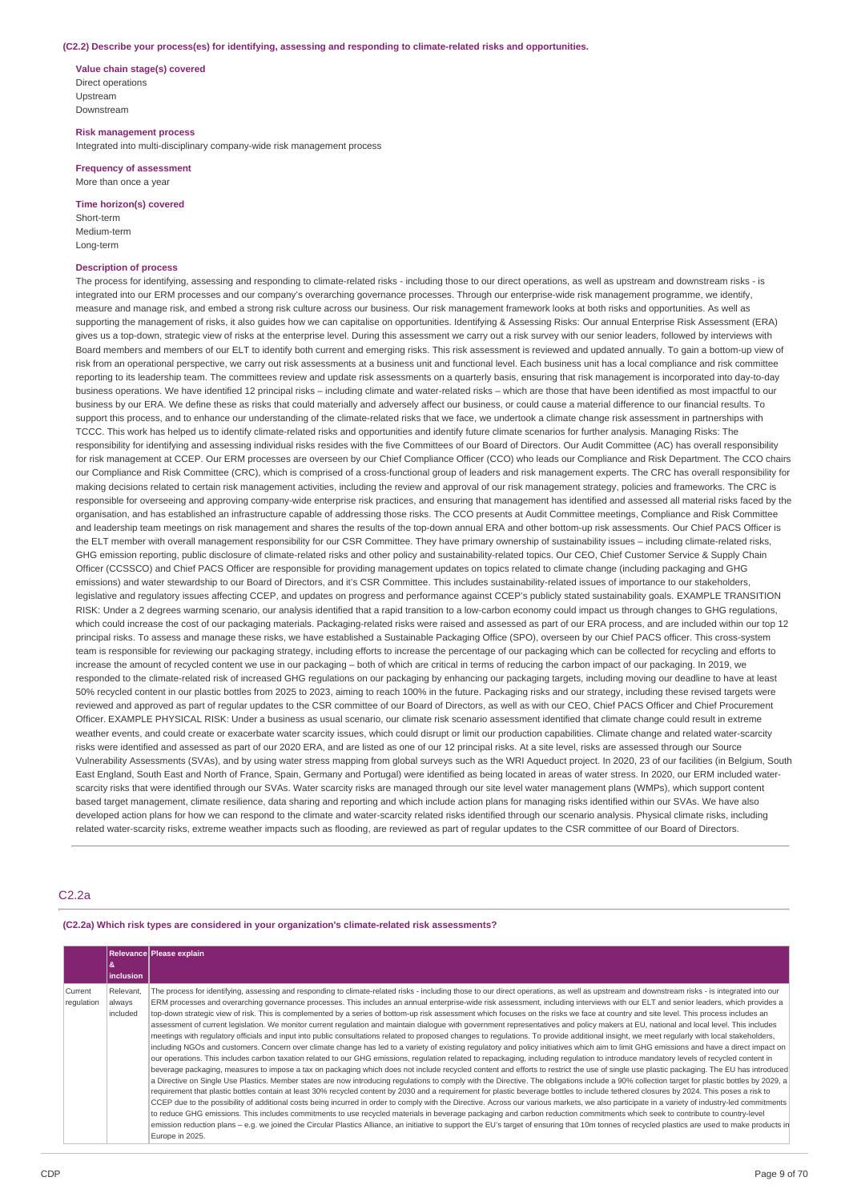**(C2.2) Describe your process(es) for identifying, assessing and responding to climate-related risks and opportunities.**

**Value chain stage(s) covered**
Direct operations
Upstream
Downstream

**Risk management process**
Integrated into multi-disciplinary company-wide risk management process

**Frequency of assessment**
More than once a year

**Time horizon(s) covered**
Short-term
Medium-term
Long-term

**Description of process**
The process for identifying, assessing and responding to climate-related risks - including those to our direct operations, as well as upstream and downstream risks - is integrated into our ERM processes and our company's overarching governance processes. Through our enterprise-wide risk management programme, we identify, measure and manage risk, and embed a strong risk culture across our business. Our risk management framework looks at both risks and opportunities. As well as supporting the management of risks, it also guides how we can capitalise on opportunities. Identifying & Assessing Risks: Our annual Enterprise Risk Assessment (ERA) gives us a top-down, strategic view of risks at the enterprise level. During this assessment we carry out a risk survey with our senior leaders, followed by interviews with Board members and members of our ELT to identify both current and emerging risks. This risk assessment is reviewed and updated annually. To gain a bottom-up view of risk from an operational perspective, we carry out risk assessments at a business unit and functional level. Each business unit has a local compliance and risk committee reporting to its leadership team. The committees review and update risk assessments on a quarterly basis, ensuring that risk management is incorporated into day-to-day business operations. We have identified 12 principal risks – including climate and water-related risks – which are those that have been identified as most impactful to our business by our ERA. We define these as risks that could materially and adversely affect our business, or could cause a material difference to our financial results. To support this process, and to enhance our understanding of the climate-related risks that we face, we undertook a climate change risk assessment in partnerships with TCCC. This work has helped us to identify climate-related risks and opportunities and identify future climate scenarios for further analysis. Managing Risks: The responsibility for identifying and assessing individual risks resides with the five Committees of our Board of Directors. Our Audit Committee (AC) has overall responsibility for risk management at CCEP. Our ERM processes are overseen by our Chief Compliance Officer (CCO) who leads our Compliance and Risk Department. The CCO chairs our Compliance and Risk Committee (CRC), which is comprised of a cross-functional group of leaders and risk management experts. The CRC has overall responsibility for making decisions related to certain risk management activities, including the review and approval of our risk management strategy, policies and frameworks. The CRC is responsible for overseeing and approving company-wide enterprise risk practices, and ensuring that management has identified and assessed all material risks faced by the organisation, and has established an infrastructure capable of addressing those risks. The CCO presents at Audit Committee meetings, Compliance and Risk Committee and leadership team meetings on risk management and shares the results of the top-down annual ERA and other bottom-up risk assessments. Our Chief PACS Officer is the ELT member with overall management responsibility for our CSR Committee. They have primary ownership of sustainability issues – including climate-related risks, GHG emission reporting, public disclosure of climate-related risks and other policy and sustainability-related topics. Our CEO, Chief Customer Service & Supply Chain Officer (CCSSCO) and Chief PACS Officer are responsible for providing management updates on topics related to climate change (including packaging and GHG emissions) and water stewardship to our Board of Directors, and it's CSR Committee. This includes sustainability-related issues of importance to our stakeholders, legislative and regulatory issues affecting CCEP, and updates on progress and performance against CCEP's publicly stated sustainability goals. EXAMPLE TRANSITION RISK: Under a 2 degrees warming scenario, our analysis identified that a rapid transition to a low-carbon economy could impact us through changes to GHG regulations, which could increase the cost of our packaging materials. Packaging-related risks were raised and assessed as part of our ERA process, and are included within our top 12 principal risks. To assess and manage these risks, we have established a Sustainable Packaging Office (SPO), overseen by our Chief PACS officer. This cross-system team is responsible for reviewing our packaging strategy, including efforts to increase the percentage of our packaging which can be collected for recycling and efforts to increase the amount of recycled content we use in our packaging – both of which are critical in terms of reducing the carbon impact of our packaging. In 2019, we responded to the climate-related risk of increased GHG regulations on our packaging by enhancing our packaging targets, including moving our deadline to have at least 50% recycled content in our plastic bottles from 2025 to 2023, aiming to reach 100% in the future. Packaging risks and our strategy, including these revised targets were reviewed and approved as part of regular updates to the CSR committee of our Board of Directors, as well as with our CEO, Chief PACS Officer and Chief Procurement Officer. EXAMPLE PHYSICAL RISK: Under a business as usual scenario, our climate risk scenario assessment identified that climate change could result in extreme weather events, and could create or exacerbate water scarcity issues, which could disrupt or limit our production capabilities. Climate change and related water-scarcity risks were identified and assessed as part of our 2020 ERA, and are listed as one of our 12 principal risks. At a site level, risks are assessed through our Source Vulnerability Assessments (SVAs), and by using water stress mapping from global surveys such as the WRI Aqueduct project. In 2020, 23 of our facilities (in Belgium, South East England, South East and North of France, Spain, Germany and Portugal) were identified as being located in areas of water stress. In 2020, our ERM included water-scarcity risks that were identified through our SVAs. Water scarcity risks are managed through our site level water management plans (WMPs), which support content based target management, climate resilience, data sharing and reporting and which include action plans for managing risks identified within our SVAs. We have also developed action plans for how we can respond to the climate and water-scarcity related risks identified through our scenario analysis. Physical climate risks, including related water-scarcity risks, extreme weather impacts such as flooding, are reviewed as part of regular updates to the CSR committee of our Board of Directors.

## C2.2a

**(C2.2a) Which risk types are considered in your organization's climate-related risk assessments?**

| | Relevance & inclusion | Please explain |
|---|---|---|
| Current regulation | Relevant, always included | The process for identifying, assessing and responding to climate-related risks - including those to our direct operations, as well as upstream and downstream risks - is integrated into our ERM processes and overarching governance processes. This includes an annual enterprise-wide risk assessment, including interviews with our ELT and senior leaders, which provides a top-down strategic view of risk. This is complemented by a series of bottom-up risk assessment which focuses on the risks we face at country and site level. This process includes an assessment of current legislation. We monitor current regulation and maintain dialogue with government representatives and policy makers at EU, national and local level. This includes meetings with regulatory officials and input into public consultations related to proposed changes to regulations. To provide additional insight, we meet regularly with local stakeholders, including NGOs and customers. Concern over climate change has led to a variety of existing regulatory and policy initiatives which aim to limit GHG emissions and have a direct impact on our operations. This includes carbon taxation related to our GHG emissions, regulation related to repackaging, including regulation to introduce mandatory levels of recycled content in beverage packaging, measures to impose a tax on packaging which does not include recycled content and efforts to restrict the use of single use plastic packaging. The EU has introduced a Directive on Single Use Plastics. Member states are now introducing regulations to comply with the Directive. The obligations include a 90% collection target for plastic bottles by 2029, a requirement that plastic bottles contain at least 30% recycled content by 2030 and a requirement for plastic beverage bottles to include tethered closures by 2024. This poses a risk to CCEP due to the possibility of additional costs being incurred in order to comply with the Directive. Across our various markets, we also participate in a variety of industry-led commitments to reduce GHG emissions. This includes commitments to use recycled materials in beverage packaging and carbon reduction commitments which seek to contribute to country-level emission reduction plans – e.g. we joined the Circular Plastics Alliance, an initiative to support the EU's target of ensuring that 10m tonnes of recycled plastics are used to make products in Europe in 2025. |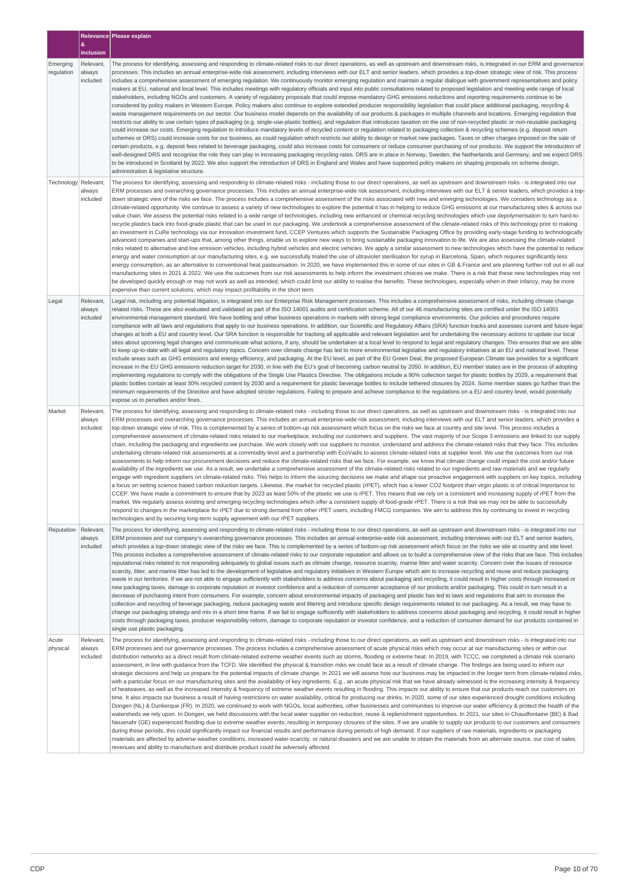|  | Relevance & inclusion | Please explain |
|---|---|---|
| Emerging regulation | Relevant, always included | The process for identifying, assessing and responding to climate-related risks to our direct operations, as well as upstream and downstream risks, is integrated in our ERM and governance processes. This includes an annual enterprise-wide risk assessment, including interviews with our ELT and senior leaders, which provides a top-down strategic view of risk. This process includes a comprehensive assessment of emerging regulation. We continuously monitor emerging regulation and maintain a regular dialogue with government representatives and policy makers at EU, national and local level. This includes meetings with regulatory officials and input into public consultations related to proposed legislation and meeting wide range of local stakeholders, including NGOs and customers. A variety of regulatory proposals that could impose mandatory GHG emissions reductions and reporting requirements continue to be considered by policy makers in Western Europe. Policy makers also continue to explore extended producer responsibility legislation that could place additional packaging, recycling & waste management requirements on our sector. Our business model depends on the availability of our products & packages in multiple channels and locations. Emerging regulation that restricts our ability to use certain types of packaging (e.g. single-use-plastic bottles), and regulation that introduces taxation on the use of non-recycled plastic or non-reusable packaging could increase our costs. Emerging regulation to introduce mandatory levels of recycled content or regulation related to packaging collection & recycling schemes (e.g. deposit return schemes or DRS) could increase costs for our business, as could regulation which restricts our ability to design or market new packages. Taxes or other charges imposed on the sale of certain products, e.g. deposit fees related to beverage packaging, could also increase costs for consumers or reduce consumer purchasing of our products. We support the introduction of well-designed DRS and recognise the role they can play in increasing packaging recycling rates. DRS are in place in Norway, Sweden, the Netherlands and Germany, and we expect DRS to be introduced in Scotland by 2022. We also support the introduction of DRS in England and Wales and have supported policy makers on shaping proposals on scheme design, administration & legislative structure. |
| Technology | Relevant, always included | The process for identifying, assessing and responding to climate-related risks - including those to our direct operations, as well as upstream and downstream risks - is integrated into our ERM processes and overarching governance processes. This includes an annual enterprise-wide risk assessment, including interviews with our ELT & senior leaders, which provides a top-down strategic view of the risks we face. The process includes a comprehensive assessment of the risks associated with new and emerging technologies. We considers technology as a climate-related opportunity. We continue to assess a variety of new technologies to explore the potential it has in helping to reduce GHG emissions at our manufacturing sites & across our value chain. We assess the potential risks related to a wide range of technologies, including new enhanced or chemical recycling technologies which use depolymerisation to turn hard-to-recycle plastics back into food-grade plastic that can be used in our packaging. We undertook a comprehensive assessment of the climate-related risks of this technology prior to making an investment in CuRe technology via our innovation investment fund, CCEP Ventures which supports the Sustainable Packaging Office by providing early-stage funding to technologically advanced companies and start-ups that, among other things, enable us to explore new ways to bring sustainable packaging innovation to life. We are also assessing the climate-related risks related to alternative and low emission vehicles, including hybrid vehicles and electric vehicles. We apply a similar assessment to new technologies which have the potential to reduce energy and water consumption at our manufacturing sites, e.g. we successfully trialed the use of ultraviolet sterilisation for syrup in Barcelona, Spain, which requires significantly less energy consumption, as an alternative to conventional heat pasteurisation. In 2020, we have implemented this in some of our sites in GB & France and are planning further roll out in all our manufacturing sites in 2021 & 2022. We use the outcomes from our risk assessments to help inform the investment choices we make. There is a risk that these new technologies may not be developed quickly enough or may not work as well as intended, which could limit our ability to realise the benefits. These technologies, especially when in their infancy, may be more expensive than current solutions, which may impact profitability in the short term. |
| Legal | Relevant, always included | Legal risk, including any potential litigation, is integrated into our Enterprise Risk Management processes. This includes a comprehensive assessment of risks, including climate change related risks. These are also evaluated and validated as part of the ISO 14001 audits and certification scheme. All of our 46 manufacturing sites are certified under the ISO 14001 environmental management standard. We have bottling and other business operations in markets with strong legal compliance environments. Our policies and procedures require compliance with all laws and regulations that apply to our business operations. In addition, our Scientific and Regulatory Affairs (SRA) function tracks and assesses current and future legal changes at both a EU and country level. Our SRA function is responsible for tracking all applicable and relevant legislation and for undertaking the necessary actions to update our local sites about upcoming legal changes and communicate what actions, if any, should be undertaken at a local level to respond to legal and regulatory changes. This ensures that we are able to keep up-to-date with all legal and regulatory topics. Concern over climate change has led to more environmental legislative and regulatory initiatives at an EU and national level. These include areas such as GHG emissions and energy efficiency, and packaging. At the EU level, as part of the EU Green Deal, the proposed European Climate law provides for a significant increase in the EU GHG emissions reduction target for 2030, in line with the EU's goal of becoming carbon neutral by 2050. In addition, EU member states are in the process of adopting implementing regulations to comply with the obligations of the Single Use Plastics Directive. The obligations include a 90% collection target for plastic bottles by 2029, a requirement that plastic bottles contain at least 30% recycled content by 2030 and a requirement for plastic beverage bottles to include tethered closures by 2024. Some member states go further than the minimum requirements of the Directive and have adopted stricter regulations. Failing to prepare and achieve compliance to the regulations on a EU and country level, would potentially expose us to penalties and/or fines. |
| Market | Relevant, always included | The process for identifying, assessing and responding to climate-related risks - including those to our direct operations, as well as upstream and downstream risks - is integrated into our ERM processes and overarching governance processes. This includes an annual enterprise-wide risk assessment, including interviews with our ELT and senior leaders, which provides a top-down strategic view of risk. This is complemented by a series of bottom-up risk assessment which focus on the risks we face at country and site level. This process includes a comprehensive assessment of climate-related risks related to our marketplace, including our customers and suppliers. The vast majority of our Scope 3 emissions are linked to our supply chain, including the packaging and ingredients we purchase. We work closely with our suppliers to monitor, understand and address the climate-related risks that they face. This includes undertaking climate-related risk assessments at a commodity level and a partnership with EcoVadis to assess climate-related risks at supplier level. We use the outcomes from our risk assessments to help inform our procurement decisions and reduce the climate-related risks that we face. For example, we know that climate change could impact the cost and/or future availability of the ingredients we use. As a result, we undertake a comprehensive assessment of the climate-related risks related to our ingredients and raw materials and we regularly engage with ingredient suppliers on climate-related risks. This helps to inform the sourcing decisions we make and shape our proactive engagement with suppliers on key topics, including a focus on setting science based carbon reduction targets. Likewise, the market for recycled plastic (rPET), which has a lower CO2 footprint than virgin plastic is of critical importance to CCEP. We have made a commitment to ensure that by 2023 as least 50% of the plastic we use is rPET. This means that we rely on a consistent and increasing supply of rPET from the market. We regularly assess existing and emerging recycling technologies which offer a consistent supply of food-grade rPET. There is a risk that we may not be able to successfully respond to changes in the marketplace for rPET due to strong demand from other rPET users, including FMCG companies. We aim to address this by continuing to invest in recycling technologies and by securing long-term supply agreement with our rPET suppliers. |
| Reputation | Relevant, always included | The process for identifying, assessing and responding to climate-related risks - including those to our direct operations, as well as upstream and downstream risks - is integrated into our ERM processes and our company's overarching governance processes. This includes an annual enterprise-wide risk assessment, including interviews with our ELT and senior leaders, which provides a top-down strategic view of the risks we face. This is complemented by a series of bottom-up risk assessment which focus on the risks we site at country and site level. This process includes a comprehensive assessment of climate-related risks to our corporate reputation and allows us to build a comprehensive view of the risks that we face. This includes reputational risks related to not responding adequately to global issues such as climate change, resource scarcity, marine litter and water scarcity. Concern over the issues of resource scarcity, litter, and marine litter has led to the development of legislative and regulatory initiatives in Western Europe which aim to increase recycling and reuse and reduce packaging waste in our territories. If we are not able to engage sufficiently with stakeholders to address concerns about packaging and recycling, it could result in higher costs through increased or new packaging taxes, damage to corporate reputation or investor confidence and a reduction of consumer acceptance of our products and/or packaging. This could in turn result in a decrease of purchasing intent from consumers. For example, concern about environmental impacts of packaging and plastic has led to laws and regulations that aim to increase the collection and recycling of beverage packaging, reduce packaging waste and littering and introduce specific design requirements related to our packaging. As a result, we may have to change our packaging strategy and mix in a short time frame. If we fail to engage sufficiently with stakeholders to address concerns about packaging and recycling, it could result in higher costs through packaging taxes, producer responsibility reform, damage to corporate reputation or investor confidence, and a reduction of consumer demand for our products contained in single use plastic packaging. |
| Acute physical | Relevant, always included | The process for identifying, assessing and responding to climate-related risks - including those to our direct operations, as well as upstream and downstream risks - is integrated into our ERM processes and our governance processes. The process includes a comprehensive assessment of acute physical risks which may occur at our manufacturing sites or within our distribution networks as a direct result from climate-related extreme weather events such as storms, flooding or extreme heat. In 2019, with TCCC, we completed a climate risk scenario assessment, in line with guidance from the TCFD. We identified the physical & transition risks we could face as a result of climate change. The findings are being used to inform our strategic decisions and help us prepare for the potential impacts of climate change. In 2021 we will assess how our business may be impacted in the longer term from climate-related risks, with a particular focus on our manufacturing sites and the availability of key ingredients. E.g., an acute physical risk that we have already witnessed is the increasing intensity & frequency of heatwaves, as well as the increased intensity & frequency of extreme weather events resulting in flooding. This impacts our ability to ensure that our products reach our customers on time. It also impacts our business a result of having restrictions on water availability, critical for producing our drinks. In 2020, some of our sites experienced drought conditions including Dongen (NL) & Dunkerque (FR). In 2020, we continued to work with NGOs, local authorities, other businesses and communities to improve our water efficiency & protect the health of the watersheds we rely upon. In Dongen, we held discussions with the local water supplier on reduction, reuse & replenishment opportunities. In 2021, our sites in Chaudfontaine (BE) & Bad Neuenahr (GE) experienced flooding due to extreme weather events; resulting in temporary closures of the sites. If we are unable to supply our products to our customers and consumers during these periods, this could significantly impact our financial results and performance during periods of high demand. If our suppliers of raw materials, ingredients or packaging materials are affected by adverse weather conditions, increased water-scarcity, or natural disasters and we are unable to obtain the materials from an alternate source, our cost of sales, revenues and ability to manufacture and distribute product could be adversely affected. |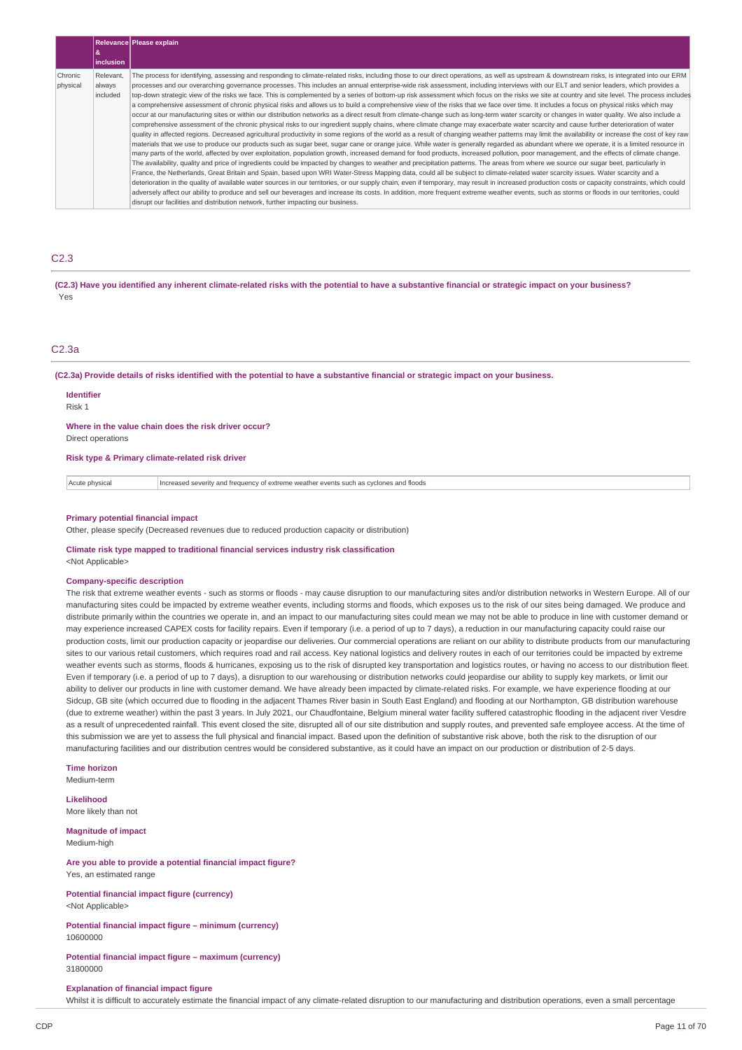|  | Relevance & inclusion | Please explain |
| --- | --- | --- |
| Chronic physical | Relevant, always included | The process for identifying, assessing and responding to climate-related risks, including those to our direct operations, as well as upstream & downstream risks, is integrated into our ERM processes and our overarching governance processes. This includes an annual enterprise-wide risk assessment, including interviews with our ELT and senior leaders, which provides a top-down strategic view of the risks we face. This is complemented by a series of bottom-up risk assessment which focus on the risks we site at country and site level. The process includes a comprehensive assessment of chronic physical risks and allows us to build a comprehensive view of the risks that we face over time. It includes a focus on physical risks which may occur at our manufacturing sites or within our distribution networks as a direct result from climate-change such as long-term water scarcity or changes in water quality. We also include a comprehensive assessment of the chronic physical risks to our ingredient supply chains, where climate change may exacerbate water scarcity and cause further deterioration of water quality in affected regions. Decreased agricultural productivity in some regions of the world as a result of changing weather patterns may limit the availability or increase the cost of key raw materials that we use to produce our products such as sugar beet, sugar cane or orange juice. While water is generally regarded as abundant where we operate, it is a limited resource in many parts of the world, affected by over exploitation, population growth, increased demand for food products, increased pollution, poor management, and the effects of climate change. The availability, quality and price of ingredients could be impacted by changes to weather and precipitation patterns. The areas from where we source our sugar beet, particularly in France, the Netherlands, Great Britain and Spain, based upon WRI Water-Stress Mapping data, could all be subject to climate-related water scarcity issues. Water scarcity and a deterioration in the quality of available water sources in our territories, or our supply chain, even if temporary, may result in increased production costs or capacity constraints, which could adversely affect our ability to produce and sell our beverages and increase its costs. In addition, more frequent extreme weather events, such as storms or floods in our territories, could disrupt our facilities and distribution network, further impacting our business. |

## C2.3

**(C2.3) Have you identified any inherent climate-related risks with the potential to have a substantive financial or strategic impact on your business?**

Yes

## C2.3a

**(C2.3a) Provide details of risks identified with the potential to have a substantive financial or strategic impact on your business.**

**Identifier**

Risk 1

**Where in the value chain does the risk driver occur?**

Direct operations

**Risk type & Primary climate-related risk driver**

| Acute physical | Increased severity and frequency of extreme weather events such as cyclones and floods |
| --- | --- |

**Primary potential financial impact**

Other, please specify (Decreased revenues due to reduced production capacity or distribution)

**Climate risk type mapped to traditional financial services industry risk classification**

<Not Applicable>

**Company-specific description**

The risk that extreme weather events - such as storms or floods - may cause disruption to our manufacturing sites and/or distribution networks in Western Europe. All of our manufacturing sites could be impacted by extreme weather events, including storms and floods, which exposes us to the risk of our sites being damaged. We produce and distribute primarily within the countries we operate in, and an impact to our manufacturing sites could mean we may not be able to produce in line with customer demand or may experience increased CAPEX costs for facility repairs. Even if temporary (i.e. a period of up to 7 days), a reduction in our manufacturing capacity could raise our production costs, limit our production capacity or jeopardise our deliveries. Our commercial operations are reliant on our ability to distribute products from our manufacturing sites to our various retail customers, which requires road and rail access. Key national logistics and delivery routes in each of our territories could be impacted by extreme weather events such as storms, floods & hurricanes, exposing us to the risk of disrupted key transportation and logistics routes, or having no access to our distribution fleet. Even if temporary (i.e. a period of up to 7 days), a disruption to our warehousing or distribution networks could jeopardise our ability to supply key markets, or limit our ability to deliver our products in line with customer demand. We have already been impacted by climate-related risks. For example, we have experience flooding at our Sidcup, GB site (which occurred due to flooding in the adjacent Thames River basin in South East England) and flooding at our Northampton, GB distribution warehouse (due to extreme weather) within the past 3 years. In July 2021, our Chaudfontaine, Belgium mineral water facility suffered catastrophic flooding in the adjacent river Vesdre as a result of unprecedented rainfall. This event closed the site, disrupted all of our site distribution and supply routes, and prevented safe employee access. At the time of this submission we are yet to assess the full physical and financial impact. Based upon the definition of substantive risk above, both the risk to the disruption of our manufacturing facilities and our distribution centres would be considered substantive, as it could have an impact on our production or distribution of 2-5 days.

**Time horizon**

Medium-term

**Likelihood**

More likely than not

**Magnitude of impact**

Medium-high

**Are you able to provide a potential financial impact figure?**

Yes, an estimated range

**Potential financial impact figure (currency)**

<Not Applicable>

**Potential financial impact figure – minimum (currency)**

10600000

**Potential financial impact figure – maximum (currency)**

31800000

**Explanation of financial impact figure**

Whilst it is difficult to accurately estimate the financial impact of any climate-related disruption to our manufacturing and distribution operations, even a small percentage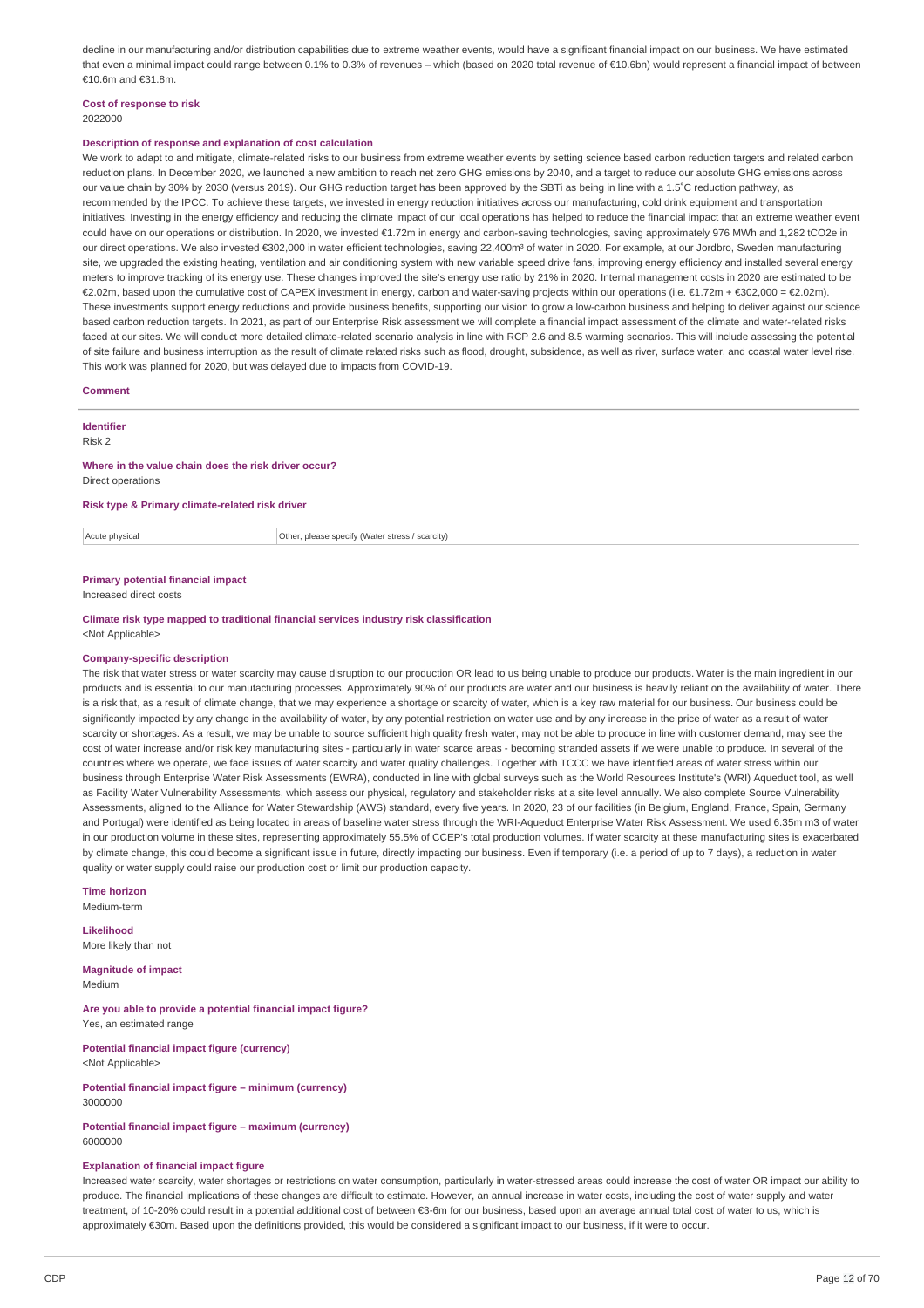decline in our manufacturing and/or distribution capabilities due to extreme weather events, would have a significant financial impact on our business. We have estimated that even a minimal impact could range between 0.1% to 0.3% of revenues – which (based on 2020 total revenue of €10.6bn) would represent a financial impact of between €10.6m and €31.8m.

**Cost of response to risk**

2022000

**Description of response and explanation of cost calculation**

We work to adapt to and mitigate, climate-related risks to our business from extreme weather events by setting science based carbon reduction targets and related carbon reduction plans. In December 2020, we launched a new ambition to reach net zero GHG emissions by 2040, and a target to reduce our absolute GHG emissions across our value chain by 30% by 2030 (versus 2019). Our GHG reduction target has been approved by the SBTi as being in line with a 1.5˚C reduction pathway, as recommended by the IPCC. To achieve these targets, we invested in energy reduction initiatives across our manufacturing, cold drink equipment and transportation initiatives. Investing in the energy efficiency and reducing the climate impact of our local operations has helped to reduce the financial impact that an extreme weather event could have on our operations or distribution. In 2020, we invested €1.72m in energy and carbon-saving technologies, saving approximately 976 MWh and 1,282 tCO2e in our direct operations. We also invested €302,000 in water efficient technologies, saving 22,400m³ of water in 2020. For example, at our Jordbro, Sweden manufacturing site, we upgraded the existing heating, ventilation and air conditioning system with new variable speed drive fans, improving energy efficiency and installed several energy meters to improve tracking of its energy use. These changes improved the site's energy use ratio by 21% in 2020. Internal management costs in 2020 are estimated to be €2.02m, based upon the cumulative cost of CAPEX investment in energy, carbon and water-saving projects within our operations (i.e. €1.72m + €302,000 = €2.02m). These investments support energy reductions and provide business benefits, supporting our vision to grow a low-carbon business and helping to deliver against our science based carbon reduction targets. In 2021, as part of our Enterprise Risk assessment we will complete a financial impact assessment of the climate and water-related risks faced at our sites. We will conduct more detailed climate-related scenario analysis in line with RCP 2.6 and 8.5 warming scenarios. This will include assessing the potential of site failure and business interruption as the result of climate related risks such as flood, drought, subsidence, as well as river, surface water, and coastal water level rise. This work was planned for 2020, but was delayed due to impacts from COVID-19.

**Comment**

---

**Identifier**

Risk 2

**Where in the value chain does the risk driver occur?**

Direct operations

**Risk type & Primary climate-related risk driver**

| Acute physical | Other, please specify (Water stress / scarcity) |
|---|---|

**Primary potential financial impact**

Increased direct costs

**Climate risk type mapped to traditional financial services industry risk classification**

<Not Applicable>

**Company-specific description**

The risk that water stress or water scarcity may cause disruption to our production OR lead to us being unable to produce our products. Water is the main ingredient in our products and is essential to our manufacturing processes. Approximately 90% of our products are water and our business is heavily reliant on the availability of water. There is a risk that, as a result of climate change, that we may experience a shortage or scarcity of water, which is a key raw material for our business. Our business could be significantly impacted by any change in the availability of water, by any potential restriction on water use and by any increase in the price of water as a result of water scarcity or shortages. As a result, we may be unable to source sufficient high quality fresh water, may not be able to produce in line with customer demand, may see the cost of water increase and/or risk key manufacturing sites - particularly in water scarce areas - becoming stranded assets if we were unable to produce. In several of the countries where we operate, we face issues of water scarcity and water quality challenges. Together with TCCC we have identified areas of water stress within our business through Enterprise Water Risk Assessments (EWRA), conducted in line with global surveys such as the World Resources Institute's (WRI) Aqueduct tool, as well as Facility Water Vulnerability Assessments, which assess our physical, regulatory and stakeholder risks at a site level annually. We also complete Source Vulnerability Assessments, aligned to the Alliance for Water Stewardship (AWS) standard, every five years. In 2020, 23 of our facilities (in Belgium, England, France, Spain, Germany and Portugal) were identified as being located in areas of baseline water stress through the WRI-Aqueduct Enterprise Water Risk Assessment. We used 6.35m m3 of water in our production volume in these sites, representing approximately 55.5% of CCEP's total production volumes. If water scarcity at these manufacturing sites is exacerbated by climate change, this could become a significant issue in future, directly impacting our business. Even if temporary (i.e. a period of up to 7 days), a reduction in water quality or water supply could raise our production cost or limit our production capacity.

**Time horizon**

Medium-term

**Likelihood**

More likely than not

**Magnitude of impact**

Medium

**Are you able to provide a potential financial impact figure?**

Yes, an estimated range

**Potential financial impact figure (currency)**

<Not Applicable>

**Potential financial impact figure – minimum (currency)**

3000000

**Potential financial impact figure – maximum (currency)**

6000000

**Explanation of financial impact figure**

Increased water scarcity, water shortages or restrictions on water consumption, particularly in water-stressed areas could increase the cost of water OR impact our ability to produce. The financial implications of these changes are difficult to estimate. However, an annual increase in water costs, including the cost of water supply and water treatment, of 10-20% could result in a potential additional cost of between €3-6m for our business, based upon an average annual total cost of water to us, which is approximately €30m. Based upon the definitions provided, this would be considered a significant impact to our business, if it were to occur.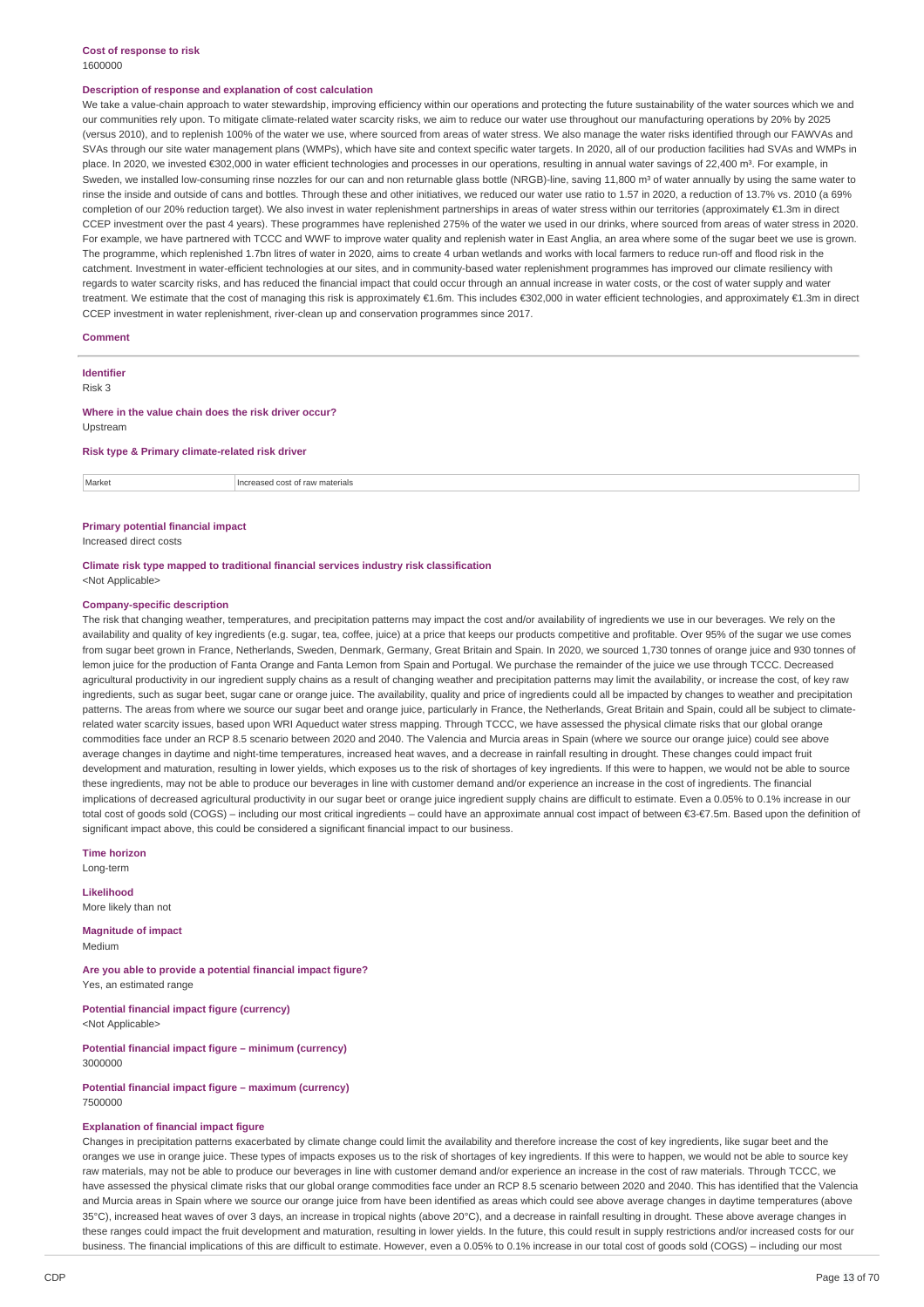**Cost of response to risk**
1600000

**Description of response and explanation of cost calculation**
We take a value-chain approach to water stewardship, improving efficiency within our operations and protecting the future sustainability of the water sources which we and our communities rely upon. To mitigate climate-related water scarcity risks, we aim to reduce our water use throughout our manufacturing operations by 20% by 2025 (versus 2010), and to replenish 100% of the water we use, where sourced from areas of water stress. We also manage the water risks identified through our FAWVAs and SVAs through our site water management plans (WMPs), which have site and context specific water targets. In 2020, all of our production facilities had SVAs and WMPs in place. In 2020, we invested €302,000 in water efficient technologies and processes in our operations, resulting in annual water savings of 22,400 m³. For example, in Sweden, we installed low-consuming rinse nozzles for our can and non returnable glass bottle (NRGB)-line, saving 11,800 m³ of water annually by using the same water to rinse the inside and outside of cans and bottles. Through these and other initiatives, we reduced our water use ratio to 1.57 in 2020, a reduction of 13.7% vs. 2010 (a 69% completion of our 20% reduction target). We also invest in water replenishment partnerships in areas of water stress within our territories (approximately €1.3m in direct CCEP investment over the past 4 years). These programmes have replenished 275% of the water we used in our drinks, where sourced from areas of water stress in 2020. For example, we have partnered with TCCC and WWF to improve water quality and replenish water in East Anglia, an area where some of the sugar beet we use is grown. The programme, which replenished 1.7bn litres of water in 2020, aims to create 4 urban wetlands and works with local farmers to reduce run-off and flood risk in the catchment. Investment in water-efficient technologies at our sites, and in community-based water replenishment programmes has improved our climate resiliency with regards to water scarcity risks, and has reduced the financial impact that could occur through an annual increase in water costs, or the cost of water supply and water treatment. We estimate that the cost of managing this risk is approximately €1.6m. This includes €302,000 in water efficient technologies, and approximately €1.3m in direct CCEP investment in water replenishment, river-clean up and conservation programmes since 2017.

**Comment**

---

**Identifier**
Risk 3

**Where in the value chain does the risk driver occur?**
Upstream

**Risk type & Primary climate-related risk driver**

| Market | Increased cost of raw materials |
|---|---|

**Primary potential financial impact**
Increased direct costs

**Climate risk type mapped to traditional financial services industry risk classification**
<Not Applicable>

**Company-specific description**
The risk that changing weather, temperatures, and precipitation patterns may impact the cost and/or availability of ingredients we use in our beverages. We rely on the availability and quality of key ingredients (e.g. sugar, tea, coffee, juice) at a price that keeps our products competitive and profitable. Over 95% of the sugar we use comes from sugar beet grown in France, Netherlands, Sweden, Denmark, Germany, Great Britain and Spain. In 2020, we sourced 1,730 tonnes of orange juice and 930 tonnes of lemon juice for the production of Fanta Orange and Fanta Lemon from Spain and Portugal. We purchase the remainder of the juice we use through TCCC. Decreased agricultural productivity in our ingredient supply chains as a result of changing weather and precipitation patterns may limit the availability, or increase the cost, of key raw ingredients, such as sugar beet, sugar cane or orange juice. The availability, quality and price of ingredients could all be impacted by changes to weather and precipitation patterns. The areas from where we source our sugar beet and orange juice, particularly in France, the Netherlands, Great Britain and Spain, could all be subject to climate-related water scarcity issues, based upon WRI Aqueduct water stress mapping. Through TCCC, we have assessed the physical climate risks that our global orange commodities face under an RCP 8.5 scenario between 2020 and 2040. The Valencia and Murcia areas in Spain (where we source our orange juice) could see above average changes in daytime and night-time temperatures, increased heat waves, and a decrease in rainfall resulting in drought. These changes could impact fruit development and maturation, resulting in lower yields, which exposes us to the risk of shortages of key ingredients. If this were to happen, we would not be able to source these ingredients, may not be able to produce our beverages in line with customer demand and/or experience an increase in the cost of ingredients. The financial implications of decreased agricultural productivity in our sugar beet or orange juice ingredient supply chains are difficult to estimate. Even a 0.05% to 0.1% increase in our total cost of goods sold (COGS) – including our most critical ingredients – could have an approximate annual cost impact of between €3-€7.5m. Based upon the definition of significant impact above, this could be considered a significant financial impact to our business.

**Time horizon**
Long-term

**Likelihood**
More likely than not

**Magnitude of impact**
Medium

**Are you able to provide a potential financial impact figure?**
Yes, an estimated range

**Potential financial impact figure (currency)**
<Not Applicable>

**Potential financial impact figure – minimum (currency)**
3000000

**Potential financial impact figure – maximum (currency)**
7500000

**Explanation of financial impact figure**
Changes in precipitation patterns exacerbated by climate change could limit the availability and therefore increase the cost of key ingredients, like sugar beet and the oranges we use in orange juice. These types of impacts exposes us to the risk of shortages of key ingredients. If this were to happen, we would not be able to source key raw materials, may not be able to produce our beverages in line with customer demand and/or experience an increase in the cost of raw materials. Through TCCC, we have assessed the physical climate risks that our global orange commodities face under an RCP 8.5 scenario between 2020 and 2040. This has identified that the Valencia and Murcia areas in Spain where we source our orange juice from have been identified as areas which could see above average changes in daytime temperatures (above 35°C), increased heat waves of over 3 days, an increase in tropical nights (above 20°C), and a decrease in rainfall resulting in drought. These above average changes in these ranges could impact the fruit development and maturation, resulting in lower yields. In the future, this could result in supply restrictions and/or increased costs for our business. The financial implications of this are difficult to estimate. However, even a 0.05% to 0.1% increase in our total cost of goods sold (COGS) – including our most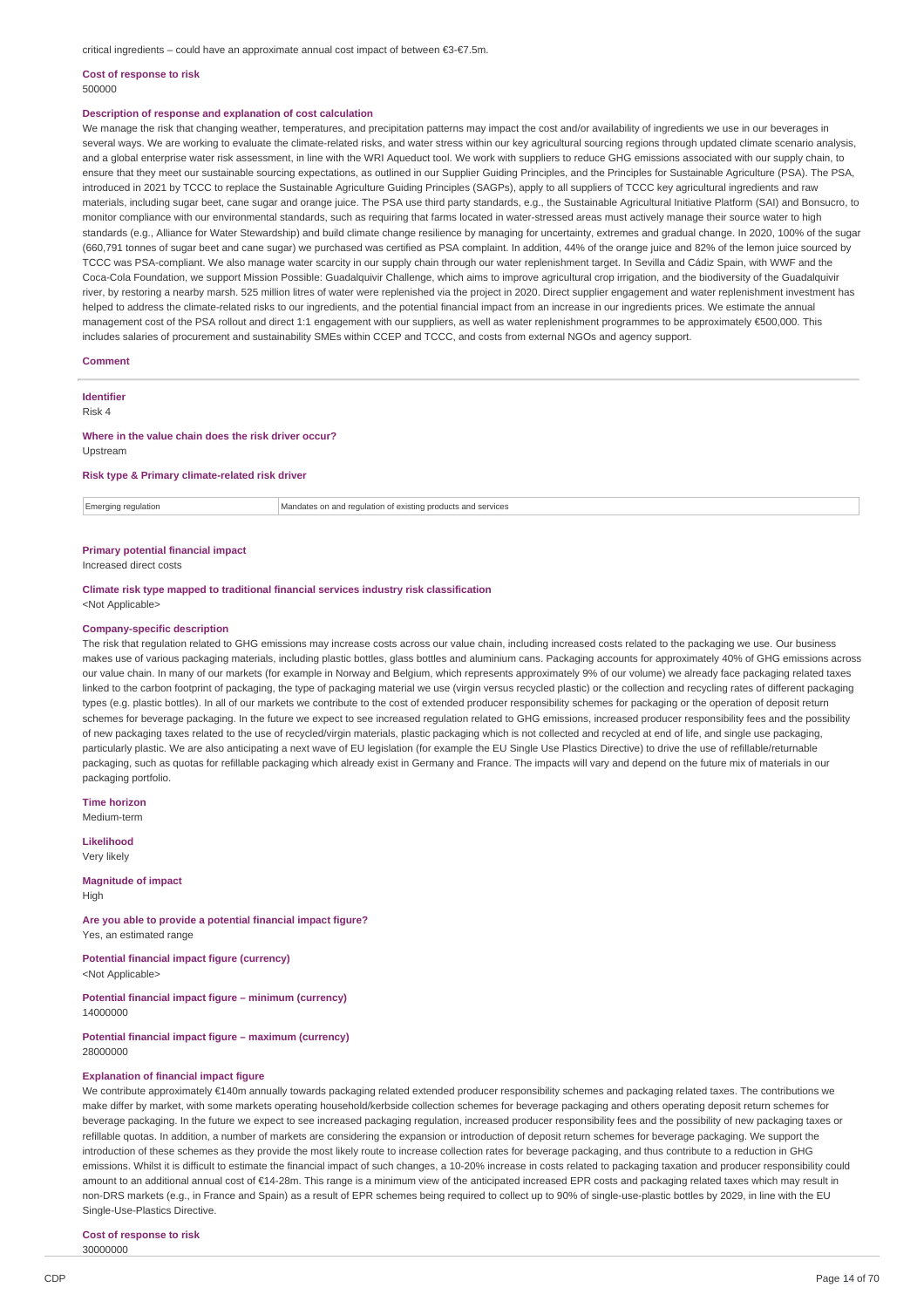critical ingredients – could have an approximate annual cost impact of between €3-€7.5m.

**Cost of response to risk**

500000

**Description of response and explanation of cost calculation**

We manage the risk that changing weather, temperatures, and precipitation patterns may impact the cost and/or availability of ingredients we use in our beverages in several ways. We are working to evaluate the climate-related risks, and water stress within our key agricultural sourcing regions through updated climate scenario analysis, and a global enterprise water risk assessment, in line with the WRI Aqueduct tool. We work with suppliers to reduce GHG emissions associated with our supply chain, to ensure that they meet our sustainable sourcing expectations, as outlined in our Supplier Guiding Principles, and the Principles for Sustainable Agriculture (PSA). The PSA, introduced in 2021 by TCCC to replace the Sustainable Agriculture Guiding Principles (SAGPs), apply to all suppliers of TCCC key agricultural ingredients and raw materials, including sugar beet, cane sugar and orange juice. The PSA use third party standards, e.g., the Sustainable Agricultural Initiative Platform (SAI) and Bonsucro, to monitor compliance with our environmental standards, such as requiring that farms located in water-stressed areas must actively manage their source water to high standards (e.g., Alliance for Water Stewardship) and build climate change resilience by managing for uncertainty, extremes and gradual change. In 2020, 100% of the sugar (660,791 tonnes of sugar beet and cane sugar) we purchased was certified as PSA complaint. In addition, 44% of the orange juice and 82% of the lemon juice sourced by TCCC was PSA-compliant. We also manage water scarcity in our supply chain through our water replenishment target. In Sevilla and Cádiz Spain, with WWF and the Coca-Cola Foundation, we support Mission Possible: Guadalquivir Challenge, which aims to improve agricultural crop irrigation, and the biodiversity of the Guadalquivir river, by restoring a nearby marsh. 525 million litres of water were replenished via the project in 2020. Direct supplier engagement and water replenishment investment has helped to address the climate-related risks to our ingredients, and the potential financial impact from an increase in our ingredients prices. We estimate the annual management cost of the PSA rollout and direct 1:1 engagement with our suppliers, as well as water replenishment programmes to be approximately €500,000. This includes salaries of procurement and sustainability SMEs within CCEP and TCCC, and costs from external NGOs and agency support.

**Comment**

---

**Identifier**

Risk 4

**Where in the value chain does the risk driver occur?**

Upstream

**Risk type & Primary climate-related risk driver**

| Emerging regulation | Mandates on and regulation of existing products and services |
|---|---|

**Primary potential financial impact**

Increased direct costs

**Climate risk type mapped to traditional financial services industry risk classification**

<Not Applicable>

**Company-specific description**

The risk that regulation related to GHG emissions may increase costs across our value chain, including increased costs related to the packaging we use. Our business makes use of various packaging materials, including plastic bottles, glass bottles and aluminium cans. Packaging accounts for approximately 40% of GHG emissions across our value chain. In many of our markets (for example in Norway and Belgium, which represents approximately 9% of our volume) we already face packaging related taxes linked to the carbon footprint of packaging, the type of packaging material we use (virgin versus recycled plastic) or the collection and recycling rates of different packaging types (e.g. plastic bottles). In all of our markets we contribute to the cost of extended producer responsibility schemes for packaging or the operation of deposit return schemes for beverage packaging. In the future we expect to see increased regulation related to GHG emissions, increased producer responsibility fees and the possibility of new packaging taxes related to the use of recycled/virgin materials, plastic packaging which is not collected and recycled at end of life, and single use packaging, particularly plastic. We are also anticipating a next wave of EU legislation (for example the EU Single Use Plastics Directive) to drive the use of refillable/returnable packaging, such as quotas for refillable packaging which already exist in Germany and France. The impacts will vary and depend on the future mix of materials in our packaging portfolio.

**Time horizon**

Medium-term

**Likelihood**

Very likely

**Magnitude of impact**

High

**Are you able to provide a potential financial impact figure?**

Yes, an estimated range

**Potential financial impact figure (currency)**

<Not Applicable>

**Potential financial impact figure – minimum (currency)**

14000000

**Potential financial impact figure – maximum (currency)**

28000000

**Explanation of financial impact figure**

We contribute approximately €140m annually towards packaging related extended producer responsibility schemes and packaging related taxes. The contributions we make differ by market, with some markets operating household/kerbside collection schemes for beverage packaging and others operating deposit return schemes for beverage packaging. In the future we expect to see increased packaging regulation, increased producer responsibility fees and the possibility of new packaging taxes or refillable quotas. In addition, a number of markets are considering the expansion or introduction of deposit return schemes for beverage packaging. We support the introduction of these schemes as they provide the most likely route to increase collection rates for beverage packaging, and thus contribute to a reduction in GHG emissions. Whilst it is difficult to estimate the financial impact of such changes, a 10-20% increase in costs related to packaging taxation and producer responsibility could amount to an additional annual cost of €14-28m. This range is a minimum view of the anticipated increased EPR costs and packaging related taxes which may result in non-DRS markets (e.g., in France and Spain) as a result of EPR schemes being required to collect up to 90% of single-use-plastic bottles by 2029, in line with the EU Single-Use-Plastics Directive.

**Cost of response to risk**

30000000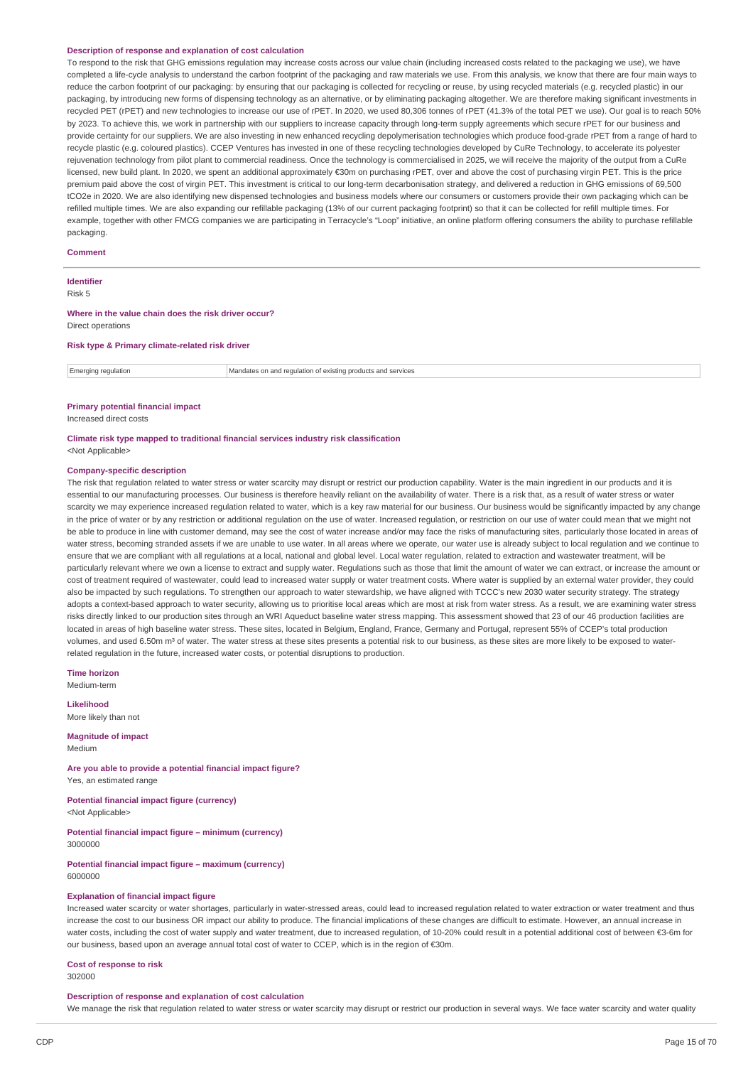**Description of response and explanation of cost calculation**

To respond to the risk that GHG emissions regulation may increase costs across our value chain (including increased costs related to the packaging we use), we have completed a life-cycle analysis to understand the carbon footprint of the packaging and raw materials we use. From this analysis, we know that there are four main ways to reduce the carbon footprint of our packaging: by ensuring that our packaging is collected for recycling or reuse, by using recycled materials (e.g. recycled plastic) in our packaging, by introducing new forms of dispensing technology as an alternative, or by eliminating packaging altogether. We are therefore making significant investments in recycled PET (rPET) and new technologies to increase our use of rPET. In 2020, we used 80,306 tonnes of rPET (41.3% of the total PET we use). Our goal is to reach 50% by 2023. To achieve this, we work in partnership with our suppliers to increase capacity through long-term supply agreements which secure rPET for our business and provide certainty for our suppliers. We are also investing in new enhanced recycling depolymerisation technologies which produce food-grade rPET from a range of hard to recycle plastic (e.g. coloured plastics). CCEP Ventures has invested in one of these recycling technologies developed by CuRe Technology, to accelerate its polyester rejuvenation technology from pilot plant to commercial readiness. Once the technology is commercialised in 2025, we will receive the majority of the output from a CuRe licensed, new build plant. In 2020, we spent an additional approximately €30m on purchasing rPET, over and above the cost of purchasing virgin PET. This is the price premium paid above the cost of virgin PET. This investment is critical to our long-term decarbonisation strategy, and delivered a reduction in GHG emissions of 69,500 tCO2e in 2020. We are also identifying new dispensed technologies and business models where our consumers or customers provide their own packaging which can be refilled multiple times. We are also expanding our refillable packaging (13% of our current packaging footprint) so that it can be collected for refill multiple times. For example, together with other FMCG companies we are participating in Terracycle's "Loop" initiative, an online platform offering consumers the ability to purchase refillable packaging.

**Comment**

---

**Identifier**
Risk 5

**Where in the value chain does the risk driver occur?**
Direct operations

**Risk type & Primary climate-related risk driver**

| Emerging regulation | Mandates on and regulation of existing products and services |
|---|---|

**Primary potential financial impact**
Increased direct costs

**Climate risk type mapped to traditional financial services industry risk classification**
<Not Applicable>

**Company-specific description**

The risk that regulation related to water stress or water scarcity may disrupt or restrict our production capability. Water is the main ingredient in our products and it is essential to our manufacturing processes. Our business is therefore heavily reliant on the availability of water. There is a risk that, as a result of water stress or water scarcity we may experience increased regulation related to water, which is a key raw material for our business. Our business would be significantly impacted by any change in the price of water or by any restriction or additional regulation on the use of water. Increased regulation, or restriction on our use of water could mean that we might not be able to produce in line with customer demand, may see the cost of water increase and/or may face the risks of manufacturing sites, particularly those located in areas of water stress, becoming stranded assets if we are unable to use water. In all areas where we operate, our water use is already subject to local regulation and we continue to ensure that we are compliant with all regulations at a local, national and global level. Local water regulation, related to extraction and wastewater treatment, will be particularly relevant where we own a license to extract and supply water. Regulations such as those that limit the amount of water we can extract, or increase the amount or cost of treatment required of wastewater, could lead to increased water supply or water treatment costs. Where water is supplied by an external water provider, they could also be impacted by such regulations. To strengthen our approach to water stewardship, we have aligned with TCCC's new 2030 water security strategy. The strategy adopts a context-based approach to water security, allowing us to prioritise local areas which are most at risk from water stress. As a result, we are examining water stress risks directly linked to our production sites through an WRI Aqueduct baseline water stress mapping. This assessment showed that 23 of our 46 production facilities are located in areas of high baseline water stress. These sites, located in Belgium, England, France, Germany and Portugal, represent 55% of CCEP's total production volumes, and used 6.50m m³ of water. The water stress at these sites presents a potential risk to our business, as these sites are more likely to be exposed to water-related regulation in the future, increased water costs, or potential disruptions to production.

**Time horizon**
Medium-term

**Likelihood**
More likely than not

**Magnitude of impact**
Medium

**Are you able to provide a potential financial impact figure?**
Yes, an estimated range

**Potential financial impact figure (currency)**
<Not Applicable>

**Potential financial impact figure – minimum (currency)**
3000000

**Potential financial impact figure – maximum (currency)**
6000000

**Explanation of financial impact figure**

Increased water scarcity or water shortages, particularly in water-stressed areas, could lead to increased regulation related to water extraction or water treatment and thus increase the cost to our business OR impact our ability to produce. The financial implications of these changes are difficult to estimate. However, an annual increase in water costs, including the cost of water supply and water treatment, due to increased regulation, of 10-20% could result in a potential additional cost of between €3-6m for our business, based upon an average annual total cost of water to CCEP, which is in the region of €30m.

**Cost of response to risk**
302000

**Description of response and explanation of cost calculation**

We manage the risk that regulation related to water stress or water scarcity may disrupt or restrict our production in several ways. We face water scarcity and water quality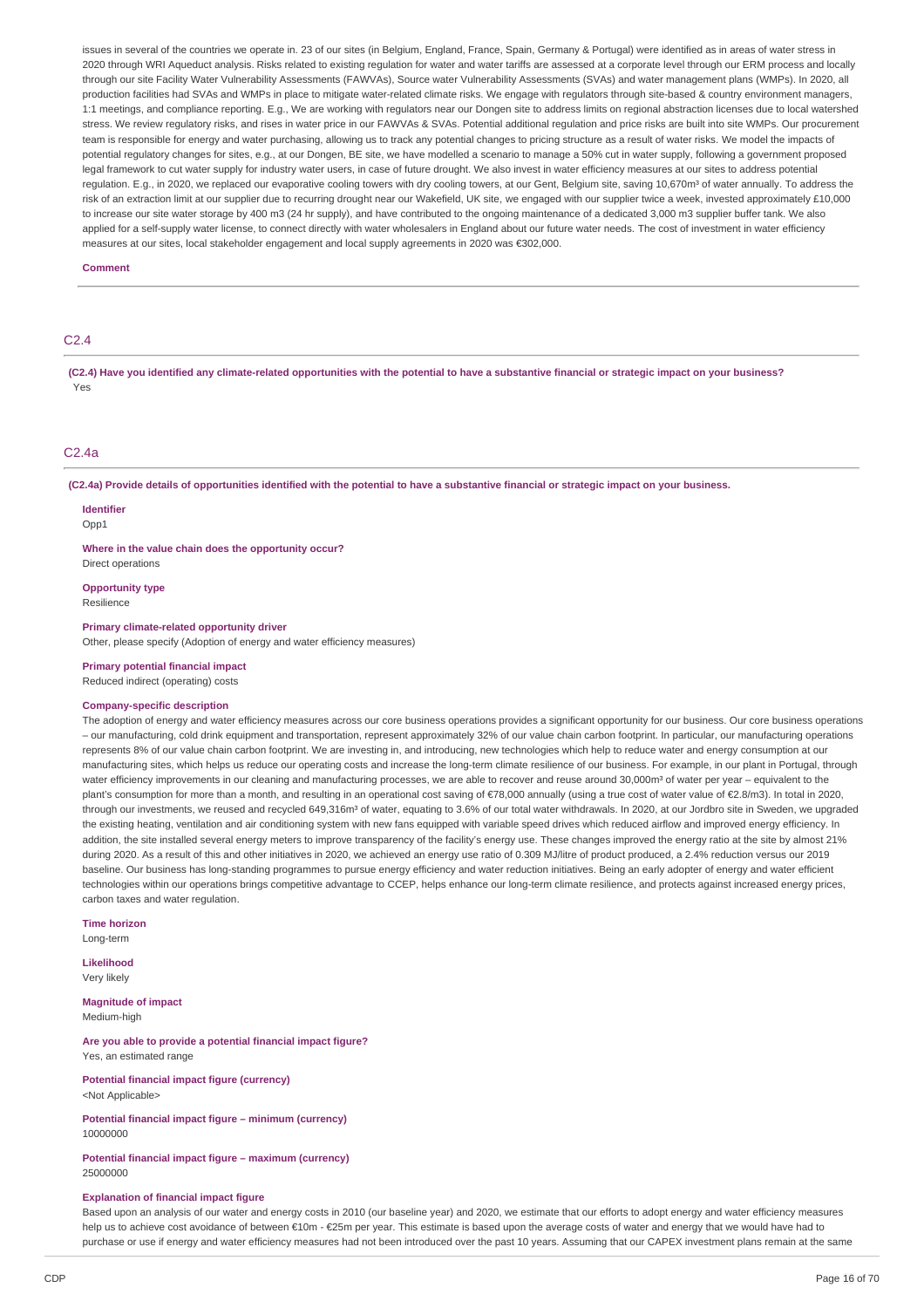issues in several of the countries we operate in. 23 of our sites (in Belgium, England, France, Spain, Germany & Portugal) were identified as in areas of water stress in 2020 through WRI Aqueduct analysis. Risks related to existing regulation for water and water tariffs are assessed at a corporate level through our ERM process and locally through our site Facility Water Vulnerability Assessments (FAWVAs), Source water Vulnerability Assessments (SVAs) and water management plans (WMPs). In 2020, all production facilities had SVAs and WMPs in place to mitigate water-related climate risks. We engage with regulators through site-based & country environment managers, 1:1 meetings, and compliance reporting. E.g., We are working with regulators near our Dongen site to address limits on regional abstraction licenses due to local watershed stress. We review regulatory risks, and rises in water price in our FAWVAs & SVAs. Potential additional regulation and price risks are built into site WMPs. Our procurement team is responsible for energy and water purchasing, allowing us to track any potential changes to pricing structure as a result of water risks. We model the impacts of potential regulatory changes for sites, e.g., at our Dongen, BE site, we have modelled a scenario to manage a 50% cut in water supply, following a government proposed legal framework to cut water supply for industry water users, in case of future drought. We also invest in water efficiency measures at our sites to address potential regulation. E.g., in 2020, we replaced our evaporative cooling towers with dry cooling towers, at our Gent, Belgium site, saving 10,670m³ of water annually. To address the risk of an extraction limit at our supplier due to recurring drought near our Wakefield, UK site, we engaged with our supplier twice a week, invested approximately £10,000 to increase our site water storage by 400 m3 (24 hr supply), and have contributed to the ongoing maintenance of a dedicated 3,000 m3 supplier buffer tank. We also applied for a self-supply water license, to connect directly with water wholesalers in England about our future water needs. The cost of investment in water efficiency measures at our sites, local stakeholder engagement and local supply agreements in 2020 was €302,000.

**Comment**

## C2.4

**(C2.4) Have you identified any climate-related opportunities with the potential to have a substantive financial or strategic impact on your business?**

Yes

## C2.4a

**(C2.4a) Provide details of opportunities identified with the potential to have a substantive financial or strategic impact on your business.**

**Identifier**

Opp1

**Where in the value chain does the opportunity occur?**

Direct operations

**Opportunity type**

Resilience

**Primary climate-related opportunity driver**

Other, please specify (Adoption of energy and water efficiency measures)

**Primary potential financial impact**

Reduced indirect (operating) costs

**Company-specific description**

The adoption of energy and water efficiency measures across our core business operations provides a significant opportunity for our business. Our core business operations – our manufacturing, cold drink equipment and transportation, represent approximately 32% of our value chain carbon footprint. In particular, our manufacturing operations represents 8% of our value chain carbon footprint. We are investing in, and introducing, new technologies which help to reduce water and energy consumption at our manufacturing sites, which helps us reduce our operating costs and increase the long-term climate resilience of our business. For example, in our plant in Portugal, through water efficiency improvements in our cleaning and manufacturing processes, we are able to recover and reuse around 30,000m³ of water per year – equivalent to the plant's consumption for more than a month, and resulting in an operational cost saving of €78,000 annually (using a true cost of water value of €2.8/m3). In total in 2020, through our investments, we reused and recycled 649,316m³ of water, equating to 3.6% of our total water withdrawals. In 2020, at our Jordbro site in Sweden, we upgraded the existing heating, ventilation and air conditioning system with new fans equipped with variable speed drives which reduced airflow and improved energy efficiency. In addition, the site installed several energy meters to improve transparency of the facility's energy use. These changes improved the energy ratio at the site by almost 21% during 2020. As a result of this and other initiatives in 2020, we achieved an energy use ratio of 0.309 MJ/litre of product produced, a 2.4% reduction versus our 2019 baseline. Our business has long-standing programmes to pursue energy efficiency and water reduction initiatives. Being an early adopter of energy and water efficient technologies within our operations brings competitive advantage to CCEP, helps enhance our long-term climate resilience, and protects against increased energy prices, carbon taxes and water regulation.

**Time horizon**

Long-term

**Likelihood**

Very likely

**Magnitude of impact**

Medium-high

**Are you able to provide a potential financial impact figure?**

Yes, an estimated range

**Potential financial impact figure (currency)**

<Not Applicable>

**Potential financial impact figure – minimum (currency)**

10000000

**Potential financial impact figure – maximum (currency)**

25000000

**Explanation of financial impact figure**

Based upon an analysis of our water and energy costs in 2010 (our baseline year) and 2020, we estimate that our efforts to adopt energy and water efficiency measures help us to achieve cost avoidance of between €10m - €25m per year. This estimate is based upon the average costs of water and energy that we would have had to purchase or use if energy and water efficiency measures had not been introduced over the past 10 years. Assuming that our CAPEX investment plans remain at the same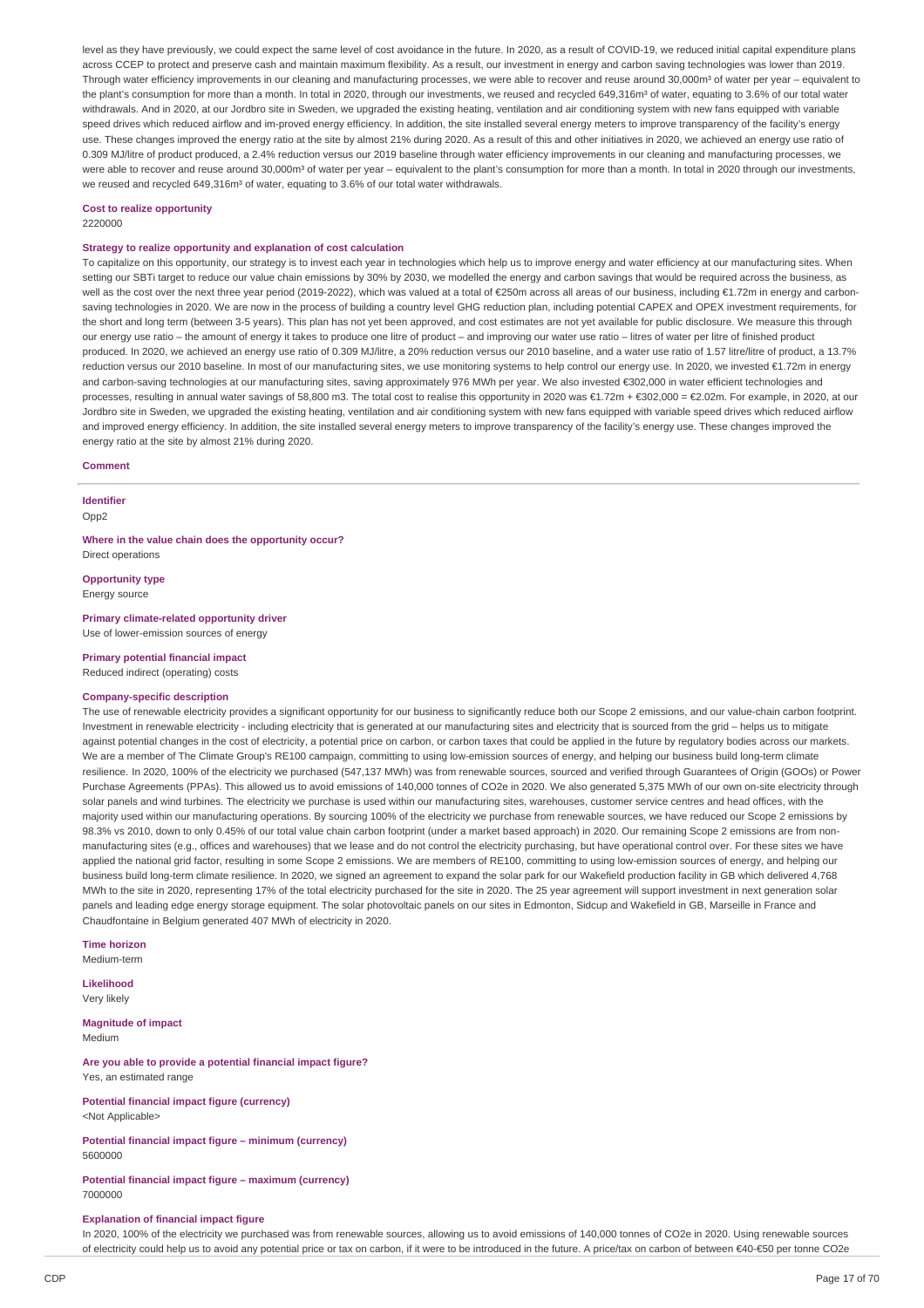level as they have previously, we could expect the same level of cost avoidance in the future. In 2020, as a result of COVID-19, we reduced initial capital expenditure plans across CCEP to protect and preserve cash and maintain maximum flexibility. As a result, our investment in energy and carbon saving technologies was lower than 2019. Through water efficiency improvements in our cleaning and manufacturing processes, we were able to recover and reuse around 30,000m³ of water per year – equivalent to the plant's consumption for more than a month. In total in 2020, through our investments, we reused and recycled 649,316m³ of water, equating to 3.6% of our total water withdrawals. And in 2020, at our Jordbro site in Sweden, we upgraded the existing heating, ventilation and air conditioning system with new fans equipped with variable speed drives which reduced airflow and im-proved energy efficiency. In addition, the site installed several energy meters to improve transparency of the facility's energy use. These changes improved the energy ratio at the site by almost 21% during 2020. As a result of this and other initiatives in 2020, we achieved an energy use ratio of 0.309 MJ/litre of product produced, a 2.4% reduction versus our 2019 baseline through water efficiency improvements in our cleaning and manufacturing processes, we were able to recover and reuse around 30,000m³ of water per year – equivalent to the plant's consumption for more than a month. In total in 2020 through our investments, we reused and recycled 649,316m³ of water, equating to 3.6% of our total water withdrawals.

**Cost to realize opportunity**

2220000

**Strategy to realize opportunity and explanation of cost calculation**

To capitalize on this opportunity, our strategy is to invest each year in technologies which help us to improve energy and water efficiency at our manufacturing sites. When setting our SBTi target to reduce our value chain emissions by 30% by 2030, we modelled the energy and carbon savings that would be required across the business, as well as the cost over the next three year period (2019-2022), which was valued at a total of €250m across all areas of our business, including €1.72m in energy and carbon-saving technologies in 2020. We are now in the process of building a country level GHG reduction plan, including potential CAPEX and OPEX investment requirements, for the short and long term (between 3-5 years). This plan has not yet been approved, and cost estimates are not yet available for public disclosure. We measure this through our energy use ratio – the amount of energy it takes to produce one litre of product – and improving our water use ratio – litres of water per litre of finished product produced. In 2020, we achieved an energy use ratio of 0.309 MJ/litre, a 20% reduction versus our 2010 baseline, and a water use ratio of 1.57 litre/litre of product, a 13.7% reduction versus our 2010 baseline. In most of our manufacturing sites, we use monitoring systems to help control our energy use. In 2020, we invested €1.72m in energy and carbon-saving technologies at our manufacturing sites, saving approximately 976 MWh per year. We also invested €302,000 in water efficient technologies and processes, resulting in annual water savings of 58,800 m3. The total cost to realise this opportunity in 2020 was €1.72m + €302,000 = €2.02m. For example, in 2020, at our Jordbro site in Sweden, we upgraded the existing heating, ventilation and air conditioning system with new fans equipped with variable speed drives which reduced airflow and improved energy efficiency. In addition, the site installed several energy meters to improve transparency of the facility's energy use. These changes improved the energy ratio at the site by almost 21% during 2020.

**Comment**

---

**Identifier**

Opp2

**Where in the value chain does the opportunity occur?**

Direct operations

**Opportunity type**

Energy source

**Primary climate-related opportunity driver**

Use of lower-emission sources of energy

**Primary potential financial impact**

Reduced indirect (operating) costs

**Company-specific description**

The use of renewable electricity provides a significant opportunity for our business to significantly reduce both our Scope 2 emissions, and our value-chain carbon footprint. Investment in renewable electricity - including electricity that is generated at our manufacturing sites and electricity that is sourced from the grid – helps us to mitigate against potential changes in the cost of electricity, a potential price on carbon, or carbon taxes that could be applied in the future by regulatory bodies across our markets. We are a member of The Climate Group's RE100 campaign, committing to using low-emission sources of energy, and helping our business build long-term climate resilience. In 2020, 100% of the electricity we purchased (547,137 MWh) was from renewable sources, sourced and verified through Guarantees of Origin (GOOs) or Power Purchase Agreements (PPAs). This allowed us to avoid emissions of 140,000 tonnes of CO2e in 2020. We also generated 5,375 MWh of our own on-site electricity through solar panels and wind turbines. The electricity we purchase is used within our manufacturing sites, warehouses, customer service centres and head offices, with the majority used within our manufacturing operations. By sourcing 100% of the electricity we purchase from renewable sources, we have reduced our Scope 2 emissions by 98.3% vs 2010, down to only 0.45% of our total value chain carbon footprint (under a market based approach) in 2020. Our remaining Scope 2 emissions are from non-manufacturing sites (e.g., offices and warehouses) that we lease and do not control the electricity purchasing, but have operational control over. For these sites we have applied the national grid factor, resulting in some Scope 2 emissions. We are members of RE100, committing to using low-emission sources of energy, and helping our business build long-term climate resilience. In 2020, we signed an agreement to expand the solar park for our Wakefield production facility in GB which delivered 4,768 MWh to the site in 2020, representing 17% of the total electricity purchased for the site in 2020. The 25 year agreement will support investment in next generation solar panels and leading edge energy storage equipment. The solar photovoltaic panels on our sites in Edmonton, Sidcup and Wakefield in GB, Marseille in France and Chaudfontaine in Belgium generated 407 MWh of electricity in 2020.

**Time horizon**

Medium-term

**Likelihood**

Very likely

**Magnitude of impact**

Medium

**Are you able to provide a potential financial impact figure?**

Yes, an estimated range

**Potential financial impact figure (currency)**

<Not Applicable>

**Potential financial impact figure – minimum (currency)**

5600000

**Potential financial impact figure – maximum (currency)**

7000000

**Explanation of financial impact figure**

In 2020, 100% of the electricity we purchased was from renewable sources, allowing us to avoid emissions of 140,000 tonnes of CO2e in 2020. Using renewable sources of electricity could help us to avoid any potential price or tax on carbon, if it were to be introduced in the future. A price/tax on carbon of between €40-€50 per tonne CO2e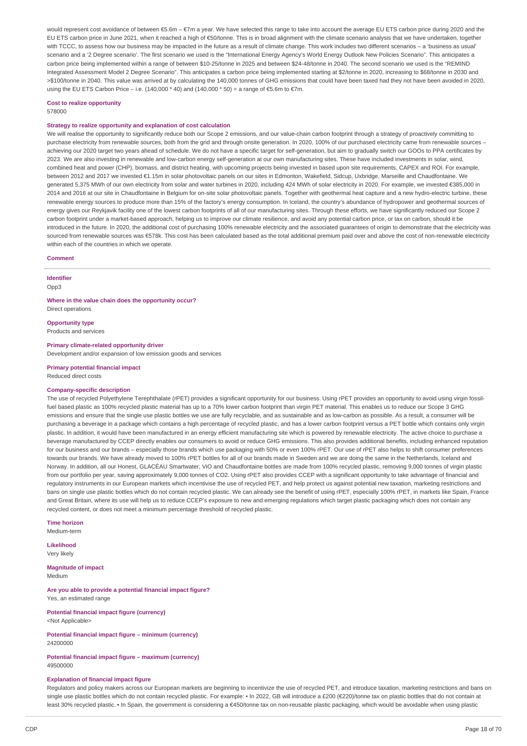would represent cost avoidance of between €5.6m – €7m a year. We have selected this range to take into account the average EU ETS carbon price during 2020 and the EU ETS carbon price in June 2021, when it reached a high of €50/tonne. This is in broad alignment with the climate scenario analysis that we have undertaken, together with TCCC, to assess how our business may be impacted in the future as a result of climate change. This work includes two different scenarios – a 'business as usual' scenario and a '2 Degree scenario'. The first scenario we used is the "International Energy Agency's World Energy Outlook New Policies Scenario". This anticipates a carbon price being implemented within a range of between $10-25/tonne in 2025 and between $24-48/tonne in 2040. The second scenario we used is the "REMIND Integrated Assessment Model 2 Degree Scenario". This anticipates a carbon price being implemented starting at $2/tonne in 2020, increasing to $68/tonne in 2030 and >$100/tonne in 2040. This value was arrived at by calculating the 140,000 tonnes of GHG emissions that could have been taxed had they not have been avoided in 2020, using the EU ETS Carbon Price – i.e. (140,000 * 40) and (140,000 * 50) = a range of €5.6m to €7m.

**Cost to realize opportunity**
578000

**Strategy to realize opportunity and explanation of cost calculation**
We will realise the opportunity to significantly reduce both our Scope 2 emissions, and our value-chain carbon footprint through a strategy of proactively committing to purchase electricity from renewable sources, both from the grid and through onsite generation. In 2020, 100% of our purchased electricity came from renewable sources – achieving our 2020 target two years ahead of schedule. We do not have a specific target for self-generation, but aim to gradually switch our GOOs to PPA certificates by 2023. We are also investing in renewable and low-carbon energy self-generation at our own manufacturing sites. These have included investments in solar, wind, combined heat and power (CHP), biomass, and district heating, with upcoming projects being invested in based upon site requirements, CAPEX and ROI. For example, between 2012 and 2017 we invested €1.15m in solar photovoltaic panels on our sites in Edmonton, Wakefield, Sidcup, Uxbridge, Marseille and Chaudfontaine. We generated 5,375 MWh of our own electricity from solar and water turbines in 2020, including 424 MWh of solar electricity in 2020. For example, we invested €385,000 in 2014 and 2016 at our site in Chaudfontaine in Belgium for on-site solar photovoltaic panels. Together with geothermal heat capture and a new hydro-electric turbine, these renewable energy sources to produce more than 15% of the factory's energy consumption. In Iceland, the country's abundance of hydropower and geothermal sources of energy gives our Reykjavik facility one of the lowest carbon footprints of all of our manufacturing sites. Through these efforts, we have significantly reduced our Scope 2 carbon footprint under a market-based approach, helping us to improve our climate resilience, and avoid any potential carbon price, or tax on carbon, should it be introduced in the future. In 2020, the additional cost of purchasing 100% renewable electricity and the associated guarantees of origin to demonstrate that the electricity was sourced from renewable sources was €578k. This cost has been calculated based as the total additional premium paid over and above the cost of non-renewable electricity within each of the countries in which we operate.

**Comment**

---

**Identifier**
Opp3

**Where in the value chain does the opportunity occur?**
Direct operations

**Opportunity type**
Products and services

**Primary climate-related opportunity driver**
Development and/or expansion of low emission goods and services

**Primary potential financial impact**
Reduced direct costs

**Company-specific description**
The use of recycled Polyethylene Terephthalate (rPET) provides a significant opportunity for our business. Using rPET provides an opportunity to avoid using virgin fossil-fuel based plastic as 100% recycled plastic material has up to a 70% lower carbon footprint than virgin PET material. This enables us to reduce our Scope 3 GHG emissions and ensure that the single use plastic bottles we use are fully recyclable, and as sustainable and as low-carbon as possible. As a result, a consumer will be purchasing a beverage in a package which contains a high percentage of recycled plastic, and has a lower carbon footprint versus a PET bottle which contains only virgin plastic. In addition, it would have been manufactured in an energy efficient manufacturing site which is powered by renewable electricity. The active choice to purchase a beverage manufactured by CCEP directly enables our consumers to avoid or reduce GHG emissions. This also provides additional benefits, including enhanced reputation for our business and our brands – especially those brands which use packaging with 50% or even 100% rPET. Our use of rPET also helps to shift consumer preferences towards our brands. We have already moved to 100% rPET bottles for all of our brands made in Sweden and we are doing the same in the Netherlands, Iceland and Norway. In addition, all our Honest, GLACÉAU Smartwater, ViO and Chaudfontaine bottles are made from 100% recycled plastic, removing 9,000 tonnes of virgin plastic from our portfolio per year, saving approximately 9,000 tonnes of CO2. Using rPET also provides CCEP with a significant opportunity to take advantage of financial and regulatory instruments in our European markets which incentivise the use of recycled PET, and help protect us against potential new taxation, marketing restrictions and bans on single use plastic bottles which do not contain recycled plastic. We can already see the benefit of using rPET, especially 100% rPET, in markets like Spain, France and Great Britain, where its use will help us to reduce CCEP's exposure to new and emerging regulations which target plastic packaging which does not contain any recycled content, or does not meet a minimum percentage threshold of recycled plastic.

**Time horizon**
Medium-term

**Likelihood**
Very likely

**Magnitude of impact**
Medium

**Are you able to provide a potential financial impact figure?**
Yes, an estimated range

**Potential financial impact figure (currency)**
<Not Applicable>

**Potential financial impact figure – minimum (currency)**
24200000

**Potential financial impact figure – maximum (currency)**
49500000

**Explanation of financial impact figure**
Regulators and policy makers across our European markets are beginning to incentivize the use of recycled PET, and introduce taxation, marketing restrictions and bans on single use plastic bottles which do not contain recycled plastic. For example: • In 2022, GB will introduce a £200 (€220)/tonne tax on plastic bottles that do not contain at least 30% recycled plastic. • In Spain, the government is considering a €450/tonne tax on non-reusable plastic packaging, which would be avoidable when using plastic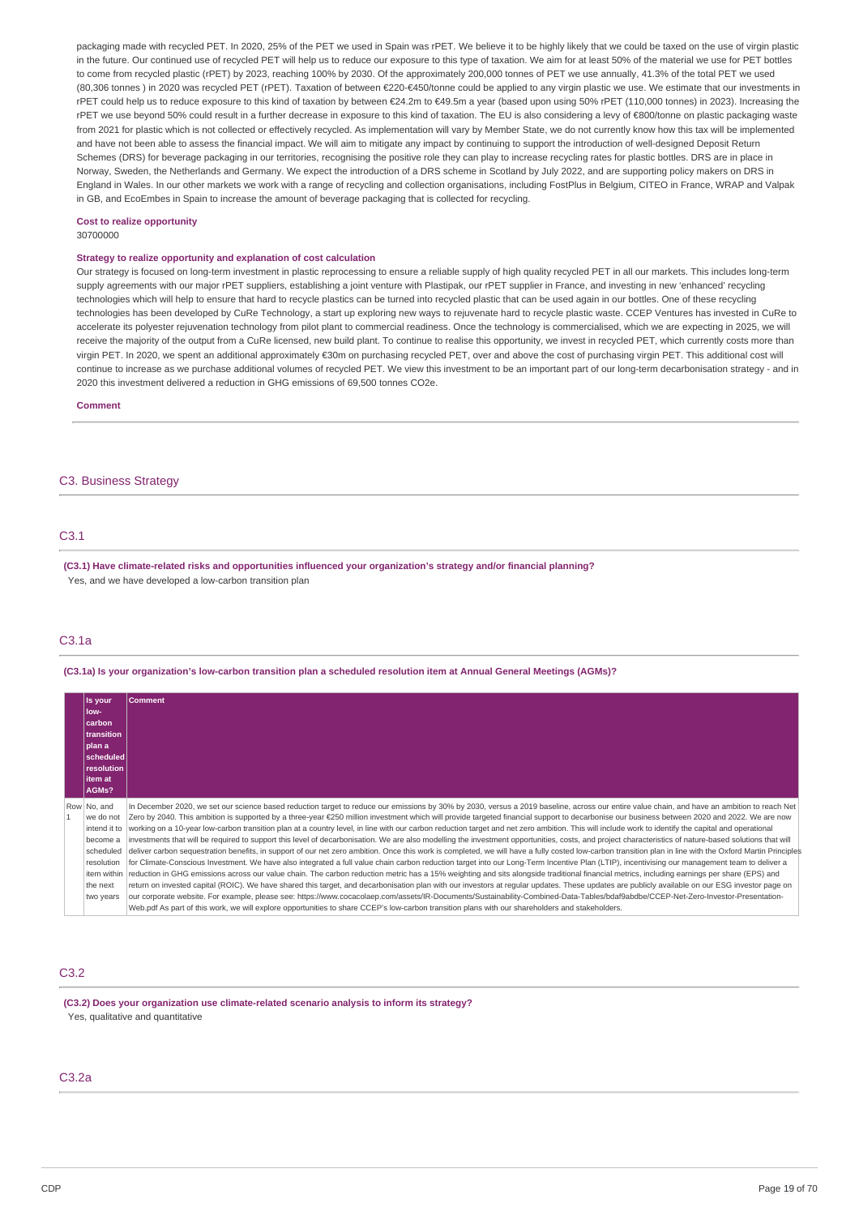packaging made with recycled PET. In 2020, 25% of the PET we used in Spain was rPET. We believe it to be highly likely that we could be taxed on the use of virgin plastic in the future. Our continued use of recycled PET will help us to reduce our exposure to this type of taxation. We aim for at least 50% of the material we use for PET bottles to come from recycled plastic (rPET) by 2023, reaching 100% by 2030. Of the approximately 200,000 tonnes of PET we use annually, 41.3% of the total PET we used (80,306 tonnes ) in 2020 was recycled PET (rPET). Taxation of between €220-€450/tonne could be applied to any virgin plastic we use. We estimate that our investments in rPET could help us to reduce exposure to this kind of taxation by between €24.2m to €49.5m a year (based upon using 50% rPET (110,000 tonnes) in 2023). Increasing the rPET we use beyond 50% could result in a further decrease in exposure to this kind of taxation. The EU is also considering a levy of €800/tonne on plastic packaging waste from 2021 for plastic which is not collected or effectively recycled. As implementation will vary by Member State, we do not currently know how this tax will be implemented and have not been able to assess the financial impact. We will aim to mitigate any impact by continuing to support the introduction of well-designed Deposit Return Schemes (DRS) for beverage packaging in our territories, recognising the positive role they can play to increase recycling rates for plastic bottles. DRS are in place in Norway, Sweden, the Netherlands and Germany. We expect the introduction of a DRS scheme in Scotland by July 2022, and are supporting policy makers on DRS in England in Wales. In our other markets we work with a range of recycling and collection organisations, including FostPlus in Belgium, CITEO in France, WRAP and Valpak in GB, and EcoEmbes in Spain to increase the amount of beverage packaging that is collected for recycling.

**Cost to realize opportunity**

30700000

**Strategy to realize opportunity and explanation of cost calculation**

Our strategy is focused on long-term investment in plastic reprocessing to ensure a reliable supply of high quality recycled PET in all our markets. This includes long-term supply agreements with our major rPET suppliers, establishing a joint venture with Plastipak, our rPET supplier in France, and investing in new 'enhanced' recycling technologies which will help to ensure that hard to recycle plastics can be turned into recycled plastic that can be used again in our bottles. One of these recycling technologies has been developed by CuRe Technology, a start up exploring new ways to rejuvenate hard to recycle plastic waste. CCEP Ventures has invested in CuRe to accelerate its polyester rejuvenation technology from pilot plant to commercial readiness. Once the technology is commercialised, which we are expecting in 2025, we will receive the majority of the output from a CuRe licensed, new build plant. To continue to realise this opportunity, we invest in recycled PET, which currently costs more than virgin PET. In 2020, we spent an additional approximately €30m on purchasing recycled PET, over and above the cost of purchasing virgin PET. This additional cost will continue to increase as we purchase additional volumes of recycled PET. We view this investment to be an important part of our long-term decarbonisation strategy - and in 2020 this investment delivered a reduction in GHG emissions of 69,500 tonnes CO2e.

**Comment**

## C3. Business Strategy

### C3.1

**(C3.1) Have climate-related risks and opportunities influenced your organization's strategy and/or financial planning?**

Yes, and we have developed a low-carbon transition plan

### C3.1a

**(C3.1a) Is your organization's low-carbon transition plan a scheduled resolution item at Annual General Meetings (AGMs)?**

| | Is your low-carbon transition plan a scheduled resolution item at AGMs? | Comment |
|---|---|---|
| Row 1 | No, and we do not intend it to become a scheduled resolution item within the next two years | In December 2020, we set our science based reduction target to reduce our emissions by 30% by 2030, versus a 2019 baseline, across our entire value chain, and have an ambition to reach Net Zero by 2040. This ambition is supported by a three-year €250 million investment which will provide targeted financial support to decarbonise our business between 2020 and 2022. We are now working on a 10-year low-carbon transition plan at a country level, in line with our carbon reduction target and net zero ambition. This will include work to identify the capital and operational investments that will be required to support this level of decarbonisation. We are also modelling the investment opportunities, costs, and project characteristics of nature-based solutions that will deliver carbon sequestration benefits, in support of our net zero ambition. Once this work is completed, we will have a fully costed low-carbon transition plan in line with the Oxford Martin Principles for Climate-Conscious Investment. We have also integrated a full value chain carbon reduction target into our Long-Term Incentive Plan (LTIP), incentivising our management team to deliver a reduction in GHG emissions across our value chain. The carbon reduction metric has a 15% weighting and sits alongside traditional financial metrics, including earnings per share (EPS) and return on invested capital (ROIC). We have shared this target, and decarbonisation plan with our investors at regular updates. These updates are publicly available on our ESG investor page on our corporate website. For example, please see: https://www.cocacolaep.com/assets/IR-Documents/Sustainability-Combined-Data-Tables/bdaf9abdbe/CCEP-Net-Zero-Investor-Presentation-Web.pdf As part of this work, we will explore opportunities to share CCEP's low-carbon transition plans with our shareholders and stakeholders. |

### C3.2

**(C3.2) Does your organization use climate-related scenario analysis to inform its strategy?**

Yes, qualitative and quantitative

### C3.2a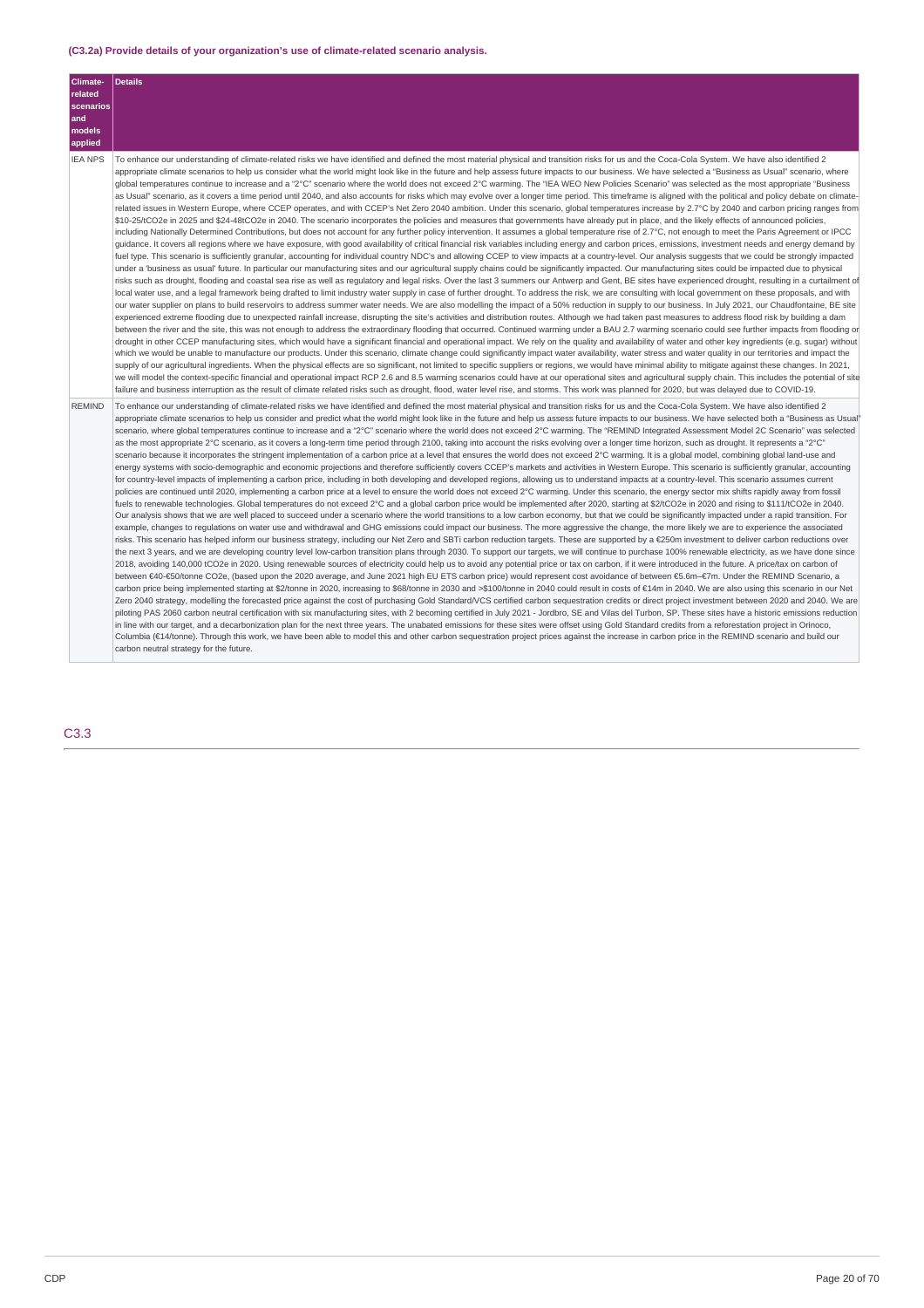### (C3.2a) Provide details of your organization's use of climate-related scenario analysis.

| Climate-related scenarios and models applied | Details |
| --- | --- |
| IEA NPS | To enhance our understanding of climate-related risks we have identified and defined the most material physical and transition risks for us and the Coca-Cola System. We have also identified 2 appropriate climate scenarios to help us consider what the world might look like in the future and help assess future impacts to our business. We have selected a "Business as Usual" scenario, where global temperatures continue to increase and a "2°C" scenario where the world does not exceed 2°C warming. The "IEA WEO New Policies Scenario" was selected as the most appropriate "Business as Usual" scenario, as it covers a time period until 2040, and also accounts for risks which may evolve over a longer time period. This timeframe is aligned with the political and policy debate on climate-related issues in Western Europe, where CCEP operates, and with CCEP's Net Zero 2040 ambition. Under this scenario, global temperatures increase by 2.7°C by 2040 and carbon pricing ranges from \$10-25/tCO2e in 2025 and \$24-48tCO2e in 2040. The scenario incorporates the policies and measures that governments have already put in place, and the likely effects of announced policies, including Nationally Determined Contributions, but does not account for any further policy intervention. It assumes a global temperature rise of 2.7°C, not enough to meet the Paris Agreement or IPCC guidance. It covers all regions where we have exposure, with good availability of critical financial risk variables including energy and carbon prices, emissions, investment needs and energy demand by fuel type. This scenario is sufficiently granular, accounting for individual country NDC's and allowing CCEP to view impacts at a country-level. Our analysis suggests that we could be strongly impacted under a 'business as usual' future. In particular our manufacturing sites and our agricultural supply chains could be significantly impacted. Our manufacturing sites could be impacted due to physical risks such as drought, flooding and coastal sea rise as well as regulatory and legal risks. Over the last 3 summers our Antwerp and Gent, BE sites have experienced drought, resulting in a curtailment of local water use, and a legal framework being drafted to limit industry water supply in case of further drought. To address the risk, we are consulting with local government on these proposals, and with our water supplier on plans to build reservoirs to address summer water needs. We are also modelling the impact of a 50% reduction in supply to our business. In July 2021, our Chaudfontaine, BE site experienced extreme flooding due to unexpected rainfall increase, disrupting the site's activities and distribution routes. Although we had taken past measures to address flood risk by building a dam between the river and the site, this was not enough to address the extraordinary flooding that occurred. Continued warming under a BAU 2.7 warming scenario could see further impacts from flooding or drought in other CCEP manufacturing sites, which would have a significant financial and operational impact. We rely on the quality and availability of water and other key ingredients (e.g. sugar) without which we would be unable to manufacture our products. Under this scenario, climate change could significantly impact water availability, water stress and water quality in our territories and impact the supply of our agricultural ingredients. When the physical effects are so significant, not limited to specific suppliers or regions, we would have minimal ability to mitigate against these changes. In 2021, we will model the context-specific financial and operational impact RCP 2.6 and 8.5 warming scenarios could have at our operational sites and agricultural supply chain. This includes the potential of site failure and business interruption as the result of climate related risks such as drought, flood, water level rise, and storms. This work was planned for 2020, but was delayed due to COVID-19. |
| REMIND | To enhance our understanding of climate-related risks we have identified and defined the most material physical and transition risks for us and the Coca-Cola System. We have also identified 2 appropriate climate scenarios to help us consider and predict what the world might look like in the future and help us assess future impacts to our business. We have selected both a "Business as Usual" scenario, where global temperatures continue to increase and a "2°C" scenario where the world does not exceed 2°C warming. The "REMIND Integrated Assessment Model 2C Scenario" was selected as the most appropriate 2°C scenario, as it covers a long-term time period through 2100, taking into account the risks evolving over a longer time horizon, such as drought. It represents a "2°C" scenario because it incorporates the stringent implementation of a carbon price at a level that ensures the world does not exceed 2°C warming. It is a global model, combining global land-use and energy systems with socio-demographic and economic projections and therefore sufficiently covers CCEP's markets and activities in Western Europe. This scenario is sufficiently granular, accounting for country-level impacts of implementing a carbon price, including in both developing and developed regions, allowing us to understand impacts at a country-level. This scenario assumes current policies are continued until 2020, implementing a carbon price at a level to ensure the world does not exceed 2°C warming. Under this scenario, the energy sector mix shifts rapidly away from fossil fuels to renewable technologies. Global temperatures do not exceed 2°C and a global carbon price would be implemented after 2020, starting at \$2/tCO2e in 2020 and rising to \$111/tCO2e in 2040. Our analysis shows that we are well placed to succeed under a scenario where the world transitions to a low carbon economy, but that we could be significantly impacted under a rapid transition. For example, changes to regulations on water use and withdrawal and GHG emissions could impact our business. The more aggressive the change, the more likely we are to experience the associated risks. This scenario has helped inform our business strategy, including our Net Zero and SBTi carbon reduction targets. These are supported by a €250m investment to deliver carbon reductions over the next 3 years, and we are developing country level low-carbon transition plans through 2030. To support our targets, we will continue to purchase 100% renewable electricity, as we have done since 2018, avoiding 140,000 tCO2e in 2020. Using renewable sources of electricity could help us to avoid any potential price or tax on carbon, if it were introduced in the future. A price/tax on carbon of between €40-€50/tonne CO2e, (based upon the 2020 average, and June 2021 high EU ETS carbon price) would represent cost avoidance of between €5.6m–€7m. Under the REMIND Scenario, a carbon price being implemented starting at \$2/tonne in 2020, increasing to \$68/tonne in 2030 and >\$100/tonne in 2040 could result in costs of €14m in 2040. We are also using this scenario in our Net Zero 2040 strategy, modelling the forecasted price against the cost of purchasing Gold Standard/VCS certified carbon sequestration credits or direct project investment between 2020 and 2040. We are piloting PAS 2060 carbon neutral certification with six manufacturing sites, with 2 becoming certified in July 2021 - Jordbro, SE and Vilas del Turbon, SP. These sites have a historic emissions reduction in line with our target, and a decarbonization plan for the next three years. The unabated emissions for these sites were offset using Gold Standard credits from a reforestation project in Orinoco, Columbia (€14/tonne). Through this work, we have been able to model this and other carbon sequestration project prices against the increase in carbon price in the REMIND scenario and build our carbon neutral strategy for the future. |

## C3.3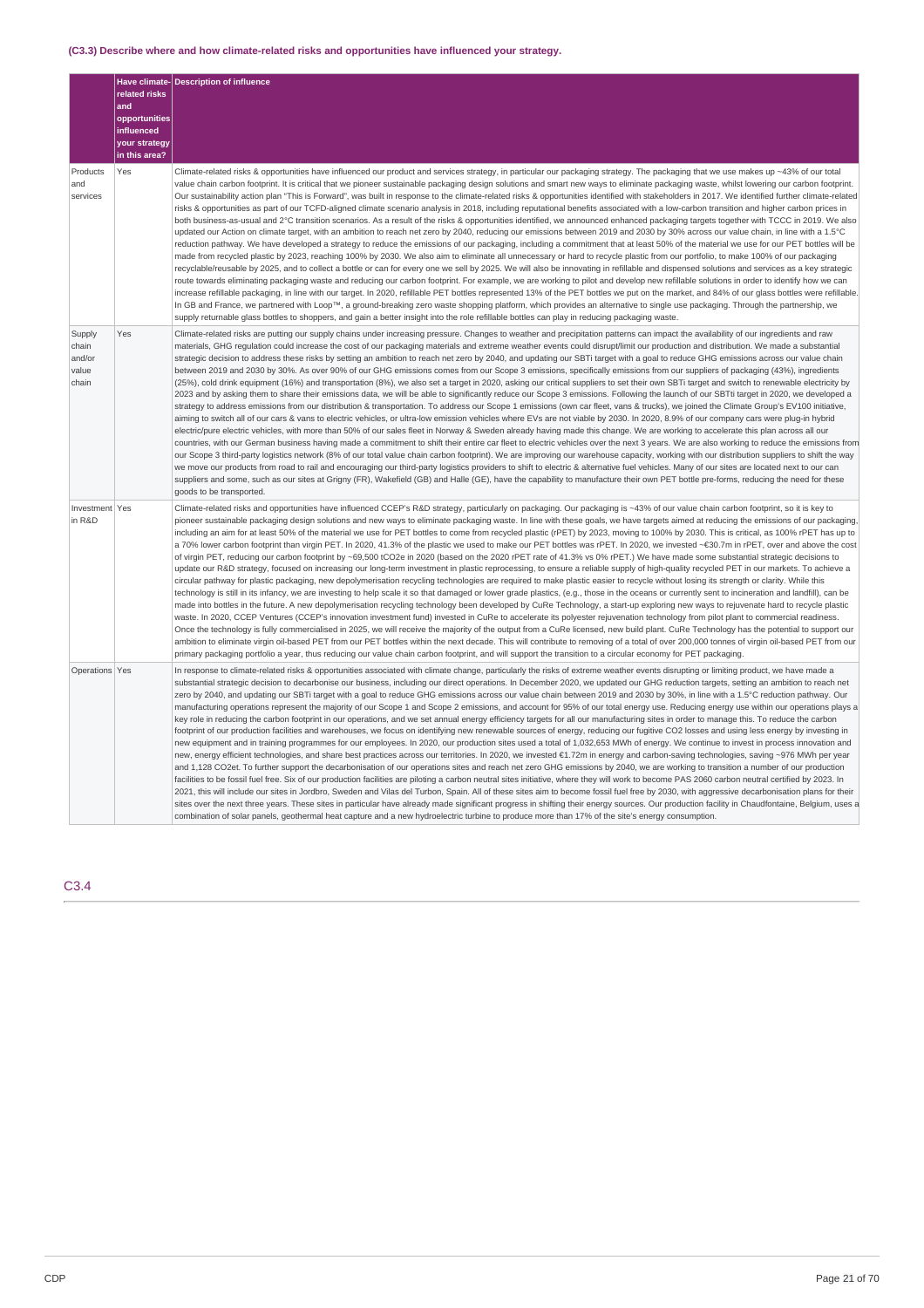### (C3.3) Describe where and how climate-related risks and opportunities have influenced your strategy.

| | Have climate-related risks and opportunities influenced your strategy in this area? | Description of influence |
|---|---|---|
| Products and services | Yes | Climate-related risks & opportunities have influenced our product and services strategy, in particular our packaging strategy. The packaging that we use makes up ~43% of our total value chain carbon footprint. It is critical that we pioneer sustainable packaging design solutions and smart new ways to eliminate packaging waste, whilst lowering our carbon footprint. Our sustainability action plan "This is Forward", was built in response to the climate-related risks & opportunities identified with stakeholders in 2017. We identified further climate-related risks & opportunities as part of our TCFD-aligned climate scenario analysis in 2018, including reputational benefits associated with a low-carbon transition and higher carbon prices in both business-as-usual and 2°C transition scenarios. As a result of the risks & opportunities identified, we announced enhanced packaging targets together with TCCC in 2019. We also updated our Action on climate target, with an ambition to reach net zero by 2040, reducing our emissions between 2019 and 2030 by 30% across our value chain, in line with a 1.5°C reduction pathway. We have developed a strategy to reduce the emissions of our packaging, including a commitment that at least 50% of the material we use for our PET bottles will be made from recycled plastic by 2023, reaching 100% by 2030. We also aim to eliminate all unnecessary or hard to recycle plastic from our portfolio, to make 100% of our packaging recyclable/reusable by 2025, and to collect a bottle or can for every one we sell by 2025. We will also be innovating in refillable and dispensed solutions and services as a key strategic route towards eliminating packaging waste and reducing our carbon footprint. For example, we are working to pilot and develop new refillable solutions in order to identify how we can increase refillable packaging, in line with our target. In 2020, refillable PET bottles represented 13% of the PET bottles we put on the market, and 84% of our glass bottles were refillable. In GB and France, we partnered with Loop™, a ground-breaking zero waste shopping platform, which provides an alternative to single use packaging. Through the partnership, we supply returnable glass bottles to shoppers, and gain a better insight into the role refillable bottles can play in reducing packaging waste. |
| Supply chain and/or value chain | Yes | Climate-related risks are putting our supply chains under increasing pressure. Changes to weather and precipitation patterns can impact the availability of our ingredients and raw materials, GHG regulation could increase the cost of our packaging materials and extreme weather events could disrupt/limit our production and distribution. We made a substantial strategic decision to address these risks by setting an ambition to reach net zero by 2040, and updating our SBTi target with a goal to reduce GHG emissions across our value chain between 2019 and 2030 by 30%. As over 90% of our GHG emissions comes from our Scope 3 emissions, specifically emissions from our suppliers of packaging (43%), ingredients (25%), cold drink equipment (16%) and transportation (8%), we also set a target in 2020, asking our critical suppliers to set their own SBTi target and switch to renewable electricity by 2023 and by asking them to share their emissions data, we will be able to significantly reduce our Scope 3 emissions. Following the launch of our SBTi target in 2020, we developed a strategy to address emissions from our distribution & transportation. To address our Scope 1 emissions (own car fleet, vans & trucks), we joined the Climate Group's EV100 initiative, aiming to switch all of our cars & vans to electric vehicles, or ultra-low emission vehicles where EVs are not viable by 2030. In 2020, 8.9% of our company cars were plug-in hybrid electric/pure electric vehicles, with more than 50% of our sales fleet in Norway & Sweden already having made this change. We are working to accelerate this plan across all our countries, with our German business having made a commitment to shift their entire car fleet to electric vehicles over the next 3 years. We are also working to reduce the emissions from our Scope 3 third-party logistics network (8% of our total value chain carbon footprint). We are improving our warehouse capacity, working with our distribution suppliers to shift the way we move our products from road to rail and encouraging our third-party logistics providers to shift to electric & alternative fuel vehicles. Many of our sites are located next to our can suppliers and some, such as our sites at Grigny (FR), Wakefield (GB) and Halle (GE), have the capability to manufacture their own PET bottle pre-forms, reducing the need for these goods to be transported. |
| Investment in R&D | Yes | Climate-related risks and opportunities have influenced CCEP's R&D strategy, particularly on packaging. Our packaging is ~43% of our value chain carbon footprint, so it is key to pioneer sustainable packaging design solutions and new ways to eliminate packaging waste. In line with these goals, we have targets aimed at reducing the emissions of our packaging, including an aim for at least 50% of the material we use for PET bottles to come from recycled plastic (rPET) by 2023, moving to 100% by 2030. This is critical, as 100% rPET has up to a 70% lower carbon footprint than virgin PET. In 2020, 41.3% of the plastic we used to make our PET bottles was rPET. In 2020, we invested ~€30.7m in rPET, over and above the cost of virgin PET, reducing our carbon footprint by ~69,500 tCO2e in 2020 (based on the 2020 rPET rate of 41.3% vs 0% rPET.) We have made some substantial strategic decisions to update our R&D strategy, focused on increasing our long-term investment in plastic reprocessing, to ensure a reliable supply of high-quality recycled PET in our markets. To achieve a circular pathway for plastic packaging, new depolymerisation recycling technologies are required to make plastic easier to recycle without losing its strength or clarity. While this technology is still in its infancy, we are investing to help scale it so that damaged or lower grade plastics, (e.g., those in the oceans or currently sent to incineration and landfill), can be made into bottles in the future. A new depolymerisation recycling technology been developed by CuRe Technology, a start-up exploring new ways to rejuvenate hard to recycle plastic waste. In 2020, CCEP Ventures (CCEP's innovation investment fund) invested in CuRe to accelerate its polyester rejuvenation technology from pilot plant to commercial readiness. Once the technology is fully commercialised in 2025, we will receive the majority of the output from a CuRe licensed, new build plant. CuRe Technology has the potential to support our ambition to eliminate virgin oil-based PET from our PET bottles within the next decade. This will contribute to removing of a total of over 200,000 tonnes of virgin oil-based PET from our primary packaging portfolio a year, thus reducing our value chain carbon footprint, and will support the transition to a circular economy for PET packaging. |
| Operations | Yes | In response to climate-related risks & opportunities associated with climate change, particularly the risks of extreme weather events disrupting or limiting product, we have made a substantial strategic decision to decarbonise our business, including our direct operations. In December 2020, we updated our GHG reduction targets, setting an ambition to reach net zero by 2040, and updating our SBTi target with a goal to reduce GHG emissions across our value chain between 2019 and 2030 by 30%, in line with a 1.5°C reduction pathway. Our manufacturing operations represent the majority of our Scope 1 and Scope 2 emissions, and account for 95% of our total energy use. Reducing energy use within our operations plays a key role in reducing the carbon footprint in our operations, and we set annual energy efficiency targets for all our manufacturing sites in order to manage this. To reduce the carbon footprint of our production facilities and warehouses, we focus on identifying new renewable sources of energy, reducing our fugitive CO2 losses and using less energy by investing in new equipment and in training programmes for our employees. In 2020, our production sites used a total of 1,032,653 MWh of energy. We continue to invest in process innovation and new, energy efficient technologies, and share best practices across our territories. In 2020, we invested €1.72m in energy and carbon-saving technologies, saving ~976 MWh per year and 1,128 CO2et. To further support the decarbonisation of our operations sites and reach net zero GHG emissions by 2040, we are working to transition a number of our production facilities to be fossil fuel free. Six of our production facilities are piloting a carbon neutral sites initiative, where they will work to become PAS 2060 carbon neutral certified by 2023. In 2021, this will include our sites in Jordbro, Sweden and Vilas del Turbon, Spain. All of these sites aim to become fossil fuel free by 2030, with aggressive decarbonisation plans for their sites over the next three years. These sites in particular have already made significant progress in shifting their energy sources. Our production facility in Chaudfontaine, Belgium, uses a combination of solar panels, geothermal heat capture and a new hydroelectric turbine to produce more than 17% of the site's energy consumption. |

## C3.4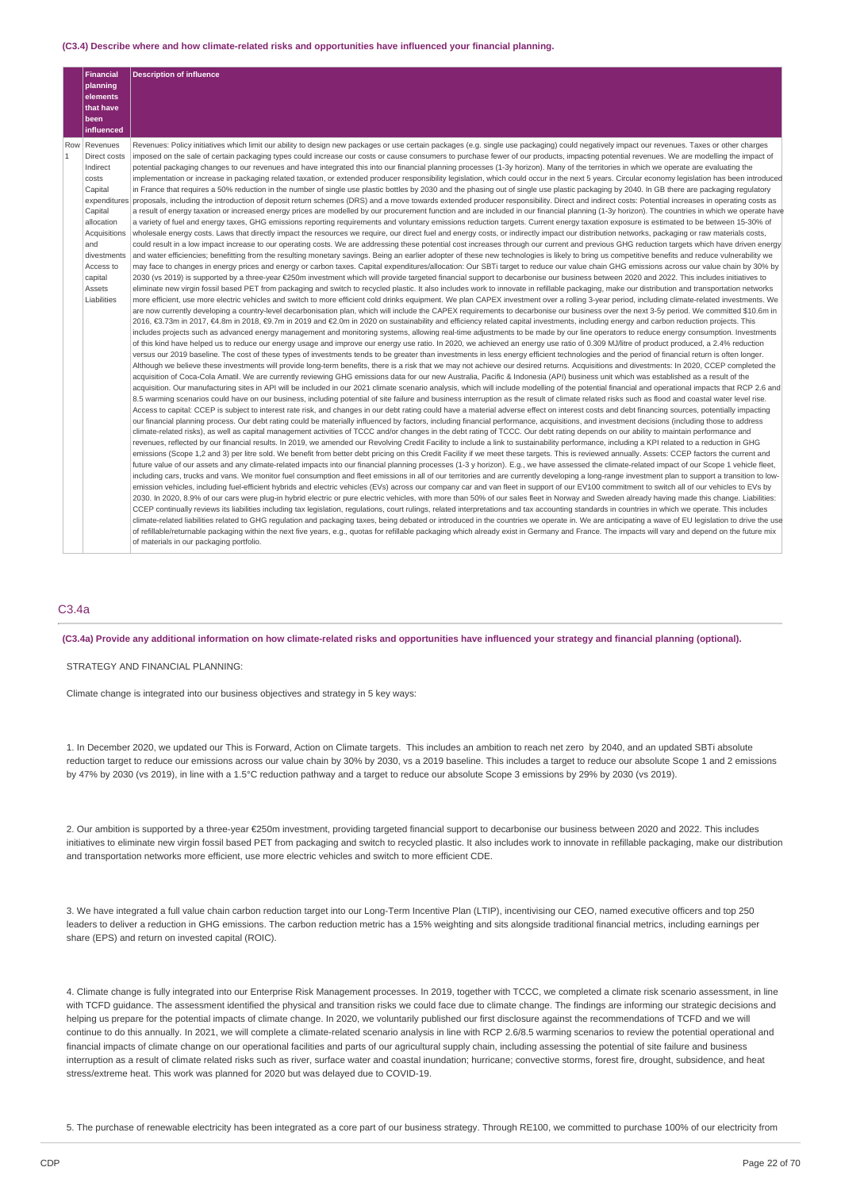**(C3.4) Describe where and how climate-related risks and opportunities have influenced your financial planning.**

| | Financial planning elements that have been influenced | Description of influence |
|---|---|---|
| Row 1 | Revenues Direct costs Indirect costs Capital expenditures Capital allocation Acquisitions and divestments Access to capital Assets Liabilities | Revenues: Policy initiatives which limit our ability to design new packages or use certain packages (e.g. single use packaging) could negatively impact our revenues. Taxes or other charges imposed on the sale of certain packaging types could increase our costs or cause consumers to purchase fewer of our products, impacting potential revenues. We are modelling the impact of potential packaging changes to our revenues and have integrated this into our financial planning processes (1-3y horizon). Many of the territories in which we operate are evaluating the implementation or increase in packaging related taxation, or extended producer responsibility legislation, which could occur in the next 5 years. Circular economy legislation has been introduced in France that requires a 50% reduction in the number of single use plastic bottles by 2030 and the phasing out of single use plastic packaging by 2040. In GB there are packaging regulatory proposals, including the introduction of deposit return schemes (DRS) and a move towards extended producer responsibility. Direct and indirect costs: Potential increases in operating costs as a result of energy taxation or increased energy prices are modelled by our procurement function and are included in our financial planning (1-3y horizon). The countries in which we operate have a variety of fuel and energy taxes, GHG emissions reporting requirements and voluntary emissions reduction targets. Current energy taxation exposure is estimated to be between 15-30% of wholesale energy costs. Laws that directly impact the resources we require, our direct fuel and energy costs, or indirectly impact our distribution networks, packaging or raw materials costs, could result in a low impact increase to our operating costs. We are addressing these potential cost increases through our current and previous GHG reduction targets which have driven energy and water efficiencies; benefitting from the resulting monetary savings. Being an earlier adopter of these new technologies is likely to bring us competitive benefits and reduce vulnerability we may face to changes in energy prices and energy or carbon taxes. Capital expenditures/allocation: Our SBTi target to reduce our value chain GHG emissions across our value chain by 30% by 2030 (vs 2019) is supported by a three-year €250m investment which will provide targeted financial support to decarbonise our business between 2020 and 2022. This includes initiatives to eliminate new virgin fossil based PET from packaging and switch to recycled plastic. It also includes work to innovate in refillable packaging, make our distribution and transportation networks more efficient, use more electric vehicles and switch to more efficient cold drinks equipment. We plan CAPEX investment over a rolling 3-year period, including climate-related investments. We are now currently developing a country-level decarbonisation plan, which will include the CAPEX requirements to decarbonise our business over the next 3-5y period. We committed $10.6m in 2016, €3.73m in 2017, €4.8m in 2018, €9.7m in 2019 and €2.0m in 2020 on sustainability and efficiency related capital investments, including energy and carbon reduction projects. This includes projects such as advanced energy management and monitoring systems, allowing real-time adjustments to be made by our line operators to reduce energy consumption. Investments of this kind have helped us to reduce our energy usage and improve our energy use ratio. In 2020, we achieved an energy use ratio of 0.309 MJ/litre of product produced, a 2.4% reduction versus our 2019 baseline. The cost of these types of investments tends to be greater than investments in less energy efficient technologies and the period of financial return is often longer. Although we believe these investments will provide long-term benefits, there is a risk that we may not achieve our desired returns. Acquisitions and divestments: In 2020, CCEP completed the acquisition of Coca-Cola Amatil. We are currently reviewing GHG emissions data for our new Australia, Pacific & Indonesia (API) business unit which was established as a result of the acquisition. Our manufacturing sites in API will be included in our 2021 climate scenario analysis, which will include modelling of the potential financial and operational impacts that RCP 2.6 and 8.5 warming scenarios could have on our business, including potential of site failure and business interruption as the result of climate related risks such as flood and coastal water level rise. Access to capital: CCEP is subject to interest rate risk, and changes in our debt rating could have a material adverse effect on interest costs and debt financing sources, potentially impacting our financial planning process. Our debt rating could be materially influenced by factors, including financial performance, acquisitions, and investment decisions (including those to address climate-related risks), as well as capital management activities of TCCC and/or changes in the debt rating of TCCC. Our debt rating depends on our ability to maintain performance and revenues, reflected by our financial results. In 2019, we amended our Revolving Credit Facility to include a link to sustainability performance, including a KPI related to a reduction in GHG emissions (Scope 1,2 and 3) per litre sold. We benefit from better debt pricing on this Credit Facility if we meet these targets. This is reviewed annually. Assets: CCEP factors the current and future value of our assets and any climate-related impacts into our financial planning processes (1-3 y horizon). E.g., we have assessed the climate-related impact of our Scope 1 vehicle fleet, including cars, trucks and vans. We monitor fuel consumption and fleet emissions in all of our territories and are currently developing a long-range investment plan to support a transition to low-emission vehicles, including fuel-efficient hybrids and electric vehicles (EVs) across our company car and van fleet in support of our EV100 commitment to switch all of our vehicles to EVs by 2030. In 2020, 8.9% of our cars were plug-in hybrid electric or pure electric vehicles, with more than 50% of our sales fleet in Norway and Sweden already having made this change. Liabilities: CCEP continually reviews its liabilities including tax legislation, regulations, court rulings, related interpretations and tax accounting standards in countries in which we operate. This includes climate-related liabilities related to GHG regulation and packaging taxes, being debated or introduced in the countries we operate in. We are anticipating a wave of EU legislation to drive the use of refillable/returnable packaging within the next five years, e.g., quotas for refillable packaging which already exist in Germany and France. The impacts will vary and depend on the future mix of materials in our packaging portfolio. |

## C3.4a

**(C3.4a) Provide any additional information on how climate-related risks and opportunities have influenced your strategy and financial planning (optional).**

STRATEGY AND FINANCIAL PLANNING:

Climate change is integrated into our business objectives and strategy in 5 key ways:

1. In December 2020, we updated our This is Forward, Action on Climate targets. This includes an ambition to reach net zero by 2040, and an updated SBTi absolute reduction target to reduce our emissions across our value chain by 30% by 2030, vs a 2019 baseline. This includes a target to reduce our absolute Scope 1 and 2 emissions by 47% by 2030 (vs 2019), in line with a 1.5°C reduction pathway and a target to reduce our absolute Scope 3 emissions by 29% by 2030 (vs 2019).

2. Our ambition is supported by a three-year €250m investment, providing targeted financial support to decarbonise our business between 2020 and 2022. This includes initiatives to eliminate new virgin fossil based PET from packaging and switch to recycled plastic. It also includes work to innovate in refillable packaging, make our distribution and transportation networks more efficient, use more electric vehicles and switch to more efficient CDE.

3. We have integrated a full value chain carbon reduction target into our Long-Term Incentive Plan (LTIP), incentivising our CEO, named executive officers and top 250 leaders to deliver a reduction in GHG emissions. The carbon reduction metric has a 15% weighting and sits alongside traditional financial metrics, including earnings per share (EPS) and return on invested capital (ROIC).

4. Climate change is fully integrated into our Enterprise Risk Management processes. In 2019, together with TCCC, we completed a climate risk scenario assessment, in line with TCFD guidance. The assessment identified the physical and transition risks we could face due to climate change. The findings are informing our strategic decisions and helping us prepare for the potential impacts of climate change. In 2020, we voluntarily published our first disclosure against the recommendations of TCFD and we will continue to do this annually. In 2021, we will complete a climate-related scenario analysis in line with RCP 2.6/8.5 warming scenarios to review the potential operational and financial impacts of climate change on our operational facilities and parts of our agricultural supply chain, including assessing the potential of site failure and business interruption as a result of climate related risks such as river, surface water and coastal inundation; hurricane; convective storms, forest fire, drought, subsidence, and heat stress/extreme heat. This work was planned for 2020 but was delayed due to COVID-19.

5. The purchase of renewable electricity has been integrated as a core part of our business strategy. Through RE100, we committed to purchase 100% of our electricity from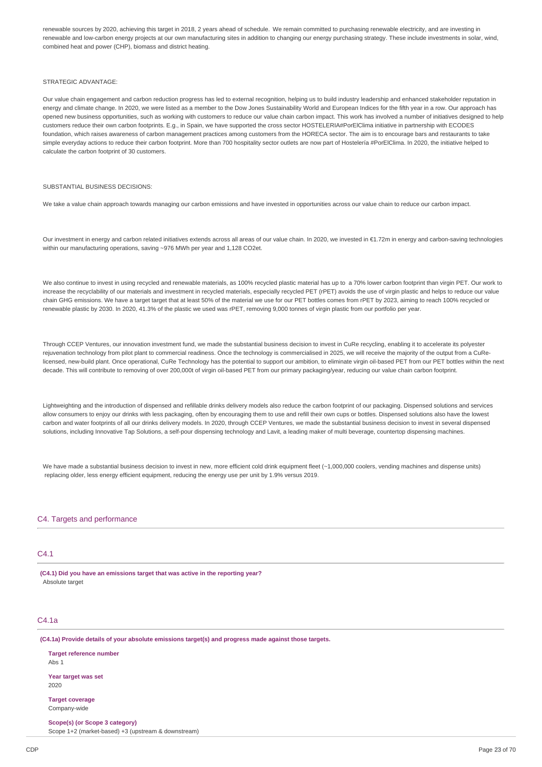renewable sources by 2020, achieving this target in 2018, 2 years ahead of schedule. We remain committed to purchasing renewable electricity, and are investing in renewable and low-carbon energy projects at our own manufacturing sites in addition to changing our energy purchasing strategy. These include investments in solar, wind, combined heat and power (CHP), biomass and district heating.

STRATEGIC ADVANTAGE:

Our value chain engagement and carbon reduction progress has led to external recognition, helping us to build industry leadership and enhanced stakeholder reputation in energy and climate change. In 2020, we were listed as a member to the Dow Jones Sustainability World and European Indices for the fifth year in a row. Our approach has opened new business opportunities, such as working with customers to reduce our value chain carbon impact. This work has involved a number of initiatives designed to help customers reduce their own carbon footprints. E.g., in Spain, we have supported the cross sector HOSTELERIA#PorElClima initiative in partnership with ECODES foundation, which raises awareness of carbon management practices among customers from the HORECA sector. The aim is to encourage bars and restaurants to take simple everyday actions to reduce their carbon footprint. More than 700 hospitality sector outlets are now part of Hostelería #PorElClima. In 2020, the initiative helped to calculate the carbon footprint of 30 customers.

SUBSTANTIAL BUSINESS DECISIONS:

We take a value chain approach towards managing our carbon emissions and have invested in opportunities across our value chain to reduce our carbon impact.

Our investment in energy and carbon related initiatives extends across all areas of our value chain. In 2020, we invested in €1.72m in energy and carbon-saving technologies within our manufacturing operations, saving ~976 MWh per year and 1,128 CO2et.

We also continue to invest in using recycled and renewable materials, as 100% recycled plastic material has up to a 70% lower carbon footprint than virgin PET. Our work to increase the recyclability of our materials and investment in recycled materials, especially recycled PET (rPET) avoids the use of virgin plastic and helps to reduce our value chain GHG emissions. We have a target target that at least 50% of the material we use for our PET bottles comes from rPET by 2023, aiming to reach 100% recycled or renewable plastic by 2030. In 2020, 41.3% of the plastic we used was rPET, removing 9,000 tonnes of virgin plastic from our portfolio per year.

Through CCEP Ventures, our innovation investment fund, we made the substantial business decision to invest in CuRe recycling, enabling it to accelerate its polyester rejuvenation technology from pilot plant to commercial readiness. Once the technology is commercialised in 2025, we will receive the majority of the output from a CuRe-licensed, new-build plant. Once operational, CuRe Technology has the potential to support our ambition, to eliminate virgin oil-based PET from our PET bottles within the next decade. This will contribute to removing of over 200,000t of virgin oil-based PET from our primary packaging/year, reducing our value chain carbon footprint.

Lightweighting and the introduction of dispensed and refillable drinks delivery models also reduce the carbon footprint of our packaging. Dispensed solutions and services allow consumers to enjoy our drinks with less packaging, often by encouraging them to use and refill their own cups or bottles. Dispensed solutions also have the lowest carbon and water footprints of all our drinks delivery models. In 2020, through CCEP Ventures, we made the substantial business decision to invest in several dispensed solutions, including Innovative Tap Solutions, a self-pour dispensing technology and Lavit, a leading maker of multi beverage, countertop dispensing machines.

We have made a substantial business decision to invest in new, more efficient cold drink equipment fleet (~1,000,000 coolers, vending machines and dispense units) replacing older, less energy efficient equipment, reducing the energy use per unit by 1.9% versus 2019.

## C4. Targets and performance

### C4.1

**(C4.1) Did you have an emissions target that was active in the reporting year?**
Absolute target

### C4.1a

**(C4.1a) Provide details of your absolute emissions target(s) and progress made against those targets.**

**Target reference number**
Abs 1

**Year target was set**
2020

**Target coverage**
Company-wide

**Scope(s) (or Scope 3 category)**
Scope 1+2 (market-based) +3 (upstream & downstream)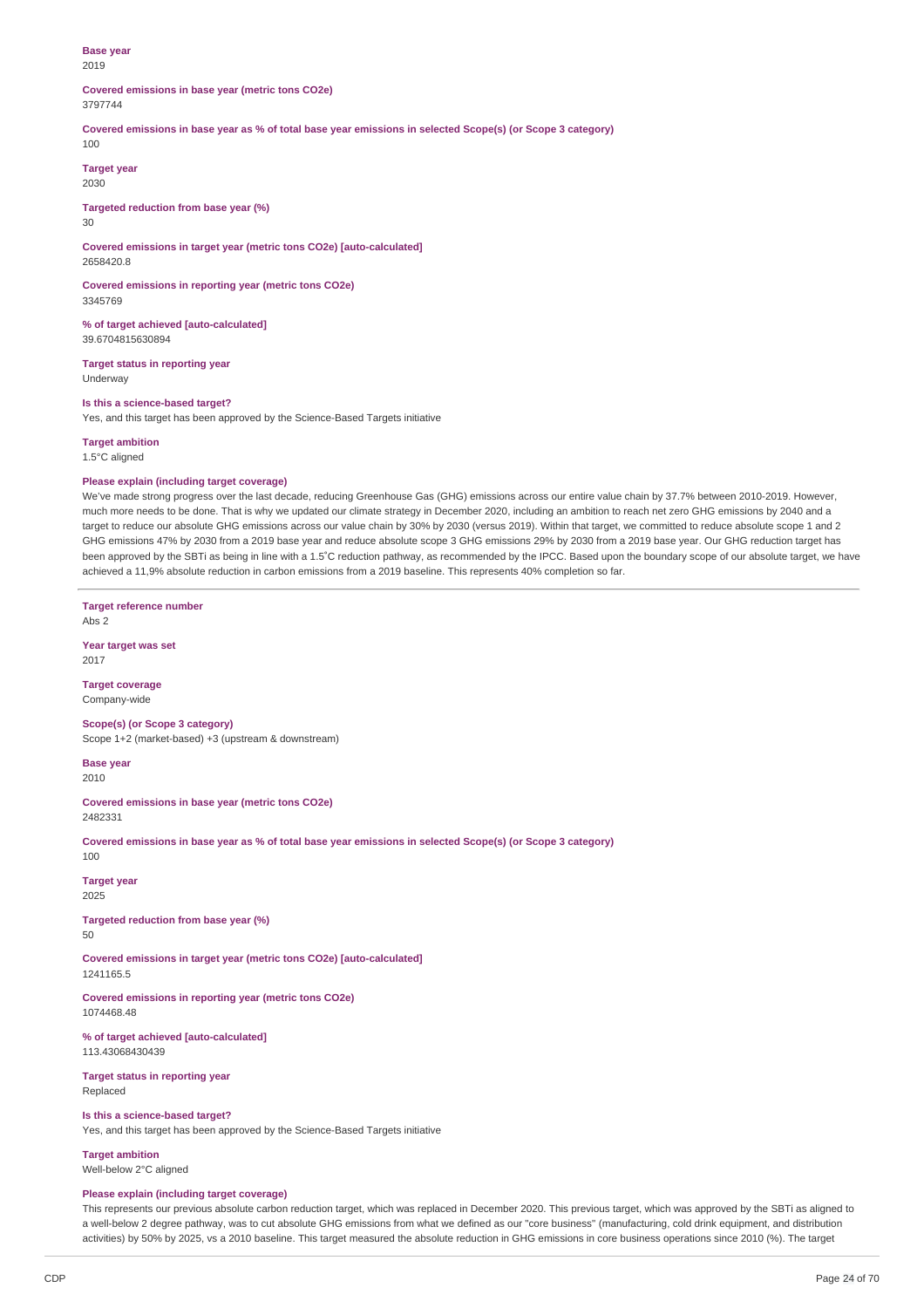**Base year**
2019

**Covered emissions in base year (metric tons CO2e)**
3797744

**Covered emissions in base year as % of total base year emissions in selected Scope(s) (or Scope 3 category)**
100

**Target year**
2030

**Targeted reduction from base year (%)**
30

**Covered emissions in target year (metric tons CO2e) [auto-calculated]**
2658420.8

**Covered emissions in reporting year (metric tons CO2e)**
3345769

**% of target achieved [auto-calculated]**
39.6704815630894

**Target status in reporting year**
Underway

**Is this a science-based target?**
Yes, and this target has been approved by the Science-Based Targets initiative

**Target ambition**
1.5°C aligned

**Please explain (including target coverage)**
We've made strong progress over the last decade, reducing Greenhouse Gas (GHG) emissions across our entire value chain by 37.7% between 2010-2019. However, much more needs to be done. That is why we updated our climate strategy in December 2020, including an ambition to reach net zero GHG emissions by 2040 and a target to reduce our absolute GHG emissions across our value chain by 30% by 2030 (versus 2019). Within that target, we committed to reduce absolute scope 1 and 2 GHG emissions 47% by 2030 from a 2019 base year and reduce absolute scope 3 GHG emissions 29% by 2030 from a 2019 base year. Our GHG reduction target has been approved by the SBTi as being in line with a 1.5˚C reduction pathway, as recommended by the IPCC. Based upon the boundary scope of our absolute target, we have achieved a 11,9% absolute reduction in carbon emissions from a 2019 baseline. This represents 40% completion so far.

---

**Target reference number**
Abs 2

**Year target was set**
2017

**Target coverage**
Company-wide

**Scope(s) (or Scope 3 category)**
Scope 1+2 (market-based) +3 (upstream & downstream)

**Base year**
2010

**Covered emissions in base year (metric tons CO2e)**
2482331

**Covered emissions in base year as % of total base year emissions in selected Scope(s) (or Scope 3 category)**
100

**Target year**
2025

**Targeted reduction from base year (%)**
50

**Covered emissions in target year (metric tons CO2e) [auto-calculated]**
1241165.5

**Covered emissions in reporting year (metric tons CO2e)**
1074468.48

**% of target achieved [auto-calculated]**
113.43068430439

**Target status in reporting year**
Replaced

**Is this a science-based target?**
Yes, and this target has been approved by the Science-Based Targets initiative

**Target ambition**
Well-below 2°C aligned

**Please explain (including target coverage)**
This represents our previous absolute carbon reduction target, which was replaced in December 2020. This previous target, which was approved by the SBTi as aligned to a well-below 2 degree pathway, was to cut absolute GHG emissions from what we defined as our "core business" (manufacturing, cold drink equipment, and distribution activities) by 50% by 2025, vs a 2010 baseline. This target measured the absolute reduction in GHG emissions in core business operations since 2010 (%). The target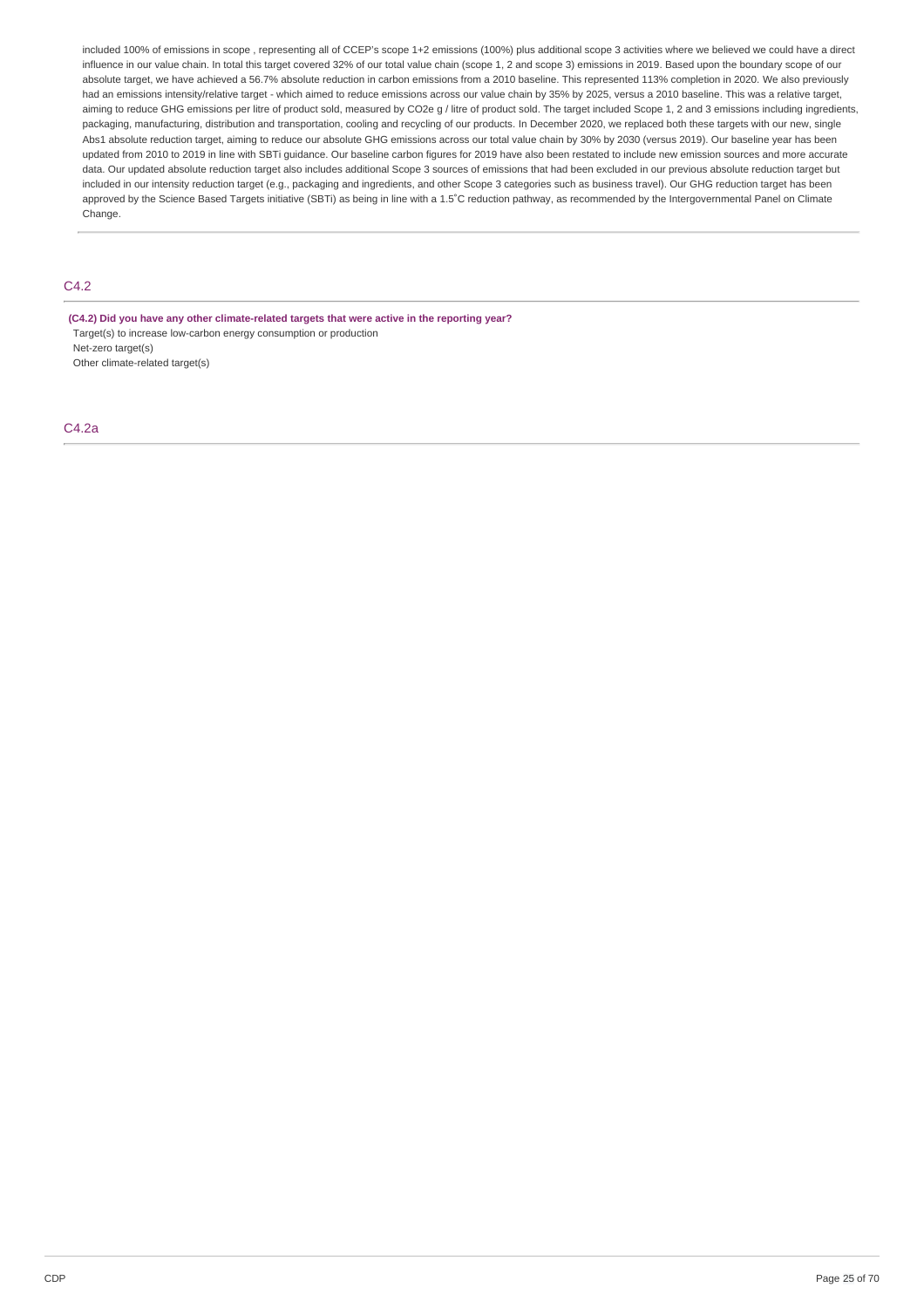included 100% of emissions in scope , representing all of CCEP's scope 1+2 emissions (100%) plus additional scope 3 activities where we believed we could have a direct influence in our value chain. In total this target covered 32% of our total value chain (scope 1, 2 and scope 3) emissions in 2019. Based upon the boundary scope of our absolute target, we have achieved a 56.7% absolute reduction in carbon emissions from a 2010 baseline. This represented 113% completion in 2020. We also previously had an emissions intensity/relative target - which aimed to reduce emissions across our value chain by 35% by 2025, versus a 2010 baseline. This was a relative target, aiming to reduce GHG emissions per litre of product sold, measured by CO2e g / litre of product sold. The target included Scope 1, 2 and 3 emissions including ingredients, packaging, manufacturing, distribution and transportation, cooling and recycling of our products. In December 2020, we replaced both these targets with our new, single Abs1 absolute reduction target, aiming to reduce our absolute GHG emissions across our total value chain by 30% by 2030 (versus 2019). Our baseline year has been updated from 2010 to 2019 in line with SBTi guidance. Our baseline carbon figures for 2019 have also been restated to include new emission sources and more accurate data. Our updated absolute reduction target also includes additional Scope 3 sources of emissions that had been excluded in our previous absolute reduction target but included in our intensity reduction target (e.g., packaging and ingredients, and other Scope 3 categories such as business travel). Our GHG reduction target has been approved by the Science Based Targets initiative (SBTi) as being in line with a 1.5˚C reduction pathway, as recommended by the Intergovernmental Panel on Climate Change.

## C4.2

**(C4.2) Did you have any other climate-related targets that were active in the reporting year?**

Target(s) to increase low-carbon energy consumption or production
Net-zero target(s)
Other climate-related target(s)

## C4.2a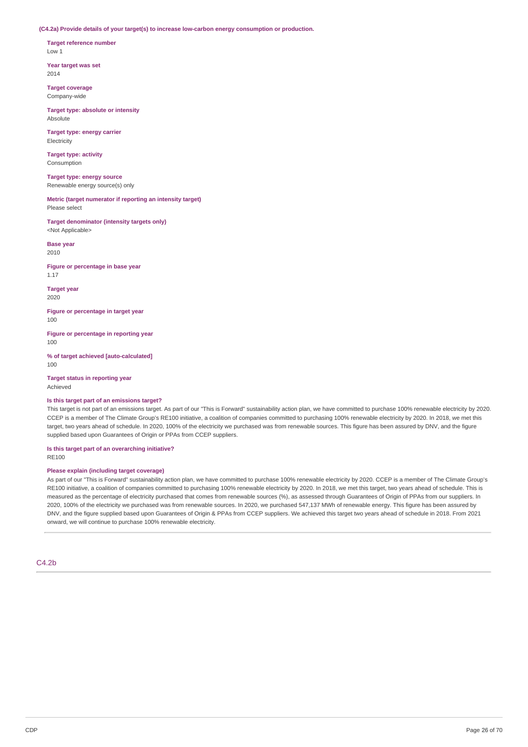**(C4.2a) Provide details of your target(s) to increase low-carbon energy consumption or production.**

**Target reference number**
Low 1

**Year target was set**
2014

**Target coverage**
Company-wide

**Target type: absolute or intensity**
Absolute

**Target type: energy carrier**
Electricity

**Target type: activity**
Consumption

**Target type: energy source**
Renewable energy source(s) only

**Metric (target numerator if reporting an intensity target)**
Please select

**Target denominator (intensity targets only)**
<Not Applicable>

**Base year**
2010

**Figure or percentage in base year**
1.17

**Target year**
2020

**Figure or percentage in target year**
100

**Figure or percentage in reporting year**
100

**% of target achieved [auto-calculated]**
100

**Target status in reporting year**
Achieved

**Is this target part of an emissions target?**
This target is not part of an emissions target. As part of our "This is Forward" sustainability action plan, we have committed to purchase 100% renewable electricity by 2020. CCEP is a member of The Climate Group's RE100 initiative, a coalition of companies committed to purchasing 100% renewable electricity by 2020. In 2018, we met this target, two years ahead of schedule. In 2020, 100% of the electricity we purchased was from renewable sources. This figure has been assured by DNV, and the figure supplied based upon Guarantees of Origin or PPAs from CCEP suppliers.

**Is this target part of an overarching initiative?**
RE100

**Please explain (including target coverage)**
As part of our "This is Forward" sustainability action plan, we have committed to purchase 100% renewable electricity by 2020. CCEP is a member of The Climate Group's RE100 initiative, a coalition of companies committed to purchasing 100% renewable electricity by 2020. In 2018, we met this target, two years ahead of schedule. This is measured as the percentage of electricity purchased that comes from renewable sources (%), as assessed through Guarantees of Origin of PPAs from our suppliers. In 2020, 100% of the electricity we purchased was from renewable sources. In 2020, we purchased 547,137 MWh of renewable energy. This figure has been assured by DNV, and the figure supplied based upon Guarantees of Origin & PPAs from CCEP suppliers. We achieved this target two years ahead of schedule in 2018. From 2021 onward, we will continue to purchase 100% renewable electricity.

## C4.2b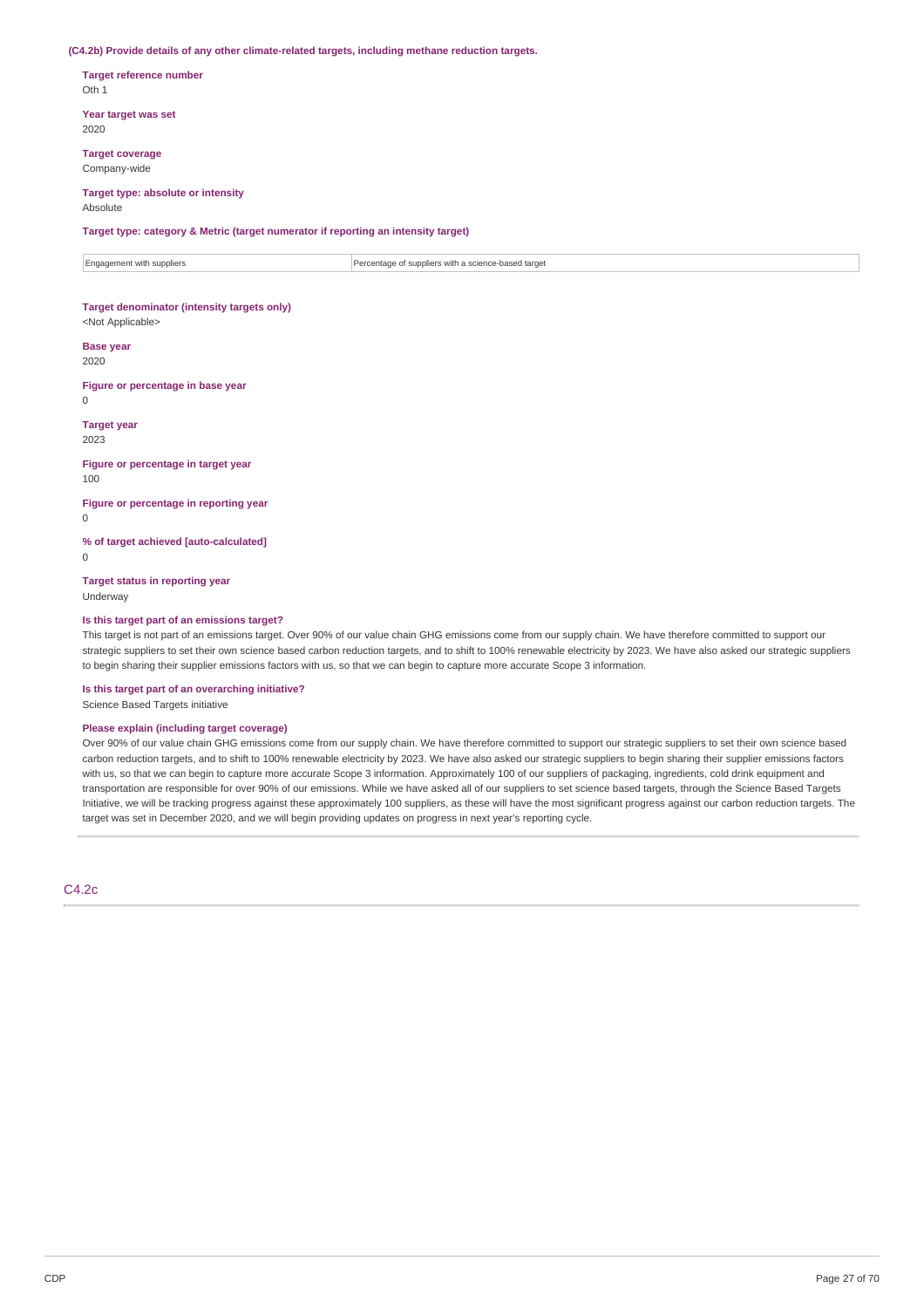**(C4.2b) Provide details of any other climate-related targets, including methane reduction targets.**

**Target reference number**
Oth 1

**Year target was set**
2020

**Target coverage**
Company-wide

**Target type: absolute or intensity**
Absolute

**Target type: category & Metric (target numerator if reporting an intensity target)**

| Engagement with suppliers | Percentage of suppliers with a science-based target |
|---|---|

**Target denominator (intensity targets only)**
<Not Applicable>

**Base year**
2020

**Figure or percentage in base year**
0

**Target year**
2023

**Figure or percentage in target year**
100

**Figure or percentage in reporting year**
0

**% of target achieved [auto-calculated]**
0

**Target status in reporting year**
Underway

**Is this target part of an emissions target?**
This target is not part of an emissions target. Over 90% of our value chain GHG emissions come from our supply chain. We have therefore committed to support our strategic suppliers to set their own science based carbon reduction targets, and to shift to 100% renewable electricity by 2023. We have also asked our strategic suppliers to begin sharing their supplier emissions factors with us, so that we can begin to capture more accurate Scope 3 information.

**Is this target part of an overarching initiative?**
Science Based Targets initiative

**Please explain (including target coverage)**
Over 90% of our value chain GHG emissions come from our supply chain. We have therefore committed to support our strategic suppliers to set their own science based carbon reduction targets, and to shift to 100% renewable electricity by 2023. We have also asked our strategic suppliers to begin sharing their supplier emissions factors with us, so that we can begin to capture more accurate Scope 3 information. Approximately 100 of our suppliers of packaging, ingredients, cold drink equipment and transportation are responsible for over 90% of our emissions. While we have asked all of our suppliers to set science based targets, through the Science Based Targets Initiative, we will be tracking progress against these approximately 100 suppliers, as these will have the most significant progress against our carbon reduction targets. The target was set in December 2020, and we will begin providing updates on progress in next year's reporting cycle.

## C4.2c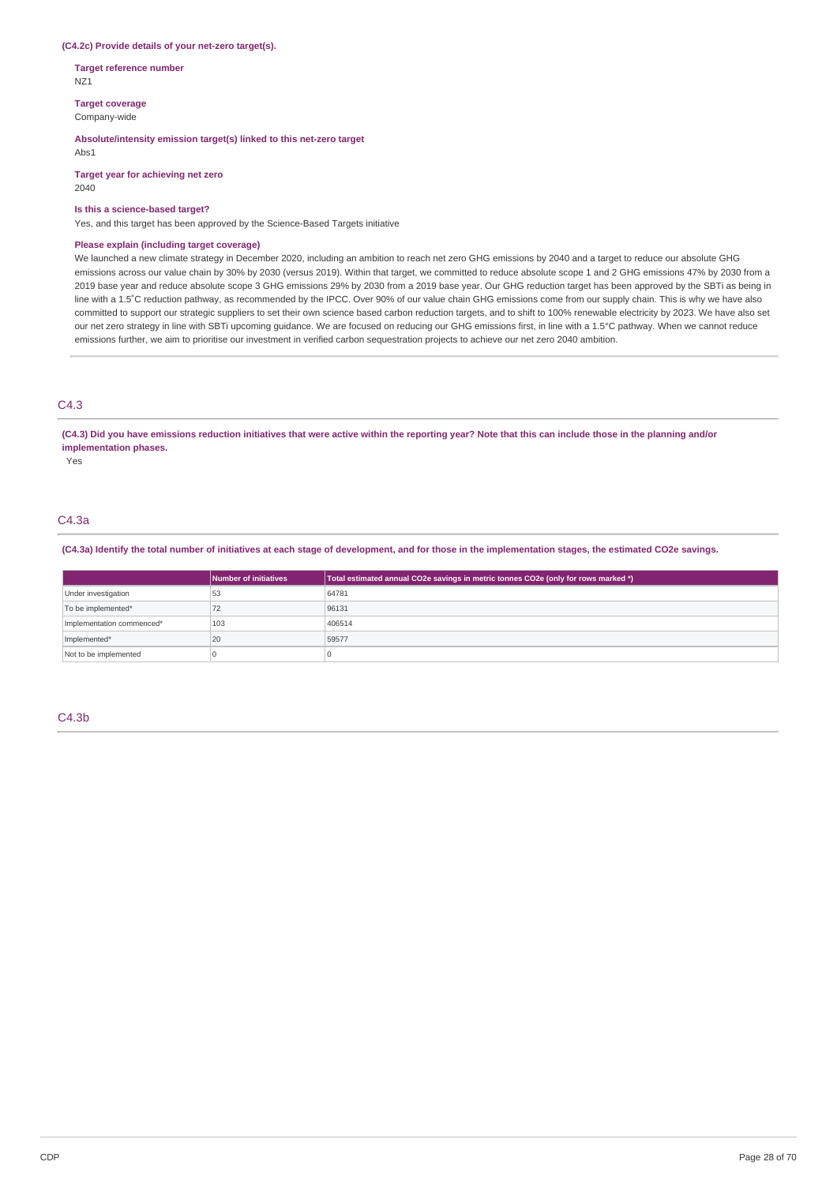**(C4.2c) Provide details of your net-zero target(s).**

**Target reference number**
NZ1

**Target coverage**
Company-wide

**Absolute/intensity emission target(s) linked to this net-zero target**
Abs1

**Target year for achieving net zero**
2040

**Is this a science-based target?**
Yes, and this target has been approved by the Science-Based Targets initiative

**Please explain (including target coverage)**
We launched a new climate strategy in December 2020, including an ambition to reach net zero GHG emissions by 2040 and a target to reduce our absolute GHG emissions across our value chain by 30% by 2030 (versus 2019). Within that target, we committed to reduce absolute scope 1 and 2 GHG emissions 47% by 2030 from a 2019 base year and reduce absolute scope 3 GHG emissions 29% by 2030 from a 2019 base year. Our GHG reduction target has been approved by the SBTi as being in line with a 1.5˚C reduction pathway, as recommended by the IPCC. Over 90% of our value chain GHG emissions come from our supply chain. This is why we have also committed to support our strategic suppliers to set their own science based carbon reduction targets, and to shift to 100% renewable electricity by 2023. We have also set our net zero strategy in line with SBTi upcoming guidance. We are focused on reducing our GHG emissions first, in line with a 1.5°C pathway. When we cannot reduce emissions further, we aim to prioritise our investment in verified carbon sequestration projects to achieve our net zero 2040 ambition.

## C4.3

**(C4.3) Did you have emissions reduction initiatives that were active within the reporting year? Note that this can include those in the planning and/or implementation phases.**

Yes

## C4.3a

**(C4.3a) Identify the total number of initiatives at each stage of development, and for those in the implementation stages, the estimated CO2e savings.**

| | Number of initiatives | Total estimated annual CO2e savings in metric tonnes CO2e (only for rows marked *) |
|---|---|---|
| Under investigation | 53 | 64781 |
| To be implemented* | 72 | 96131 |
| Implementation commenced* | 103 | 406514 |
| Implemented* | 20 | 59577 |
| Not to be implemented | 0 | 0 |

## C4.3b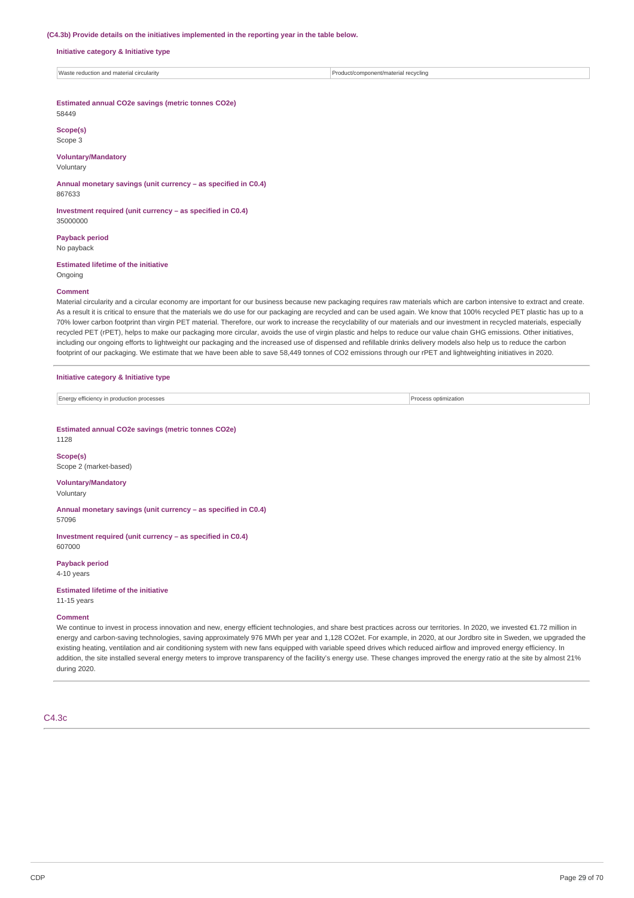**(C4.3b) Provide details on the initiatives implemented in the reporting year in the table below.**

**Initiative category & Initiative type**

| Waste reduction and material circularity | Product/component/material recycling |
|---|---|

**Estimated annual CO2e savings (metric tonnes CO2e)**
58449

**Scope(s)**
Scope 3

**Voluntary/Mandatory**
Voluntary

**Annual monetary savings (unit currency – as specified in C0.4)**
867633

**Investment required (unit currency – as specified in C0.4)**
35000000

**Payback period**
No payback

**Estimated lifetime of the initiative**
Ongoing

**Comment**
Material circularity and a circular economy are important for our business because new packaging requires raw materials which are carbon intensive to extract and create. As a result it is critical to ensure that the materials we do use for our packaging are recycled and can be used again. We know that 100% recycled PET plastic has up to a 70% lower carbon footprint than virgin PET material. Therefore, our work to increase the recyclability of our materials and our investment in recycled materials, especially recycled PET (rPET), helps to make our packaging more circular, avoids the use of virgin plastic and helps to reduce our value chain GHG emissions. Other initiatives, including our ongoing efforts to lightweight our packaging and the increased use of dispensed and refillable drinks delivery models also help us to reduce the carbon footprint of our packaging. We estimate that we have been able to save 58,449 tonnes of CO2 emissions through our rPET and lightweighting initiatives in 2020.

**Initiative category & Initiative type**

| Energy efficiency in production processes | Process optimization |
|---|---|

**Estimated annual CO2e savings (metric tonnes CO2e)**
1128

**Scope(s)**
Scope 2 (market-based)

**Voluntary/Mandatory**
Voluntary

**Annual monetary savings (unit currency – as specified in C0.4)**
57096

**Investment required (unit currency – as specified in C0.4)**
607000

**Payback period**
4-10 years

**Estimated lifetime of the initiative**
11-15 years

**Comment**
We continue to invest in process innovation and new, energy efficient technologies, and share best practices across our territories. In 2020, we invested €1.72 million in energy and carbon-saving technologies, saving approximately 976 MWh per year and 1,128 CO2et. For example, in 2020, at our Jordbro site in Sweden, we upgraded the existing heating, ventilation and air conditioning system with new fans equipped with variable speed drives which reduced airflow and improved energy efficiency. In addition, the site installed several energy meters to improve transparency of the facility's energy use. These changes improved the energy ratio at the site by almost 21% during 2020.

## C4.3c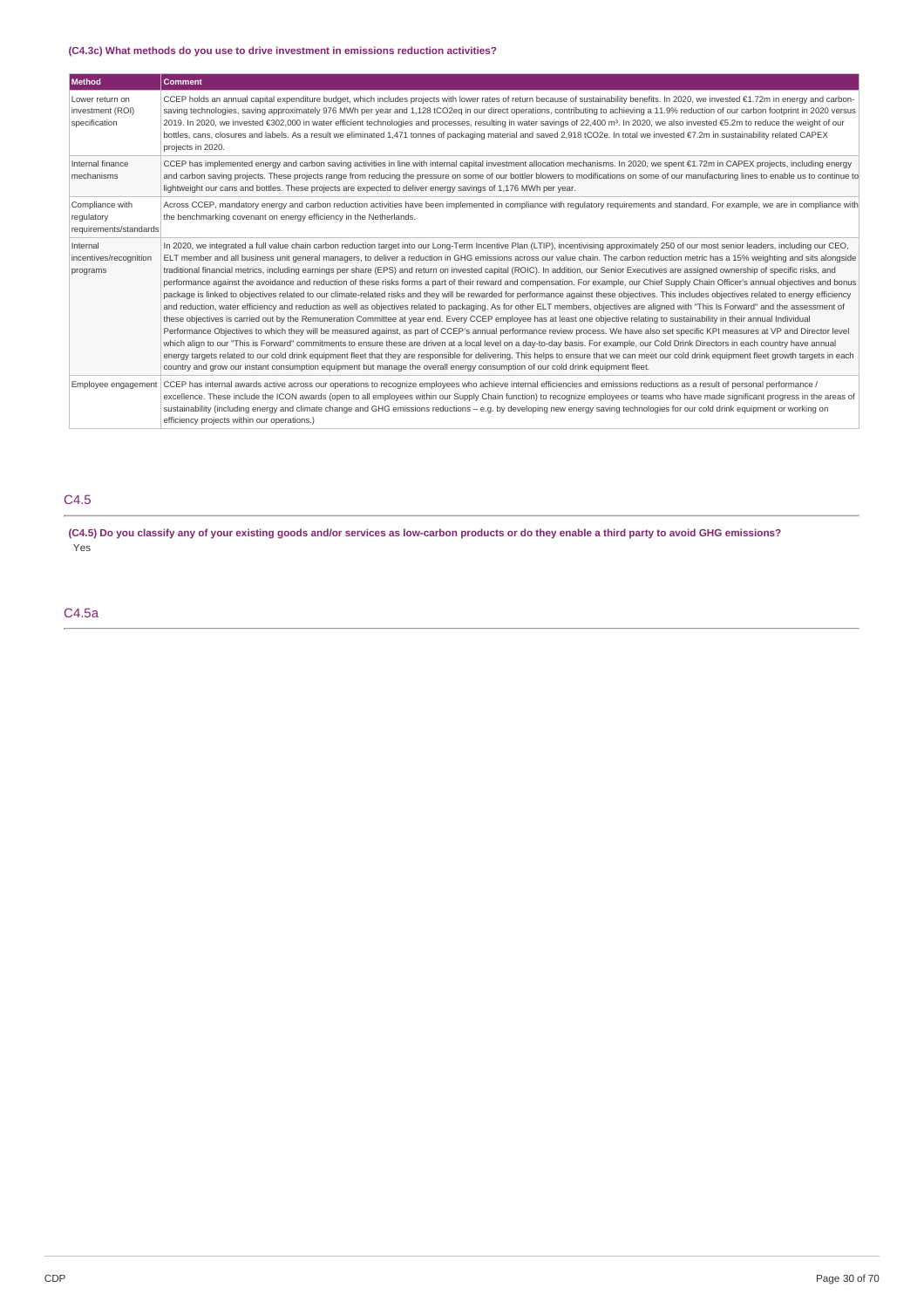**(C4.3c) What methods do you use to drive investment in emissions reduction activities?**

| Method | Comment |
|---|---|
| Lower return on investment (ROI) specification | CCEP holds an annual capital expenditure budget, which includes projects with lower rates of return because of sustainability benefits. In 2020, we invested €1.72m in energy and carbon-saving technologies, saving approximately 976 MWh per year and 1,128 tCO2eq in our direct operations, contributing to achieving a 11.9% reduction of our carbon footprint in 2020 versus 2019. In 2020, we invested €302,000 in water efficient technologies and processes, resulting in water savings of 22,400 m³. In 2020, we also invested €5.2m to reduce the weight of our bottles, cans, closures and labels. As a result we eliminated 1,471 tonnes of packaging material and saved 2,918 tCO2e. In total we invested €7.2m in sustainability related CAPEX projects in 2020. |
| Internal finance mechanisms | CCEP has implemented energy and carbon saving activities in line with internal capital investment allocation mechanisms. In 2020, we spent €1.72m in CAPEX projects, including energy and carbon saving projects. These projects range from reducing the pressure on some of our bottler blowers to modifications on some of our manufacturing lines to enable us to continue to lightweight our cans and bottles. These projects are expected to deliver energy savings of 1,176 MWh per year. |
| Compliance with regulatory requirements/standards | Across CCEP, mandatory energy and carbon reduction activities have been implemented in compliance with regulatory requirements and standard. For example, we are in compliance with the benchmarking covenant on energy efficiency in the Netherlands. |
| Internal incentives/recognition programs | In 2020, we integrated a full value chain carbon reduction target into our Long-Term Incentive Plan (LTIP), incentivising approximately 250 of our most senior leaders, including our CEO, ELT member and all business unit general managers, to deliver a reduction in GHG emissions across our value chain. The carbon reduction metric has a 15% weighting and sits alongside traditional financial metrics, including earnings per share (EPS) and return on invested capital (ROIC). In addition, our Senior Executives are assigned ownership of specific risks, and performance against the avoidance and reduction of these risks forms a part of their reward and compensation. For example, our Chief Supply Chain Officer's annual objectives and bonus package is linked to objectives related to our climate-related risks and they will be rewarded for performance against these objectives. This includes objectives related to energy efficiency and reduction, water efficiency and reduction as well as objectives related to packaging. As for other ELT members, objectives are aligned with "This Is Forward" and the assessment of these objectives is carried out by the Remuneration Committee at year end. Every CCEP employee has at least one objective relating to sustainability in their annual Individual Performance Objectives to which they will be measured against, as part of CCEP's annual performance review process. We have also set specific KPI measures at VP and Director level which align to our "This is Forward" commitments to ensure these are driven at a local level on a day-to-day basis. For example, our Cold Drink Directors in each country have annual energy targets related to our cold drink equipment fleet that they are responsible for delivering. This helps to ensure that we can meet our cold drink equipment fleet growth targets in each country and grow our instant consumption equipment but manage the overall energy consumption of our cold drink equipment fleet. |
| Employee engagement | CCEP has internal awards active across our operations to recognize employees who achieve internal efficiencies and emissions reductions as a result of personal performance / excellence. These include the ICON awards (open to all employees within our Supply Chain function) to recognize employees or teams who have made significant progress in the areas of sustainability (including energy and climate change and GHG emissions reductions – e.g. by developing new energy saving technologies for our cold drink equipment or working on efficiency projects within our operations.) |

## C4.5

**(C4.5) Do you classify any of your existing goods and/or services as low-carbon products or do they enable a third party to avoid GHG emissions?**

Yes

## C4.5a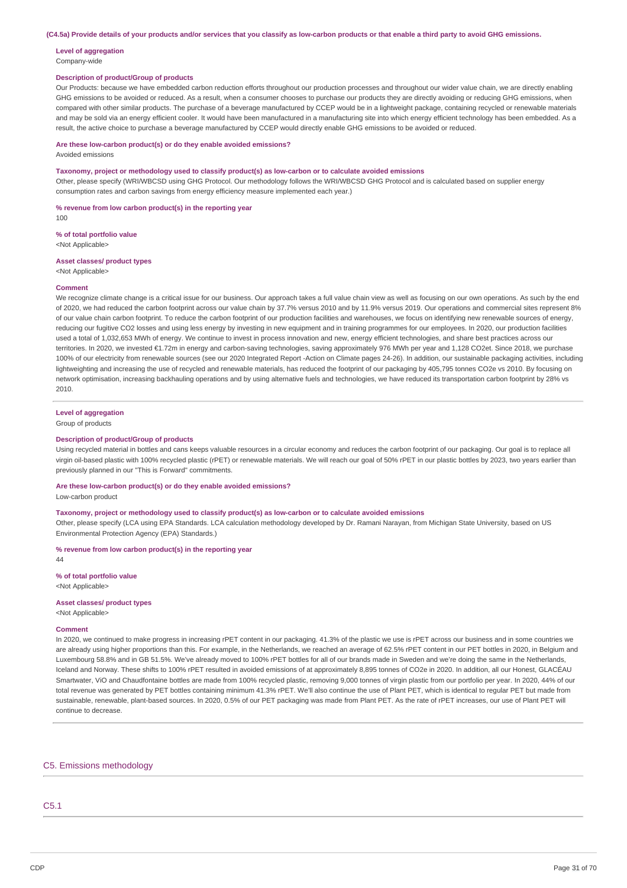**(C4.5a) Provide details of your products and/or services that you classify as low-carbon products or that enable a third party to avoid GHG emissions.**

**Level of aggregation**
Company-wide

**Description of product/Group of products**
Our Products: because we have embedded carbon reduction efforts throughout our production processes and throughout our wider value chain, we are directly enabling GHG emissions to be avoided or reduced. As a result, when a consumer chooses to purchase our products they are directly avoiding or reducing GHG emissions, when compared with other similar products. The purchase of a beverage manufactured by CCEP would be in a lightweight package, containing recycled or renewable materials and may be sold via an energy efficient cooler. It would have been manufactured in a manufacturing site into which energy efficient technology has been embedded. As a result, the active choice to purchase a beverage manufactured by CCEP would directly enable GHG emissions to be avoided or reduced.

**Are these low-carbon product(s) or do they enable avoided emissions?**
Avoided emissions

**Taxonomy, project or methodology used to classify product(s) as low-carbon or to calculate avoided emissions**
Other, please specify (WRI/WBCSD using GHG Protocol. Our methodology follows the WRI/WBCSD GHG Protocol and is calculated based on supplier energy consumption rates and carbon savings from energy efficiency measure implemented each year.)

**% revenue from low carbon product(s) in the reporting year**
100

**% of total portfolio value**
<Not Applicable>

**Asset classes/ product types**
<Not Applicable>

**Comment**
We recognize climate change is a critical issue for our business. Our approach takes a full value chain view as well as focusing on our own operations. As such by the end of 2020, we had reduced the carbon footprint across our value chain by 37.7% versus 2010 and by 11.9% versus 2019. Our operations and commercial sites represent 8% of our value chain carbon footprint. To reduce the carbon footprint of our production facilities and warehouses, we focus on identifying new renewable sources of energy, reducing our fugitive CO2 losses and using less energy by investing in new equipment and in training programmes for our employees. In 2020, our production facilities used a total of 1,032,653 MWh of energy. We continue to invest in process innovation and new, energy efficient technologies, and share best practices across our territories. In 2020, we invested €1.72m in energy and carbon-saving technologies, saving approximately 976 MWh per year and 1,128 CO2et. Since 2018, we purchase 100% of our electricity from renewable sources (see our 2020 Integrated Report -Action on Climate pages 24-26). In addition, our sustainable packaging activities, including lightweighting and increasing the use of recycled and renewable materials, has reduced the footprint of our packaging by 405,795 tonnes CO2e vs 2010. By focusing on network optimisation, increasing backhauling operations and by using alternative fuels and technologies, we have reduced its transportation carbon footprint by 28% vs 2010.

---

**Level of aggregation**
Group of products

**Description of product/Group of products**
Using recycled material in bottles and cans keeps valuable resources in a circular economy and reduces the carbon footprint of our packaging. Our goal is to replace all virgin oil-based plastic with 100% recycled plastic (rPET) or renewable materials. We will reach our goal of 50% rPET in our plastic bottles by 2023, two years earlier than previously planned in our "This is Forward" commitments.

**Are these low-carbon product(s) or do they enable avoided emissions?**
Low-carbon product

**Taxonomy, project or methodology used to classify product(s) as low-carbon or to calculate avoided emissions**
Other, please specify (LCA using EPA Standards. LCA calculation methodology developed by Dr. Ramani Narayan, from Michigan State University, based on US Environmental Protection Agency (EPA) Standards.)

**% revenue from low carbon product(s) in the reporting year**
44

**% of total portfolio value**
<Not Applicable>

**Asset classes/ product types**
<Not Applicable>

**Comment**
In 2020, we continued to make progress in increasing rPET content in our packaging. 41.3% of the plastic we use is rPET across our business and in some countries we are already using higher proportions than this. For example, in the Netherlands, we reached an average of 62.5% rPET content in our PET bottles in 2020, in Belgium and Luxembourg 58.8% and in GB 51.5%. We've already moved to 100% rPET bottles for all of our brands made in Sweden and we're doing the same in the Netherlands, Iceland and Norway. These shifts to 100% rPET resulted in avoided emissions of at approximately 8,895 tonnes of CO2e in 2020. In addition, all our Honest, GLACÉAU Smartwater, ViO and Chaudfontaine bottles are made from 100% recycled plastic, removing 9,000 tonnes of virgin plastic from our portfolio per year. In 2020, 44% of our total revenue was generated by PET bottles containing minimum 41.3% rPET. We'll also continue the use of Plant PET, which is identical to regular PET but made from sustainable, renewable, plant-based sources. In 2020, 0.5% of our PET packaging was made from Plant PET. As the rate of rPET increases, our use of Plant PET will continue to decrease.

## C5. Emissions methodology

### C5.1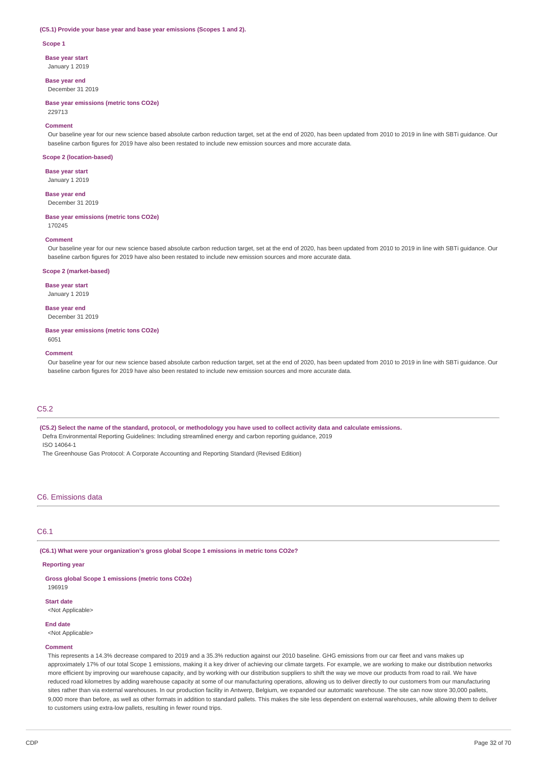**(C5.1) Provide your base year and base year emissions (Scopes 1 and 2).**

**Scope 1**

**Base year start**

January 1 2019

**Base year end**

December 31 2019

**Base year emissions (metric tons CO2e)**

229713

**Comment**

Our baseline year for our new science based absolute carbon reduction target, set at the end of 2020, has been updated from 2010 to 2019 in line with SBTi guidance. Our baseline carbon figures for 2019 have also been restated to include new emission sources and more accurate data.

**Scope 2 (location-based)**

**Base year start**

January 1 2019

**Base year end**

December 31 2019

**Base year emissions (metric tons CO2e)**

170245

**Comment**

Our baseline year for our new science based absolute carbon reduction target, set at the end of 2020, has been updated from 2010 to 2019 in line with SBTi guidance. Our baseline carbon figures for 2019 have also been restated to include new emission sources and more accurate data.

**Scope 2 (market-based)**

**Base year start**

January 1 2019

**Base year end**

December 31 2019

**Base year emissions (metric tons CO2e)**

6051

**Comment**

Our baseline year for our new science based absolute carbon reduction target, set at the end of 2020, has been updated from 2010 to 2019 in line with SBTi guidance. Our baseline carbon figures for 2019 have also been restated to include new emission sources and more accurate data.

## C5.2

**(C5.2) Select the name of the standard, protocol, or methodology you have used to collect activity data and calculate emissions.**

Defra Environmental Reporting Guidelines: Including streamlined energy and carbon reporting guidance, 2019

ISO 14064-1

The Greenhouse Gas Protocol: A Corporate Accounting and Reporting Standard (Revised Edition)

# C6. Emissions data

## C6.1

**(C6.1) What were your organization's gross global Scope 1 emissions in metric tons CO2e?**

**Reporting year**

**Gross global Scope 1 emissions (metric tons CO2e)**

196919

**Start date**

<Not Applicable>

**End date**

<Not Applicable>

**Comment**

This represents a 14.3% decrease compared to 2019 and a 35.3% reduction against our 2010 baseline. GHG emissions from our car fleet and vans makes up approximately 17% of our total Scope 1 emissions, making it a key driver of achieving our climate targets. For example, we are working to make our distribution networks more efficient by improving our warehouse capacity, and by working with our distribution suppliers to shift the way we move our products from road to rail. We have reduced road kilometres by adding warehouse capacity at some of our manufacturing operations, allowing us to deliver directly to our customers from our manufacturing sites rather than via external warehouses. In our production facility in Antwerp, Belgium, we expanded our automatic warehouse. The site can now store 30,000 pallets, 9,000 more than before, as well as other formats in addition to standard pallets. This makes the site less dependent on external warehouses, while allowing them to deliver to customers using extra-low pallets, resulting in fewer round trips.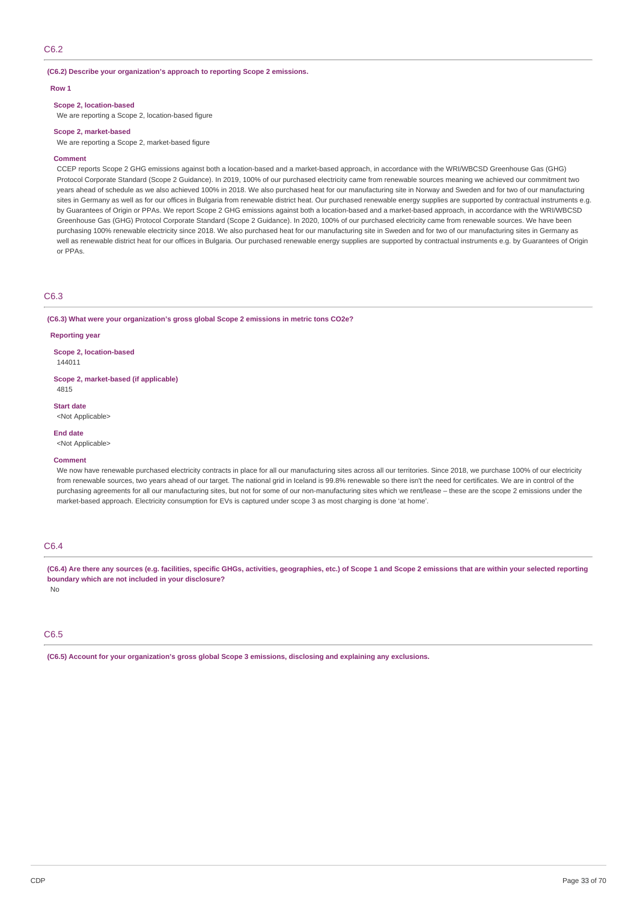## C6.2

**(C6.2) Describe your organization's approach to reporting Scope 2 emissions.**

**Row 1**

**Scope 2, location-based**

We are reporting a Scope 2, location-based figure

**Scope 2, market-based**

We are reporting a Scope 2, market-based figure

**Comment**

CCEP reports Scope 2 GHG emissions against both a location-based and a market-based approach, in accordance with the WRI/WBCSD Greenhouse Gas (GHG) Protocol Corporate Standard (Scope 2 Guidance). In 2019, 100% of our purchased electricity came from renewable sources meaning we achieved our commitment two years ahead of schedule as we also achieved 100% in 2018. We also purchased heat for our manufacturing site in Norway and Sweden and for two of our manufacturing sites in Germany as well as for our offices in Bulgaria from renewable district heat. Our purchased renewable energy supplies are supported by contractual instruments e.g. by Guarantees of Origin or PPAs. We report Scope 2 GHG emissions against both a location-based and a market-based approach, in accordance with the WRI/WBCSD Greenhouse Gas (GHG) Protocol Corporate Standard (Scope 2 Guidance). In 2020, 100% of our purchased electricity came from renewable sources. We have been purchasing 100% renewable electricity since 2018. We also purchased heat for our manufacturing site in Sweden and for two of our manufacturing sites in Germany as well as renewable district heat for our offices in Bulgaria. Our purchased renewable energy supplies are supported by contractual instruments e.g. by Guarantees of Origin or PPAs.

## C6.3

**(C6.3) What were your organization's gross global Scope 2 emissions in metric tons CO2e?**

**Reporting year**

**Scope 2, location-based**

144011

**Scope 2, market-based (if applicable)**

4815

**Start date**

<Not Applicable>

**End date**

<Not Applicable>

**Comment**

We now have renewable purchased electricity contracts in place for all our manufacturing sites across all our territories. Since 2018, we purchase 100% of our electricity from renewable sources, two years ahead of our target. The national grid in Iceland is 99.8% renewable so there isn't the need for certificates. We are in control of the purchasing agreements for all our manufacturing sites, but not for some of our non-manufacturing sites which we rent/lease – these are the scope 2 emissions under the market-based approach. Electricity consumption for EVs is captured under scope 3 as most charging is done 'at home'.

## C6.4

**(C6.4) Are there any sources (e.g. facilities, specific GHGs, activities, geographies, etc.) of Scope 1 and Scope 2 emissions that are within your selected reporting boundary which are not included in your disclosure?**

No

## C6.5

**(C6.5) Account for your organization's gross global Scope 3 emissions, disclosing and explaining any exclusions.**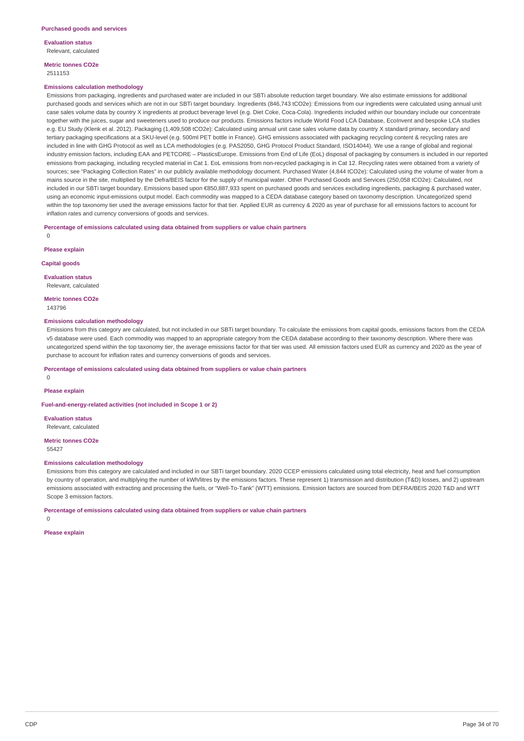**Purchased goods and services**

**Evaluation status**

Relevant, calculated

**Metric tonnes CO2e**

2511153

**Emissions calculation methodology**

Emissions from packaging, ingredients and purchased water are included in our SBTi absolute reduction target boundary. We also estimate emissions for additional purchased goods and services which are not in our SBTi target boundary. Ingredients (846,743 tCO2e): Emissions from our ingredients were calculated using annual unit case sales volume data by country X ingredients at product beverage level (e.g. Diet Coke, Coca-Cola). Ingredients included within our boundary include our concentrate together with the juices, sugar and sweeteners used to produce our products. Emissions factors include World Food LCA Database, EcoInvent and bespoke LCA studies e.g. EU Study (Klenk et al. 2012). Packaging (1,409,508 tCO2e): Calculated using annual unit case sales volume data by country X standard primary, secondary and tertiary packaging specifications at a SKU-level (e.g. 500ml PET bottle in France). GHG emissions associated with packaging recycling content & recycling rates are included in line with GHG Protocol as well as LCA methodologies (e.g. PAS2050, GHG Protocol Product Standard, ISO14044). We use a range of global and regional industry emission factors, including EAA and PETCORE – PlasticsEurope. Emissions from End of Life (EoL) disposal of packaging by consumers is included in our reported emissions from packaging, including recycled material in Cat 1. EoL emissions from non-recycled packaging is in Cat 12. Recycling rates were obtained from a variety of sources; see "Packaging Collection Rates" in our publicly available methodology document. Purchased Water (4,844 tCO2e): Calculated using the volume of water from a mains source in the site, multiplied by the Defra/BEIS factor for the supply of municipal water. Other Purchased Goods and Services (250,058 tCO2e): Calculated, not included in our SBTi target boundary. Emissions based upon €850,887,933 spent on purchased goods and services excluding ingredients, packaging & purchased water, using an economic input-emissions output model. Each commodity was mapped to a CEDA database category based on taxonomy description. Uncategorized spend within the top taxonomy tier used the average emissions factor for that tier. Applied EUR as currency & 2020 as year of purchase for all emissions factors to account for inflation rates and currency conversions of goods and services.

**Percentage of emissions calculated using data obtained from suppliers or value chain partners**

0

**Please explain**

**Capital goods**

**Evaluation status**

Relevant, calculated

**Metric tonnes CO2e**

143796

**Emissions calculation methodology**

Emissions from this category are calculated, but not included in our SBTi target boundary. To calculate the emissions from capital goods, emissions factors from the CEDA v5 database were used. Each commodity was mapped to an appropriate category from the CEDA database according to their taxonomy description. Where there was uncategorized spend within the top taxonomy tier, the average emissions factor for that tier was used. All emission factors used EUR as currency and 2020 as the year of purchase to account for inflation rates and currency conversions of goods and services.

**Percentage of emissions calculated using data obtained from suppliers or value chain partners**

0

**Please explain**

**Fuel-and-energy-related activities (not included in Scope 1 or 2)**

**Evaluation status**

Relevant, calculated

**Metric tonnes CO2e**

55427

**Emissions calculation methodology**

Emissions from this category are calculated and included in our SBTi target boundary. 2020 CCEP emissions calculated using total electricity, heat and fuel consumption by country of operation, and multiplying the number of kWh/litres by the emissions factors. These represent 1) transmission and distribution (T&D) losses, and 2) upstream emissions associated with extracting and processing the fuels, or "Well-To-Tank" (WTT) emissions. Emission factors are sourced from DEFRA/BEIS 2020 T&D and WTT Scope 3 emission factors.

**Percentage of emissions calculated using data obtained from suppliers or value chain partners**

0

**Please explain**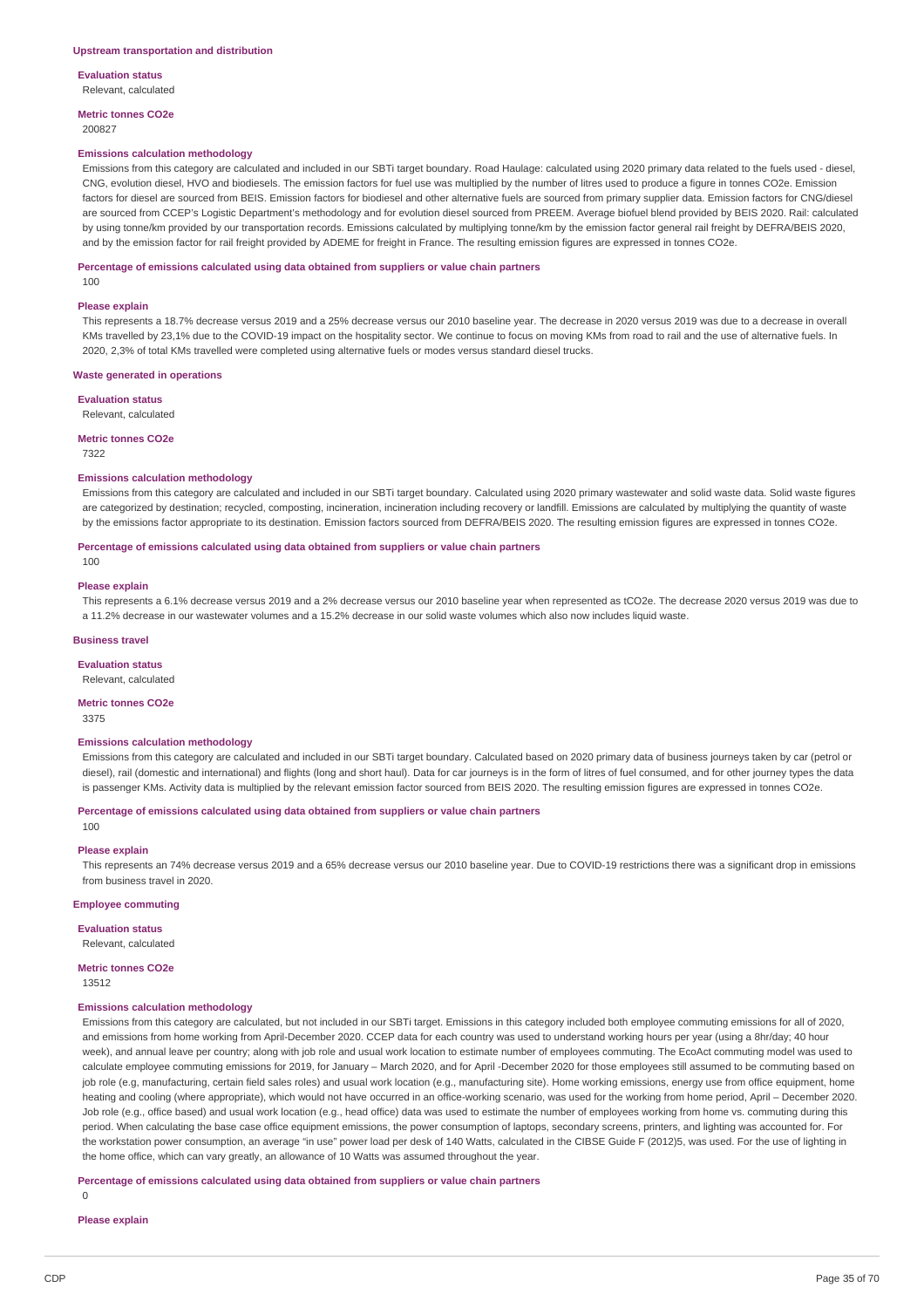### Upstream transportation and distribution

**Evaluation status**

Relevant, calculated

**Metric tonnes CO2e**

200827

**Emissions calculation methodology**

Emissions from this category are calculated and included in our SBTi target boundary. Road Haulage: calculated using 2020 primary data related to the fuels used - diesel, CNG, evolution diesel, HVO and biodiesels. The emission factors for fuel use was multiplied by the number of litres used to produce a figure in tonnes CO2e. Emission factors for diesel are sourced from BEIS. Emission factors for biodiesel and other alternative fuels are sourced from primary supplier data. Emission factors for CNG/diesel are sourced from CCEP's Logistic Department's methodology and for evolution diesel sourced from PREEM. Average biofuel blend provided by BEIS 2020. Rail: calculated by using tonne/km provided by our transportation records. Emissions calculated by multiplying tonne/km by the emission factor general rail freight by DEFRA/BEIS 2020, and by the emission factor for rail freight provided by ADEME for freight in France. The resulting emission figures are expressed in tonnes CO2e.

**Percentage of emissions calculated using data obtained from suppliers or value chain partners**

100

**Please explain**

This represents a 18.7% decrease versus 2019 and a 25% decrease versus our 2010 baseline year. The decrease in 2020 versus 2019 was due to a decrease in overall KMs travelled by 23,1% due to the COVID-19 impact on the hospitality sector. We continue to focus on moving KMs from road to rail and the use of alternative fuels. In 2020, 2,3% of total KMs travelled were completed using alternative fuels or modes versus standard diesel trucks.

### Waste generated in operations

**Evaluation status**

Relevant, calculated

**Metric tonnes CO2e**

7322

**Emissions calculation methodology**

Emissions from this category are calculated and included in our SBTi target boundary. Calculated using 2020 primary wastewater and solid waste data. Solid waste figures are categorized by destination; recycled, composting, incineration, incineration including recovery or landfill. Emissions are calculated by multiplying the quantity of waste by the emissions factor appropriate to its destination. Emission factors sourced from DEFRA/BEIS 2020. The resulting emission figures are expressed in tonnes CO2e.

**Percentage of emissions calculated using data obtained from suppliers or value chain partners**

100

**Please explain**

This represents a 6.1% decrease versus 2019 and a 2% decrease versus our 2010 baseline year when represented as tCO2e. The decrease 2020 versus 2019 was due to a 11.2% decrease in our wastewater volumes and a 15.2% decrease in our solid waste volumes which also now includes liquid waste.

### Business travel

**Evaluation status**

Relevant, calculated

**Metric tonnes CO2e**

3375

**Emissions calculation methodology**

Emissions from this category are calculated and included in our SBTi target boundary. Calculated based on 2020 primary data of business journeys taken by car (petrol or diesel), rail (domestic and international) and flights (long and short haul). Data for car journeys is in the form of litres of fuel consumed, and for other journey types the data is passenger KMs. Activity data is multiplied by the relevant emission factor sourced from BEIS 2020. The resulting emission figures are expressed in tonnes CO2e.

**Percentage of emissions calculated using data obtained from suppliers or value chain partners**

100

**Please explain**

This represents an 74% decrease versus 2019 and a 65% decrease versus our 2010 baseline year. Due to COVID-19 restrictions there was a significant drop in emissions from business travel in 2020.

### Employee commuting

**Evaluation status**

Relevant, calculated

**Metric tonnes CO2e**

13512

**Emissions calculation methodology**

Emissions from this category are calculated, but not included in our SBTi target. Emissions in this category included both employee commuting emissions for all of 2020, and emissions from home working from April-December 2020. CCEP data for each country was used to understand working hours per year (using a 8hr/day; 40 hour week), and annual leave per country; along with job role and usual work location to estimate number of employees commuting. The EcoAct commuting model was used to calculate employee commuting emissions for 2019, for January – March 2020, and for April -December 2020 for those employees still assumed to be commuting based on job role (e.g, manufacturing, certain field sales roles) and usual work location (e.g., manufacturing site). Home working emissions, energy use from office equipment, home heating and cooling (where appropriate), which would not have occurred in an office-working scenario, was used for the working from home period, April – December 2020. Job role (e.g., office based) and usual work location (e.g., head office) data was used to estimate the number of employees working from home vs. commuting during this period. When calculating the base case office equipment emissions, the power consumption of laptops, secondary screens, printers, and lighting was accounted for. For the workstation power consumption, an average "in use" power load per desk of 140 Watts, calculated in the CIBSE Guide F (2012)5, was used. For the use of lighting in the home office, which can vary greatly, an allowance of 10 Watts was assumed throughout the year.

**Percentage of emissions calculated using data obtained from suppliers or value chain partners**

0

**Please explain**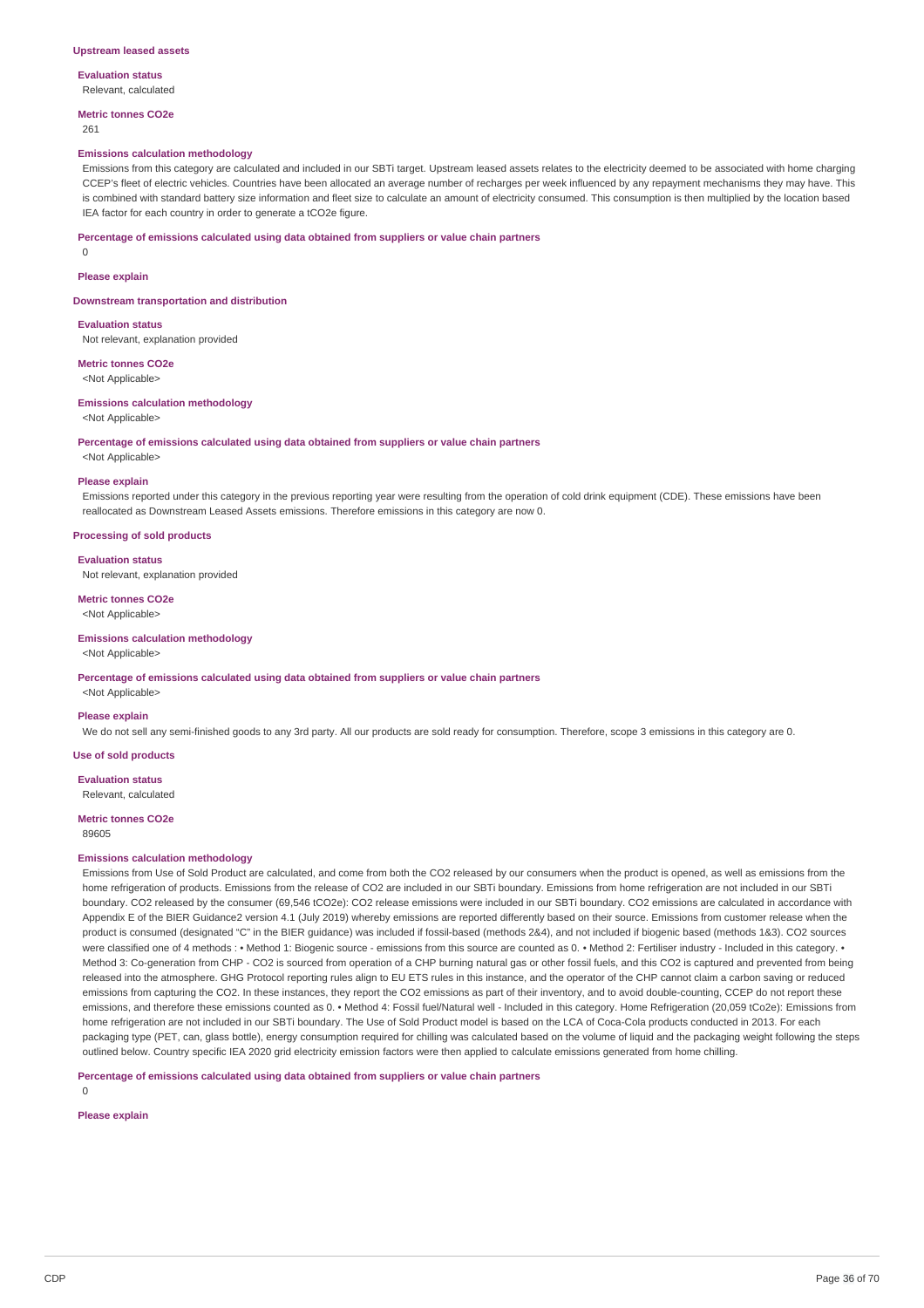### Upstream leased assets

**Evaluation status**

Relevant, calculated

**Metric tonnes CO2e**

261

**Emissions calculation methodology**

Emissions from this category are calculated and included in our SBTi target. Upstream leased assets relates to the electricity deemed to be associated with home charging CCEP's fleet of electric vehicles. Countries have been allocated an average number of recharges per week influenced by any repayment mechanisms they may have. This is combined with standard battery size information and fleet size to calculate an amount of electricity consumed. This consumption is then multiplied by the location based IEA factor for each country in order to generate a tCO2e figure.

**Percentage of emissions calculated using data obtained from suppliers or value chain partners**

0

**Please explain**

### Downstream transportation and distribution

**Evaluation status**

Not relevant, explanation provided

**Metric tonnes CO2e**

<Not Applicable>

**Emissions calculation methodology**

<Not Applicable>

**Percentage of emissions calculated using data obtained from suppliers or value chain partners**

<Not Applicable>

**Please explain**

Emissions reported under this category in the previous reporting year were resulting from the operation of cold drink equipment (CDE). These emissions have been reallocated as Downstream Leased Assets emissions. Therefore emissions in this category are now 0.

### Processing of sold products

**Evaluation status**

Not relevant, explanation provided

**Metric tonnes CO2e**

<Not Applicable>

**Emissions calculation methodology**

<Not Applicable>

**Percentage of emissions calculated using data obtained from suppliers or value chain partners**

<Not Applicable>

**Please explain**

We do not sell any semi-finished goods to any 3rd party. All our products are sold ready for consumption. Therefore, scope 3 emissions in this category are 0.

### Use of sold products

**Evaluation status**

Relevant, calculated

**Metric tonnes CO2e**

89605

**Emissions calculation methodology**

Emissions from Use of Sold Product are calculated, and come from both the CO2 released by our consumers when the product is opened, as well as emissions from the home refrigeration of products. Emissions from the release of CO2 are included in our SBTi boundary. Emissions from home refrigeration are not included in our SBTi boundary. CO2 released by the consumer (69,546 tCO2e): CO2 release emissions were included in our SBTi boundary. CO2 emissions are calculated in accordance with Appendix E of the BIER Guidance2 version 4.1 (July 2019) whereby emissions are reported differently based on their source. Emissions from customer release when the product is consumed (designated "C" in the BIER guidance) was included if fossil-based (methods 2&4), and not included if biogenic based (methods 1&3). CO2 sources were classified one of 4 methods : • Method 1: Biogenic source - emissions from this source are counted as 0. • Method 2: Fertiliser industry - Included in this category. • Method 3: Co-generation from CHP - CO2 is sourced from operation of a CHP burning natural gas or other fossil fuels, and this CO2 is captured and prevented from being released into the atmosphere. GHG Protocol reporting rules align to EU ETS rules in this instance, and the operator of the CHP cannot claim a carbon saving or reduced emissions from capturing the CO2. In these instances, they report the CO2 emissions as part of their inventory, and to avoid double-counting, CCEP do not report these emissions, and therefore these emissions counted as 0. • Method 4: Fossil fuel/Natural well - Included in this category. Home Refrigeration (20,059 tCo2e): Emissions from home refrigeration are not included in our SBTi boundary. The Use of Sold Product model is based on the LCA of Coca-Cola products conducted in 2013. For each packaging type (PET, can, glass bottle), energy consumption required for chilling was calculated based on the volume of liquid and the packaging weight following the steps outlined below. Country specific IEA 2020 grid electricity emission factors were then applied to calculate emissions generated from home chilling.

**Percentage of emissions calculated using data obtained from suppliers or value chain partners**

0

**Please explain**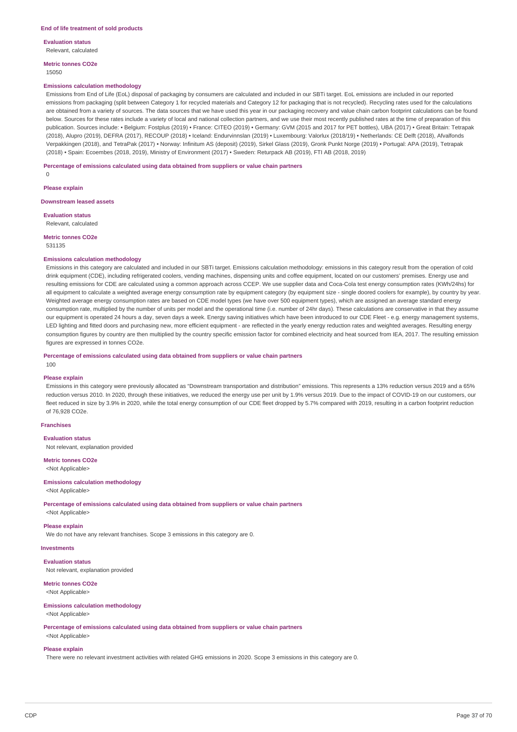### End of life treatment of sold products

**Evaluation status**

Relevant, calculated

**Metric tonnes CO2e**

15050

**Emissions calculation methodology**

Emissions from End of Life (EoL) disposal of packaging by consumers are calculated and included in our SBTi target. EoL emissions are included in our reported emissions from packaging (split between Category 1 for recycled materials and Category 12 for packaging that is not recycled). Recycling rates used for the calculations are obtained from a variety of sources. The data sources that we have used this year in our packaging recovery and value chain carbon footprint calculations can be found below. Sources for these rates include a variety of local and national collection partners, and we use their most recently published rates at the time of preparation of this publication. Sources include: • Belgium: Fostplus (2019) • France: CITEO (2019) • Germany: GVM (2015 and 2017 for PET bottles), UBA (2017) • Great Britain: Tetrapak (2018), Alupro (2019), DEFRA (2017), RECOUP (2018) • Iceland: Endurvinnslan (2019) • Luxembourg: Valorlux (2018/19) • Netherlands: CE Delft (2018), Afvalfonds Verpakkingen (2018), and TetraPak (2017) • Norway: Infinitum AS (deposit) (2019), Sirkel Glass (2019), Gronk Punkt Norge (2019) • Portugal: APA (2019), Tetrapak (2018) • Spain: Ecoembes (2018, 2019), Ministry of Environment (2017) • Sweden: Returpack AB (2019), FTI AB (2018, 2019)

**Percentage of emissions calculated using data obtained from suppliers or value chain partners**

0

**Please explain**

### Downstream leased assets

**Evaluation status**

Relevant, calculated

**Metric tonnes CO2e**

531135

**Emissions calculation methodology**

Emissions in this category are calculated and included in our SBTi target. Emissions calculation methodology: emissions in this category result from the operation of cold drink equipment (CDE), including refrigerated coolers, vending machines, dispensing units and coffee equipment, located on our customers' premises. Energy use and resulting emissions for CDE are calculated using a common approach across CCEP. We use supplier data and Coca-Cola test energy consumption rates (KWh/24hs) for all equipment to calculate a weighted average energy consumption rate by equipment category (by equipment size - single doored coolers for example), by country by year. Weighted average energy consumption rates are based on CDE model types (we have over 500 equipment types), which are assigned an average standard energy consumption rate, multiplied by the number of units per model and the operational time (i.e. number of 24hr days). These calculations are conservative in that they assume our equipment is operated 24 hours a day, seven days a week. Energy saving initiatives which have been introduced to our CDE Fleet - e.g. energy management systems, LED lighting and fitted doors and purchasing new, more efficient equipment - are reflected in the yearly energy reduction rates and weighted averages. Resulting energy consumption figures by country are then multiplied by the country specific emission factor for combined electricity and heat sourced from IEA, 2017. The resulting emission figures are expressed in tonnes CO2e.

**Percentage of emissions calculated using data obtained from suppliers or value chain partners**

100

**Please explain**

Emissions in this category were previously allocated as "Downstream transportation and distribution" emissions. This represents a 13% reduction versus 2019 and a 65% reduction versus 2010. In 2020, through these initiatives, we reduced the energy use per unit by 1.9% versus 2019. Due to the impact of COVID-19 on our customers, our fleet reduced in size by 3.9% in 2020, while the total energy consumption of our CDE fleet dropped by 5.7% compared with 2019, resulting in a carbon footprint reduction of 76,928 CO2e.

### Franchises

**Evaluation status**

Not relevant, explanation provided

**Metric tonnes CO2e**

<Not Applicable>

**Emissions calculation methodology**

<Not Applicable>

**Percentage of emissions calculated using data obtained from suppliers or value chain partners**

<Not Applicable>

**Please explain**

We do not have any relevant franchises. Scope 3 emissions in this category are 0.

### Investments

**Evaluation status**

Not relevant, explanation provided

**Metric tonnes CO2e**

<Not Applicable>

**Emissions calculation methodology**

<Not Applicable>

**Percentage of emissions calculated using data obtained from suppliers or value chain partners**

<Not Applicable>

**Please explain**

There were no relevant investment activities with related GHG emissions in 2020. Scope 3 emissions in this category are 0.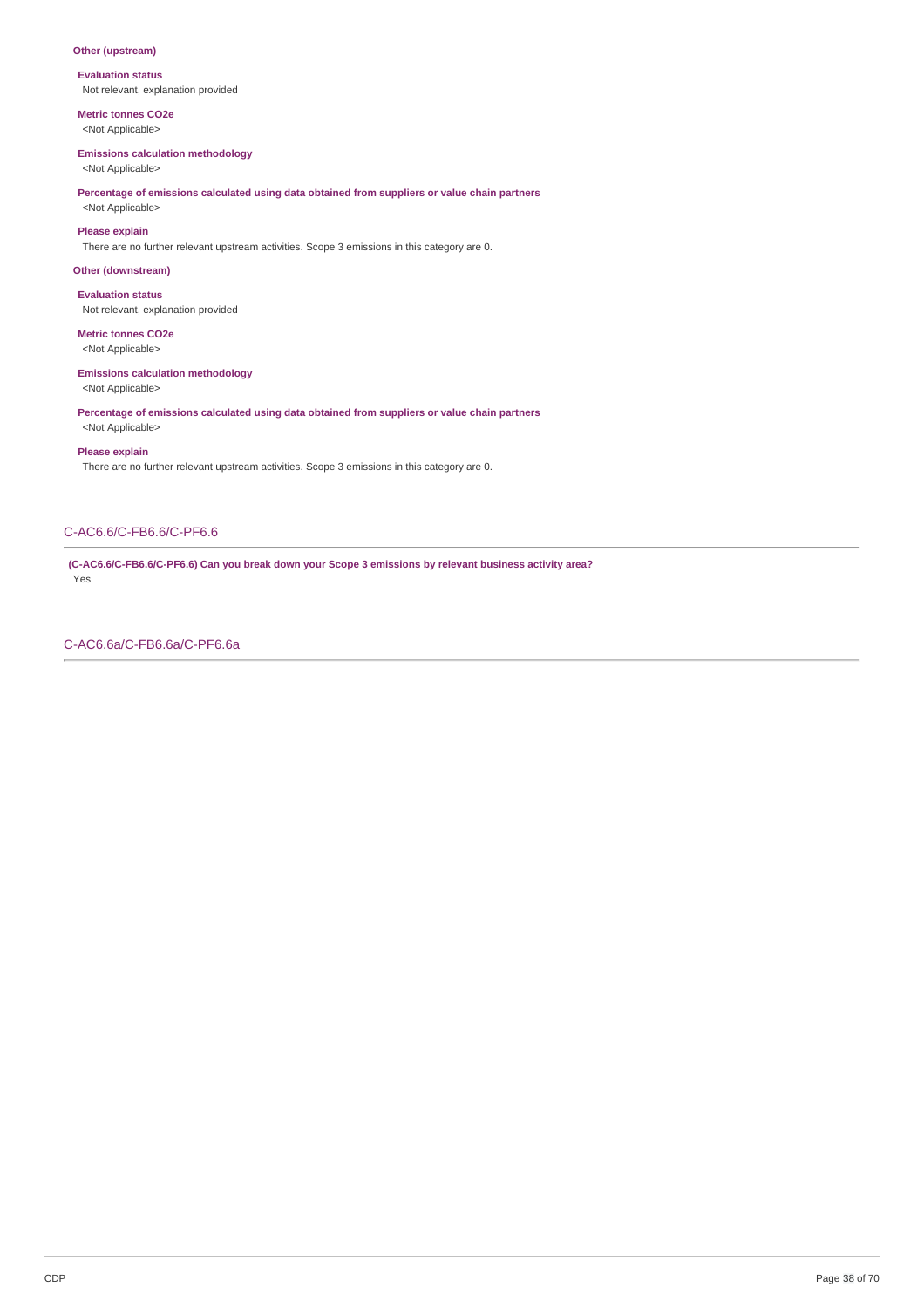**Other (upstream)**

**Evaluation status**
Not relevant, explanation provided

**Metric tonnes CO2e**
<Not Applicable>

**Emissions calculation methodology**
<Not Applicable>

**Percentage of emissions calculated using data obtained from suppliers or value chain partners**
<Not Applicable>

**Please explain**
There are no further relevant upstream activities. Scope 3 emissions in this category are 0.

**Other (downstream)**

**Evaluation status**
Not relevant, explanation provided

**Metric tonnes CO2e**
<Not Applicable>

**Emissions calculation methodology**
<Not Applicable>

**Percentage of emissions calculated using data obtained from suppliers or value chain partners**
<Not Applicable>

**Please explain**
There are no further relevant upstream activities. Scope 3 emissions in this category are 0.

## C-AC6.6/C-FB6.6/C-PF6.6

**(C-AC6.6/C-FB6.6/C-PF6.6) Can you break down your Scope 3 emissions by relevant business activity area?**
Yes

## C-AC6.6a/C-FB6.6a/C-PF6.6a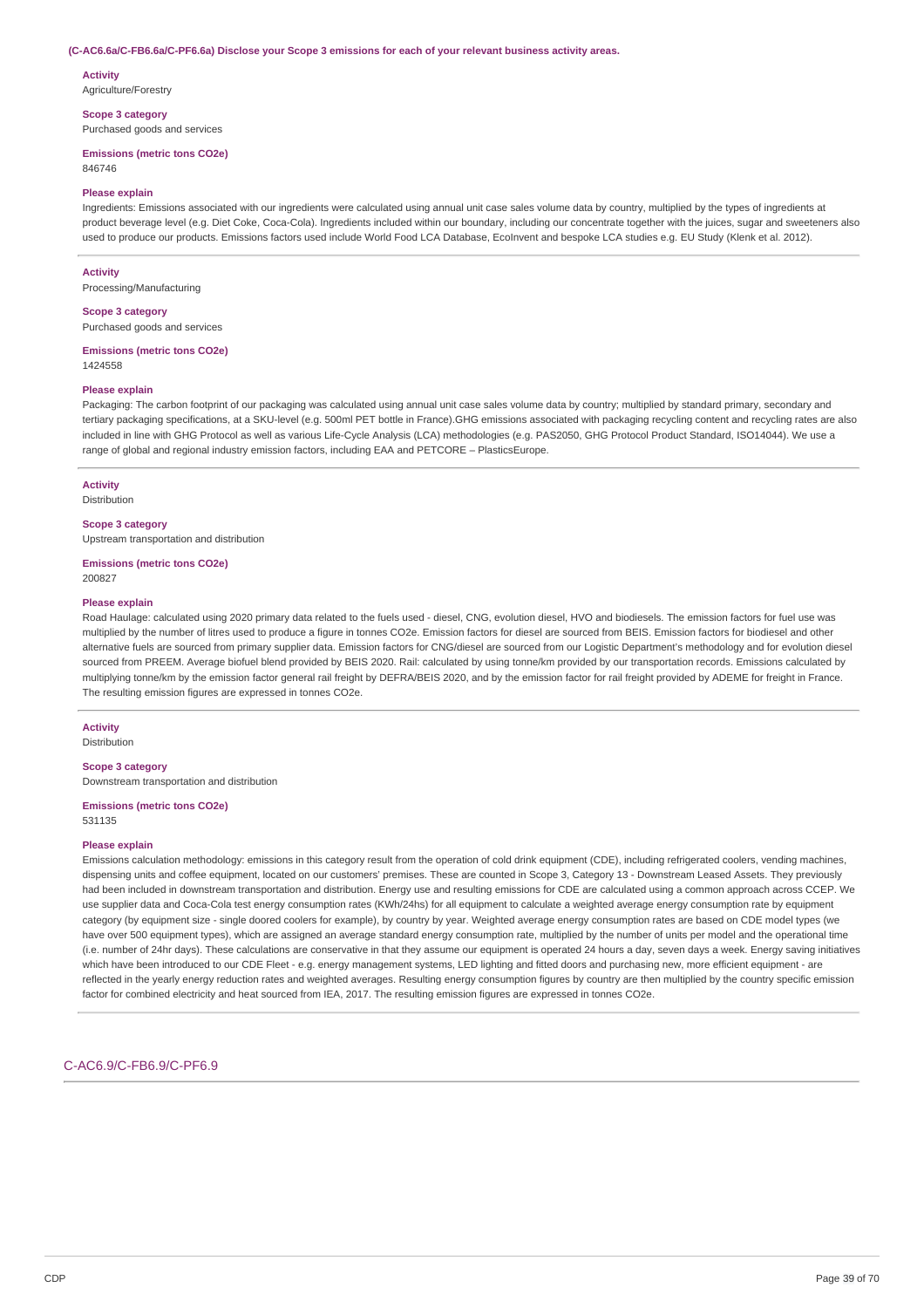**(C-AC6.6a/C-FB6.6a/C-PF6.6a) Disclose your Scope 3 emissions for each of your relevant business activity areas.**

**Activity**
Agriculture/Forestry

**Scope 3 category**
Purchased goods and services

**Emissions (metric tons CO2e)**
846746

**Please explain**
Ingredients: Emissions associated with our ingredients were calculated using annual unit case sales volume data by country, multiplied by the types of ingredients at product beverage level (e.g. Diet Coke, Coca-Cola). Ingredients included within our boundary, including our concentrate together with the juices, sugar and sweeteners also used to produce our products. Emissions factors used include World Food LCA Database, EcoInvent and bespoke LCA studies e.g. EU Study (Klenk et al. 2012).

---

**Activity**
Processing/Manufacturing

**Scope 3 category**
Purchased goods and services

**Emissions (metric tons CO2e)**
1424558

**Please explain**
Packaging: The carbon footprint of our packaging was calculated using annual unit case sales volume data by country; multiplied by standard primary, secondary and tertiary packaging specifications, at a SKU-level (e.g. 500ml PET bottle in France).GHG emissions associated with packaging recycling content and recycling rates are also included in line with GHG Protocol as well as various Life-Cycle Analysis (LCA) methodologies (e.g. PAS2050, GHG Protocol Product Standard, ISO14044). We use a range of global and regional industry emission factors, including EAA and PETCORE – PlasticsEurope.

---

**Activity**
Distribution

**Scope 3 category**
Upstream transportation and distribution

**Emissions (metric tons CO2e)**
200827

**Please explain**
Road Haulage: calculated using 2020 primary data related to the fuels used - diesel, CNG, evolution diesel, HVO and biodiesels. The emission factors for fuel use was multiplied by the number of litres used to produce a figure in tonnes CO2e. Emission factors for diesel are sourced from BEIS. Emission factors for biodiesel and other alternative fuels are sourced from primary supplier data. Emission factors for CNG/diesel are sourced from our Logistic Department's methodology and for evolution diesel sourced from PREEM. Average biofuel blend provided by BEIS 2020. Rail: calculated by using tonne/km provided by our transportation records. Emissions calculated by multiplying tonne/km by the emission factor general rail freight by DEFRA/BEIS 2020, and by the emission factor for rail freight provided by ADEME for freight in France. The resulting emission figures are expressed in tonnes CO2e.

---

**Activity**
Distribution

**Scope 3 category**
Downstream transportation and distribution

**Emissions (metric tons CO2e)**
531135

**Please explain**
Emissions calculation methodology: emissions in this category result from the operation of cold drink equipment (CDE), including refrigerated coolers, vending machines, dispensing units and coffee equipment, located on our customers' premises. These are counted in Scope 3, Category 13 - Downstream Leased Assets. They previously had been included in downstream transportation and distribution. Energy use and resulting emissions for CDE are calculated using a common approach across CCEP. We use supplier data and Coca-Cola test energy consumption rates (KWh/24hs) for all equipment to calculate a weighted average energy consumption rate by equipment category (by equipment size - single doored coolers for example), by country by year. Weighted average energy consumption rates are based on CDE model types (we have over 500 equipment types), which are assigned an average standard energy consumption rate, multiplied by the number of units per model and the operational time (i.e. number of 24hr days). These calculations are conservative in that they assume our equipment is operated 24 hours a day, seven days a week. Energy saving initiatives which have been introduced to our CDE Fleet - e.g. energy management systems, LED lighting and fitted doors and purchasing new, more efficient equipment - are reflected in the yearly energy reduction rates and weighted averages. Resulting energy consumption figures by country are then multiplied by the country specific emission factor for combined electricity and heat sourced from IEA, 2017. The resulting emission figures are expressed in tonnes CO2e.

## C-AC6.9/C-FB6.9/C-PF6.9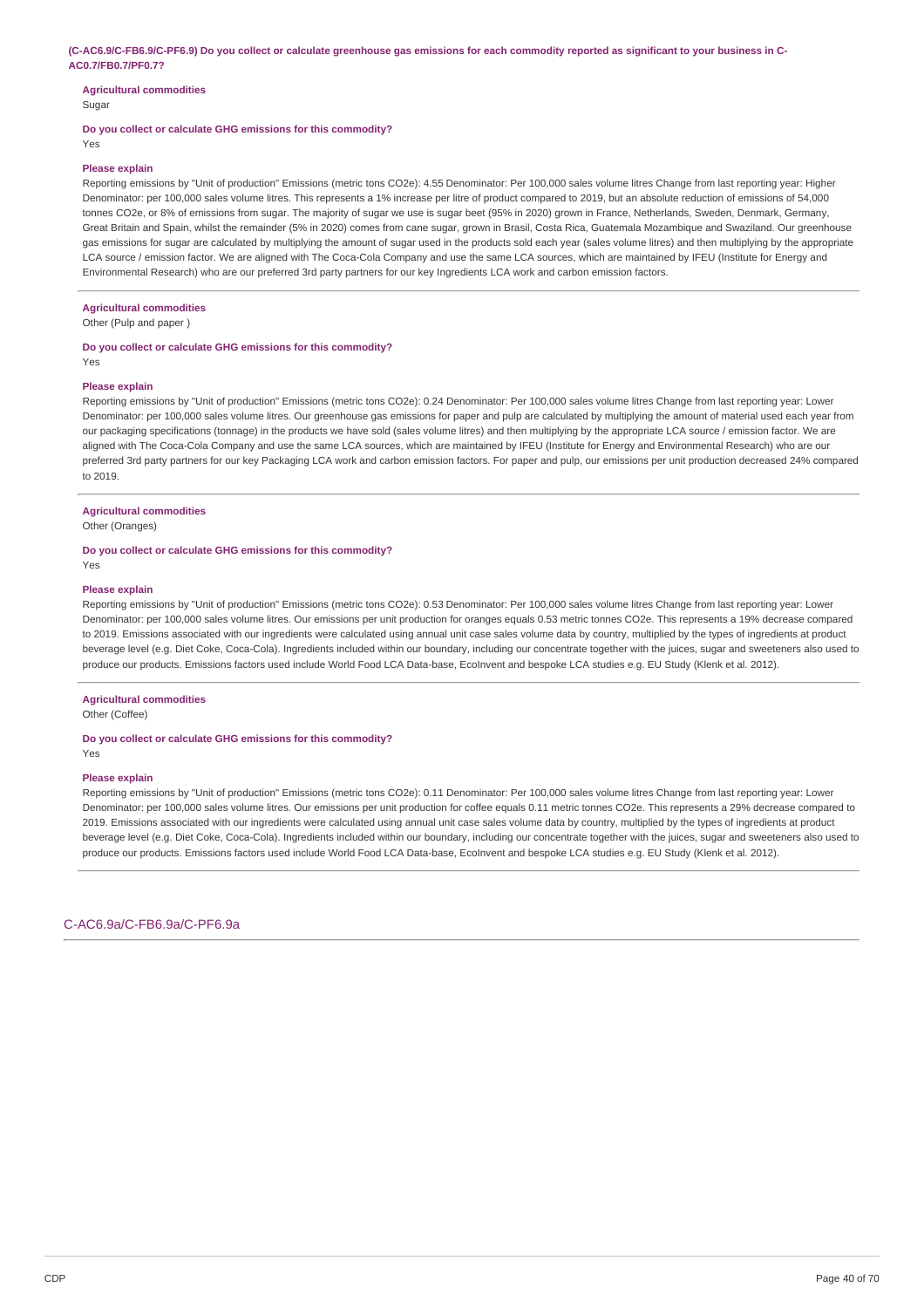**(C-AC6.9/C-FB6.9/C-PF6.9) Do you collect or calculate greenhouse gas emissions for each commodity reported as significant to your business in C-AC0.7/FB0.7/PF0.7?**

**Agricultural commodities**

Sugar

**Do you collect or calculate GHG emissions for this commodity?**

Yes

**Please explain**

Reporting emissions by "Unit of production" Emissions (metric tons CO2e): 4.55 Denominator: Per 100,000 sales volume litres Change from last reporting year: Higher Denominator: per 100,000 sales volume litres. This represents a 1% increase per litre of product compared to 2019, but an absolute reduction of emissions of 54,000 tonnes CO2e, or 8% of emissions from sugar. The majority of sugar we use is sugar beet (95% in 2020) grown in France, Netherlands, Sweden, Denmark, Germany, Great Britain and Spain, whilst the remainder (5% in 2020) comes from cane sugar, grown in Brasil, Costa Rica, Guatemala Mozambique and Swaziland. Our greenhouse gas emissions for sugar are calculated by multiplying the amount of sugar used in the products sold each year (sales volume litres) and then multiplying by the appropriate LCA source / emission factor. We are aligned with The Coca-Cola Company and use the same LCA sources, which are maintained by IFEU (Institute for Energy and Environmental Research) who are our preferred 3rd party partners for our key Ingredients LCA work and carbon emission factors.

---

**Agricultural commodities**

Other (Pulp and paper )

**Do you collect or calculate GHG emissions for this commodity?**

Yes

**Please explain**

Reporting emissions by "Unit of production" Emissions (metric tons CO2e): 0.24 Denominator: Per 100,000 sales volume litres Change from last reporting year: Lower Denominator: per 100,000 sales volume litres. Our greenhouse gas emissions for paper and pulp are calculated by multiplying the amount of material used each year from our packaging specifications (tonnage) in the products we have sold (sales volume litres) and then multiplying by the appropriate LCA source / emission factor. We are aligned with The Coca-Cola Company and use the same LCA sources, which are maintained by IFEU (Institute for Energy and Environmental Research) who are our preferred 3rd party partners for our key Packaging LCA work and carbon emission factors. For paper and pulp, our emissions per unit production decreased 24% compared to 2019.

---

**Agricultural commodities**

Other (Oranges)

**Do you collect or calculate GHG emissions for this commodity?**

Yes

**Please explain**

Reporting emissions by "Unit of production" Emissions (metric tons CO2e): 0.53 Denominator: Per 100,000 sales volume litres Change from last reporting year: Lower Denominator: per 100,000 sales volume litres. Our emissions per unit production for oranges equals 0.53 metric tonnes CO2e. This represents a 19% decrease compared to 2019. Emissions associated with our ingredients were calculated using annual unit case sales volume data by country, multiplied by the types of ingredients at product beverage level (e.g. Diet Coke, Coca-Cola). Ingredients included within our boundary, including our concentrate together with the juices, sugar and sweeteners also used to produce our products. Emissions factors used include World Food LCA Data-base, EcoInvent and bespoke LCA studies e.g. EU Study (Klenk et al. 2012).

---

**Agricultural commodities**

Other (Coffee)

**Do you collect or calculate GHG emissions for this commodity?**

Yes

**Please explain**

Reporting emissions by "Unit of production" Emissions (metric tons CO2e): 0.11 Denominator: Per 100,000 sales volume litres Change from last reporting year: Lower Denominator: per 100,000 sales volume litres. Our emissions per unit production for coffee equals 0.11 metric tonnes CO2e. This represents a 29% decrease compared to 2019. Emissions associated with our ingredients were calculated using annual unit case sales volume data by country, multiplied by the types of ingredients at product beverage level (e.g. Diet Coke, Coca-Cola). Ingredients included within our boundary, including our concentrate together with the juices, sugar and sweeteners also used to produce our products. Emissions factors used include World Food LCA Data-base, EcoInvent and bespoke LCA studies e.g. EU Study (Klenk et al. 2012).

---

## C-AC6.9a/C-FB6.9a/C-PF6.9a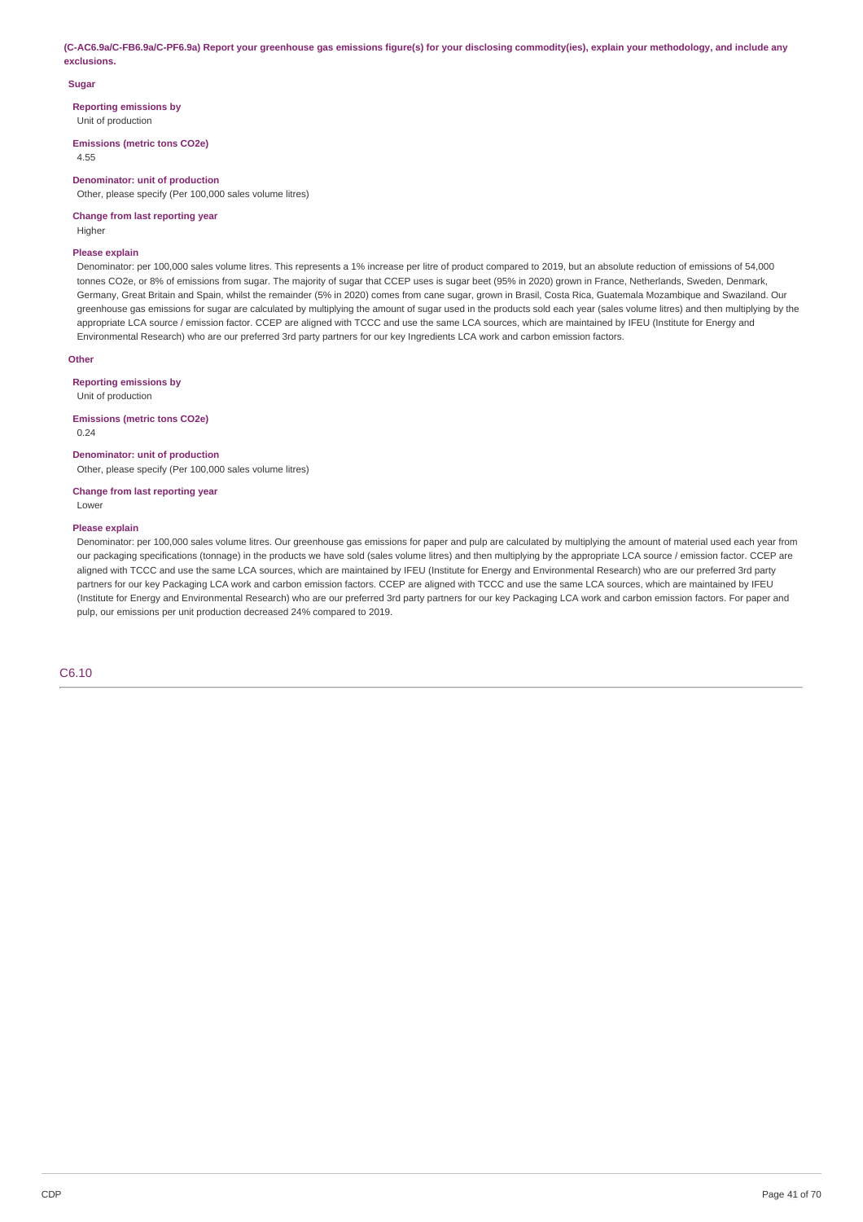**(C-AC6.9a/C-FB6.9a/C-PF6.9a) Report your greenhouse gas emissions figure(s) for your disclosing commodity(ies), explain your methodology, and include any exclusions.**

**Sugar**

**Reporting emissions by**

Unit of production

**Emissions (metric tons CO2e)**

4.55

**Denominator: unit of production**

Other, please specify (Per 100,000 sales volume litres)

**Change from last reporting year**

Higher

**Please explain**

Denominator: per 100,000 sales volume litres. This represents a 1% increase per litre of product compared to 2019, but an absolute reduction of emissions of 54,000 tonnes CO2e, or 8% of emissions from sugar. The majority of sugar that CCEP uses is sugar beet (95% in 2020) grown in France, Netherlands, Sweden, Denmark, Germany, Great Britain and Spain, whilst the remainder (5% in 2020) comes from cane sugar, grown in Brasil, Costa Rica, Guatemala Mozambique and Swaziland. Our greenhouse gas emissions for sugar are calculated by multiplying the amount of sugar used in the products sold each year (sales volume litres) and then multiplying by the appropriate LCA source / emission factor. CCEP are aligned with TCCC and use the same LCA sources, which are maintained by IFEU (Institute for Energy and Environmental Research) who are our preferred 3rd party partners for our key Ingredients LCA work and carbon emission factors.

**Other**

**Reporting emissions by**

Unit of production

**Emissions (metric tons CO2e)**

0.24

**Denominator: unit of production**

Other, please specify (Per 100,000 sales volume litres)

**Change from last reporting year**

Lower

**Please explain**

Denominator: per 100,000 sales volume litres. Our greenhouse gas emissions for paper and pulp are calculated by multiplying the amount of material used each year from our packaging specifications (tonnage) in the products we have sold (sales volume litres) and then multiplying by the appropriate LCA source / emission factor. CCEP are aligned with TCCC and use the same LCA sources, which are maintained by IFEU (Institute for Energy and Environmental Research) who are our preferred 3rd party partners for our key Packaging LCA work and carbon emission factors. CCEP are aligned with TCCC and use the same LCA sources, which are maintained by IFEU (Institute for Energy and Environmental Research) who are our preferred 3rd party partners for our key Packaging LCA work and carbon emission factors. For paper and pulp, our emissions per unit production decreased 24% compared to 2019.

## C6.10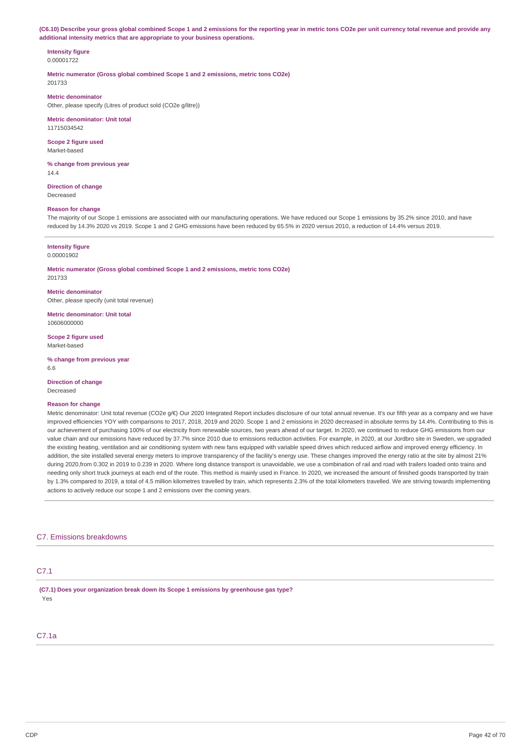**(C6.10) Describe your gross global combined Scope 1 and 2 emissions for the reporting year in metric tons CO2e per unit currency total revenue and provide any additional intensity metrics that are appropriate to your business operations.**

**Intensity figure**
0.00001722

**Metric numerator (Gross global combined Scope 1 and 2 emissions, metric tons CO2e)**
201733

**Metric denominator**
Other, please specify (Litres of product sold (CO2e g/litre))

**Metric denominator: Unit total**
11715034542

**Scope 2 figure used**
Market-based

**% change from previous year**
14.4

**Direction of change**
Decreased

**Reason for change**
The majority of our Scope 1 emissions are associated with our manufacturing operations. We have reduced our Scope 1 emissions by 35.2% since 2010, and have reduced by 14.3% 2020 vs 2019. Scope 1 and 2 GHG emissions have been reduced by 65.5% in 2020 versus 2010, a reduction of 14.4% versus 2019.

---

**Intensity figure**
0.00001902

**Metric numerator (Gross global combined Scope 1 and 2 emissions, metric tons CO2e)**
201733

**Metric denominator**
Other, please specify (unit total revenue)

**Metric denominator: Unit total**
10606000000

**Scope 2 figure used**
Market-based

**% change from previous year**
6.6

**Direction of change**
Decreased

**Reason for change**
Metric denominator: Unit total revenue (CO2e g/€) Our 2020 Integrated Report includes disclosure of our total annual revenue. It's our fifth year as a company and we have improved efficiencies YOY with comparisons to 2017, 2018, 2019 and 2020. Scope 1 and 2 emissions in 2020 decreased in absolute terms by 14.4%. Contributing to this is our achievement of purchasing 100% of our electricity from renewable sources, two years ahead of our target. In 2020, we continued to reduce GHG emissions from our value chain and our emissions have reduced by 37.7% since 2010 due to emissions reduction activities. For example, in 2020, at our Jordbro site in Sweden, we upgraded the existing heating, ventilation and air conditioning system with new fans equipped with variable speed drives which reduced airflow and improved energy efficiency. In addition, the site installed several energy meters to improve transparency of the facility's energy use. These changes improved the energy ratio at the site by almost 21% during 2020,from 0.302 in 2019 to 0.239 in 2020. Where long distance transport is unavoidable, we use a combination of rail and road with trailers loaded onto trains and needing only short truck journeys at each end of the route. This method is mainly used in France. In 2020, we increased the amount of finished goods transported by train by 1.3% compared to 2019, a total of 4.5 million kilometres travelled by train, which represents 2.3% of the total kilometers travelled. We are striving towards implementing actions to actively reduce our scope 1 and 2 emissions over the coming years.

## C7. Emissions breakdowns

### C7.1

**(C7.1) Does your organization break down its Scope 1 emissions by greenhouse gas type?**
Yes

### C7.1a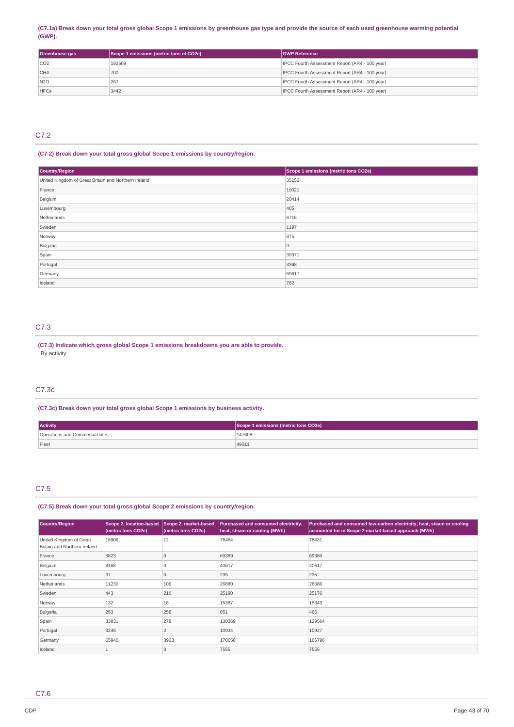**(C7.1a) Break down your total gross global Scope 1 emissions by greenhouse gas type and provide the source of each used greenhouse warming potential (GWP).**

| Greenhouse gas | Scope 1 emissions (metric tons of CO2e) | GWP Reference |
|---|---|---|
| CO2 | 192509 | IPCC Fourth Assessment Report (AR4 - 100 year) |
| CH4 | 700 | IPCC Fourth Assessment Report (AR4 - 100 year) |
| N2O | 267 | IPCC Fourth Assessment Report (AR4 - 100 year) |
| HFCs | 3442 | IPCC Fourth Assessment Report (AR4 - 100 year) |

## C7.2

**(C7.2) Break down your total gross global Scope 1 emissions by country/region.**

| Country/Region | Scope 1 emissions (metric tons CO2e) |
|---|---|
| United Kingdom of Great Britain and Northern Ireland | 35152 |
| France | 19021 |
| Belgium | 20414 |
| Luxembourg | 405 |
| Netherlands | 6716 |
| Sweden | 1197 |
| Norway | 875 |
| Bulgaria | 0 |
| Spain | 39371 |
| Portugal | 3368 |
| Germany | 69617 |
| Iceland | 782 |

## C7.3

**(C7.3) Indicate which gross global Scope 1 emissions breakdowns you are able to provide.**

By activity

## C7.3c

**(C7.3c) Break down your total gross global Scope 1 emissions by business activity.**

| Activity | Scope 1 emissions (metric tons CO2e) |
|---|---|
| Operations and Commercial sites | 147608 |
| Fleet | 49311 |

## C7.5

**(C7.5) Break down your total gross global Scope 2 emissions by country/region.**

| Country/Region | Scope 2, location-based (metric tons CO2e) | Scope 2, market-based (metric tons CO2e) | Purchased and consumed electricity, heat, steam or cooling (MWh) | Purchased and consumed low-carbon electricity, heat, steam or cooling accounted for in Scope 2 market-based approach (MWh) |
|---|---|---|---|---|
| United Kingdom of Great Britain and Northern Ireland | 16906 | 12 | 78464 | 78431 |
| France | 3823 | 0 | 69389 | 69389 |
| Belgium | 8168 | 0 | 40617 | 40617 |
| Luxembourg | 37 | 0 | 235 | 235 |
| Netherlands | 11230 | 109 | 26880 | 26686 |
| Sweden | 443 | 216 | 25190 | 25176 |
| Norway | 132 | 18 | 15387 | 15343 |
| Bulgaria | 253 | 258 | 851 | 465 |
| Spain | 33831 | 278 | 130369 | 129564 |
| Portugal | 3246 | 2 | 10934 | 10927 |
| Germany | 65940 | 3923 | 170058 | 166796 |
| Iceland | 1 | 0 | 7555 | 7555 |

## C7.6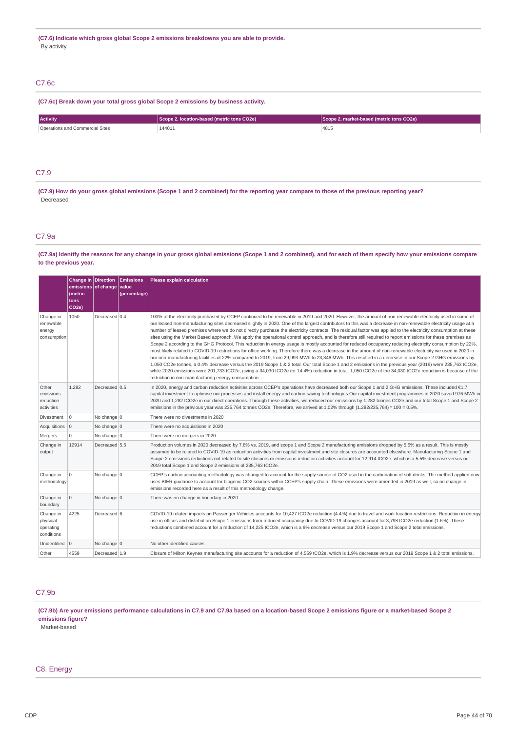**(C7.6) Indicate which gross global Scope 2 emissions breakdowns you are able to provide.**

By activity

## C7.6c

**(C7.6c) Break down your total gross global Scope 2 emissions by business activity.**

| Activity | Scope 2, location-based (metric tons CO2e) | Scope 2, market-based (metric tons CO2e) |
|---|---|---|
| Operations and Commercial Sites | 144011 | 4815 |

## C7.9

**(C7.9) How do your gross global emissions (Scope 1 and 2 combined) for the reporting year compare to those of the previous reporting year?**

Decreased

## C7.9a

**(C7.9a) Identify the reasons for any change in your gross global emissions (Scope 1 and 2 combined), and for each of them specify how your emissions compare to the previous year.**

| | Change in emissions (metric tons CO2e) | Direction of change | Emissions value (percentage) | Please explain calculation |
|---|---|---|---|---|
| Change in renewable energy consumption | 1050 | Decreased | 0.4 | 100% of the electricity purchased by CCEP continued to be renewable in 2019 and 2020. However, the amount of non-renewable electricity used in some of our leased non-manufacturing sites decreased slightly in 2020. One of the largest contributors to this was a decrease in non-renewable electricity usage at a number of leased premises where we do not directly purchase the electricity contracts. The residual factor was applied to the electricity consumption at these sites using the Market Based approach. We apply the operational control approach, and is therefore still required to report emissions for these premises as Scope 2 according to the GHG Protocol. This reduction in energy usage is mostly accounted for reduced occupancy reducing electricity consumption by 22%, most likely related to COVID-19 restrictions for office working. Therefore there was a decrease in the amount of non-renewable electricity we used in 2020 in our non-manufacturing facilities of 22% compared to 2019, from 29,993 MWh to 23,346 MWh. This resulted in a decrease in our Scope 2 GHG emissions by 1,050 CO2e tonnes, a 0.4% decrease versus the 2019 Scope 1 & 2 total. Our total Scope 1 and 2 emissions in the previous year (2019) were 235,763 tCO2e, while 2020 emissions were 201,733 tCO2e, giving a 34,030 tCO2e (or 14.4%) reduction in total. 1,050 tCO2e of the 34,030 tCO2e reduction is because of the reduction in non-manufacturing energy consumption. |
| Other emissions reduction activities | 1.282 | Decreased | 0.5 | In 2020, energy and carbon reduction activities across CCEP's operations have decreased both our Scope 1 and 2 GHG emissions. These included €1.7 capital investment to optimise our processes and install energy and carbon saving technologies Our capital investment programmes in 2020 saved 976 MWh in 2020 and 1,282 tCO2e in our direct operations. Through these activities, we reduced our emissions by 1,282 tonnes CO2e and our total Scope 1 and Scope 2 emissions in the previous year was 235,764 tonnes CO2e. Therefore, we arrived at 1.02% through (1.282/235,764) * 100 = 0.5%. |
| Divestment | 0 | No change | 0 | There were no divestments in 2020 |
| Acquisitions | 0 | No change | 0 | There were no acquisitions in 2020 |
| Mergers | 0 | No change | 0 | There were no mergers in 2020 |
| Change in output | 12914 | Decreased | 5.5 | Production volumes in 2020 decreased by 7.8% vs. 2019, and scope 1 and Scope 2 manufacturing emissions dropped by 5.5% as a result. This is mostly assumed to be related to COVID-19 as reduction activities from capital investment and site closures are accounted elsewhere. Manufacturing Scope 1 and Scope 2 emissions reductions not related to site closures or emissions reduction activities account for 12,914 tCO2e, which is a 5.5% decrease versus our 2019 total Scope 1 and Scope 2 emissions of 235,763 tCO2e. |
| Change in methodology | 0 | No change | 0 | CCEP's carbon accounting methodology was changed to account for the supply source of CO2 used in the carbonation of soft drinks. The method applied now uses BIER guidance to account for biogenic CO2 sources within CCEP's supply chain. These emissions were amended in 2019 as well, so no change in emissions recorded here as a result of this methodology change. |
| Change in boundary | 0 | No change | 0 | There was no change in boundary in 2020. |
| Change in physical operating conditions | 4225 | Decreased | 6 | COVID-19 related impacts on Passenger Vehicles accounts for 10,427 tCO2e reduction (4.4%) due to travel and work location restrictions. Reduction in energy use in offices and distribution Scope 1 emissions from reduced occupancy due to COVID-19 changes account for 3,798 tCO2e reduction (1.6%). These reductions combined account for a reduction of 14,225 tCO2e, which is a 6% decrease versus our 2019 Scope 1 and Scope 2 total emissions. |
| Unidentified | 0 | No change | 0 | No other identified causes |
| Other | 4559 | Decreased | 1.9 | Closure of Milton Keynes manufacturing site accounts for a reduction of 4,559 tCO2e, which is 1.9% decrease versus our 2019 Scope 1 & 2 total emissions. |

## C7.9b

**(C7.9b) Are your emissions performance calculations in C7.9 and C7.9a based on a location-based Scope 2 emissions figure or a market-based Scope 2 emissions figure?**

Market-based

# C8. Energy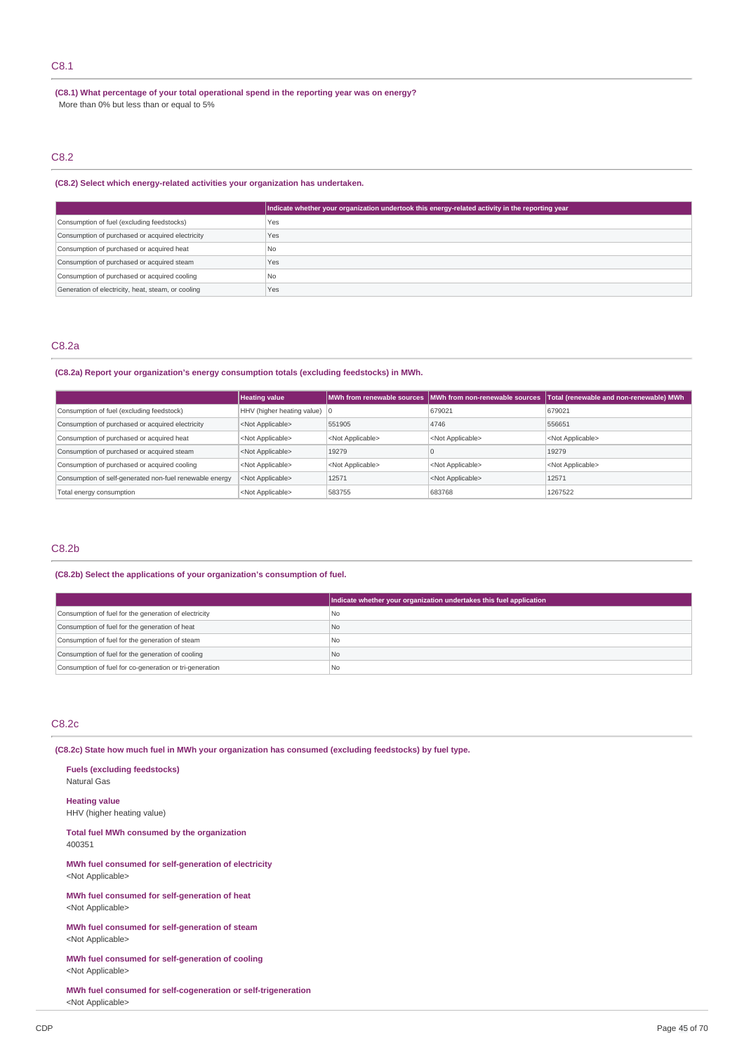## C8.1

**(C8.1) What percentage of your total operational spend in the reporting year was on energy?**

More than 0% but less than or equal to 5%

## C8.2

**(C8.2) Select which energy-related activities your organization has undertaken.**

| | Indicate whether your organization undertook this energy-related activity in the reporting year |
|---|---|
| Consumption of fuel (excluding feedstocks) | Yes |
| Consumption of purchased or acquired electricity | Yes |
| Consumption of purchased or acquired heat | No |
| Consumption of purchased or acquired steam | Yes |
| Consumption of purchased or acquired cooling | No |
| Generation of electricity, heat, steam, or cooling | Yes |

## C8.2a

**(C8.2a) Report your organization's energy consumption totals (excluding feedstocks) in MWh.**

| | Heating value | MWh from renewable sources | MWh from non-renewable sources | Total (renewable and non-renewable) MWh |
|---|---|---|---|---|
| Consumption of fuel (excluding feedstock) | HHV (higher heating value) | 0 | 679021 | 679021 |
| Consumption of purchased or acquired electricity | <Not Applicable> | 551905 | 4746 | 556651 |
| Consumption of purchased or acquired heat | <Not Applicable> | <Not Applicable> | <Not Applicable> | <Not Applicable> |
| Consumption of purchased or acquired steam | <Not Applicable> | 19279 | 0 | 19279 |
| Consumption of purchased or acquired cooling | <Not Applicable> | <Not Applicable> | <Not Applicable> | <Not Applicable> |
| Consumption of self-generated non-fuel renewable energy | <Not Applicable> | 12571 | <Not Applicable> | 12571 |
| Total energy consumption | <Not Applicable> | 583755 | 683768 | 1267522 |

## C8.2b

**(C8.2b) Select the applications of your organization's consumption of fuel.**

| | Indicate whether your organization undertakes this fuel application |
|---|---|
| Consumption of fuel for the generation of electricity | No |
| Consumption of fuel for the generation of heat | No |
| Consumption of fuel for the generation of steam | No |
| Consumption of fuel for the generation of cooling | No |
| Consumption of fuel for co-generation or tri-generation | No |

## C8.2c

**(C8.2c) State how much fuel in MWh your organization has consumed (excluding feedstocks) by fuel type.**

**Fuels (excluding feedstocks)**
Natural Gas

**Heating value**
HHV (higher heating value)

**Total fuel MWh consumed by the organization**
400351

**MWh fuel consumed for self-generation of electricity**
<Not Applicable>

**MWh fuel consumed for self-generation of heat**
<Not Applicable>

**MWh fuel consumed for self-generation of steam**
<Not Applicable>

**MWh fuel consumed for self-generation of cooling**
<Not Applicable>

**MWh fuel consumed for self-cogeneration or self-trigeneration**
<Not Applicable>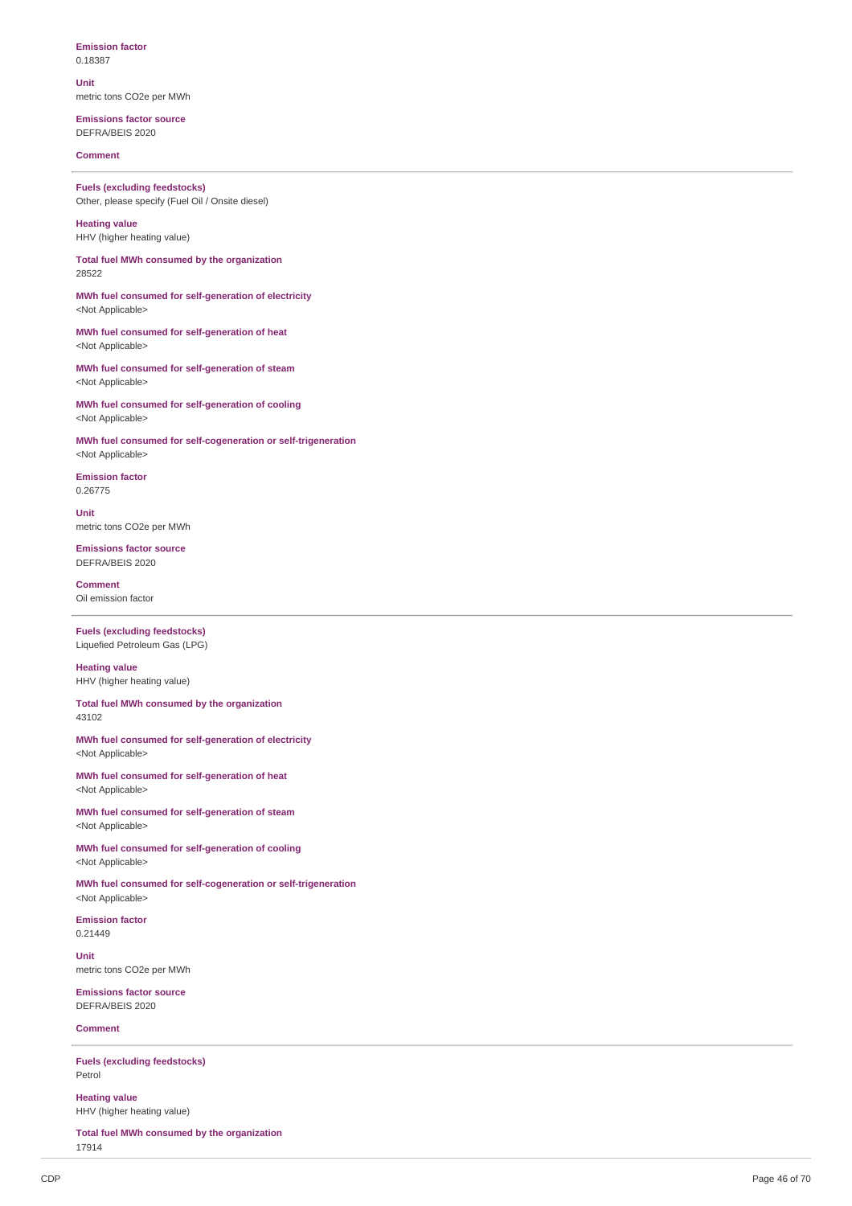**Emission factor**
0.18387

**Unit**
metric tons CO2e per MWh

**Emissions factor source**
DEFRA/BEIS 2020

**Comment**

---

**Fuels (excluding feedstocks)**
Other, please specify (Fuel Oil / Onsite diesel)

**Heating value**
HHV (higher heating value)

**Total fuel MWh consumed by the organization**
28522

**MWh fuel consumed for self-generation of electricity**
<Not Applicable>

**MWh fuel consumed for self-generation of heat**
<Not Applicable>

**MWh fuel consumed for self-generation of steam**
<Not Applicable>

**MWh fuel consumed for self-generation of cooling**
<Not Applicable>

**MWh fuel consumed for self-cogeneration or self-trigeneration**
<Not Applicable>

**Emission factor**
0.26775

**Unit**
metric tons CO2e per MWh

**Emissions factor source**
DEFRA/BEIS 2020

**Comment**
Oil emission factor

---

**Fuels (excluding feedstocks)**
Liquefied Petroleum Gas (LPG)

**Heating value**
HHV (higher heating value)

**Total fuel MWh consumed by the organization**
43102

**MWh fuel consumed for self-generation of electricity**
<Not Applicable>

**MWh fuel consumed for self-generation of heat**
<Not Applicable>

**MWh fuel consumed for self-generation of steam**
<Not Applicable>

**MWh fuel consumed for self-generation of cooling**
<Not Applicable>

**MWh fuel consumed for self-cogeneration or self-trigeneration**
<Not Applicable>

**Emission factor**
0.21449

**Unit**
metric tons CO2e per MWh

**Emissions factor source**
DEFRA/BEIS 2020

**Comment**

---

**Fuels (excluding feedstocks)**
Petrol

**Heating value**
HHV (higher heating value)

**Total fuel MWh consumed by the organization**
17914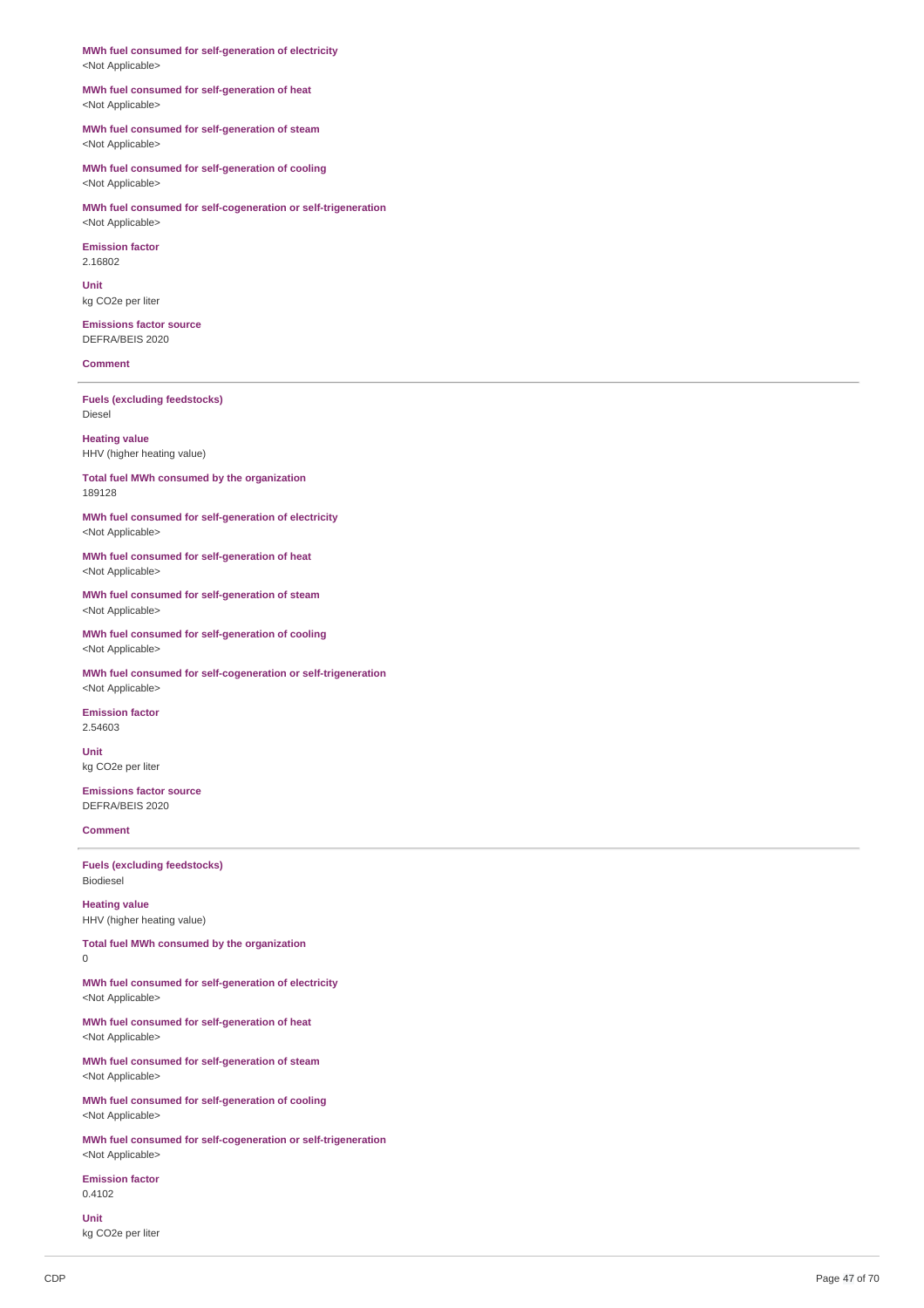**MWh fuel consumed for self-generation of electricity**
<Not Applicable>

**MWh fuel consumed for self-generation of heat**
<Not Applicable>

**MWh fuel consumed for self-generation of steam**
<Not Applicable>

**MWh fuel consumed for self-generation of cooling**
<Not Applicable>

**MWh fuel consumed for self-cogeneration or self-trigeneration**
<Not Applicable>

**Emission factor**
2.16802

**Unit**
kg CO2e per liter

**Emissions factor source**
DEFRA/BEIS 2020

**Comment**

---

**Fuels (excluding feedstocks)**
Diesel

**Heating value**
HHV (higher heating value)

**Total fuel MWh consumed by the organization**
189128

**MWh fuel consumed for self-generation of electricity**
<Not Applicable>

**MWh fuel consumed for self-generation of heat**
<Not Applicable>

**MWh fuel consumed for self-generation of steam**
<Not Applicable>

**MWh fuel consumed for self-generation of cooling**
<Not Applicable>

**MWh fuel consumed for self-cogeneration or self-trigeneration**
<Not Applicable>

**Emission factor**
2.54603

**Unit**
kg CO2e per liter

**Emissions factor source**
DEFRA/BEIS 2020

**Comment**

---

**Fuels (excluding feedstocks)**
Biodiesel

**Heating value**
HHV (higher heating value)

**Total fuel MWh consumed by the organization**
0

**MWh fuel consumed for self-generation of electricity**
<Not Applicable>

**MWh fuel consumed for self-generation of heat**
<Not Applicable>

**MWh fuel consumed for self-generation of steam**
<Not Applicable>

**MWh fuel consumed for self-generation of cooling**
<Not Applicable>

**MWh fuel consumed for self-cogeneration or self-trigeneration**
<Not Applicable>

**Emission factor**
0.4102

**Unit**
kg CO2e per liter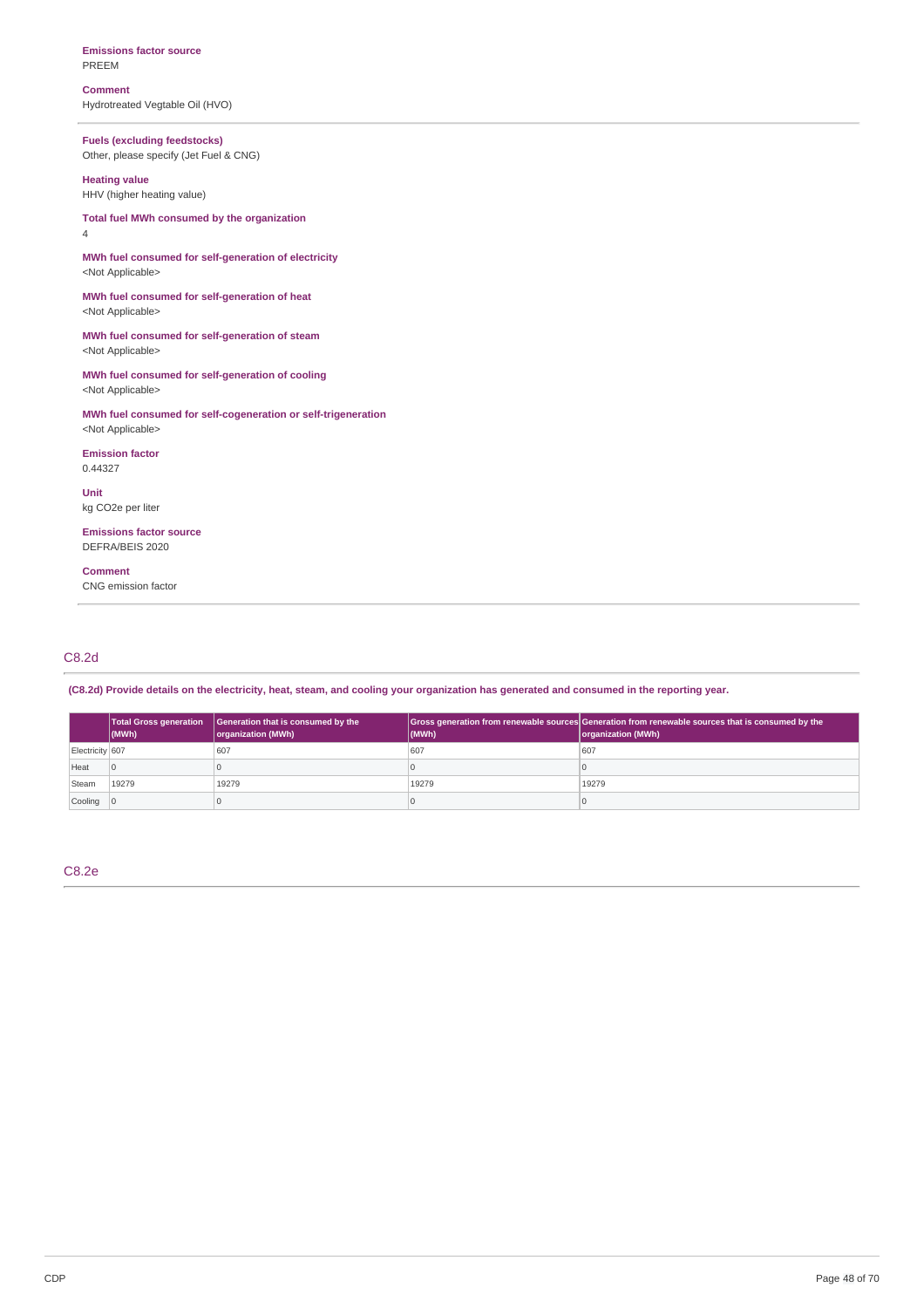**Emissions factor source**
PREEM

**Comment**
Hydrotreated Vegtable Oil (HVO)

---

**Fuels (excluding feedstocks)**
Other, please specify (Jet Fuel & CNG)

**Heating value**
HHV (higher heating value)

**Total fuel MWh consumed by the organization**
4

**MWh fuel consumed for self-generation of electricity**
<Not Applicable>

**MWh fuel consumed for self-generation of heat**
<Not Applicable>

**MWh fuel consumed for self-generation of steam**
<Not Applicable>

**MWh fuel consumed for self-generation of cooling**
<Not Applicable>

**MWh fuel consumed for self-cogeneration or self-trigeneration**
<Not Applicable>

**Emission factor**
0.44327

**Unit**
kg CO2e per liter

**Emissions factor source**
DEFRA/BEIS 2020

**Comment**
CNG emission factor

---

## C8.2d

**(C8.2d) Provide details on the electricity, heat, steam, and cooling your organization has generated and consumed in the reporting year.**

| | Total Gross generation (MWh) | Generation that is consumed by the organization (MWh) | Gross generation from renewable sources (MWh) | Generation from renewable sources that is consumed by the organization (MWh) |
|---|---|---|---|---|
| Electricity | 607 | 607 | 607 | 607 |
| Heat | 0 | 0 | 0 | 0 |
| Steam | 19279 | 19279 | 19279 | 19279 |
| Cooling | 0 | 0 | 0 | 0 |

## C8.2e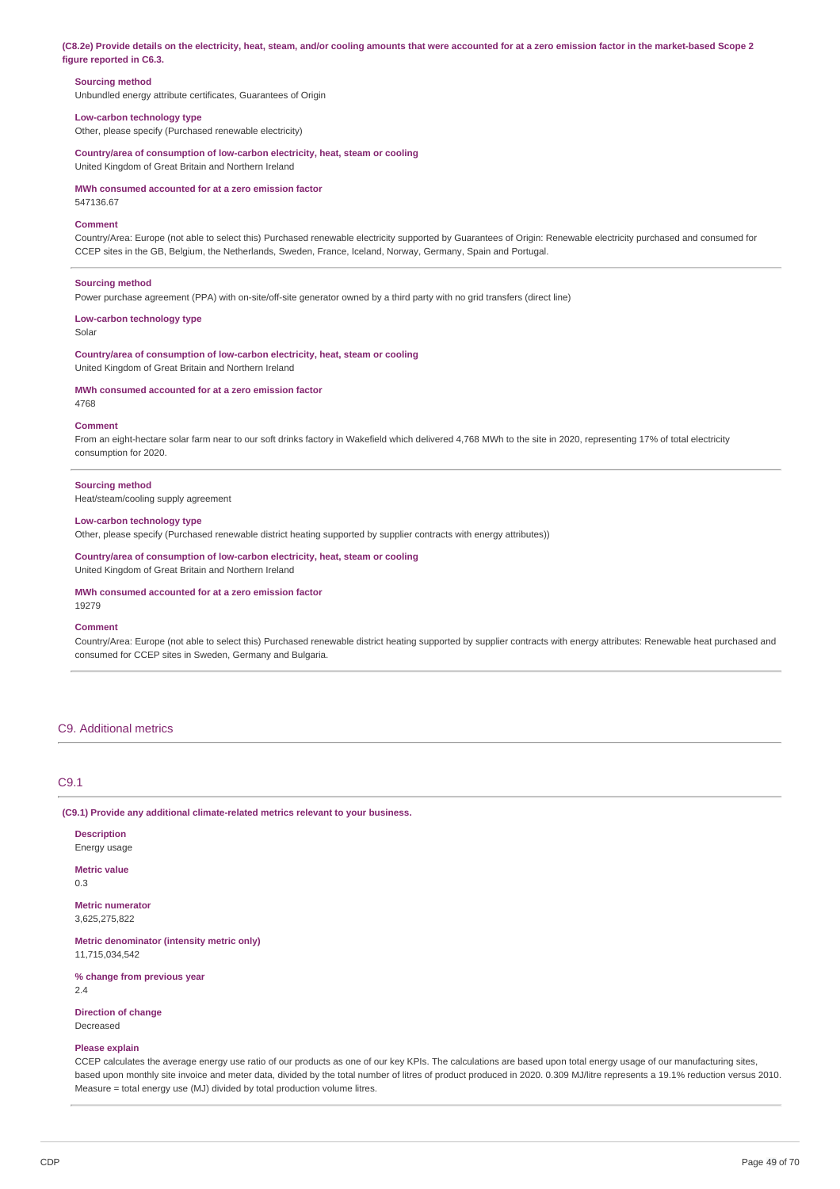**(C8.2e) Provide details on the electricity, heat, steam, and/or cooling amounts that were accounted for at a zero emission factor in the market-based Scope 2 figure reported in C6.3.**

**Sourcing method**
Unbundled energy attribute certificates, Guarantees of Origin

**Low-carbon technology type**
Other, please specify (Purchased renewable electricity)

**Country/area of consumption of low-carbon electricity, heat, steam or cooling**
United Kingdom of Great Britain and Northern Ireland

**MWh consumed accounted for at a zero emission factor**
547136.67

**Comment**
Country/Area: Europe (not able to select this) Purchased renewable electricity supported by Guarantees of Origin: Renewable electricity purchased and consumed for CCEP sites in the GB, Belgium, the Netherlands, Sweden, France, Iceland, Norway, Germany, Spain and Portugal.

---

**Sourcing method**
Power purchase agreement (PPA) with on-site/off-site generator owned by a third party with no grid transfers (direct line)

**Low-carbon technology type**
Solar

**Country/area of consumption of low-carbon electricity, heat, steam or cooling**
United Kingdom of Great Britain and Northern Ireland

**MWh consumed accounted for at a zero emission factor**
4768

**Comment**
From an eight-hectare solar farm near to our soft drinks factory in Wakefield which delivered 4,768 MWh to the site in 2020, representing 17% of total electricity consumption for 2020.

---

**Sourcing method**
Heat/steam/cooling supply agreement

**Low-carbon technology type**
Other, please specify (Purchased renewable district heating supported by supplier contracts with energy attributes))

**Country/area of consumption of low-carbon electricity, heat, steam or cooling**
United Kingdom of Great Britain and Northern Ireland

**MWh consumed accounted for at a zero emission factor**
19279

**Comment**
Country/Area: Europe (not able to select this) Purchased renewable district heating supported by supplier contracts with energy attributes: Renewable heat purchased and consumed for CCEP sites in Sweden, Germany and Bulgaria.

## C9. Additional metrics

### C9.1

**(C9.1) Provide any additional climate-related metrics relevant to your business.**

**Description**
Energy usage

**Metric value**
0.3

**Metric numerator**
3,625,275,822

**Metric denominator (intensity metric only)**
11,715,034,542

**% change from previous year**
2.4

**Direction of change**
Decreased

**Please explain**
CCEP calculates the average energy use ratio of our products as one of our key KPIs. The calculations are based upon total energy usage of our manufacturing sites, based upon monthly site invoice and meter data, divided by the total number of litres of product produced in 2020. 0.309 MJ/litre represents a 19.1% reduction versus 2010. Measure = total energy use (MJ) divided by total production volume litres.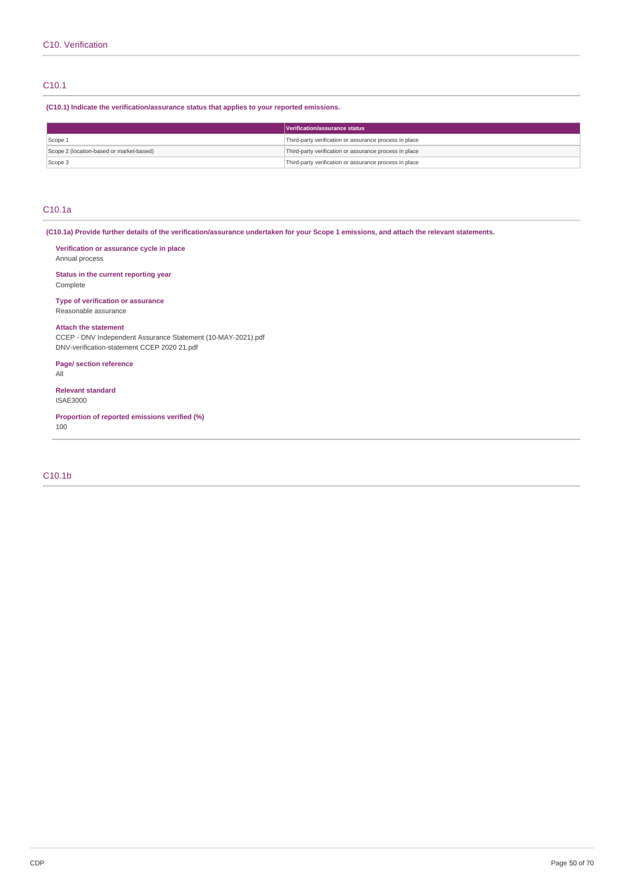## C10. Verification

### C10.1

**(C10.1) Indicate the verification/assurance status that applies to your reported emissions.**

| | Verification/assurance status |
|---|---|
| Scope 1 | Third-party verification or assurance process in place |
| Scope 2 (location-based or market-based) | Third-party verification or assurance process in place |
| Scope 3 | Third-party verification or assurance process in place |

### C10.1a

**(C10.1a) Provide further details of the verification/assurance undertaken for your Scope 1 emissions, and attach the relevant statements.**

**Verification or assurance cycle in place**
Annual process

**Status in the current reporting year**
Complete

**Type of verification or assurance**
Reasonable assurance

**Attach the statement**
CCEP - DNV Independent Assurance Statement (10-MAY-2021).pdf
DNV-verification-statement CCEP 2020 21.pdf

**Page/ section reference**
All

**Relevant standard**
ISAE3000

**Proportion of reported emissions verified (%)**
100

### C10.1b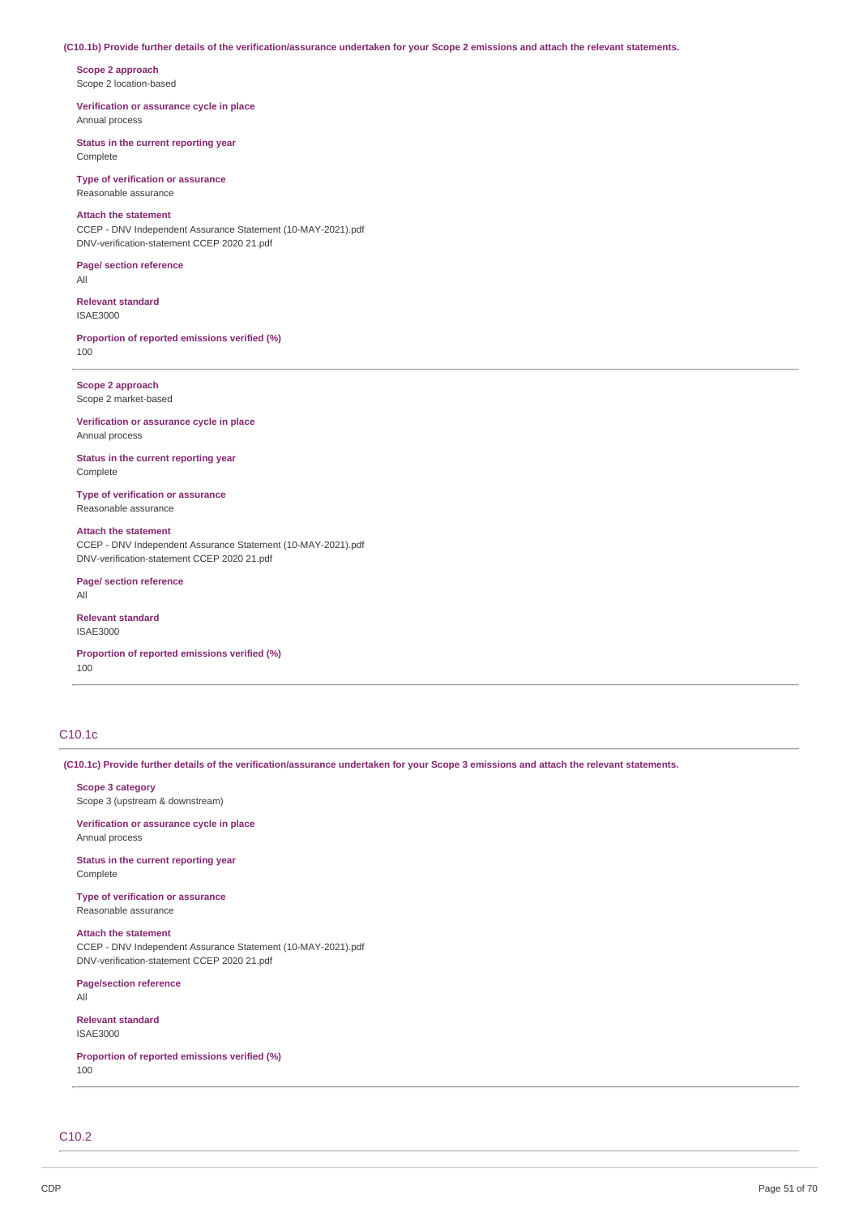**(C10.1b) Provide further details of the verification/assurance undertaken for your Scope 2 emissions and attach the relevant statements.**

**Scope 2 approach**
Scope 2 location-based

**Verification or assurance cycle in place**
Annual process

**Status in the current reporting year**
Complete

**Type of verification or assurance**
Reasonable assurance

**Attach the statement**
CCEP - DNV Independent Assurance Statement (10-MAY-2021).pdf
DNV-verification-statement CCEP 2020 21.pdf

**Page/ section reference**
All

**Relevant standard**
ISAE3000

**Proportion of reported emissions verified (%)**
100

---

**Scope 2 approach**
Scope 2 market-based

**Verification or assurance cycle in place**
Annual process

**Status in the current reporting year**
Complete

**Type of verification or assurance**
Reasonable assurance

**Attach the statement**
CCEP - DNV Independent Assurance Statement (10-MAY-2021).pdf
DNV-verification-statement CCEP 2020 21.pdf

**Page/ section reference**
All

**Relevant standard**
ISAE3000

**Proportion of reported emissions verified (%)**
100

---

## C10.1c

**(C10.1c) Provide further details of the verification/assurance undertaken for your Scope 3 emissions and attach the relevant statements.**

**Scope 3 category**
Scope 3 (upstream & downstream)

**Verification or assurance cycle in place**
Annual process

**Status in the current reporting year**
Complete

**Type of verification or assurance**
Reasonable assurance

**Attach the statement**
CCEP - DNV Independent Assurance Statement (10-MAY-2021).pdf
DNV-verification-statement CCEP 2020 21.pdf

**Page/section reference**
All

**Relevant standard**
ISAE3000

**Proportion of reported emissions verified (%)**
100

---

## C10.2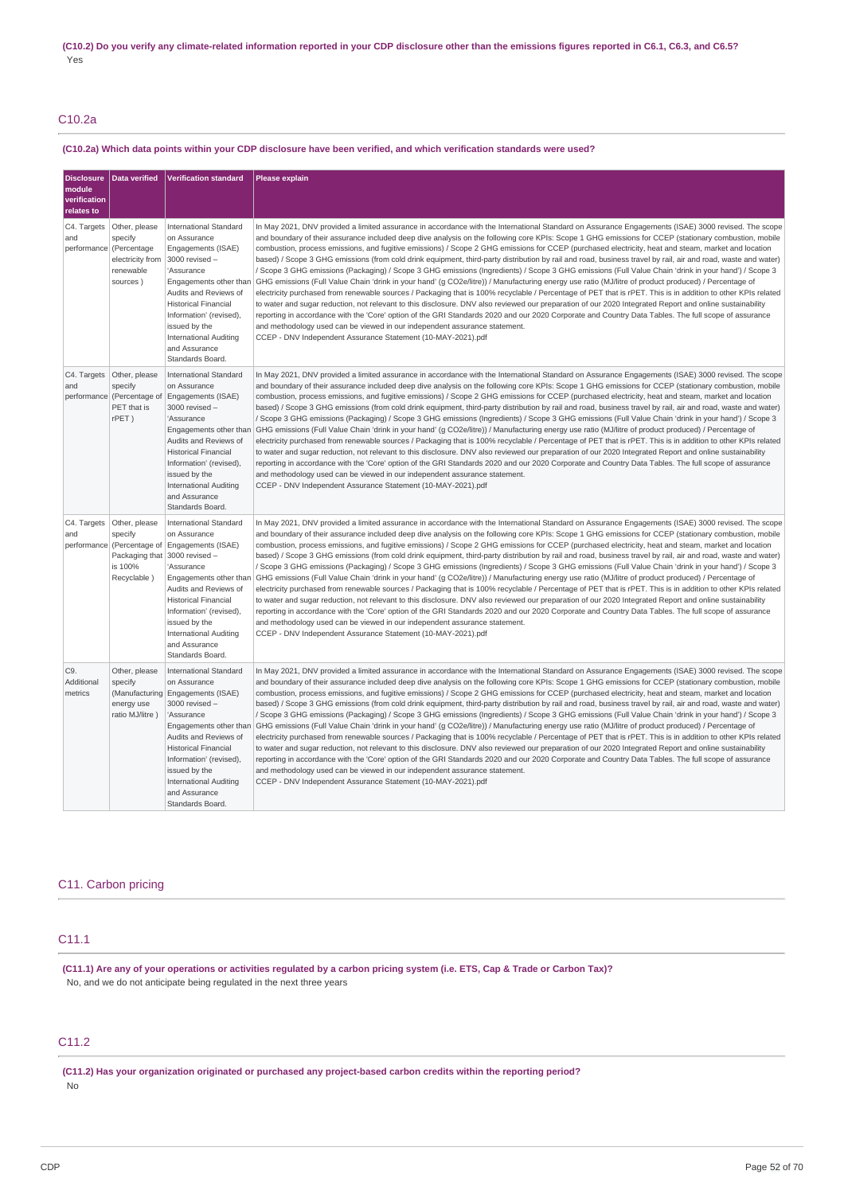**(C10.2) Do you verify any climate-related information reported in your CDP disclosure other than the emissions figures reported in C6.1, C6.3, and C6.5?**

Yes

## C10.2a

**(C10.2a) Which data points within your CDP disclosure have been verified, and which verification standards were used?**

| Disclosure module verification relates to | Data verified | Verification standard | Please explain |
|---|---|---|---|
| C4. Targets and performance | Other, please specify (Percentage electricity from renewable sources ) | International Standard on Assurance Engagements (ISAE) 3000 revised – 'Assurance Engagements other than Audits and Reviews of Historical Financial Information' (revised), issued by the International Auditing and Assurance Standards Board. | In May 2021, DNV provided a limited assurance in accordance with the International Standard on Assurance Engagements (ISAE) 3000 revised. The scope and boundary of their assurance included deep dive analysis on the following core KPIs: Scope 1 GHG emissions for CCEP (stationary combustion, mobile combustion, process emissions, and fugitive emissions) / Scope 2 GHG emissions for CCEP (purchased electricity, heat and steam, market and location based) / Scope 3 GHG emissions (from cold drink equipment, third-party distribution by rail and road, business travel by rail, air and road, waste and water) / Scope 3 GHG emissions (Packaging) / Scope 3 GHG emissions (Ingredients) / Scope 3 GHG emissions (Full Value Chain 'drink in your hand') / Scope 3 GHG emissions (Full Value Chain 'drink in your hand' (g CO2e/litre)) / Manufacturing energy use ratio (MJ/litre of product produced) / Percentage of electricity purchased from renewable sources / Packaging that is 100% recyclable / Percentage of PET that is rPET. This is in addition to other KPIs related to water and sugar reduction, not relevant to this disclosure. DNV also reviewed our preparation of our 2020 Integrated Report and online sustainability reporting in accordance with the 'Core' option of the GRI Standards 2020 and our 2020 Corporate and Country Data Tables. The full scope of assurance and methodology used can be viewed in our independent assurance statement.<br>CCEP - DNV Independent Assurance Statement (10-MAY-2021).pdf |
| C4. Targets and performance | Other, please specify (Percentage of PET that is rPET ) | International Standard on Assurance Engagements (ISAE) 3000 revised – 'Assurance Engagements other than Audits and Reviews of Historical Financial Information' (revised), issued by the International Auditing and Assurance Standards Board. | In May 2021, DNV provided a limited assurance in accordance with the International Standard on Assurance Engagements (ISAE) 3000 revised. The scope and boundary of their assurance included deep dive analysis on the following core KPIs: Scope 1 GHG emissions for CCEP (stationary combustion, mobile combustion, process emissions, and fugitive emissions) / Scope 2 GHG emissions for CCEP (purchased electricity, heat and steam, market and location based) / Scope 3 GHG emissions (from cold drink equipment, third-party distribution by rail and road, business travel by rail, air and road, waste and water) / Scope 3 GHG emissions (Packaging) / Scope 3 GHG emissions (Ingredients) / Scope 3 GHG emissions (Full Value Chain 'drink in your hand') / Scope 3 GHG emissions (Full Value Chain 'drink in your hand' (g CO2e/litre)) / Manufacturing energy use ratio (MJ/litre of product produced) / Percentage of electricity purchased from renewable sources / Packaging that is 100% recyclable / Percentage of PET that is rPET. This is in addition to other KPIs related to water and sugar reduction, not relevant to this disclosure. DNV also reviewed our preparation of our 2020 Integrated Report and online sustainability reporting in accordance with the 'Core' option of the GRI Standards 2020 and our 2020 Corporate and Country Data Tables. The full scope of assurance and methodology used can be viewed in our independent assurance statement.<br>CCEP - DNV Independent Assurance Statement (10-MAY-2021).pdf |
| C4. Targets and performance | Other, please specify (Percentage of Packaging that is 100% Recyclable ) | International Standard on Assurance Engagements (ISAE) 3000 revised – 'Assurance Engagements other than Audits and Reviews of Historical Financial Information' (revised), issued by the International Auditing and Assurance Standards Board. | In May 2021, DNV provided a limited assurance in accordance with the International Standard on Assurance Engagements (ISAE) 3000 revised. The scope and boundary of their assurance included deep dive analysis on the following core KPIs: Scope 1 GHG emissions for CCEP (stationary combustion, mobile combustion, process emissions, and fugitive emissions) / Scope 2 GHG emissions for CCEP (purchased electricity, heat and steam, market and location based) / Scope 3 GHG emissions (from cold drink equipment, third-party distribution by rail and road, business travel by rail, air and road, waste and water) / Scope 3 GHG emissions (Packaging) / Scope 3 GHG emissions (Ingredients) / Scope 3 GHG emissions (Full Value Chain 'drink in your hand') / Scope 3 GHG emissions (Full Value Chain 'drink in your hand' (g CO2e/litre)) / Manufacturing energy use ratio (MJ/litre of product produced) / Percentage of electricity purchased from renewable sources / Packaging that is 100% recyclable / Percentage of PET that is rPET. This is in addition to other KPIs related to water and sugar reduction, not relevant to this disclosure. DNV also reviewed our preparation of our 2020 Integrated Report and online sustainability reporting in accordance with the 'Core' option of the GRI Standards 2020 and our 2020 Corporate and Country Data Tables. The full scope of assurance and methodology used can be viewed in our independent assurance statement.<br>CCEP - DNV Independent Assurance Statement (10-MAY-2021).pdf |
| C9. Additional metrics | Other, please specify (Manufacturing energy use ratio MJ/litre ) | International Standard on Assurance Engagements (ISAE) 3000 revised – 'Assurance Engagements other than Audits and Reviews of Historical Financial Information' (revised), issued by the International Auditing and Assurance Standards Board. | In May 2021, DNV provided a limited assurance in accordance with the International Standard on Assurance Engagements (ISAE) 3000 revised. The scope and boundary of their assurance included deep dive analysis on the following core KPIs: Scope 1 GHG emissions for CCEP (stationary combustion, mobile combustion, process emissions, and fugitive emissions) / Scope 2 GHG emissions for CCEP (purchased electricity, heat and steam, market and location based) / Scope 3 GHG emissions (from cold drink equipment, third-party distribution by rail and road, business travel by rail, air and road, waste and water) / Scope 3 GHG emissions (Packaging) / Scope 3 GHG emissions (Ingredients) / Scope 3 GHG emissions (Full Value Chain 'drink in your hand') / Scope 3 GHG emissions (Full Value Chain 'drink in your hand' (g CO2e/litre)) / Manufacturing energy use ratio (MJ/litre of product produced) / Percentage of electricity purchased from renewable sources / Packaging that is 100% recyclable / Percentage of PET that is rPET. This is in addition to other KPIs related to water and sugar reduction, not relevant to this disclosure. DNV also reviewed our preparation of our 2020 Integrated Report and online sustainability reporting in accordance with the 'Core' option of the GRI Standards 2020 and our 2020 Corporate and Country Data Tables. The full scope of assurance and methodology used can be viewed in our independent assurance statement.<br>CCEP - DNV Independent Assurance Statement (10-MAY-2021).pdf |

# C11. Carbon pricing

## C11.1

**(C11.1) Are any of your operations or activities regulated by a carbon pricing system (i.e. ETS, Cap & Trade or Carbon Tax)?**

No, and we do not anticipate being regulated in the next three years

## C11.2

**(C11.2) Has your organization originated or purchased any project-based carbon credits within the reporting period?**

No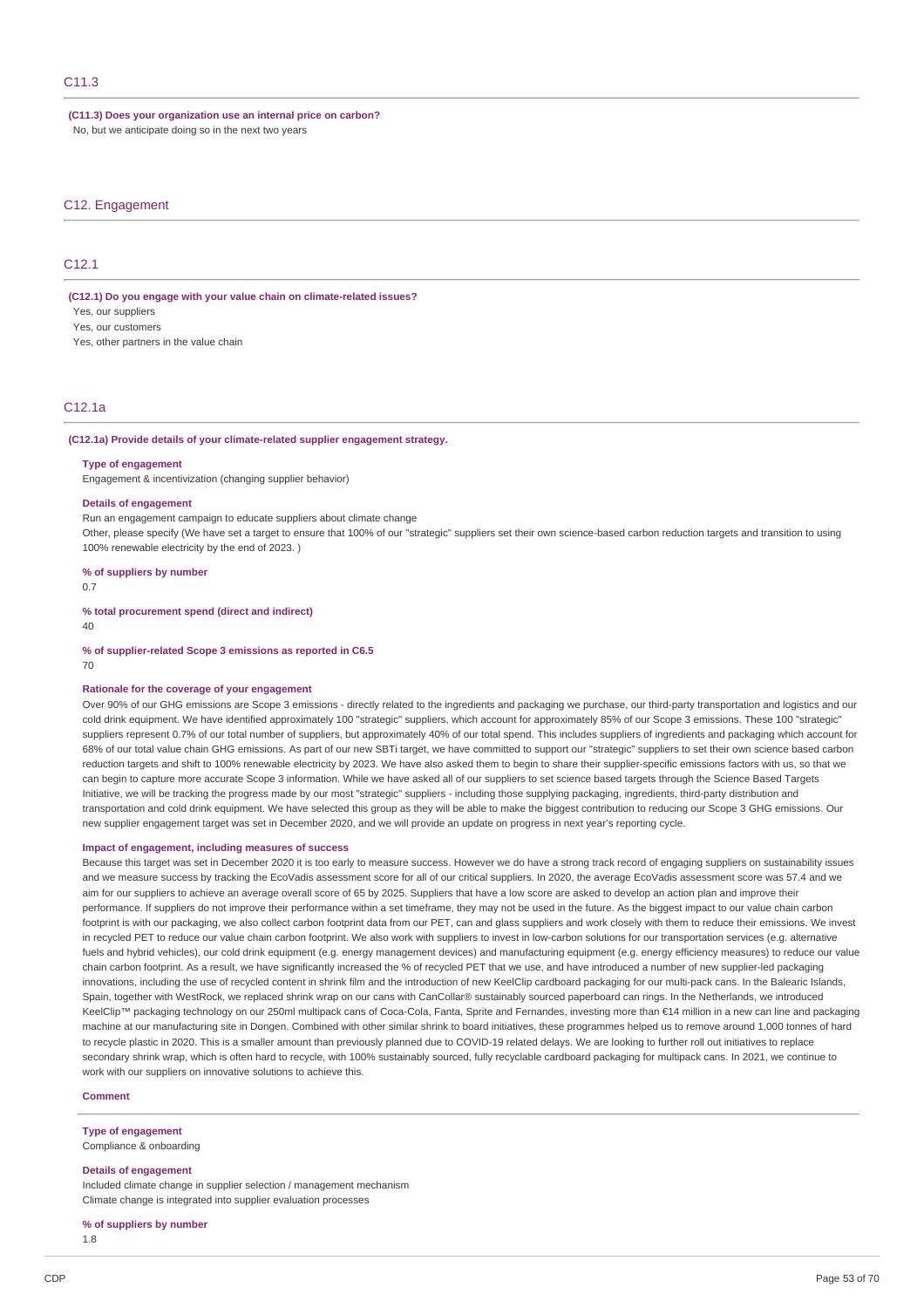## C11.3

**(C11.3) Does your organization use an internal price on carbon?**

No, but we anticipate doing so in the next two years

# C12. Engagement

## C12.1

**(C12.1) Do you engage with your value chain on climate-related issues?**

Yes, our suppliers

Yes, our customers

Yes, other partners in the value chain

## C12.1a

**(C12.1a) Provide details of your climate-related supplier engagement strategy.**

**Type of engagement**

Engagement & incentivization (changing supplier behavior)

**Details of engagement**

Run an engagement campaign to educate suppliers about climate change

Other, please specify (We have set a target to ensure that 100% of our "strategic" suppliers set their own science-based carbon reduction targets and transition to using 100% renewable electricity by the end of 2023. )

**% of suppliers by number**

0.7

**% total procurement spend (direct and indirect)**

40

**% of supplier-related Scope 3 emissions as reported in C6.5**

70

**Rationale for the coverage of your engagement**

Over 90% of our GHG emissions are Scope 3 emissions - directly related to the ingredients and packaging we purchase, our third-party transportation and logistics and our cold drink equipment. We have identified approximately 100 "strategic" suppliers, which account for approximately 85% of our Scope 3 emissions. These 100 "strategic" suppliers represent 0.7% of our total number of suppliers, but approximately 40% of our total spend. This includes suppliers of ingredients and packaging which account for 68% of our total value chain GHG emissions. As part of our new SBTi target, we have committed to support our "strategic" suppliers to set their own science based carbon reduction targets and shift to 100% renewable electricity by 2023. We have also asked them to begin to share their supplier-specific emissions factors with us, so that we can begin to capture more accurate Scope 3 information. While we have asked all of our suppliers to set science based targets through the Science Based Targets Initiative, we will be tracking the progress made by our most "strategic" suppliers - including those supplying packaging, ingredients, third-party distribution and transportation and cold drink equipment. We have selected this group as they will be able to make the biggest contribution to reducing our Scope 3 GHG emissions. Our new supplier engagement target was set in December 2020, and we will provide an update on progress in next year's reporting cycle.

**Impact of engagement, including measures of success**

Because this target was set in December 2020 it is too early to measure success. However we do have a strong track record of engaging suppliers on sustainability issues and we measure success by tracking the EcoVadis assessment score for all of our critical suppliers. In 2020, the average EcoVadis assessment score was 57.4 and we aim for our suppliers to achieve an average overall score of 65 by 2025. Suppliers that have a low score are asked to develop an action plan and improve their performance. If suppliers do not improve their performance within a set timeframe, they may not be used in the future. As the biggest impact to our value chain carbon footprint is with our packaging, we also collect carbon footprint data from our PET, can and glass suppliers and work closely with them to reduce their emissions. We invest in recycled PET to reduce our value chain carbon footprint. We also work with suppliers to invest in low-carbon solutions for our transportation services (e.g. alternative fuels and hybrid vehicles), our cold drink equipment (e.g. energy management devices) and manufacturing equipment (e.g. energy efficiency measures) to reduce our value chain carbon footprint. As a result, we have significantly increased the % of recycled PET that we use, and have introduced a number of new supplier-led packaging innovations, including the use of recycled content in shrink film and the introduction of new KeelClip cardboard packaging for our multi-pack cans. In the Balearic Islands, Spain, together with WestRock, we replaced shrink wrap on our cans with CanCollar® sustainably sourced paperboard can rings. In the Netherlands, we introduced KeelClip™ packaging technology on our 250ml multipack cans of Coca-Cola, Fanta, Sprite and Fernandes, investing more than €14 million in a new can line and packaging machine at our manufacturing site in Dongen. Combined with other similar shrink to board initiatives, these programmes helped us to remove around 1,000 tonnes of hard to recycle plastic in 2020. This is a smaller amount than previously planned due to COVID-19 related delays. We are looking to further roll out initiatives to replace secondary shrink wrap, which is often hard to recycle, with 100% sustainably sourced, fully recyclable cardboard packaging for multipack cans. In 2021, we continue to work with our suppliers on innovative solutions to achieve this.

**Comment**

---

**Type of engagement**

Compliance & onboarding

**Details of engagement**

Included climate change in supplier selection / management mechanism

Climate change is integrated into supplier evaluation processes

**% of suppliers by number**

1.8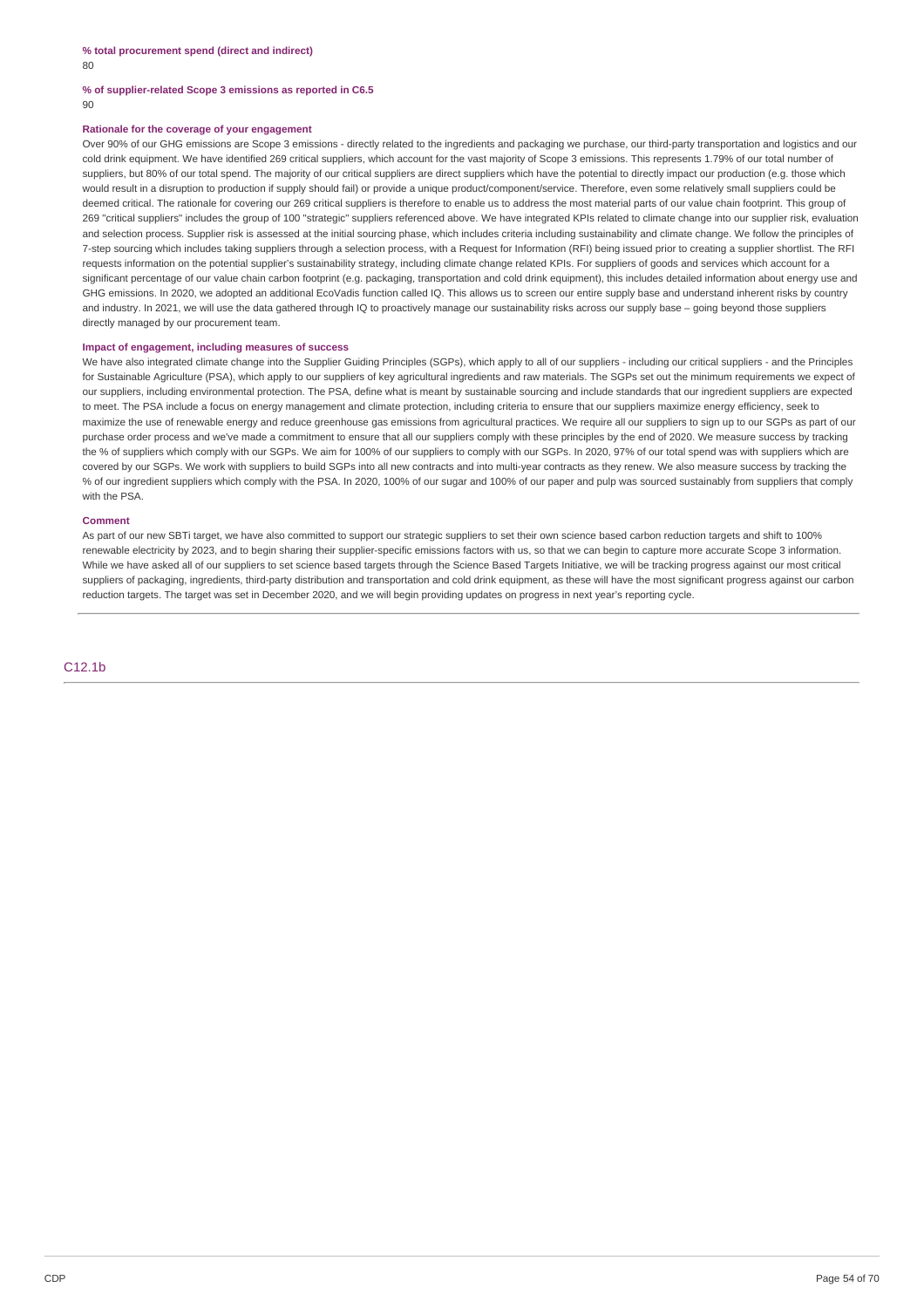**% total procurement spend (direct and indirect)**

80

**% of supplier-related Scope 3 emissions as reported in C6.5**

90

**Rationale for the coverage of your engagement**

Over 90% of our GHG emissions are Scope 3 emissions - directly related to the ingredients and packaging we purchase, our third-party transportation and logistics and our cold drink equipment. We have identified 269 critical suppliers, which account for the vast majority of Scope 3 emissions. This represents 1.79% of our total number of suppliers, but 80% of our total spend. The majority of our critical suppliers are direct suppliers which have the potential to directly impact our production (e.g. those which would result in a disruption to production if supply should fail) or provide a unique product/component/service. Therefore, even some relatively small suppliers could be deemed critical. The rationale for covering our 269 critical suppliers is therefore to enable us to address the most material parts of our value chain footprint. This group of 269 "critical suppliers" includes the group of 100 "strategic" suppliers referenced above. We have integrated KPIs related to climate change into our supplier risk, evaluation and selection process. Supplier risk is assessed at the initial sourcing phase, which includes criteria including sustainability and climate change. We follow the principles of 7-step sourcing which includes taking suppliers through a selection process, with a Request for Information (RFI) being issued prior to creating a supplier shortlist. The RFI requests information on the potential supplier's sustainability strategy, including climate change related KPIs. For suppliers of goods and services which account for a significant percentage of our value chain carbon footprint (e.g. packaging, transportation and cold drink equipment), this includes detailed information about energy use and GHG emissions. In 2020, we adopted an additional EcoVadis function called IQ. This allows us to screen our entire supply base and understand inherent risks by country and industry. In 2021, we will use the data gathered through IQ to proactively manage our sustainability risks across our supply base – going beyond those suppliers directly managed by our procurement team.

**Impact of engagement, including measures of success**

We have also integrated climate change into the Supplier Guiding Principles (SGPs), which apply to all of our suppliers - including our critical suppliers - and the Principles for Sustainable Agriculture (PSA), which apply to our suppliers of key agricultural ingredients and raw materials. The SGPs set out the minimum requirements we expect of our suppliers, including environmental protection. The PSA, define what is meant by sustainable sourcing and include standards that our ingredient suppliers are expected to meet. The PSA include a focus on energy management and climate protection, including criteria to ensure that our suppliers maximize energy efficiency, seek to maximize the use of renewable energy and reduce greenhouse gas emissions from agricultural practices. We require all our suppliers to sign up to our SGPs as part of our purchase order process and we've made a commitment to ensure that all our suppliers comply with these principles by the end of 2020. We measure success by tracking the % of suppliers which comply with our SGPs. We aim for 100% of our suppliers to comply with our SGPs. In 2020, 97% of our total spend was with suppliers which are covered by our SGPs. We work with suppliers to build SGPs into all new contracts and into multi-year contracts as they renew. We also measure success by tracking the % of our ingredient suppliers which comply with the PSA. In 2020, 100% of our sugar and 100% of our paper and pulp was sourced sustainably from suppliers that comply with the PSA.

**Comment**

As part of our new SBTi target, we have also committed to support our strategic suppliers to set their own science based carbon reduction targets and shift to 100% renewable electricity by 2023, and to begin sharing their supplier-specific emissions factors with us, so that we can begin to capture more accurate Scope 3 information. While we have asked all of our suppliers to set science based targets through the Science Based Targets Initiative, we will be tracking progress against our most critical suppliers of packaging, ingredients, third-party distribution and transportation and cold drink equipment, as these will have the most significant progress against our carbon reduction targets. The target was set in December 2020, and we will begin providing updates on progress in next year's reporting cycle.

## C12.1b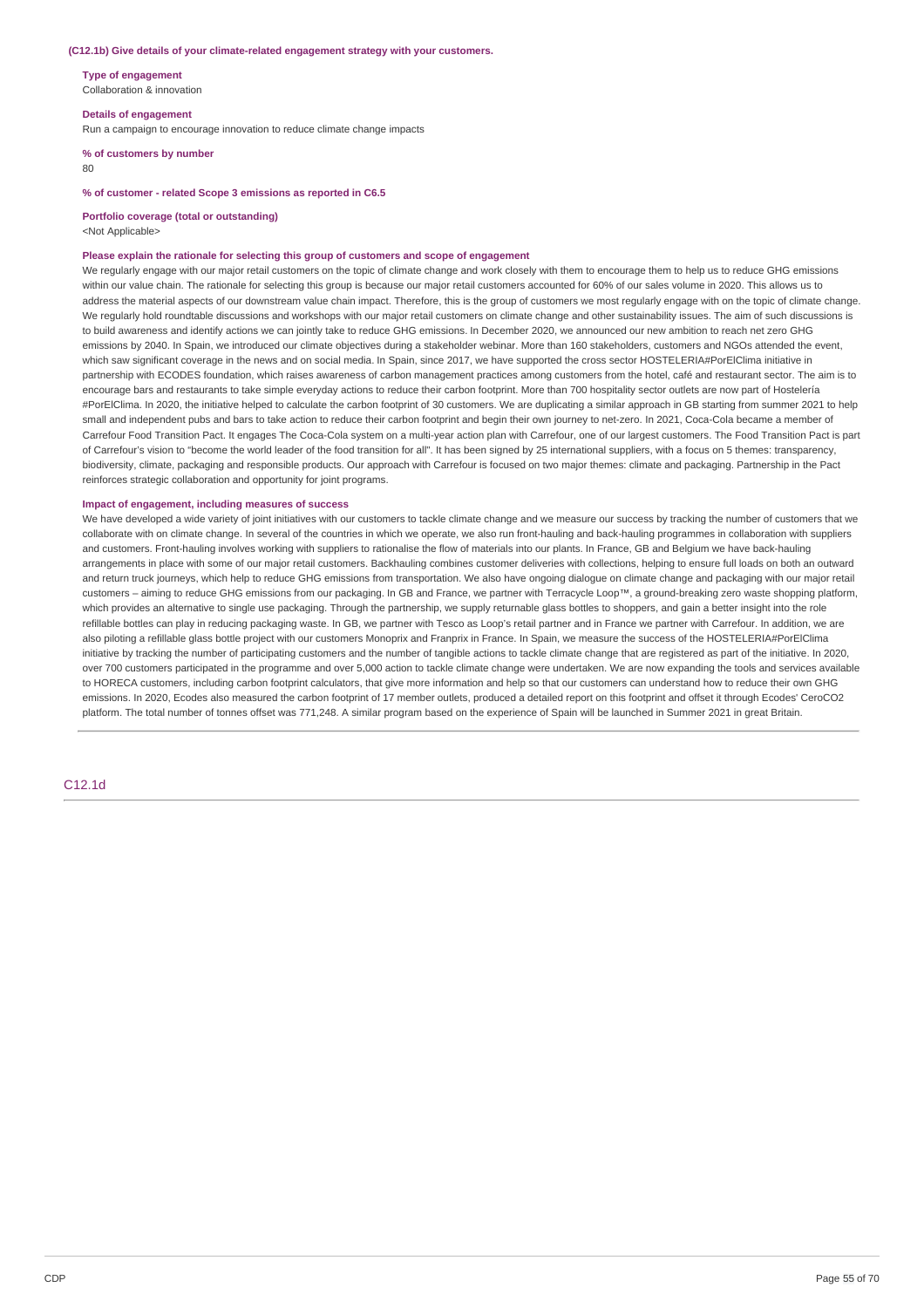**(C12.1b) Give details of your climate-related engagement strategy with your customers.**

**Type of engagement**

Collaboration & innovation

**Details of engagement**

Run a campaign to encourage innovation to reduce climate change impacts

**% of customers by number**

80

**% of customer - related Scope 3 emissions as reported in C6.5**

**Portfolio coverage (total or outstanding)**

<Not Applicable>

**Please explain the rationale for selecting this group of customers and scope of engagement**

We regularly engage with our major retail customers on the topic of climate change and work closely with them to encourage them to help us to reduce GHG emissions within our value chain. The rationale for selecting this group is because our major retail customers accounted for 60% of our sales volume in 2020. This allows us to address the material aspects of our downstream value chain impact. Therefore, this is the group of customers we most regularly engage with on the topic of climate change. We regularly hold roundtable discussions and workshops with our major retail customers on climate change and other sustainability issues. The aim of such discussions is to build awareness and identify actions we can jointly take to reduce GHG emissions. In December 2020, we announced our new ambition to reach net zero GHG emissions by 2040. In Spain, we introduced our climate objectives during a stakeholder webinar. More than 160 stakeholders, customers and NGOs attended the event, which saw significant coverage in the news and on social media. In Spain, since 2017, we have supported the cross sector HOSTELERIA#PorElClima initiative in partnership with ECODES foundation, which raises awareness of carbon management practices among customers from the hotel, café and restaurant sector. The aim is to encourage bars and restaurants to take simple everyday actions to reduce their carbon footprint. More than 700 hospitality sector outlets are now part of Hostelería #PorElClima. In 2020, the initiative helped to calculate the carbon footprint of 30 customers. We are duplicating a similar approach in GB starting from summer 2021 to help small and independent pubs and bars to take action to reduce their carbon footprint and begin their own journey to net-zero. In 2021, Coca-Cola became a member of Carrefour Food Transition Pact. It engages The Coca-Cola system on a multi-year action plan with Carrefour, one of our largest customers. The Food Transition Pact is part of Carrefour's vision to "become the world leader of the food transition for all". It has been signed by 25 international suppliers, with a focus on 5 themes: transparency, biodiversity, climate, packaging and responsible products. Our approach with Carrefour is focused on two major themes: climate and packaging. Partnership in the Pact reinforces strategic collaboration and opportunity for joint programs.

**Impact of engagement, including measures of success**

We have developed a wide variety of joint initiatives with our customers to tackle climate change and we measure our success by tracking the number of customers that we collaborate with on climate change. In several of the countries in which we operate, we also run front-hauling and back-hauling programmes in collaboration with suppliers and customers. Front-hauling involves working with suppliers to rationalise the flow of materials into our plants. In France, GB and Belgium we have back-hauling arrangements in place with some of our major retail customers. Backhauling combines customer deliveries with collections, helping to ensure full loads on both an outward and return truck journeys, which help to reduce GHG emissions from transportation. We also have ongoing dialogue on climate change and packaging with our major retail customers – aiming to reduce GHG emissions from our packaging. In GB and France, we partner with Terracycle Loop™, a ground-breaking zero waste shopping platform, which provides an alternative to single use packaging. Through the partnership, we supply returnable glass bottles to shoppers, and gain a better insight into the role refillable bottles can play in reducing packaging waste. In GB, we partner with Tesco as Loop's retail partner and in France we partner with Carrefour. In addition, we are also piloting a refillable glass bottle project with our customers Monoprix and Franprix in France. In Spain, we measure the success of the HOSTELERIA#PorElClima initiative by tracking the number of participating customers and the number of tangible actions to tackle climate change that are registered as part of the initiative. In 2020, over 700 customers participated in the programme and over 5,000 action to tackle climate change were undertaken. We are now expanding the tools and services available to HORECA customers, including carbon footprint calculators, that give more information and help so that our customers can understand how to reduce their own GHG emissions. In 2020, Ecodes also measured the carbon footprint of 17 member outlets, produced a detailed report on this footprint and offset it through Ecodes' CeroCO2 platform. The total number of tonnes offset was 771,248. A similar program based on the experience of Spain will be launched in Summer 2021 in great Britain.

## C12.1d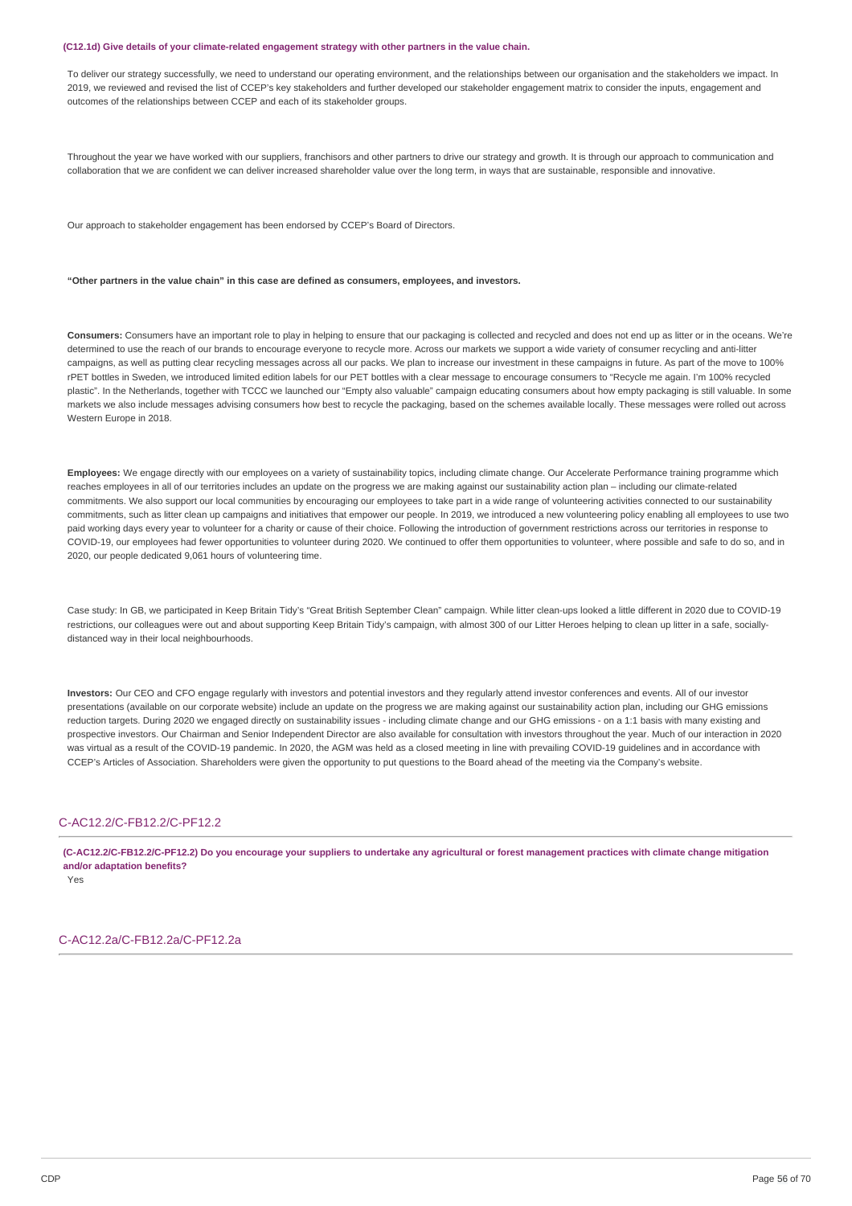**(C12.1d) Give details of your climate-related engagement strategy with other partners in the value chain.**

To deliver our strategy successfully, we need to understand our operating environment, and the relationships between our organisation and the stakeholders we impact. In 2019, we reviewed and revised the list of CCEP's key stakeholders and further developed our stakeholder engagement matrix to consider the inputs, engagement and outcomes of the relationships between CCEP and each of its stakeholder groups.

Throughout the year we have worked with our suppliers, franchisors and other partners to drive our strategy and growth. It is through our approach to communication and collaboration that we are confident we can deliver increased shareholder value over the long term, in ways that are sustainable, responsible and innovative.

Our approach to stakeholder engagement has been endorsed by CCEP's Board of Directors.

**"Other partners in the value chain" in this case are defined as consumers, employees, and investors.**

**Consumers:** Consumers have an important role to play in helping to ensure that our packaging is collected and recycled and does not end up as litter or in the oceans. We're determined to use the reach of our brands to encourage everyone to recycle more. Across our markets we support a wide variety of consumer recycling and anti-litter campaigns, as well as putting clear recycling messages across all our packs. We plan to increase our investment in these campaigns in future. As part of the move to 100% rPET bottles in Sweden, we introduced limited edition labels for our PET bottles with a clear message to encourage consumers to "Recycle me again. I'm 100% recycled plastic". In the Netherlands, together with TCCC we launched our "Empty also valuable" campaign educating consumers about how empty packaging is still valuable. In some markets we also include messages advising consumers how best to recycle the packaging, based on the schemes available locally. These messages were rolled out across Western Europe in 2018.

**Employees:** We engage directly with our employees on a variety of sustainability topics, including climate change. Our Accelerate Performance training programme which reaches employees in all of our territories includes an update on the progress we are making against our sustainability action plan – including our climate-related commitments. We also support our local communities by encouraging our employees to take part in a wide range of volunteering activities connected to our sustainability commitments, such as litter clean up campaigns and initiatives that empower our people. In 2019, we introduced a new volunteering policy enabling all employees to use two paid working days every year to volunteer for a charity or cause of their choice. Following the introduction of government restrictions across our territories in response to COVID-19, our employees had fewer opportunities to volunteer during 2020. We continued to offer them opportunities to volunteer, where possible and safe to do so, and in 2020, our people dedicated 9,061 hours of volunteering time.

Case study: In GB, we participated in Keep Britain Tidy's "Great British September Clean" campaign. While litter clean-ups looked a little different in 2020 due to COVID-19 restrictions, our colleagues were out and about supporting Keep Britain Tidy's campaign, with almost 300 of our Litter Heroes helping to clean up litter in a safe, socially-distanced way in their local neighbourhoods.

**Investors:** Our CEO and CFO engage regularly with investors and potential investors and they regularly attend investor conferences and events. All of our investor presentations (available on our corporate website) include an update on the progress we are making against our sustainability action plan, including our GHG emissions reduction targets. During 2020 we engaged directly on sustainability issues - including climate change and our GHG emissions - on a 1:1 basis with many existing and prospective investors. Our Chairman and Senior Independent Director are also available for consultation with investors throughout the year. Much of our interaction in 2020 was virtual as a result of the COVID-19 pandemic. In 2020, the AGM was held as a closed meeting in line with prevailing COVID-19 guidelines and in accordance with CCEP's Articles of Association. Shareholders were given the opportunity to put questions to the Board ahead of the meeting via the Company's website.

## C-AC12.2/C-FB12.2/C-PF12.2

**(C-AC12.2/C-FB12.2/C-PF12.2) Do you encourage your suppliers to undertake any agricultural or forest management practices with climate change mitigation and/or adaptation benefits?**

Yes

## C-AC12.2a/C-FB12.2a/C-PF12.2a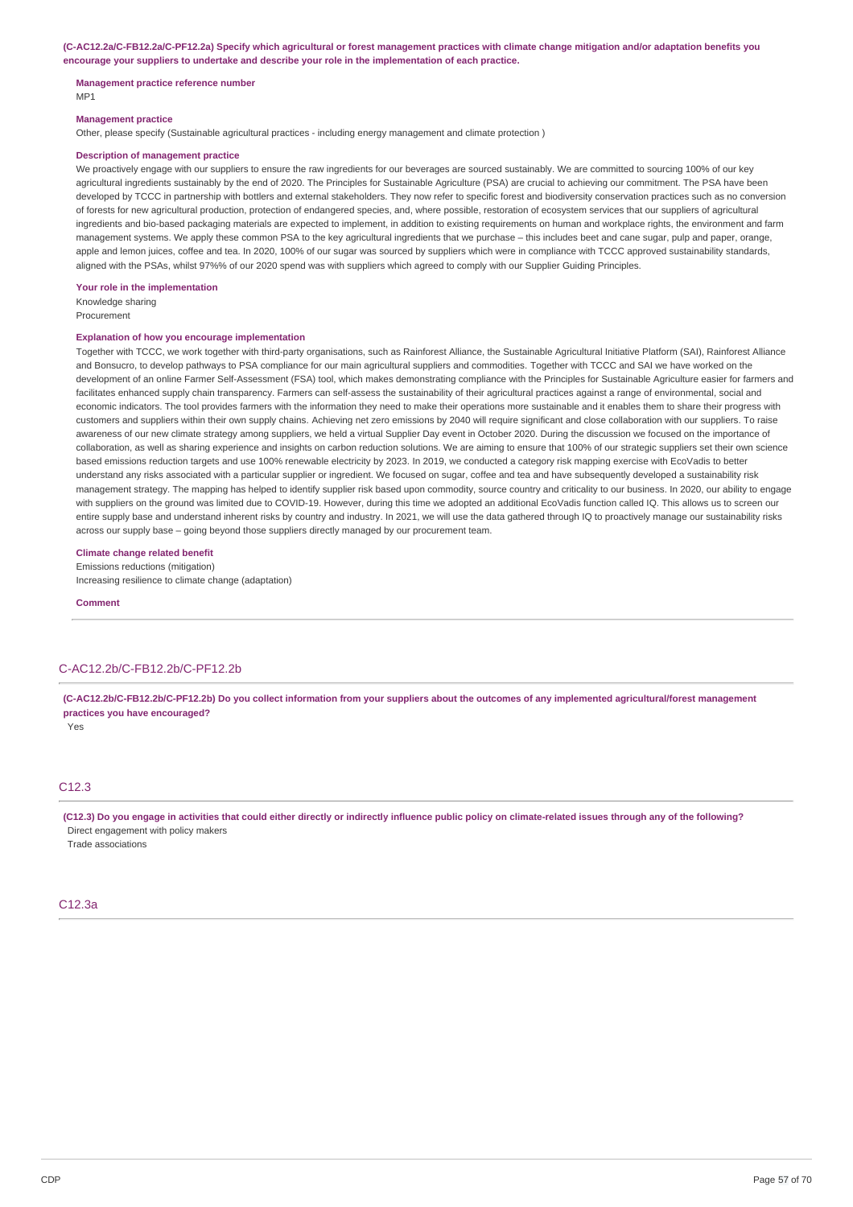**(C-AC12.2a/C-FB12.2a/C-PF12.2a) Specify which agricultural or forest management practices with climate change mitigation and/or adaptation benefits you encourage your suppliers to undertake and describe your role in the implementation of each practice.**

**Management practice reference number**
MP1

**Management practice**
Other, please specify (Sustainable agricultural practices - including energy management and climate protection )

**Description of management practice**
We proactively engage with our suppliers to ensure the raw ingredients for our beverages are sourced sustainably. We are committed to sourcing 100% of our key agricultural ingredients sustainably by the end of 2020. The Principles for Sustainable Agriculture (PSA) are crucial to achieving our commitment. The PSA have been developed by TCCC in partnership with bottlers and external stakeholders. They now refer to specific forest and biodiversity conservation practices such as no conversion of forests for new agricultural production, protection of endangered species, and, where possible, restoration of ecosystem services that our suppliers of agricultural ingredients and bio-based packaging materials are expected to implement, in addition to existing requirements on human and workplace rights, the environment and farm management systems. We apply these common PSA to the key agricultural ingredients that we purchase – this includes beet and cane sugar, pulp and paper, orange, apple and lemon juices, coffee and tea. In 2020, 100% of our sugar was sourced by suppliers which were in compliance with TCCC approved sustainability standards, aligned with the PSAs, whilst 97%% of our 2020 spend was with suppliers which agreed to comply with our Supplier Guiding Principles.

**Your role in the implementation**
Knowledge sharing
Procurement

**Explanation of how you encourage implementation**
Together with TCCC, we work together with third-party organisations, such as Rainforest Alliance, the Sustainable Agricultural Initiative Platform (SAI), Rainforest Alliance and Bonsucro, to develop pathways to PSA compliance for our main agricultural suppliers and commodities. Together with TCCC and SAI we have worked on the development of an online Farmer Self-Assessment (FSA) tool, which makes demonstrating compliance with the Principles for Sustainable Agriculture easier for farmers and facilitates enhanced supply chain transparency. Farmers can self-assess the sustainability of their agricultural practices against a range of environmental, social and economic indicators. The tool provides farmers with the information they need to make their operations more sustainable and it enables them to share their progress with customers and suppliers within their own supply chains. Achieving net zero emissions by 2040 will require significant and close collaboration with our suppliers. To raise awareness of our new climate strategy among suppliers, we held a virtual Supplier Day event in October 2020. During the discussion we focused on the importance of collaboration, as well as sharing experience and insights on carbon reduction solutions. We are aiming to ensure that 100% of our strategic suppliers set their own science based emissions reduction targets and use 100% renewable electricity by 2023. In 2019, we conducted a category risk mapping exercise with EcoVadis to better understand any risks associated with a particular supplier or ingredient. We focused on sugar, coffee and tea and have subsequently developed a sustainability risk management strategy. The mapping has helped to identify supplier risk based upon commodity, source country and criticality to our business. In 2020, our ability to engage with suppliers on the ground was limited due to COVID-19. However, during this time we adopted an additional EcoVadis function called IQ. This allows us to screen our entire supply base and understand inherent risks by country and industry. In 2021, we will use the data gathered through IQ to proactively manage our sustainability risks across our supply base – going beyond those suppliers directly managed by our procurement team.

**Climate change related benefit**
Emissions reductions (mitigation)
Increasing resilience to climate change (adaptation)

**Comment**

## C-AC12.2b/C-FB12.2b/C-PF12.2b

**(C-AC12.2b/C-FB12.2b/C-PF12.2b) Do you collect information from your suppliers about the outcomes of any implemented agricultural/forest management practices you have encouraged?**
Yes

## C12.3

**(C12.3) Do you engage in activities that could either directly or indirectly influence public policy on climate-related issues through any of the following?**
Direct engagement with policy makers
Trade associations

## C12.3a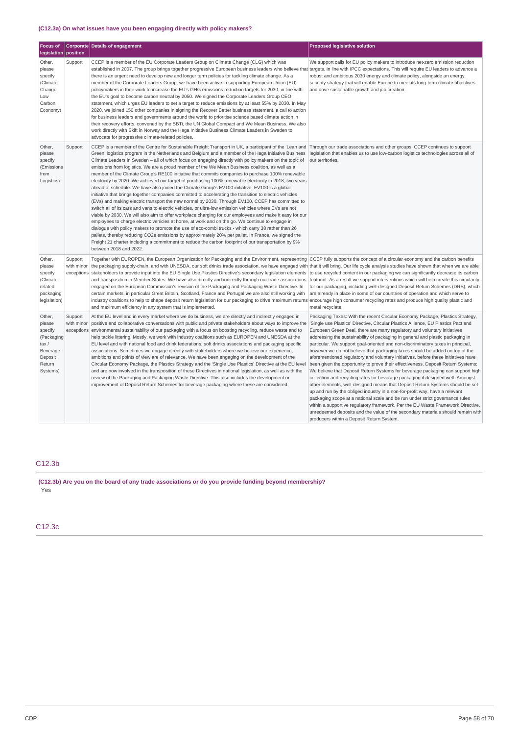### (C12.3a) On what issues have you been engaging directly with policy makers?

| Focus of legislation | Corporate position | Details of engagement | Proposed legislative solution |
|---|---|---|---|
| Other, please specify (Climate Change Low Carbon Economy) | Support | CCEP is a member of the EU Corporate Leaders Group on Climate Change (CLG) which was established in 2007. The group brings together progressive European business leaders who believe that there is an urgent need to develop new and longer term policies for tackling climate change. As a member of the Corporate Leaders Group, we have been active in supporting European Union (EU) policymakers in their work to increase the EU's GHG emissions reduction targets for 2030, in line with the EU's goal to become carbon neutral by 2050. We signed the Corporate Leaders Group CEO statement, which urges EU leaders to set a target to reduce emissions by at least 55% by 2030. In May 2020, we joined 150 other companies in signing the Recover Better business statement, a call to action for business leaders and governments around the world to prioritise science based climate action in their recovery efforts, convened by the SBTi, the UN Global Compact and We Mean Business. We also work directly with Skift in Norway and the Haga Initiative Business Climate Leaders in Sweden to advocate for progressive climate-related policies. | We support calls for EU policy makers to introduce net-zero emission reduction targets, in line with IPCC expectations. This will require EU leaders to advance a robust and ambitious 2030 energy and climate policy, alongside an energy security strategy that will enable Europe to meet its long-term climate objectives and drive sustainable growth and job creation. |
| Other, please specify (Emissions from Logistics) | Support | CCEP is a member of the Centre for Sustainable Freight Transport in UK, a participant of the 'Lean and Green' logistics program in the Netherlands and Belgium and a member of the Haga Initiative Business Climate Leaders in Sweden – all of which focus on engaging directly with policy makers on the topic of emissions from logistics. We are a proud member of the We Mean Business coalition, as well as a member of the Climate Group's RE100 initiative that commits companies to purchase 100% renewable electricity by 2020. We achieved our target of purchasing 100% renewable electricity in 2018, two years ahead of schedule. We have also joined the Climate Group's EV100 initiative. EV100 is a global initiative that brings together companies committed to accelerating the transition to electric vehicles (EVs) and making electric transport the new normal by 2030. Through EV100, CCEP has committed to switch all of its cars and vans to electric vehicles, or ultra-low emission vehicles where EVs are not viable by 2030. We will also aim to offer workplace charging for our employees and make it easy for our employees to charge electric vehicles at home, at work and on the go. We continue to engage in dialogue with policy makers to promote the use of eco-combi trucks - which carry 38 rather than 26 pallets, thereby reducing CO2e emissions by approximately 20% per pallet. In France, we signed the Freight 21 charter including a commitment to reduce the carbon footprint of our transportation by 9% between 2018 and 2022. | Through our trade associations and other groups, CCEP continues to support legislation that enables us to use low-carbon logistics technologies across all of our territories. |
| Other, please specify (Climate-related packaging legislation) | Support with minor exceptions | Together with EUROPEN, the European Organization for Packaging and the Environment, representing the packaging supply-chain, and with UNESDA, our soft drinks trade association, we have engaged with stakeholders to provide input into the EU Single Use Plastics Directive's secondary legislation elements and transposition in Member States. We have also directly and indirectly through our trade associations engaged on the European Commission's revision of the Packaging and Packaging Waste Directive. In certain markets, in particular Great Britain, Scotland, France and Portugal we are also still working with industry coalitions to help to shape deposit return legislation for our packaging to drive maximum returns and maximum efficiency in any system that is implemented. | CCEP fully supports the concept of a circular economy and the carbon benefits that it will bring. Our life cycle analysis studies have shown that when we are able to use recycled content in our packaging we can significantly decrease its carbon footprint. As a result we support interventions which will help create this circularity for our packaging, including well-designed Deposit Return Schemes (DRS), which are already in place in some of our countries of operation and which serve to encourage high consumer recycling rates and produce high quality plastic and metal recyclate. |
| Other, please specify (Packaging tax / Beverage Deposit Return Systems) | Support with minor exceptions | At the EU level and in every market where we do business, we are directly and indirectly engaged in positive and collaborative conversations with public and private stakeholders about ways to improve the environmental sustainability of our packaging with a focus on boosting recycling, reduce waste and to help tackle littering. Mostly, we work with industry coalitions such as EUROPEN and UNESDA at the EU level and with national food and drink federations, soft drinks associations and packaging specific associations. Sometimes we engage directly with stakeholders where we believe our experience, ambitions and points of view are of relevance. We have been engaging on the development of the Circular Economy Package, the Plastics Strategy and the 'Single Use Plastics' Directive at the EU level and are now involved in the transposition of these Directives in national legislation, as well as with the review of the Packaging and Packaging Waste Directive. This also includes the development or improvement of Deposit Return Schemes for beverage packaging where these are considered. | Packaging Taxes: With the recent Circular Economy Package, Plastics Strategy, 'Single use Plastics' Directive, Circular Plastics Alliance, EU Plastics Pact and European Green Deal, there are many regulatory and voluntary initiatives addressing the sustainability of packaging in general and plastic packaging in particular. We support goal-oriented and non-discriminatory taxes in principal, however we do not believe that packaging taxes should be added on top of the aforementioned regulatory and voluntary initiatives, before these initiatives have been given the opportunity to prove their effectiveness. Deposit Return Systems: We believe that Deposit Return Systems for beverage packaging can support high collection and recycling rates for beverage packaging if designed well. Amongst other elements, well-designed means that Deposit Return Systems should be set-up and run by the obliged industry in a non-for-profit way, have a relevant packaging scope at a national scale and be run under strict governance rules within a supportive regulatory framework. Per the EU Waste Framework Directive, unredeemed deposits and the value of the secondary materials should remain with producers within a Deposit Return System. |

## C12.3b

**(C12.3b) Are you on the board of any trade associations or do you provide funding beyond membership?**

Yes

## C12.3c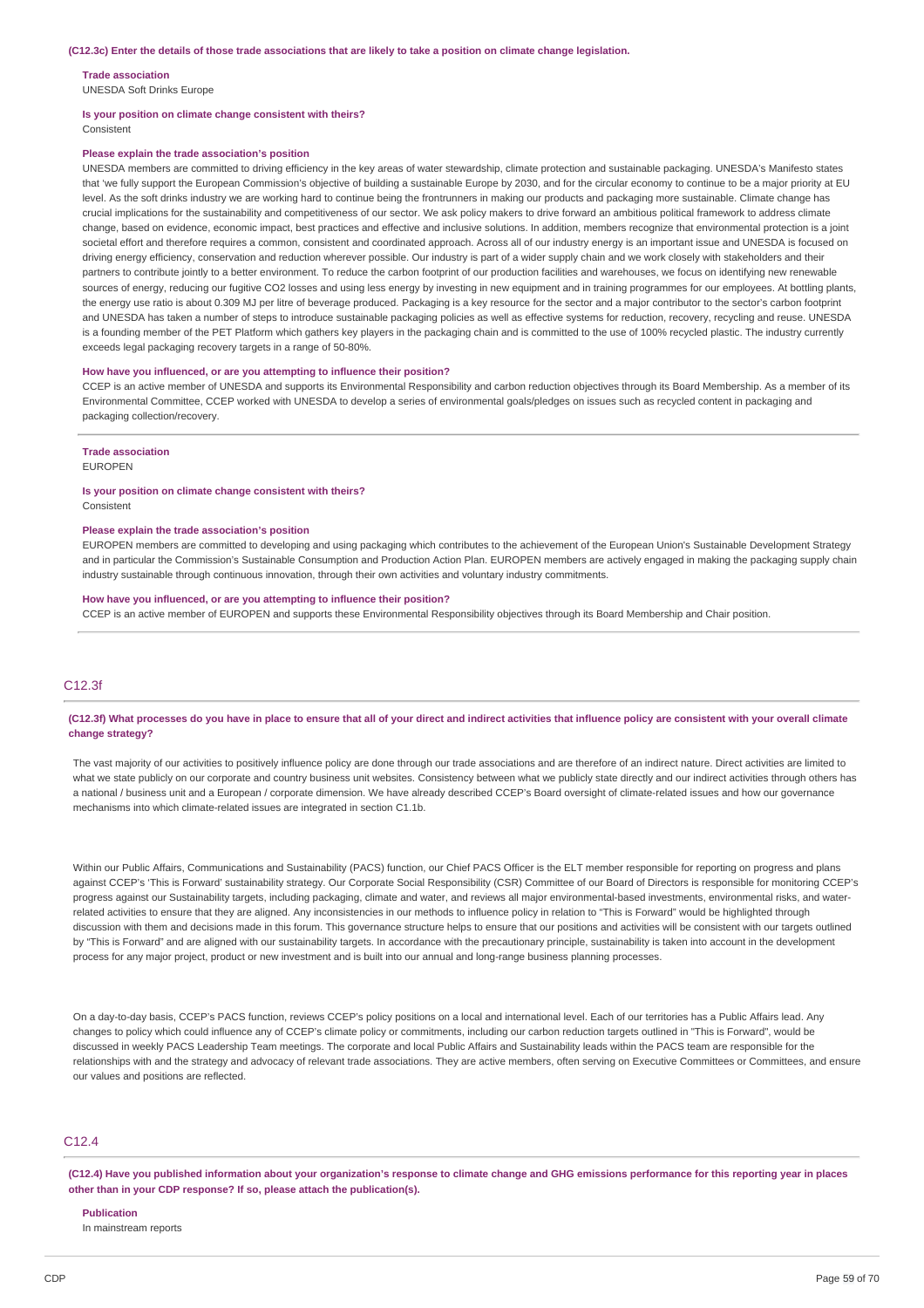**(C12.3c) Enter the details of those trade associations that are likely to take a position on climate change legislation.**

**Trade association**
UNESDA Soft Drinks Europe

**Is your position on climate change consistent with theirs?**
Consistent

**Please explain the trade association's position**
UNESDA members are committed to driving efficiency in the key areas of water stewardship, climate protection and sustainable packaging. UNESDA's Manifesto states that 'we fully support the European Commission's objective of building a sustainable Europe by 2030, and for the circular economy to continue to be a major priority at EU level. As the soft drinks industry we are working hard to continue being the frontrunners in making our products and packaging more sustainable. Climate change has crucial implications for the sustainability and competitiveness of our sector. We ask policy makers to drive forward an ambitious political framework to address climate change, based on evidence, economic impact, best practices and effective and inclusive solutions. In addition, members recognize that environmental protection is a joint societal effort and therefore requires a common, consistent and coordinated approach. Across all of our industry energy is an important issue and UNESDA is focused on driving energy efficiency, conservation and reduction wherever possible. Our industry is part of a wider supply chain and we work closely with stakeholders and their partners to contribute jointly to a better environment. To reduce the carbon footprint of our production facilities and warehouses, we focus on identifying new renewable sources of energy, reducing our fugitive CO2 losses and using less energy by investing in new equipment and in training programmes for our employees. At bottling plants, the energy use ratio is about 0.309 MJ per litre of beverage produced. Packaging is a key resource for the sector and a major contributor to the sector's carbon footprint and UNESDA has taken a number of steps to introduce sustainable packaging policies as well as effective systems for reduction, recovery, recycling and reuse. UNESDA is a founding member of the PET Platform which gathers key players in the packaging chain and is committed to the use of 100% recycled plastic. The industry currently exceeds legal packaging recovery targets in a range of 50-80%.

**How have you influenced, or are you attempting to influence their position?**
CCEP is an active member of UNESDA and supports its Environmental Responsibility and carbon reduction objectives through its Board Membership. As a member of its Environmental Committee, CCEP worked with UNESDA to develop a series of environmental goals/pledges on issues such as recycled content in packaging and packaging collection/recovery.

**Trade association**
EUROPEN

**Is your position on climate change consistent with theirs?**
Consistent

**Please explain the trade association's position**
EUROPEN members are committed to developing and using packaging which contributes to the achievement of the European Union's Sustainable Development Strategy and in particular the Commission's Sustainable Consumption and Production Action Plan. EUROPEN members are actively engaged in making the packaging supply chain industry sustainable through continuous innovation, through their own activities and voluntary industry commitments.

**How have you influenced, or are you attempting to influence their position?**
CCEP is an active member of EUROPEN and supports these Environmental Responsibility objectives through its Board Membership and Chair position.

## C12.3f

**(C12.3f) What processes do you have in place to ensure that all of your direct and indirect activities that influence policy are consistent with your overall climate change strategy?**

The vast majority of our activities to positively influence policy are done through our trade associations and are therefore of an indirect nature. Direct activities are limited to what we state publicly on our corporate and country business unit websites. Consistency between what we publicly state directly and our indirect activities through others has a national / business unit and a European / corporate dimension. We have already described CCEP's Board oversight of climate-related issues and how our governance mechanisms into which climate-related issues are integrated in section C1.1b.

Within our Public Affairs, Communications and Sustainability (PACS) function, our Chief PACS Officer is the ELT member responsible for reporting on progress and plans against CCEP's 'This is Forward' sustainability strategy. Our Corporate Social Responsibility (CSR) Committee of our Board of Directors is responsible for monitoring CCEP's progress against our Sustainability targets, including packaging, climate and water, and reviews all major environmental-based investments, environmental risks, and water-related activities to ensure that they are aligned. Any inconsistencies in our methods to influence policy in relation to "This is Forward" would be highlighted through discussion with them and decisions made in this forum. This governance structure helps to ensure that our positions and activities will be consistent with our targets outlined by "This is Forward" and are aligned with our sustainability targets. In accordance with the precautionary principle, sustainability is taken into account in the development process for any major project, product or new investment and is built into our annual and long-range business planning processes.

On a day-to-day basis, CCEP's PACS function, reviews CCEP's policy positions on a local and international level. Each of our territories has a Public Affairs lead. Any changes to policy which could influence any of CCEP's climate policy or commitments, including our carbon reduction targets outlined in "This is Forward", would be discussed in weekly PACS Leadership Team meetings. The corporate and local Public Affairs and Sustainability leads within the PACS team are responsible for the relationships with and the strategy and advocacy of relevant trade associations. They are active members, often serving on Executive Committees or Committees, and ensure our values and positions are reflected.

## C12.4

**(C12.4) Have you published information about your organization's response to climate change and GHG emissions performance for this reporting year in places other than in your CDP response? If so, please attach the publication(s).**

**Publication**
In mainstream reports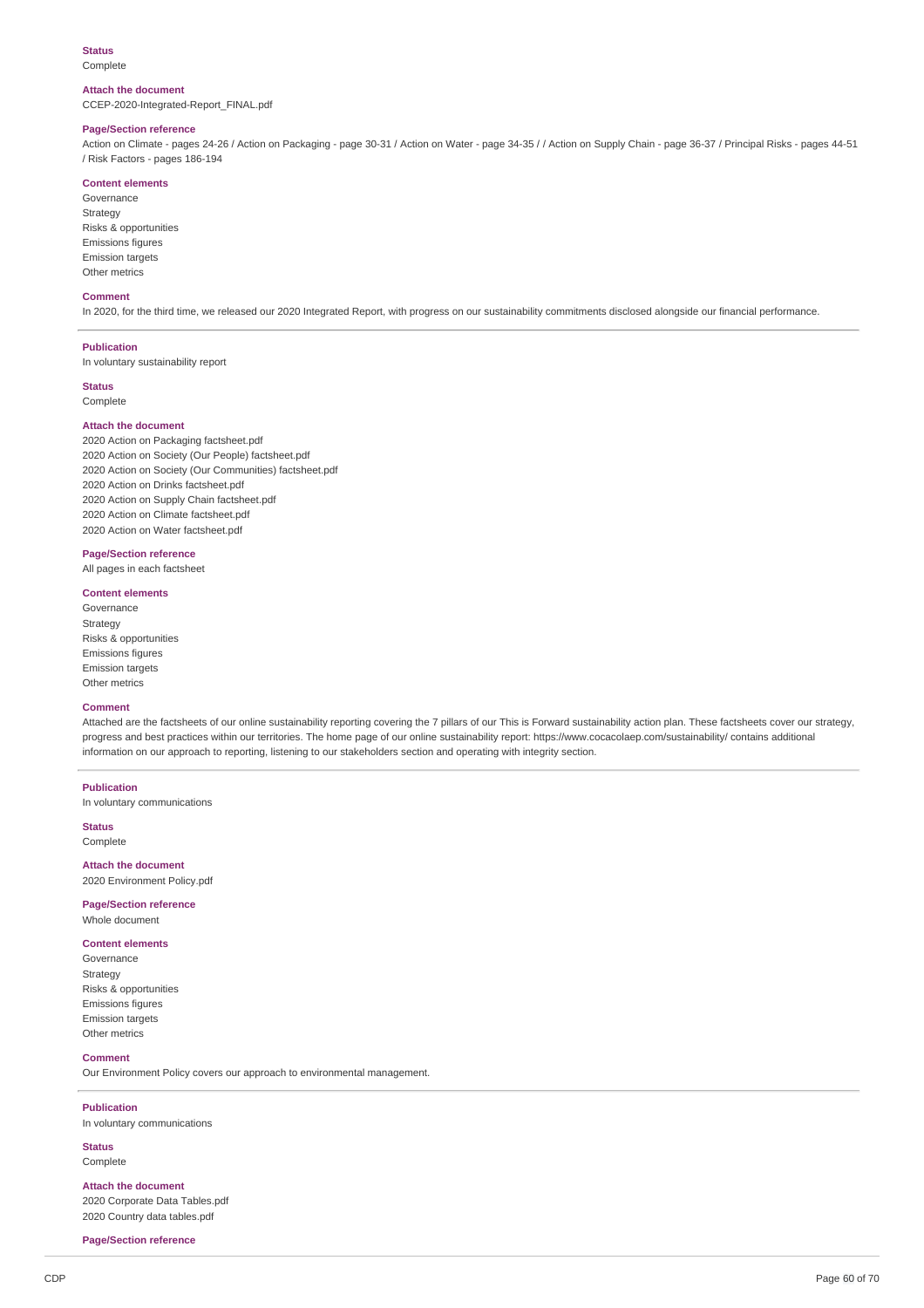**Status**
Complete

**Attach the document**
CCEP-2020-Integrated-Report_FINAL.pdf

**Page/Section reference**
Action on Climate - pages 24-26 / Action on Packaging - page 30-31 / Action on Water - page 34-35 / / Action on Supply Chain - page 36-37 / Principal Risks - pages 44-51 / Risk Factors - pages 186-194

**Content elements**
Governance
Strategy
Risks & opportunities
Emissions figures
Emission targets
Other metrics

**Comment**
In 2020, for the third time, we released our 2020 Integrated Report, with progress on our sustainability commitments disclosed alongside our financial performance.

---

**Publication**
In voluntary sustainability report

**Status**
Complete

**Attach the document**
2020 Action on Packaging factsheet.pdf
2020 Action on Society (Our People) factsheet.pdf
2020 Action on Society (Our Communities) factsheet.pdf
2020 Action on Drinks factsheet.pdf
2020 Action on Supply Chain factsheet.pdf
2020 Action on Climate factsheet.pdf
2020 Action on Water factsheet.pdf

**Page/Section reference**
All pages in each factsheet

**Content elements**
Governance
Strategy
Risks & opportunities
Emissions figures
Emission targets
Other metrics

**Comment**
Attached are the factsheets of our online sustainability reporting covering the 7 pillars of our This is Forward sustainability action plan. These factsheets cover our strategy, progress and best practices within our territories. The home page of our online sustainability report: https://www.cocacolaep.com/sustainability/ contains additional information on our approach to reporting, listening to our stakeholders section and operating with integrity section.

---

**Publication**
In voluntary communications

**Status**
Complete

**Attach the document**
2020 Environment Policy.pdf

**Page/Section reference**
Whole document

**Content elements**
Governance
Strategy
Risks & opportunities
Emissions figures
Emission targets
Other metrics

**Comment**
Our Environment Policy covers our approach to environmental management.

---

**Publication**
In voluntary communications

**Status**
Complete

**Attach the document**
2020 Corporate Data Tables.pdf
2020 Country data tables.pdf

**Page/Section reference**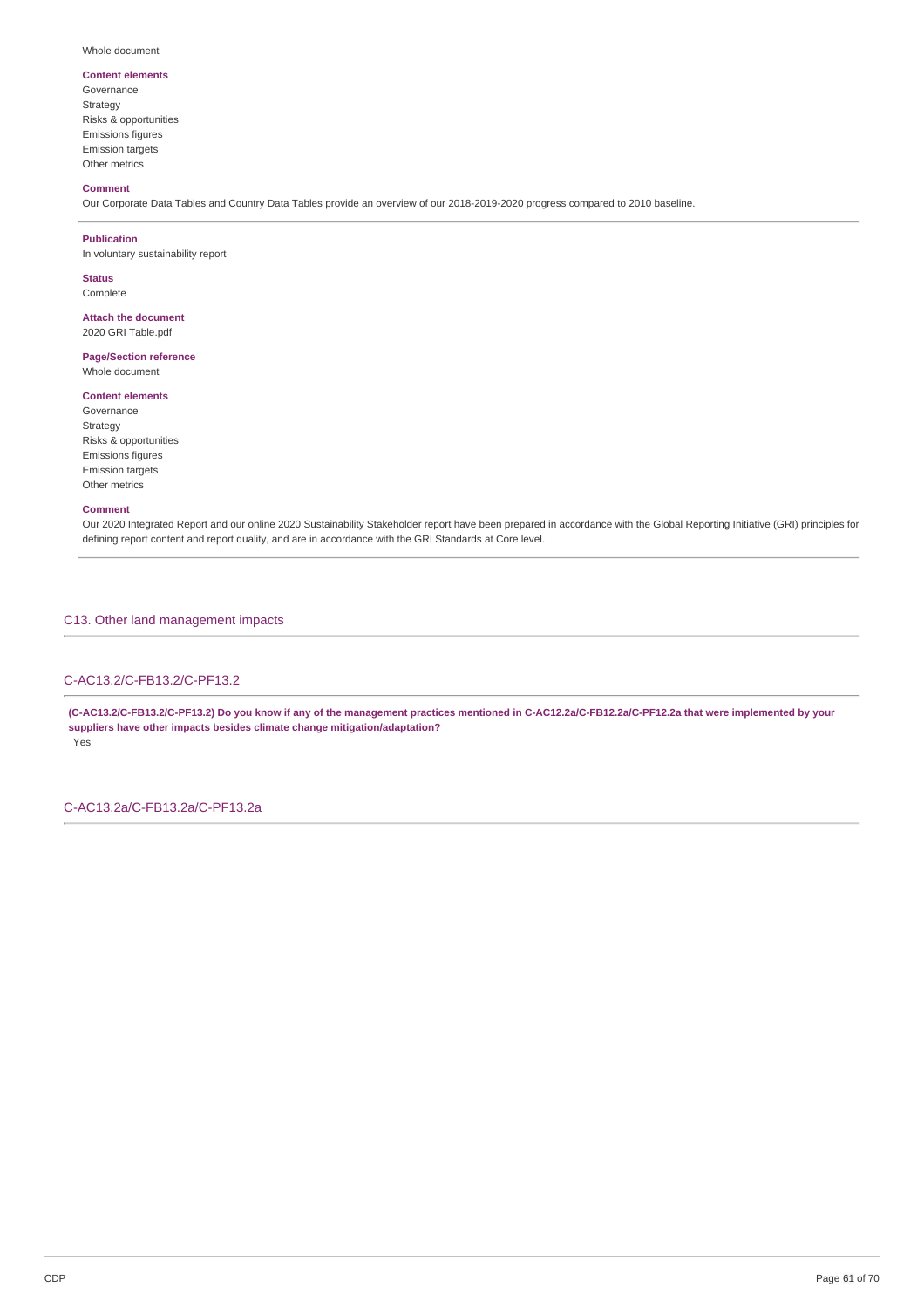Whole document

**Content elements**
Governance
Strategy
Risks & opportunities
Emissions figures
Emission targets
Other metrics

**Comment**
Our Corporate Data Tables and Country Data Tables provide an overview of our 2018-2019-2020 progress compared to 2010 baseline.

---

**Publication**
In voluntary sustainability report

**Status**
Complete

**Attach the document**
2020 GRI Table.pdf

**Page/Section reference**
Whole document

**Content elements**
Governance
Strategy
Risks & opportunities
Emissions figures
Emission targets
Other metrics

**Comment**
Our 2020 Integrated Report and our online 2020 Sustainability Stakeholder report have been prepared in accordance with the Global Reporting Initiative (GRI) principles for defining report content and report quality, and are in accordance with the GRI Standards at Core level.

---

## C13. Other land management impacts

### C-AC13.2/C-FB13.2/C-PF13.2

**(C-AC13.2/C-FB13.2/C-PF13.2) Do you know if any of the management practices mentioned in C-AC12.2a/C-FB12.2a/C-PF12.2a that were implemented by your suppliers have other impacts besides climate change mitigation/adaptation?**
Yes

### C-AC13.2a/C-FB13.2a/C-PF13.2a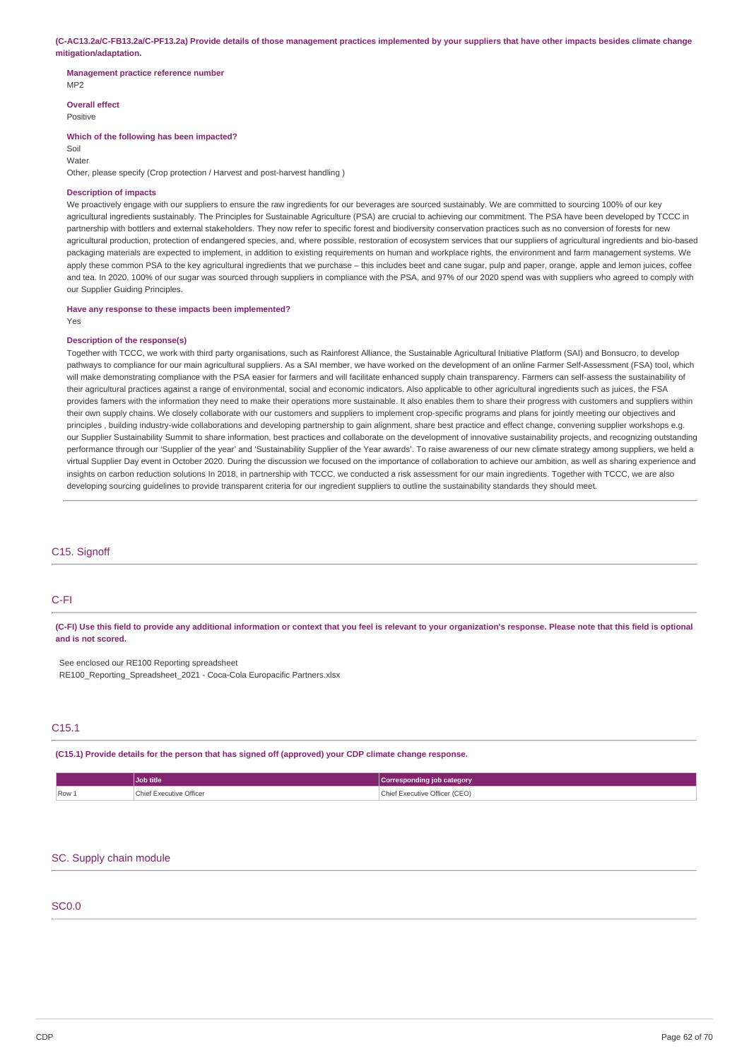**(C-AC13.2a/C-FB13.2a/C-PF13.2a) Provide details of those management practices implemented by your suppliers that have other impacts besides climate change mitigation/adaptation.**

**Management practice reference number**
MP2

**Overall effect**
Positive

**Which of the following has been impacted?**
Soil
Water
Other, please specify (Crop protection / Harvest and post-harvest handling )

**Description of impacts**
We proactively engage with our suppliers to ensure the raw ingredients for our beverages are sourced sustainably. We are committed to sourcing 100% of our key agricultural ingredients sustainably. The Principles for Sustainable Agriculture (PSA) are crucial to achieving our commitment. The PSA have been developed by TCCC in partnership with bottlers and external stakeholders. They now refer to specific forest and biodiversity conservation practices such as no conversion of forests for new agricultural production, protection of endangered species, and, where possible, restoration of ecosystem services that our suppliers of agricultural ingredients and bio-based packaging materials are expected to implement, in addition to existing requirements on human and workplace rights, the environment and farm management systems. We apply these common PSA to the key agricultural ingredients that we purchase – this includes beet and cane sugar, pulp and paper, orange, apple and lemon juices, coffee and tea. In 2020, 100% of our sugar was sourced through suppliers in compliance with the PSA, and 97% of our 2020 spend was with suppliers who agreed to comply with our Supplier Guiding Principles.

**Have any response to these impacts been implemented?**
Yes

**Description of the response(s)**
Together with TCCC, we work with third party organisations, such as Rainforest Alliance, the Sustainable Agricultural Initiative Platform (SAI) and Bonsucro, to develop pathways to compliance for our main agricultural suppliers. As a SAI member, we have worked on the development of an online Farmer Self-Assessment (FSA) tool, which will make demonstrating compliance with the PSA easier for farmers and will facilitate enhanced supply chain transparency. Farmers can self-assess the sustainability of their agricultural practices against a range of environmental, social and economic indicators. Also applicable to other agricultural ingredients such as juices, the FSA provides famers with the information they need to make their operations more sustainable. It also enables them to share their progress with customers and suppliers within their own supply chains. We closely collaborate with our customers and suppliers to implement crop-specific programs and plans for jointly meeting our objectives and principles , building industry-wide collaborations and developing partnership to gain alignment, share best practice and effect change, convening supplier workshops e.g. our Supplier Sustainability Summit to share information, best practices and collaborate on the development of innovative sustainability projects, and recognizing outstanding performance through our 'Supplier of the year' and 'Sustainability Supplier of the Year awards'. To raise awareness of our new climate strategy among suppliers, we held a virtual Supplier Day event in October 2020. During the discussion we focused on the importance of collaboration to achieve our ambition, as well as sharing experience and insights on carbon reduction solutions In 2018, in partnership with TCCC, we conducted a risk assessment for our main ingredients. Together with TCCC, we are also developing sourcing guidelines to provide transparent criteria for our ingredient suppliers to outline the sustainability standards they should meet.

## C15. Signoff

### C-FI

**(C-FI) Use this field to provide any additional information or context that you feel is relevant to your organization's response. Please note that this field is optional and is not scored.**

See enclosed our RE100 Reporting spreadsheet
RE100_Reporting_Spreadsheet_2021 - Coca-Cola Europacific Partners.xlsx

### C15.1

**(C15.1) Provide details for the person that has signed off (approved) your CDP climate change response.**

| | Job title | Corresponding job category |
|---|---|---|
| Row 1 | Chief Executive Officer | Chief Executive Officer (CEO) |

## SC. Supply chain module

### SC0.0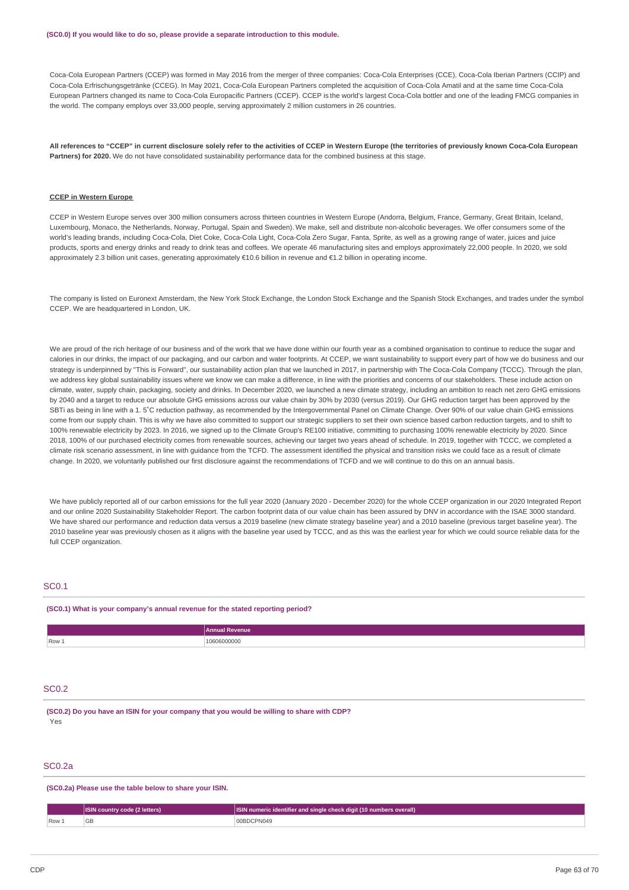**(SC0.0) If you would like to do so, please provide a separate introduction to this module.**

Coca-Cola European Partners (CCEP) was formed in May 2016 from the merger of three companies: Coca-Cola Enterprises (CCE), Coca-Cola Iberian Partners (CCIP) and Coca-Cola Erfrischungsgetränke (CCEG). In May 2021, Coca-Cola European Partners completed the acquisition of Coca-Cola Amatil and at the same time Coca-Cola European Partners changed its name to Coca-Cola Europacific Partners (CCEP). CCEP is the world's largest Coca-Cola bottler and one of the leading FMCG companies in the world. The company employs over 33,000 people, serving approximately 2 million customers in 26 countries.

**All references to "CCEP" in current disclosure solely refer to the activities of CCEP in Western Europe (the territories of previously known Coca-Cola European Partners) for 2020.** We do not have consolidated sustainability performance data for the combined business at this stage.

**CCEP in Western Europe**

CCEP in Western Europe serves over 300 million consumers across thirteen countries in Western Europe (Andorra, Belgium, France, Germany, Great Britain, Iceland, Luxembourg, Monaco, the Netherlands, Norway, Portugal, Spain and Sweden). We make, sell and distribute non-alcoholic beverages. We offer consumers some of the world's leading brands, including Coca-Cola, Diet Coke, Coca-Cola Light, Coca-Cola Zero Sugar, Fanta, Sprite, as well as a growing range of water, juices and juice products, sports and energy drinks and ready to drink teas and coffees. We operate 46 manufacturing sites and employs approximately 22,000 people. In 2020, we sold approximately 2.3 billion unit cases, generating approximately €10.6 billion in revenue and €1.2 billion in operating income.

The company is listed on Euronext Amsterdam, the New York Stock Exchange, the London Stock Exchange and the Spanish Stock Exchanges, and trades under the symbol CCEP. We are headquartered in London, UK.

We are proud of the rich heritage of our business and of the work that we have done within our fourth year as a combined organisation to continue to reduce the sugar and calories in our drinks, the impact of our packaging, and our carbon and water footprints. At CCEP, we want sustainability to support every part of how we do business and our strategy is underpinned by "This is Forward", our sustainability action plan that we launched in 2017, in partnership with The Coca-Cola Company (TCCC). Through the plan, we address key global sustainability issues where we know we can make a difference, in line with the priorities and concerns of our stakeholders. These include action on climate, water, supply chain, packaging, society and drinks. In December 2020, we launched a new climate strategy, including an ambition to reach net zero GHG emissions by 2040 and a target to reduce our absolute GHG emissions across our value chain by 30% by 2030 (versus 2019). Our GHG reduction target has been approved by the SBTi as being in line with a 1.5˚C reduction pathway, as recommended by the Intergovernmental Panel on Climate Change. Over 90% of our value chain GHG emissions come from our supply chain. This is why we have also committed to support our strategic suppliers to set their own science based carbon reduction targets, and to shift to 100% renewable electricity by 2023. In 2016, we signed up to the Climate Group's RE100 initiative, committing to purchasing 100% renewable electricity by 2020. Since 2018, 100% of our purchased electricity comes from renewable sources, achieving our target two years ahead of schedule. In 2019, together with TCCC, we completed a climate risk scenario assessment, in line with guidance from the TCFD. The assessment identified the physical and transition risks we could face as a result of climate change. In 2020, we voluntarily published our first disclosure against the recommendations of TCFD and we will continue to do this on an annual basis.

We have publicly reported all of our carbon emissions for the full year 2020 (January 2020 - December 2020) for the whole CCEP organization in our 2020 Integrated Report and our online 2020 Sustainability Stakeholder Report. The carbon footprint data of our value chain has been assured by DNV in accordance with the ISAE 3000 standard. We have shared our performance and reduction data versus a 2019 baseline (new climate strategy baseline year) and a 2010 baseline (previous target baseline year). The 2010 baseline year was previously chosen as it aligns with the baseline year used by TCCC, and as this was the earliest year for which we could source reliable data for the full CCEP organization.

## SC0.1

**(SC0.1) What is your company's annual revenue for the stated reporting period?**

| | Annual Revenue |
|---|---|
| Row 1 | 10606000000 |

## SC0.2

**(SC0.2) Do you have an ISIN for your company that you would be willing to share with CDP?**

Yes

## SC0.2a

**(SC0.2a) Please use the table below to share your ISIN.**

| | ISIN country code (2 letters) | ISIN numeric identifier and single check digit (10 numbers overall) |
|---|---|---|
| Row 1 | GB | 00BDCPN049 |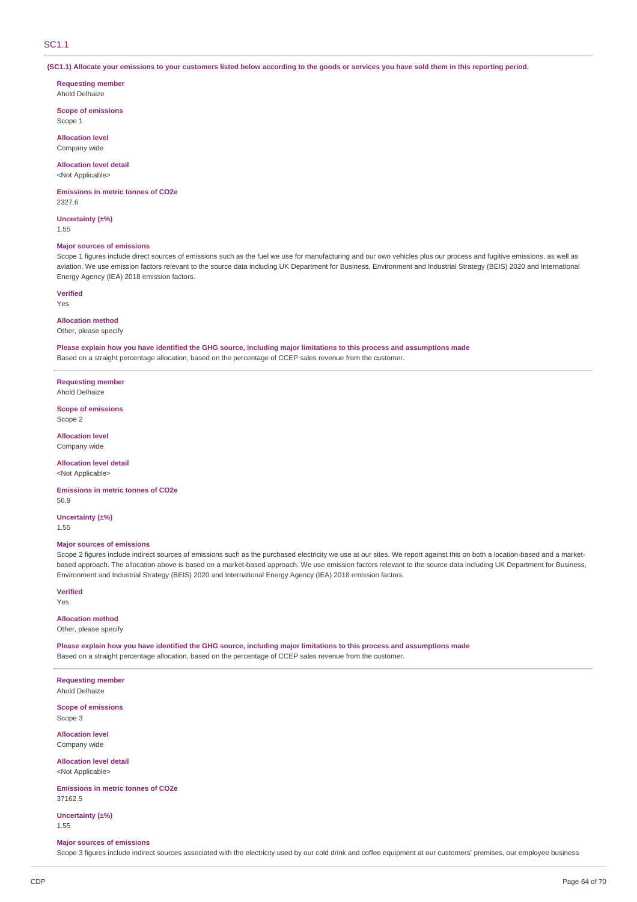## SC1.1

**(SC1.1) Allocate your emissions to your customers listed below according to the goods or services you have sold them in this reporting period.**

**Requesting member**
Ahold Delhaize

**Scope of emissions**
Scope 1

**Allocation level**
Company wide

**Allocation level detail**
<Not Applicable>

**Emissions in metric tonnes of CO2e**
2327.6

**Uncertainty (±%)**
1.55

**Major sources of emissions**
Scope 1 figures include direct sources of emissions such as the fuel we use for manufacturing and our own vehicles plus our process and fugitive emissions, as well as aviation. We use emission factors relevant to the source data including UK Department for Business, Environment and Industrial Strategy (BEIS) 2020 and International Energy Agency (IEA) 2018 emission factors.

**Verified**
Yes

**Allocation method**
Other, please specify

**Please explain how you have identified the GHG source, including major limitations to this process and assumptions made**
Based on a straight percentage allocation, based on the percentage of CCEP sales revenue from the customer.

---

**Requesting member**
Ahold Delhaize

**Scope of emissions**
Scope 2

**Allocation level**
Company wide

**Allocation level detail**
<Not Applicable>

**Emissions in metric tonnes of CO2e**
56.9

**Uncertainty (±%)**
1.55

**Major sources of emissions**
Scope 2 figures include indirect sources of emissions such as the purchased electricity we use at our sites. We report against this on both a location-based and a market-based approach. The allocation above is based on a market-based approach. We use emission factors relevant to the source data including UK Department for Business, Environment and Industrial Strategy (BEIS) 2020 and International Energy Agency (IEA) 2018 emission factors.

**Verified**
Yes

**Allocation method**
Other, please specify

**Please explain how you have identified the GHG source, including major limitations to this process and assumptions made**
Based on a straight percentage allocation, based on the percentage of CCEP sales revenue from the customer.

---

**Requesting member**
Ahold Delhaize

**Scope of emissions**
Scope 3

**Allocation level**
Company wide

**Allocation level detail**
<Not Applicable>

**Emissions in metric tonnes of CO2e**
37162.5

**Uncertainty (±%)**
1.55

**Major sources of emissions**
Scope 3 figures include indirect sources associated with the electricity used by our cold drink and coffee equipment at our customers' premises, our employee business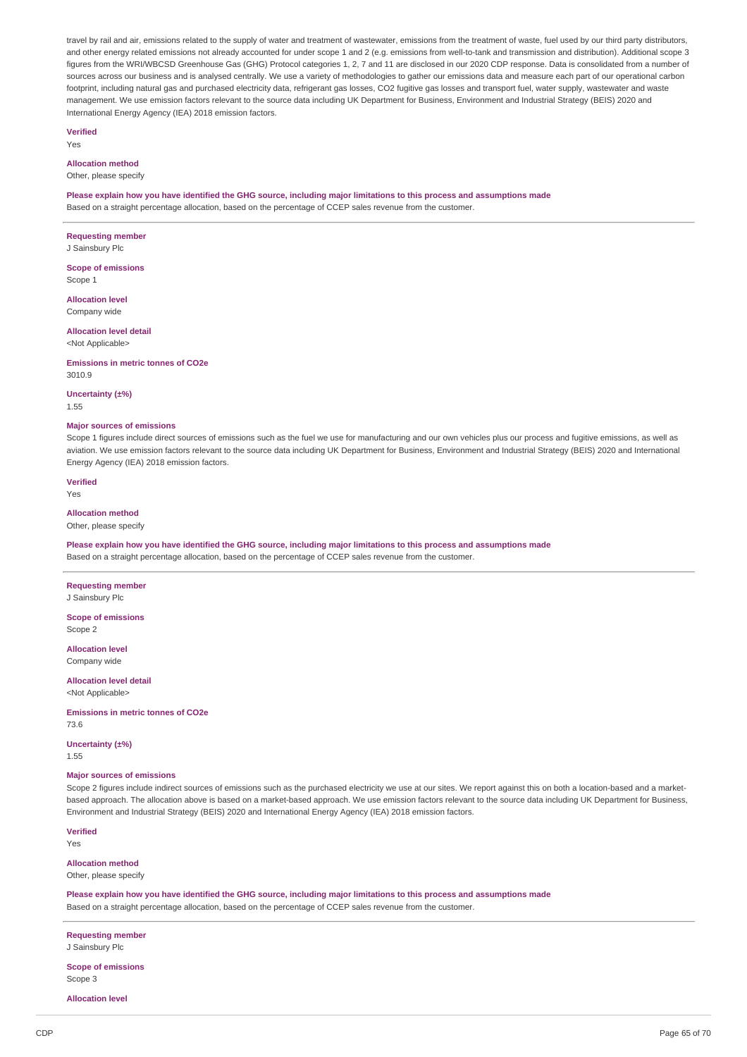travel by rail and air, emissions related to the supply of water and treatment of wastewater, emissions from the treatment of waste, fuel used by our third party distributors, and other energy related emissions not already accounted for under scope 1 and 2 (e.g. emissions from well-to-tank and transmission and distribution). Additional scope 3 figures from the WRI/WBCSD Greenhouse Gas (GHG) Protocol categories 1, 2, 7 and 11 are disclosed in our 2020 CDP response. Data is consolidated from a number of sources across our business and is analysed centrally. We use a variety of methodologies to gather our emissions data and measure each part of our operational carbon footprint, including natural gas and purchased electricity data, refrigerant gas losses, CO2 fugitive gas losses and transport fuel, water supply, wastewater and waste management. We use emission factors relevant to the source data including UK Department for Business, Environment and Industrial Strategy (BEIS) 2020 and International Energy Agency (IEA) 2018 emission factors.

**Verified**
Yes

**Allocation method**
Other, please specify

**Please explain how you have identified the GHG source, including major limitations to this process and assumptions made**
Based on a straight percentage allocation, based on the percentage of CCEP sales revenue from the customer.

---

**Requesting member**
J Sainsbury Plc

**Scope of emissions**
Scope 1

**Allocation level**
Company wide

**Allocation level detail**
<Not Applicable>

**Emissions in metric tonnes of CO2e**
3010.9

**Uncertainty (±%)**
1.55

**Major sources of emissions**
Scope 1 figures include direct sources of emissions such as the fuel we use for manufacturing and our own vehicles plus our process and fugitive emissions, as well as aviation. We use emission factors relevant to the source data including UK Department for Business, Environment and Industrial Strategy (BEIS) 2020 and International Energy Agency (IEA) 2018 emission factors.

**Verified**
Yes

**Allocation method**
Other, please specify

**Please explain how you have identified the GHG source, including major limitations to this process and assumptions made**
Based on a straight percentage allocation, based on the percentage of CCEP sales revenue from the customer.

---

**Requesting member**
J Sainsbury Plc

**Scope of emissions**
Scope 2

**Allocation level**
Company wide

**Allocation level detail**
<Not Applicable>

**Emissions in metric tonnes of CO2e**
73.6

**Uncertainty (±%)**
1.55

**Major sources of emissions**
Scope 2 figures include indirect sources of emissions such as the purchased electricity we use at our sites. We report against this on both a location-based and a market-based approach. The allocation above is based on a market-based approach. We use emission factors relevant to the source data including UK Department for Business, Environment and Industrial Strategy (BEIS) 2020 and International Energy Agency (IEA) 2018 emission factors.

**Verified**
Yes

**Allocation method**
Other, please specify

**Please explain how you have identified the GHG source, including major limitations to this process and assumptions made**
Based on a straight percentage allocation, based on the percentage of CCEP sales revenue from the customer.

---

**Requesting member**
J Sainsbury Plc

**Scope of emissions**
Scope 3

**Allocation level**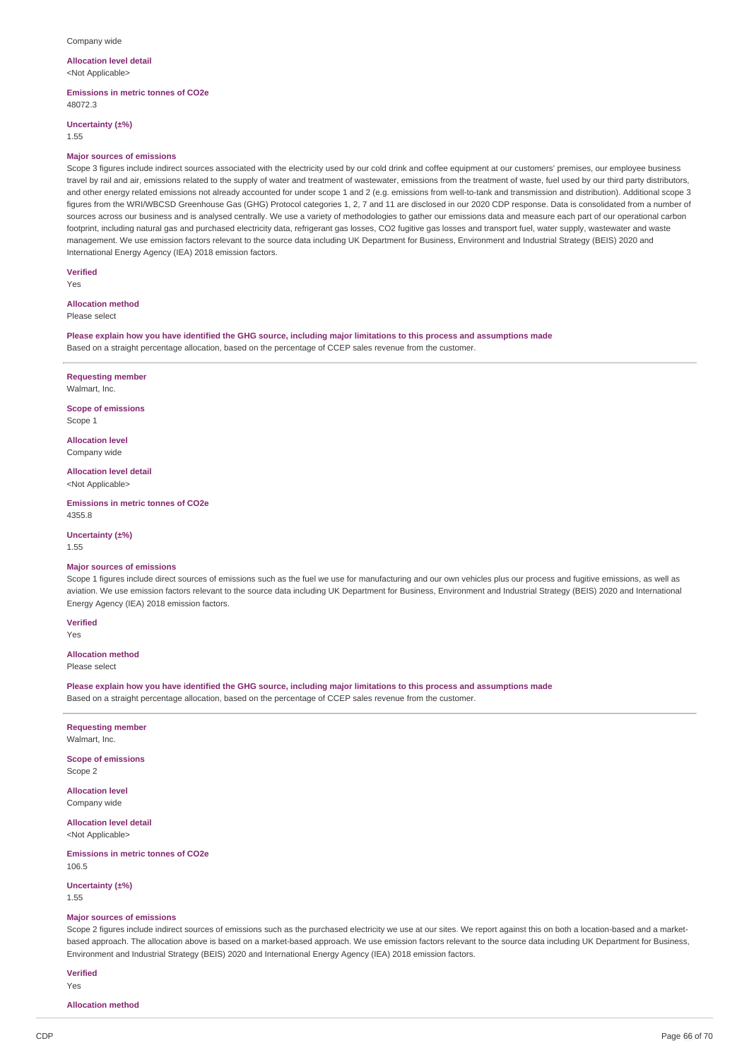Company wide

**Allocation level detail**
<Not Applicable>

**Emissions in metric tonnes of CO2e**
48072.3

**Uncertainty (±%)**
1.55

**Major sources of emissions**
Scope 3 figures include indirect sources associated with the electricity used by our cold drink and coffee equipment at our customers' premises, our employee business travel by rail and air, emissions related to the supply of water and treatment of wastewater, emissions from the treatment of waste, fuel used by our third party distributors, and other energy related emissions not already accounted for under scope 1 and 2 (e.g. emissions from well-to-tank and transmission and distribution). Additional scope 3 figures from the WRI/WBCSD Greenhouse Gas (GHG) Protocol categories 1, 2, 7 and 11 are disclosed in our 2020 CDP response. Data is consolidated from a number of sources across our business and is analysed centrally. We use a variety of methodologies to gather our emissions data and measure each part of our operational carbon footprint, including natural gas and purchased electricity data, refrigerant gas losses, CO2 fugitive gas losses and transport fuel, water supply, wastewater and waste management. We use emission factors relevant to the source data including UK Department for Business, Environment and Industrial Strategy (BEIS) 2020 and International Energy Agency (IEA) 2018 emission factors.

**Verified**
Yes

**Allocation method**
Please select

**Please explain how you have identified the GHG source, including major limitations to this process and assumptions made**
Based on a straight percentage allocation, based on the percentage of CCEP sales revenue from the customer.

---

**Requesting member**
Walmart, Inc.

**Scope of emissions**
Scope 1

**Allocation level**
Company wide

**Allocation level detail**
<Not Applicable>

**Emissions in metric tonnes of CO2e**
4355.8

**Uncertainty (±%)**
1.55

**Major sources of emissions**
Scope 1 figures include direct sources of emissions such as the fuel we use for manufacturing and our own vehicles plus our process and fugitive emissions, as well as aviation. We use emission factors relevant to the source data including UK Department for Business, Environment and Industrial Strategy (BEIS) 2020 and International Energy Agency (IEA) 2018 emission factors.

**Verified**
Yes

**Allocation method**
Please select

**Please explain how you have identified the GHG source, including major limitations to this process and assumptions made**
Based on a straight percentage allocation, based on the percentage of CCEP sales revenue from the customer.

---

**Requesting member**
Walmart, Inc.

**Scope of emissions**
Scope 2

**Allocation level**
Company wide

**Allocation level detail**
<Not Applicable>

**Emissions in metric tonnes of CO2e**
106.5

**Uncertainty (±%)**
1.55

**Major sources of emissions**
Scope 2 figures include indirect sources of emissions such as the purchased electricity we use at our sites. We report against this on both a location-based and a market-based approach. The allocation above is based on a market-based approach. We use emission factors relevant to the source data including UK Department for Business, Environment and Industrial Strategy (BEIS) 2020 and International Energy Agency (IEA) 2018 emission factors.

**Verified**
Yes

**Allocation method**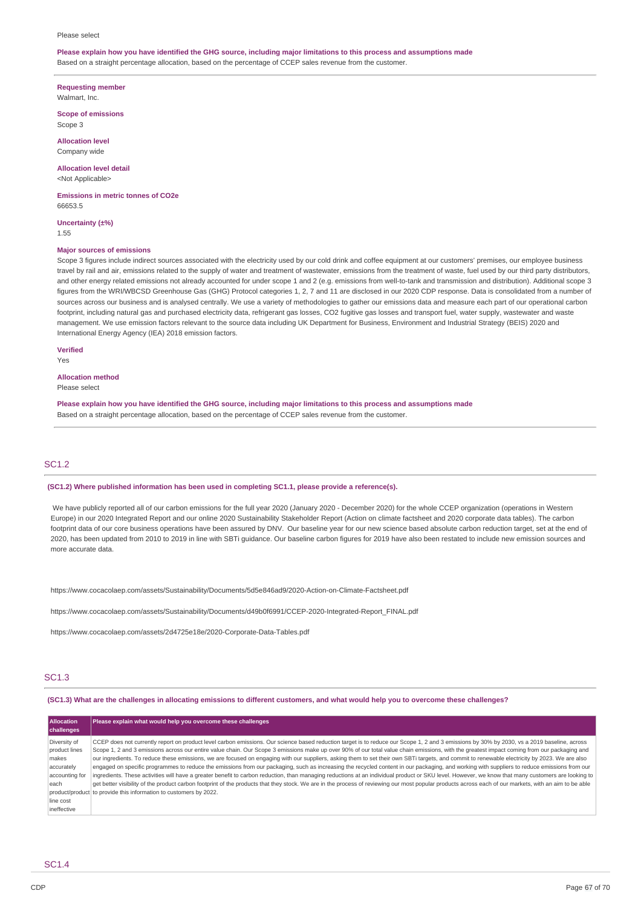Please select

**Please explain how you have identified the GHG source, including major limitations to this process and assumptions made**

Based on a straight percentage allocation, based on the percentage of CCEP sales revenue from the customer.

**Requesting member**

Walmart, Inc.

**Scope of emissions**

Scope 3

**Allocation level**

Company wide

**Allocation level detail**

<Not Applicable>

**Emissions in metric tonnes of CO2e**

66653.5

**Uncertainty (±%)**

1.55

**Major sources of emissions**

Scope 3 figures include indirect sources associated with the electricity used by our cold drink and coffee equipment at our customers' premises, our employee business travel by rail and air, emissions related to the supply of water and treatment of wastewater, emissions from the treatment of waste, fuel used by our third party distributors, and other energy related emissions not already accounted for under scope 1 and 2 (e.g. emissions from well-to-tank and transmission and distribution). Additional scope 3 figures from the WRI/WBCSD Greenhouse Gas (GHG) Protocol categories 1, 2, 7 and 11 are disclosed in our 2020 CDP response. Data is consolidated from a number of sources across our business and is analysed centrally. We use a variety of methodologies to gather our emissions data and measure each part of our operational carbon footprint, including natural gas and purchased electricity data, refrigerant gas losses, CO2 fugitive gas losses and transport fuel, water supply, wastewater and waste management. We use emission factors relevant to the source data including UK Department for Business, Environment and Industrial Strategy (BEIS) 2020 and International Energy Agency (IEA) 2018 emission factors.

**Verified**

Yes

**Allocation method**

Please select

**Please explain how you have identified the GHG source, including major limitations to this process and assumptions made**

Based on a straight percentage allocation, based on the percentage of CCEP sales revenue from the customer.

## SC1.2

**(SC1.2) Where published information has been used in completing SC1.1, please provide a reference(s).**

We have publicly reported all of our carbon emissions for the full year 2020 (January 2020 - December 2020) for the whole CCEP organization (operations in Western Europe) in our 2020 Integrated Report and our online 2020 Sustainability Stakeholder Report (Action on climate factsheet and 2020 corporate data tables). The carbon footprint data of our core business operations have been assured by DNV. Our baseline year for our new science based absolute carbon reduction target, set at the end of 2020, has been updated from 2010 to 2019 in line with SBTi guidance. Our baseline carbon figures for 2019 have also been restated to include new emission sources and more accurate data.

https://www.cocacolaep.com/assets/Sustainability/Documents/5d5e846ad9/2020-Action-on-Climate-Factsheet.pdf

https://www.cocacolaep.com/assets/Sustainability/Documents/d49b0f6991/CCEP-2020-Integrated-Report_FINAL.pdf

https://www.cocacolaep.com/assets/2d4725e18e/2020-Corporate-Data-Tables.pdf

## SC1.3

**(SC1.3) What are the challenges in allocating emissions to different customers, and what would help you to overcome these challenges?**

| Allocation challenges | Please explain what would help you overcome these challenges |
|---|---|
| Diversity of product lines makes accurately accounting for each product/product line cost ineffective | CCEP does not currently report on product level carbon emissions. Our science based reduction target is to reduce our Scope 1, 2 and 3 emissions by 30% by 2030, vs a 2019 baseline, across Scope 1, 2 and 3 emissions across our entire value chain. Our Scope 3 emissions make up over 90% of our total value chain emissions, with the greatest impact coming from our packaging and our ingredients. To reduce these emissions, we are focused on engaging with our suppliers, asking them to set their own SBTi targets, and commit to renewable electricity by 2023. We are also engaged on specific programmes to reduce the emissions from our packaging, such as increasing the recycled content in our packaging, and working with suppliers to reduce emissions from our ingredients. These activities will have a greater benefit to carbon reduction, than managing reductions at an individual product or SKU level. However, we know that many customers are looking to get better visibility of the product carbon footprint of the products that they stock. We are in the process of reviewing our most popular products across each of our markets, with an aim to be able to provide this information to customers by 2022. |

## SC1.4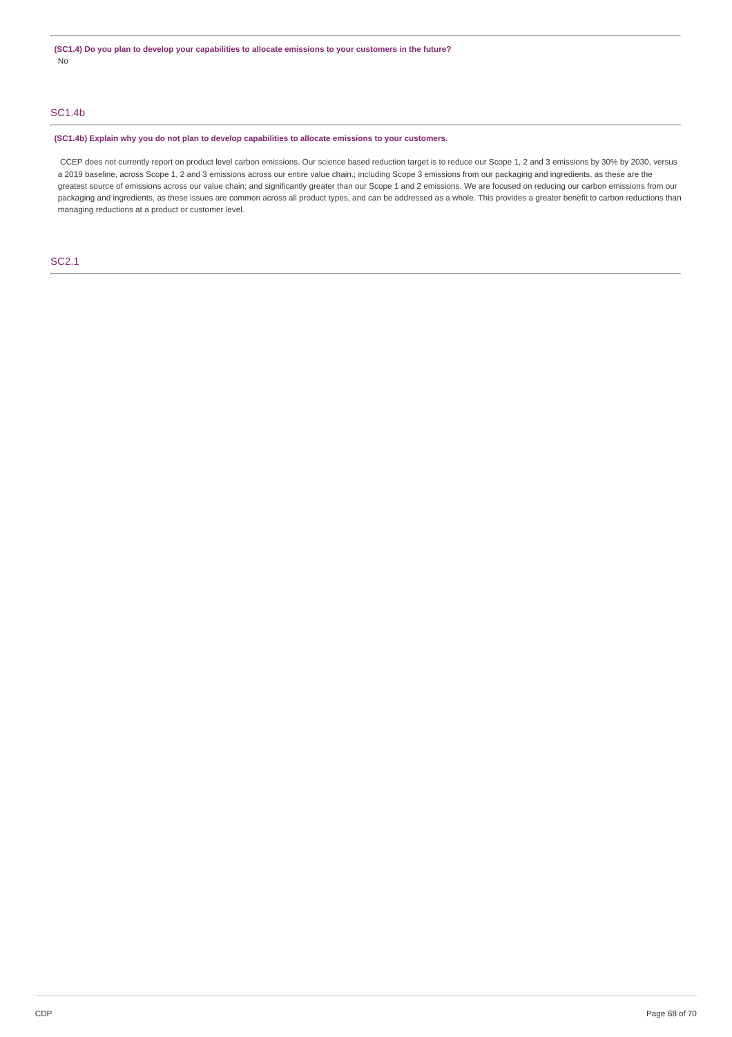**(SC1.4) Do you plan to develop your capabilities to allocate emissions to your customers in the future?**

No

## SC1.4b

**(SC1.4b) Explain why you do not plan to develop capabilities to allocate emissions to your customers.**

CCEP does not currently report on product level carbon emissions. Our science based reduction target is to reduce our Scope 1, 2 and 3 emissions by 30% by 2030, versus a 2019 baseline, across Scope 1, 2 and 3 emissions across our entire value chain.; including Scope 3 emissions from our packaging and ingredients, as these are the greatest source of emissions across our value chain; and significantly greater than our Scope 1 and 2 emissions. We are focused on reducing our carbon emissions from our packaging and ingredients, as these issues are common across all product types, and can be addressed as a whole. This provides a greater benefit to carbon reductions than managing reductions at a product or customer level.

## SC2.1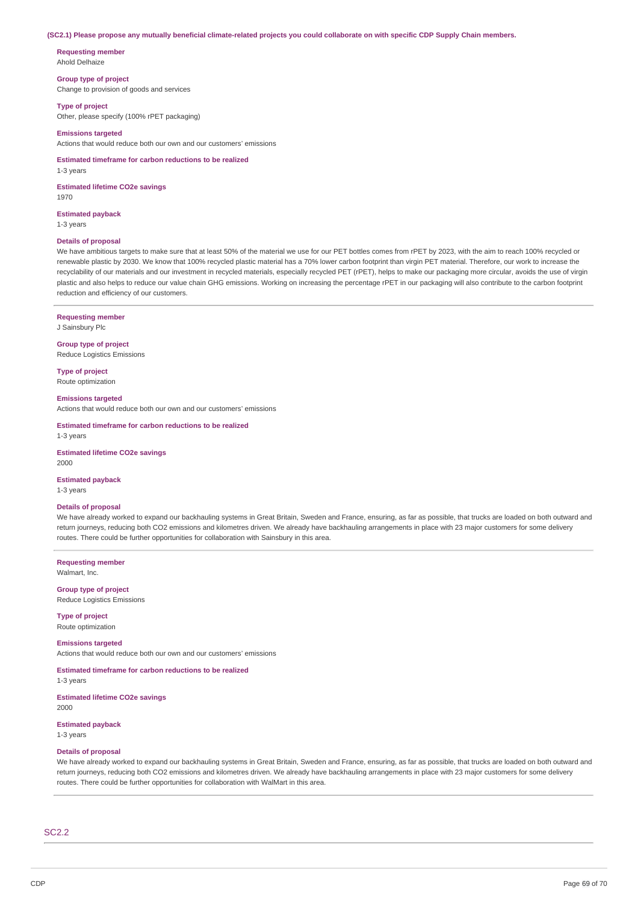**(SC2.1) Please propose any mutually beneficial climate-related projects you could collaborate on with specific CDP Supply Chain members.**

**Requesting member**
Ahold Delhaize

**Group type of project**
Change to provision of goods and services

**Type of project**
Other, please specify (100% rPET packaging)

**Emissions targeted**
Actions that would reduce both our own and our customers' emissions

**Estimated timeframe for carbon reductions to be realized**
1-3 years

**Estimated lifetime CO2e savings**
1970

**Estimated payback**
1-3 years

**Details of proposal**
We have ambitious targets to make sure that at least 50% of the material we use for our PET bottles comes from rPET by 2023, with the aim to reach 100% recycled or renewable plastic by 2030. We know that 100% recycled plastic material has a 70% lower carbon footprint than virgin PET material. Therefore, our work to increase the recyclability of our materials and our investment in recycled materials, especially recycled PET (rPET), helps to make our packaging more circular, avoids the use of virgin plastic and also helps to reduce our value chain GHG emissions. Working on increasing the percentage rPET in our packaging will also contribute to the carbon footprint reduction and efficiency of our customers.

---

**Requesting member**
J Sainsbury Plc

**Group type of project**
Reduce Logistics Emissions

**Type of project**
Route optimization

**Emissions targeted**
Actions that would reduce both our own and our customers' emissions

**Estimated timeframe for carbon reductions to be realized**
1-3 years

**Estimated lifetime CO2e savings**
2000

**Estimated payback**
1-3 years

**Details of proposal**
We have already worked to expand our backhauling systems in Great Britain, Sweden and France, ensuring, as far as possible, that trucks are loaded on both outward and return journeys, reducing both CO2 emissions and kilometres driven. We already have backhauling arrangements in place with 23 major customers for some delivery routes. There could be further opportunities for collaboration with Sainsbury in this area.

---

**Requesting member**
Walmart, Inc.

**Group type of project**
Reduce Logistics Emissions

**Type of project**
Route optimization

**Emissions targeted**
Actions that would reduce both our own and our customers' emissions

**Estimated timeframe for carbon reductions to be realized**
1-3 years

**Estimated lifetime CO2e savings**
2000

**Estimated payback**
1-3 years

**Details of proposal**
We have already worked to expand our backhauling systems in Great Britain, Sweden and France, ensuring, as far as possible, that trucks are loaded on both outward and return journeys, reducing both CO2 emissions and kilometres driven. We already have backhauling arrangements in place with 23 major customers for some delivery routes. There could be further opportunities for collaboration with WalMart in this area.

---

## SC2.2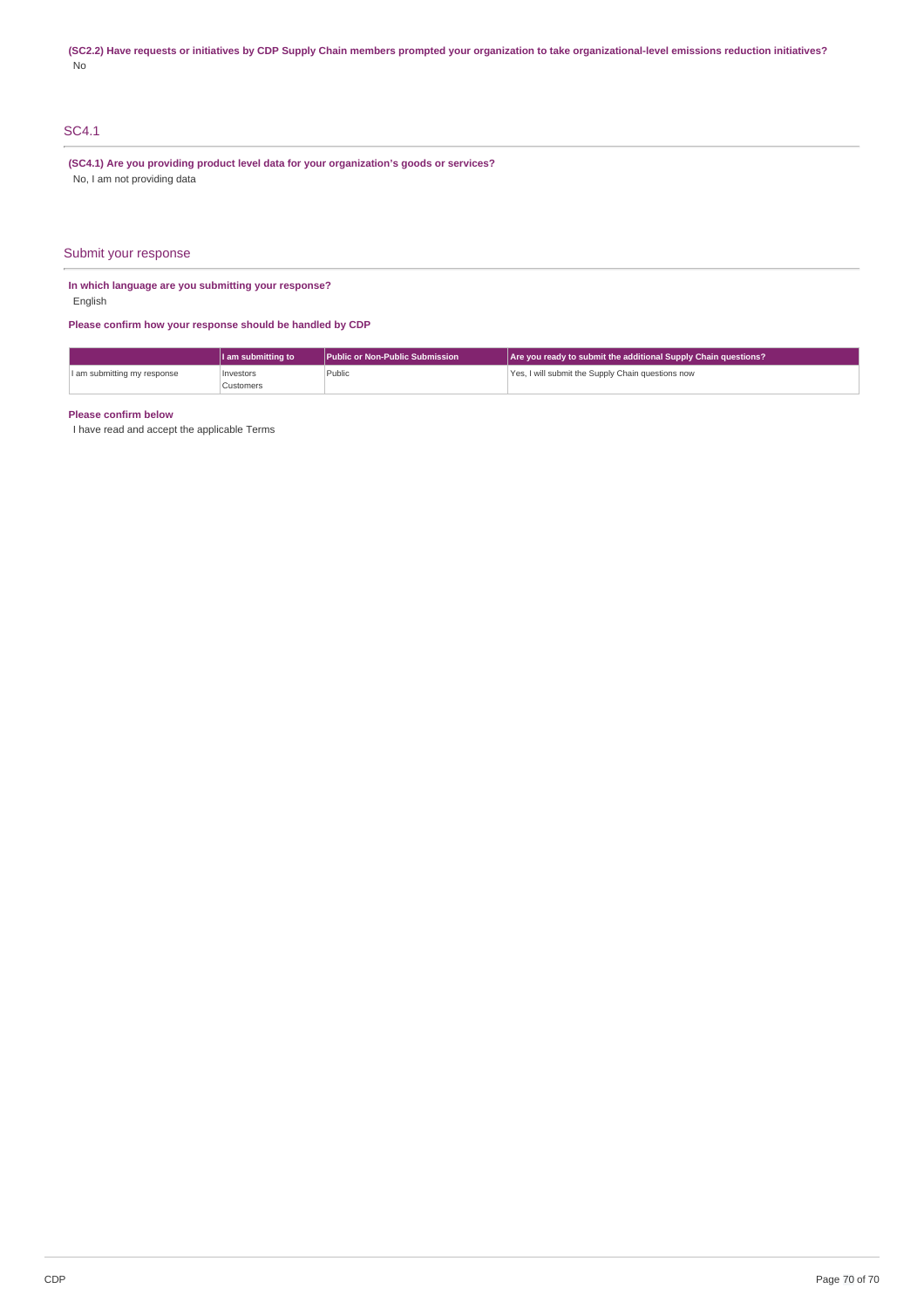**(SC2.2) Have requests or initiatives by CDP Supply Chain members prompted your organization to take organizational-level emissions reduction initiatives?**

No

## SC4.1

**(SC4.1) Are you providing product level data for your organization's goods or services?**

No, I am not providing data

## Submit your response

**In which language are you submitting your response?**

English

**Please confirm how your response should be handled by CDP**

| | I am submitting to | Public or Non-Public Submission | Are you ready to submit the additional Supply Chain questions? |
|---|---|---|---|
| I am submitting my response | Investors<br>Customers | Public | Yes, I will submit the Supply Chain questions now |

**Please confirm below**

I have read and accept the applicable Terms